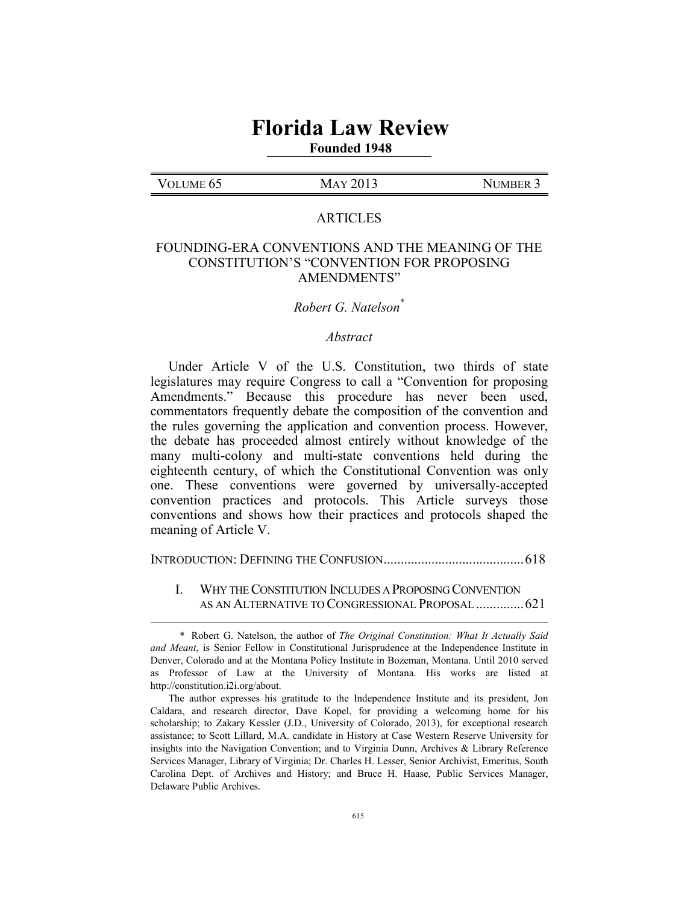# Florida Law Review

**Founded 1948**

| VOLUME 65 | MAY 2013 | NUMBER 3 |
|---|---|---|

ARTICLES

## FOUNDING-ERA CONVENTIONS AND THE MEANING OF THE CONSTITUTION'S "CONVENTION FOR PROPOSING AMENDMENTS"

*Robert G. Natelson*[*]

*Abstract*

Under Article V of the U.S. Constitution, two thirds of state legislatures may require Congress to call a "Convention for proposing Amendments." Because this procedure has never been used, commentators frequently debate the composition of the convention and the rules governing the application and convention process. However, the debate has proceeded almost entirely without knowledge of the many multi-colony and multi-state conventions held during the eighteenth century, of which the Constitutional Convention was only one. These conventions were governed by universally-accepted convention practices and protocols. This Article surveys those conventions and shows how their practices and protocols shaped the meaning of Article V.

INTRODUCTION: DEFINING THE CONFUSION .......................................... 618

I. WHY THE CONSTITUTION INCLUDES A PROPOSING CONVENTION AS AN ALTERNATIVE TO CONGRESSIONAL PROPOSAL .............. 621

---

[*] Robert G. Natelson, the author of *The Original Constitution: What It Actually Said and Meant*, is Senior Fellow in Constitutional Jurisprudence at the Independence Institute in Denver, Colorado and at the Montana Policy Institute in Bozeman, Montana. Until 2010 served as Professor of Law at the University of Montana. His works are listed at http://constitution.i2i.org/about.

The author expresses his gratitude to the Independence Institute and its president, Jon Caldara, and research director, Dave Kopel, for providing a welcoming home for his scholarship; to Zakary Kessler (J.D., University of Colorado, 2013), for exceptional research assistance; to Scott Lillard, M.A. candidate in History at Case Western Reserve University for insights into the Navigation Convention; and to Virginia Dunn, Archives & Library Reference Services Manager, Library of Virginia; Dr. Charles H. Lesser, Senior Archivist, Emeritus, South Carolina Dept. of Archives and History; and Bruce H. Haase, Public Services Manager, Delaware Public Archives.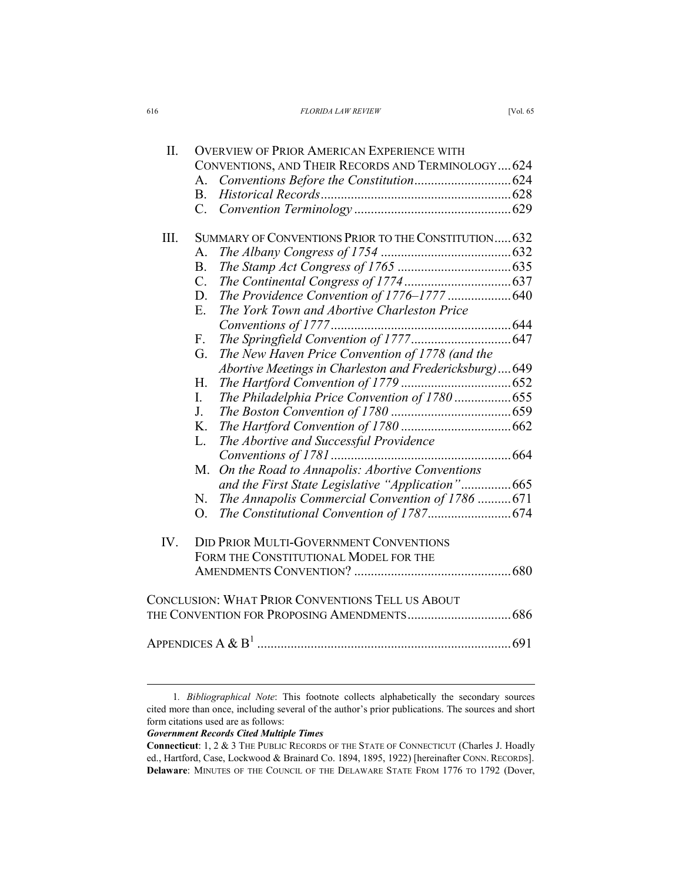II. OVERVIEW OF PRIOR AMERICAN EXPERIENCE WITH CONVENTIONS, AND THEIR RECORDS AND TERMINOLOGY .... 624
  - A. *Conventions Before the Constitution* ............................ 624
  - B. *Historical Records* ......................................................... 628
  - C. *Convention Terminology* ............................................... 629

III. SUMMARY OF CONVENTIONS PRIOR TO THE CONSTITUTION ..... 632
  - A. *The Albany Congress of 1754* ....................................... 632
  - B. *The Stamp Act Congress of 1765* .................................. 635
  - C. *The Continental Congress of 1774* ................................ 637
  - D. *The Providence Convention of 1776–1777* ................... 640
  - E. *The York Town and Abortive Charleston Price Conventions of 1777* ...................................................... 644
  - F. *The Springfield Convention of 1777* .............................. 647
  - G. *The New Haven Price Convention of 1778 (and the Abortive Meetings in Charleston and Fredericksburg)* .... 649
  - H. *The Hartford Convention of 1779* ................................. 652
  - I. *The Philadelphia Price Convention of 1780* ................. 655
  - J. *The Boston Convention of 1780* .................................... 659
  - K. *The Hartford Convention of 1780* ................................. 662
  - L. *The Abortive and Successful Providence Conventions of 1781* ...................................................... 664
  - M. *On the Road to Annapolis: Abortive Conventions and the First State Legislative "Application"* ............... 665
  - N. *The Annapolis Commercial Convention of 1786* .......... 671
  - O. *The Constitutional Convention of 1787* ......................... 674

IV. DID PRIOR MULTI-GOVERNMENT CONVENTIONS FORM THE CONSTITUTIONAL MODEL FOR THE AMENDMENTS CONVENTION? ............................................... 680

CONCLUSION: WHAT PRIOR CONVENTIONS TELL US ABOUT THE CONVENTION FOR PROPOSING AMENDMENTS ............................... 686

APPENDICES A & B[1] ........................................................................... 691

---

1. *Bibliographical Note*: This footnote collects alphabetically the secondary sources cited more than once, including several of the author's prior publications. The sources and short form citations used are as follows:

***Government Records Cited Multiple Times***

**Connecticut**: 1, 2 & 3 THE PUBLIC RECORDS OF THE STATE OF CONNECTICUT (Charles J. Hoadly ed., Hartford, Case, Lockwood & Brainard Co. 1894, 1895, 1922) [hereinafter CONN. RECORDS]. **Delaware**: MINUTES OF THE COUNCIL OF THE DELAWARE STATE FROM 1776 TO 1792 (Dover,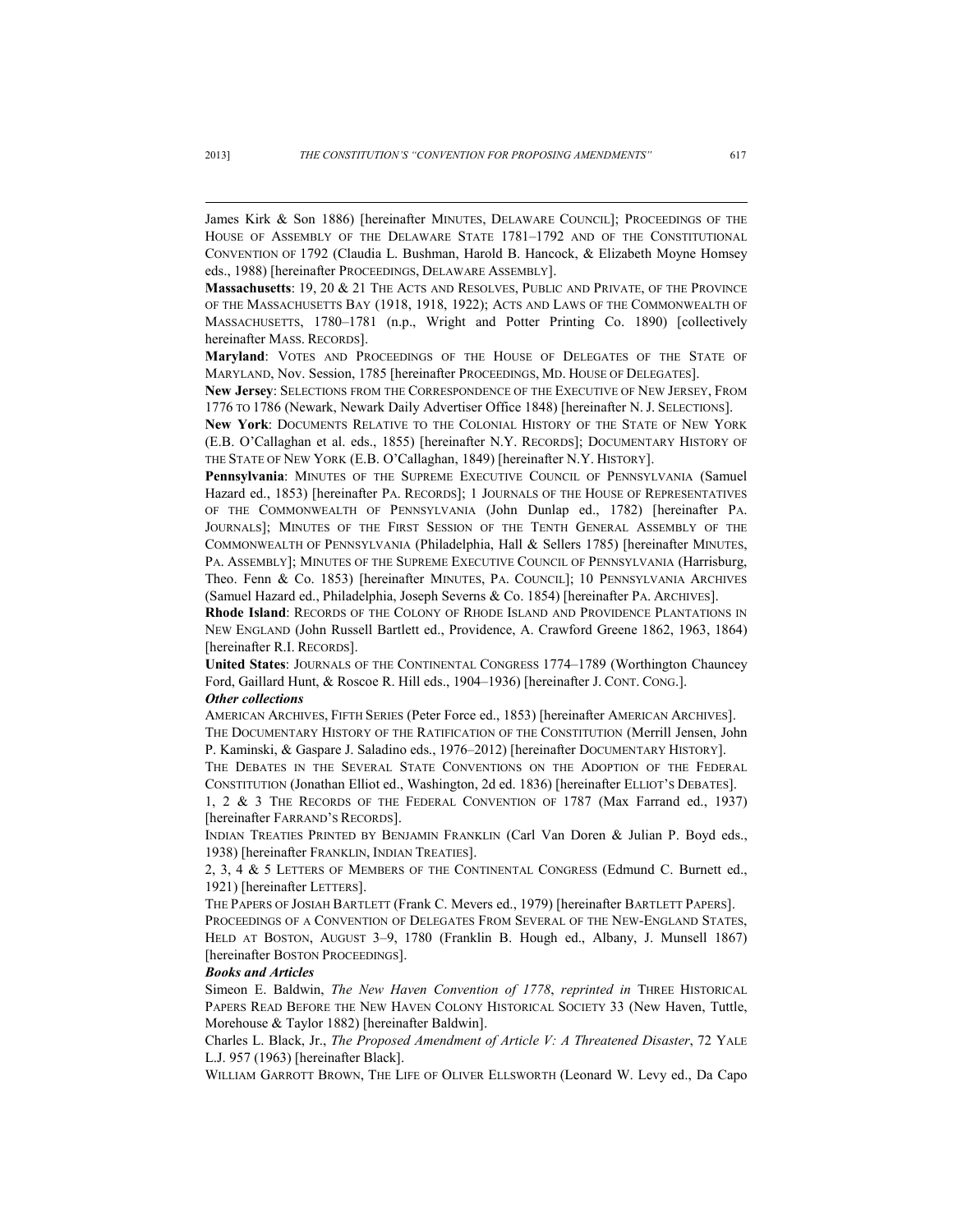James Kirk & Son 1886) [hereinafter MINUTES, DELAWARE COUNCIL]; PROCEEDINGS OF THE HOUSE OF ASSEMBLY OF THE DELAWARE STATE 1781–1792 AND OF THE CONSTITUTIONAL CONVENTION OF 1792 (Claudia L. Bushman, Harold B. Hancock, & Elizabeth Moyne Homsey eds., 1988) [hereinafter PROCEEDINGS, DELAWARE ASSEMBLY].

**Massachusetts**: 19, 20 & 21 THE ACTS AND RESOLVES, PUBLIC AND PRIVATE, OF THE PROVINCE OF THE MASSACHUSETTS BAY (1918, 1918, 1922); ACTS AND LAWS OF THE COMMONWEALTH OF MASSACHUSETTS, 1780–1781 (n.p., Wright and Potter Printing Co. 1890) [collectively hereinafter MASS. RECORDS].

**Maryland**: VOTES AND PROCEEDINGS OF THE HOUSE OF DELEGATES OF THE STATE OF MARYLAND, Nov. Session, 1785 [hereinafter PROCEEDINGS, MD. HOUSE OF DELEGATES].

**New Jersey**: SELECTIONS FROM THE CORRESPONDENCE OF THE EXECUTIVE OF NEW JERSEY, FROM 1776 TO 1786 (Newark, Newark Daily Advertiser Office 1848) [hereinafter N. J. SELECTIONS].

**New York**: DOCUMENTS RELATIVE TO THE COLONIAL HISTORY OF THE STATE OF NEW YORK (E.B. O'Callaghan et al. eds., 1855) [hereinafter N.Y. RECORDS]; DOCUMENTARY HISTORY OF THE STATE OF NEW YORK (E.B. O'Callaghan, 1849) [hereinafter N.Y. HISTORY].

**Pennsylvania**: MINUTES OF THE SUPREME EXECUTIVE COUNCIL OF PENNSYLVANIA (Samuel Hazard ed., 1853) [hereinafter PA. RECORDS]; 1 JOURNALS OF THE HOUSE OF REPRESENTATIVES OF THE COMMONWEALTH OF PENNSYLVANIA (John Dunlap ed., 1782) [hereinafter PA. JOURNALS]; MINUTES OF THE FIRST SESSION OF THE TENTH GENERAL ASSEMBLY OF THE COMMONWEALTH OF PENNSYLVANIA (Philadelphia, Hall & Sellers 1785) [hereinafter MINUTES, PA. ASSEMBLY]; MINUTES OF THE SUPREME EXECUTIVE COUNCIL OF PENNSYLVANIA (Harrisburg, Theo. Fenn & Co. 1853) [hereinafter MINUTES, PA. COUNCIL]; 10 PENNSYLVANIA ARCHIVES (Samuel Hazard ed., Philadelphia, Joseph Severns & Co. 1854) [hereinafter PA. ARCHIVES].

**Rhode Island**: RECORDS OF THE COLONY OF RHODE ISLAND AND PROVIDENCE PLANTATIONS IN NEW ENGLAND (John Russell Bartlett ed., Providence, A. Crawford Greene 1862, 1963, 1864) [hereinafter R.I. RECORDS].

**United States**: JOURNALS OF THE CONTINENTAL CONGRESS 1774–1789 (Worthington Chauncey Ford, Gaillard Hunt, & Roscoe R. Hill eds., 1904–1936) [hereinafter J. CONT. CONG.].

***Other collections***

AMERICAN ARCHIVES, FIFTH SERIES (Peter Force ed., 1853) [hereinafter AMERICAN ARCHIVES].

THE DOCUMENTARY HISTORY OF THE RATIFICATION OF THE CONSTITUTION (Merrill Jensen, John P. Kaminski, & Gaspare J. Saladino eds., 1976–2012) [hereinafter DOCUMENTARY HISTORY].

THE DEBATES IN THE SEVERAL STATE CONVENTIONS ON THE ADOPTION OF THE FEDERAL CONSTITUTION (Jonathan Elliot ed., Washington, 2d ed. 1836) [hereinafter ELLIOT'S DEBATES].

1, 2 & 3 THE RECORDS OF THE FEDERAL CONVENTION OF 1787 (Max Farrand ed., 1937) [hereinafter FARRAND'S RECORDS].

INDIAN TREATIES PRINTED BY BENJAMIN FRANKLIN (Carl Van Doren & Julian P. Boyd eds., 1938) [hereinafter FRANKLIN, INDIAN TREATIES].

2, 3, 4 & 5 LETTERS OF MEMBERS OF THE CONTINENTAL CONGRESS (Edmund C. Burnett ed., 1921) [hereinafter LETTERS].

THE PAPERS OF JOSIAH BARTLETT (Frank C. Mevers ed., 1979) [hereinafter BARTLETT PAPERS].

PROCEEDINGS OF A CONVENTION OF DELEGATES FROM SEVERAL OF THE NEW-ENGLAND STATES, HELD AT BOSTON, AUGUST 3–9, 1780 (Franklin B. Hough ed., Albany, J. Munsell 1867) [hereinafter BOSTON PROCEEDINGS].

***Books and Articles***

Simeon E. Baldwin, *The New Haven Convention of 1778*, *reprinted in* THREE HISTORICAL PAPERS READ BEFORE THE NEW HAVEN COLONY HISTORICAL SOCIETY 33 (New Haven, Tuttle, Morehouse & Taylor 1882) [hereinafter Baldwin].

Charles L. Black, Jr., *The Proposed Amendment of Article V: A Threatened Disaster*, 72 YALE L.J. 957 (1963) [hereinafter Black].

WILLIAM GARROTT BROWN, THE LIFE OF OLIVER ELLSWORTH (Leonard W. Levy ed., Da Capo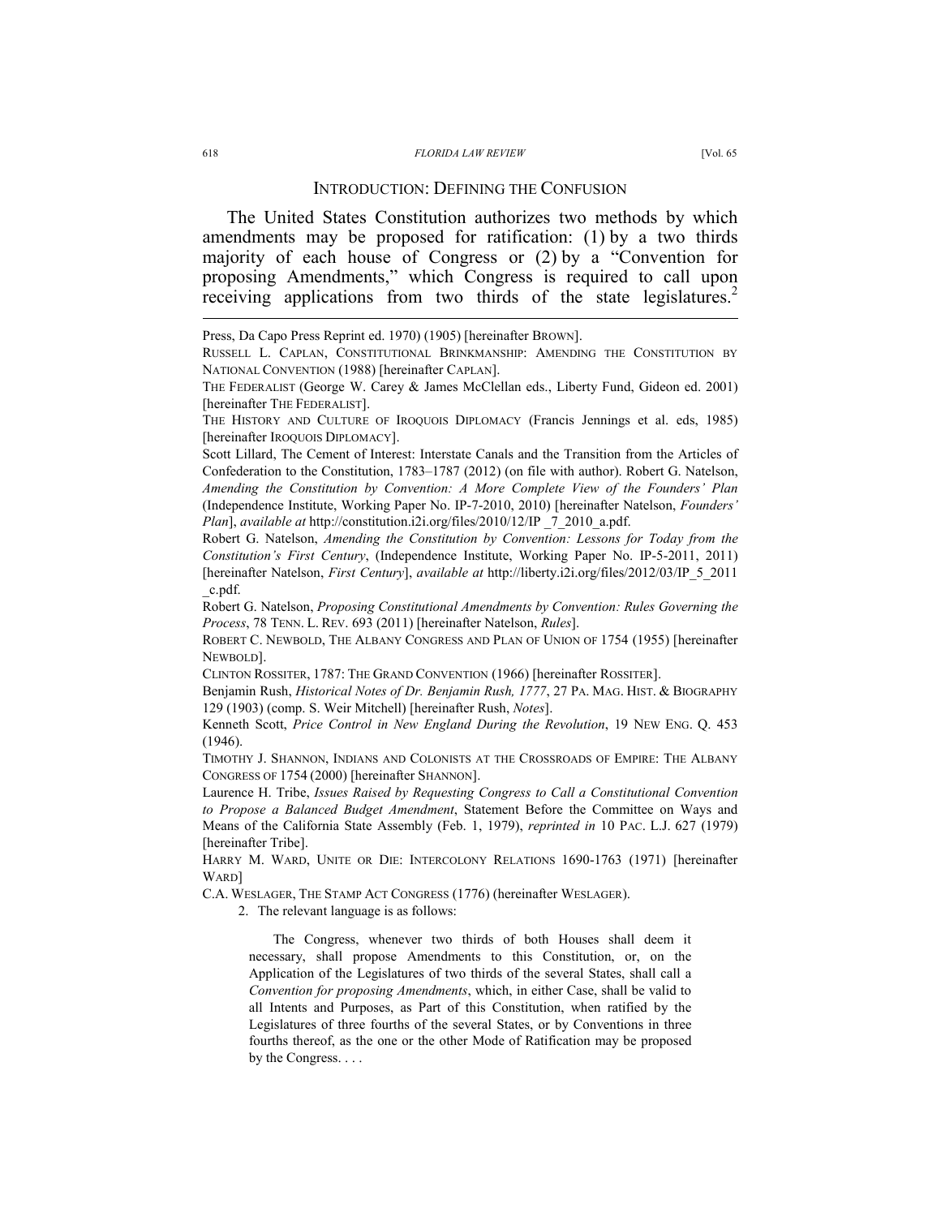## INTRODUCTION: DEFINING THE CONFUSION

The United States Constitution authorizes two methods by which amendments may be proposed for ratification: (1) by a two thirds majority of each house of Congress or (2) by a "Convention for proposing Amendments," which Congress is required to call upon receiving applications from two thirds of the state legislatures.[2]

---

Press, Da Capo Press Reprint ed. 1970) (1905) [hereinafter BROWN].

RUSSELL L. CAPLAN, CONSTITUTIONAL BRINKMANSHIP: AMENDING THE CONSTITUTION BY NATIONAL CONVENTION (1988) [hereinafter CAPLAN].

THE FEDERALIST (George W. Carey & James McClellan eds., Liberty Fund, Gideon ed. 2001) [hereinafter THE FEDERALIST].

THE HISTORY AND CULTURE OF IROQUOIS DIPLOMACY (Francis Jennings et al. eds, 1985) [hereinafter IROQUOIS DIPLOMACY].

Scott Lillard, The Cement of Interest: Interstate Canals and the Transition from the Articles of Confederation to the Constitution, 1783–1787 (2012) (on file with author). Robert G. Natelson, *Amending the Constitution by Convention: A More Complete View of the Founders' Plan* (Independence Institute, Working Paper No. IP-7-2010, 2010) [hereinafter Natelson, *Founders' Plan*], *available at* http://constitution.i2i.org/files/2010/12/IP _7_2010_a.pdf.

Robert G. Natelson, *Amending the Constitution by Convention: Lessons for Today from the Constitution's First Century*, (Independence Institute, Working Paper No. IP-5-2011, 2011) [hereinafter Natelson, *First Century*], *available at* http://liberty.i2i.org/files/2012/03/IP_5_2011 _c.pdf.

Robert G. Natelson, *Proposing Constitutional Amendments by Convention: Rules Governing the Process*, 78 TENN. L. REV. 693 (2011) [hereinafter Natelson, *Rules*].

ROBERT C. NEWBOLD, THE ALBANY CONGRESS AND PLAN OF UNION OF 1754 (1955) [hereinafter NEWBOLD].

CLINTON ROSSITER, 1787: THE GRAND CONVENTION (1966) [hereinafter ROSSITER].

Benjamin Rush, *Historical Notes of Dr. Benjamin Rush, 1777*, 27 PA. MAG. HIST. & BIOGRAPHY 129 (1903) (comp. S. Weir Mitchell) [hereinafter Rush, *Notes*].

Kenneth Scott, *Price Control in New England During the Revolution*, 19 NEW ENG. Q. 453 (1946).

TIMOTHY J. SHANNON, INDIANS AND COLONISTS AT THE CROSSROADS OF EMPIRE: THE ALBANY CONGRESS OF 1754 (2000) [hereinafter SHANNON].

Laurence H. Tribe, *Issues Raised by Requesting Congress to Call a Constitutional Convention to Propose a Balanced Budget Amendment*, Statement Before the Committee on Ways and Means of the California State Assembly (Feb. 1, 1979), *reprinted in* 10 PAC. L.J. 627 (1979) [hereinafter Tribe].

HARRY M. WARD, UNITE OR DIE: INTERCOLONY RELATIONS 1690-1763 (1971) [hereinafter WARD]

C.A. WESLAGER, THE STAMP ACT CONGRESS (1776) (hereinafter WESLAGER).

2. The relevant language is as follows:

> The Congress, whenever two thirds of both Houses shall deem it necessary, shall propose Amendments to this Constitution, or, on the Application of the Legislatures of two thirds of the several States, shall call a *Convention for proposing Amendments*, which, in either Case, shall be valid to all Intents and Purposes, as Part of this Constitution, when ratified by the Legislatures of three fourths of the several States, or by Conventions in three fourths thereof, as the one or the other Mode of Ratification may be proposed by the Congress. . . .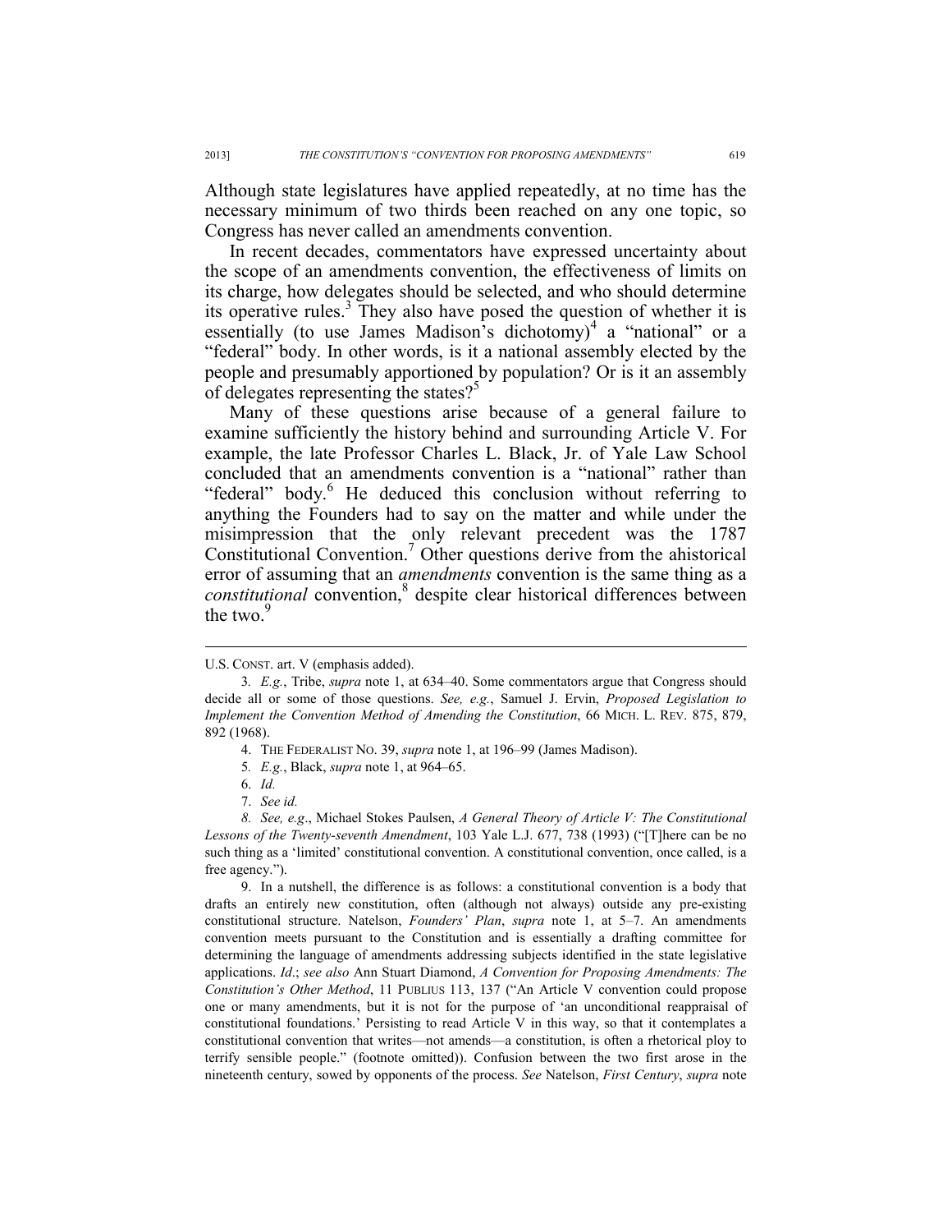Although state legislatures have applied repeatedly, at no time has the necessary minimum of two thirds been reached on any one topic, so Congress has never called an amendments convention.

In recent decades, commentators have expressed uncertainty about the scope of an amendments convention, the effectiveness of limits on its charge, how delegates should be selected, and who should determine its operative rules.[3] They also have posed the question of whether it is essentially (to use James Madison's dichotomy)[4] a "national" or a "federal" body. In other words, is it a national assembly elected by the people and presumably apportioned by population? Or is it an assembly of delegates representing the states?[5]

Many of these questions arise because of a general failure to examine sufficiently the history behind and surrounding Article V. For example, the late Professor Charles L. Black, Jr. of Yale Law School concluded that an amendments convention is a "national" rather than "federal" body.[6] He deduced this conclusion without referring to anything the Founders had to say on the matter and while under the misimpression that the only relevant precedent was the 1787 Constitutional Convention.[7] Other questions derive from the ahistorical error of assuming that an *amendments* convention is the same thing as a *constitutional* convention,[8] despite clear historical differences between the two.[9]

---

U.S. CONST. art. V (emphasis added).

3. *E.g.*, Tribe, *supra* note 1, at 634–40. Some commentators argue that Congress should decide all or some of those questions. *See, e.g.*, Samuel J. Ervin, *Proposed Legislation to Implement the Convention Method of Amending the Constitution*, 66 MICH. L. REV. 875, 879, 892 (1968).

4. THE FEDERALIST NO. 39, *supra* note 1, at 196–99 (James Madison).

5. *E.g.*, Black, *supra* note 1, at 964–65.

6. *Id.*

7. *See id.*

8. *See, e.g.*, Michael Stokes Paulsen, *A General Theory of Article V: The Constitutional Lessons of the Twenty-seventh Amendment*, 103 Yale L.J. 677, 738 (1993) ("[T]here can be no such thing as a 'limited' constitutional convention. A constitutional convention, once called, is a free agency.").

9. In a nutshell, the difference is as follows: a constitutional convention is a body that drafts an entirely new constitution, often (although not always) outside any pre-existing constitutional structure. Natelson, *Founders' Plan*, *supra* note 1, at 5–7. An amendments convention meets pursuant to the Constitution and is essentially a drafting committee for determining the language of amendments addressing subjects identified in the state legislative applications. *Id.*; *see also* Ann Stuart Diamond, *A Convention for Proposing Amendments: The Constitution's Other Method*, 11 PUBLIUS 113, 137 ("An Article V convention could propose one or many amendments, but it is not for the purpose of 'an unconditional reappraisal of constitutional foundations.' Persisting to read Article V in this way, so that it contemplates a constitutional convention that writes—not amends—a constitution, is often a rhetorical ploy to terrify sensible people." (footnote omitted)). Confusion between the two first arose in the nineteenth century, sowed by opponents of the process. *See* Natelson, *First Century*, *supra* note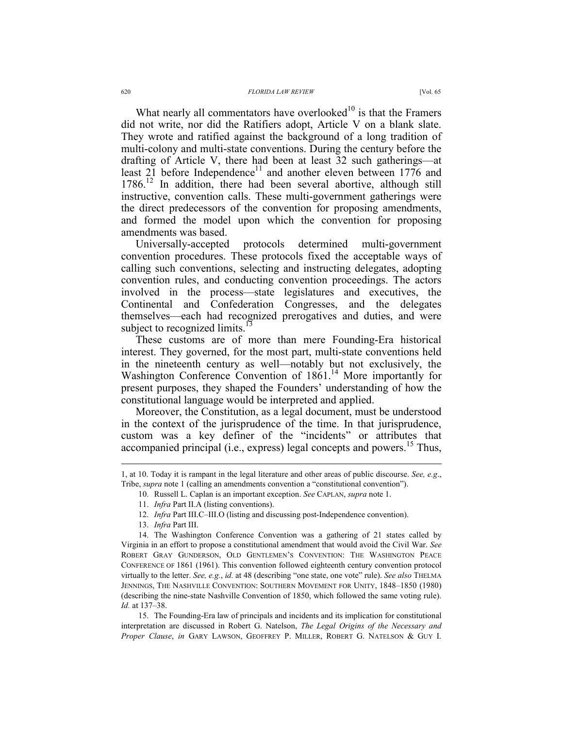What nearly all commentators have overlooked[10] is that the Framers did not write, nor did the Ratifiers adopt, Article V on a blank slate. They wrote and ratified against the background of a long tradition of multi-colony and multi-state conventions. During the century before the drafting of Article V, there had been at least 32 such gatherings—at least 21 before Independence[11] and another eleven between 1776 and 1786.[12] In addition, there had been several abortive, although still instructive, convention calls. These multi-government gatherings were the direct predecessors of the convention for proposing amendments, and formed the model upon which the convention for proposing amendments was based.

Universally-accepted protocols determined multi-government convention procedures. These protocols fixed the acceptable ways of calling such conventions, selecting and instructing delegates, adopting convention rules, and conducting convention proceedings. The actors involved in the process—state legislatures and executives, the Continental and Confederation Congresses, and the delegates themselves—each had recognized prerogatives and duties, and were subject to recognized limits.[13]

These customs are of more than mere Founding-Era historical interest. They governed, for the most part, multi-state conventions held in the nineteenth century as well—notably but not exclusively, the Washington Conference Convention of 1861.[14] More importantly for present purposes, they shaped the Founders' understanding of how the constitutional language would be interpreted and applied.

Moreover, the Constitution, as a legal document, must be understood in the context of the jurisprudence of the time. In that jurisprudence, custom was a key definer of the "incidents" or attributes that accompanied principal (i.e., express) legal concepts and powers.[15] Thus,

---

1, at 10. Today it is rampant in the legal literature and other areas of public discourse. *See, e.g*., Tribe, *supra* note 1 (calling an amendments convention a "constitutional convention").

10. Russell L. Caplan is an important exception. *See* CAPLAN, *supra* note 1.

11. *Infra* Part II.A (listing conventions).

12. *Infra* Part III.C–III.O (listing and discussing post-Independence convention).

13. *Infra* Part III.

14. The Washington Conference Convention was a gathering of 21 states called by Virginia in an effort to propose a constitutional amendment that would avoid the Civil War. *See* ROBERT GRAY GUNDERSON, OLD GENTLEMEN'S CONVENTION: THE WASHINGTON PEACE CONFERENCE OF 1861 (1961). This convention followed eighteenth century convention protocol virtually to the letter. *See, e.g.*, *id.* at 48 (describing "one state, one vote" rule). *See also* THELMA JENNINGS, THE NASHVILLE CONVENTION: SOUTHERN MOVEMENT FOR UNITY, 1848–1850 (1980) (describing the nine-state Nashville Convention of 1850, which followed the same voting rule). *Id.* at 137–38.

15. The Founding-Era law of principals and incidents and its implication for constitutional interpretation are discussed in Robert G. Natelson, *The Legal Origins of the Necessary and Proper Clause*, *in* GARY LAWSON, GEOFFREY P. MILLER, ROBERT G. NATELSON & GUY I.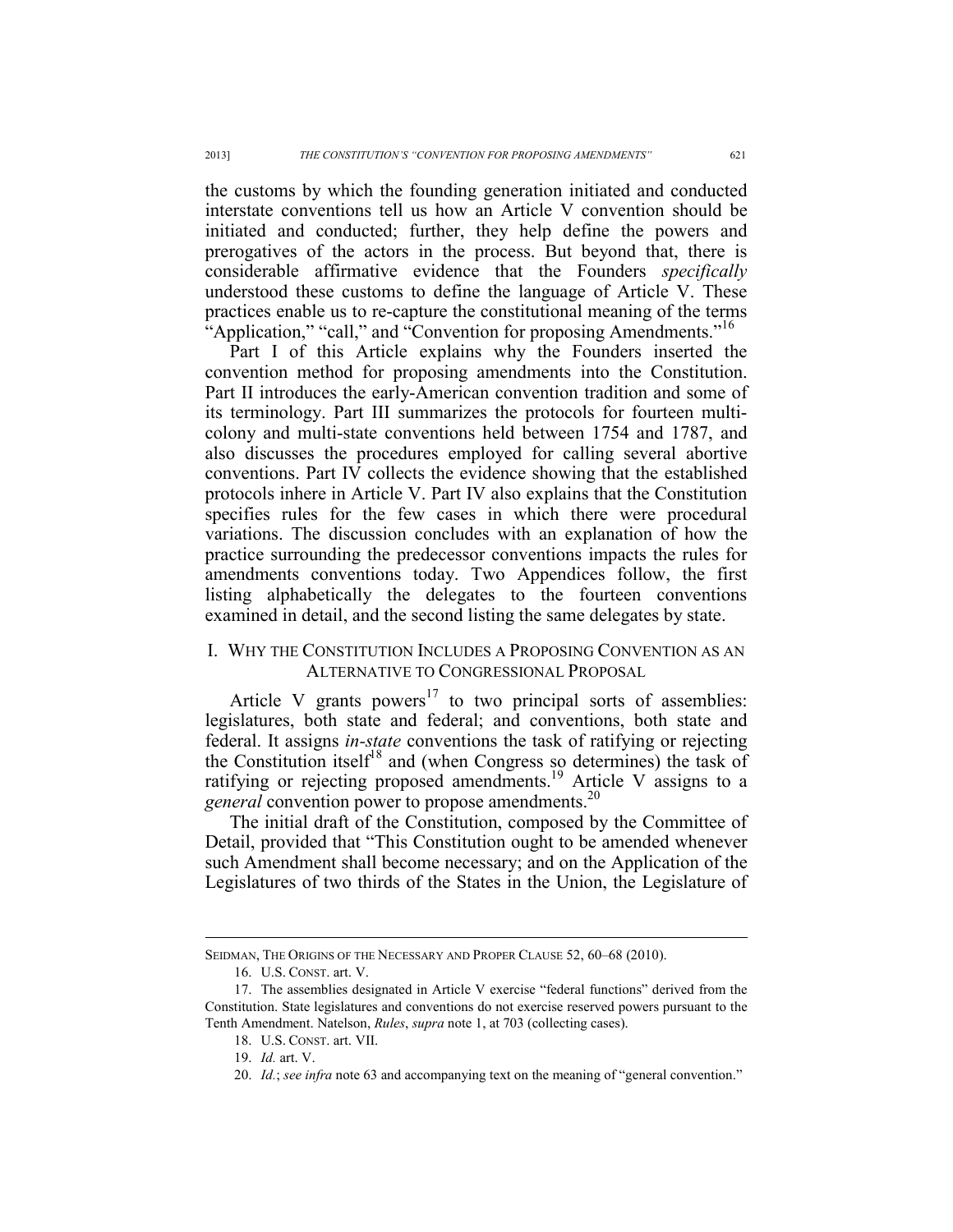the customs by which the founding generation initiated and conducted interstate conventions tell us how an Article V convention should be initiated and conducted; further, they help define the powers and prerogatives of the actors in the process. But beyond that, there is considerable affirmative evidence that the Founders *specifically* understood these customs to define the language of Article V. These practices enable us to re-capture the constitutional meaning of the terms "Application," "call," and "Convention for proposing Amendments."[16]

Part I of this Article explains why the Founders inserted the convention method for proposing amendments into the Constitution. Part II introduces the early-American convention tradition and some of its terminology. Part III summarizes the protocols for fourteen multi-colony and multi-state conventions held between 1754 and 1787, and also discusses the procedures employed for calling several abortive conventions. Part IV collects the evidence showing that the established protocols inhere in Article V. Part IV also explains that the Constitution specifies rules for the few cases in which there were procedural variations. The discussion concludes with an explanation of how the practice surrounding the predecessor conventions impacts the rules for amendments conventions today. Two Appendices follow, the first listing alphabetically the delegates to the fourteen conventions examined in detail, and the second listing the same delegates by state.

## I. WHY THE CONSTITUTION INCLUDES A PROPOSING CONVENTION AS AN ALTERNATIVE TO CONGRESSIONAL PROPOSAL

Article V grants powers[17] to two principal sorts of assemblies: legislatures, both state and federal; and conventions, both state and federal. It assigns *in-state* conventions the task of ratifying or rejecting the Constitution itself[18] and (when Congress so determines) the task of ratifying or rejecting proposed amendments.[19] Article V assigns to a *general* convention power to propose amendments.[20]

The initial draft of the Constitution, composed by the Committee of Detail, provided that "This Constitution ought to be amended whenever such Amendment shall become necessary; and on the Application of the Legislatures of two thirds of the States in the Union, the Legislature of

---

SEIDMAN, THE ORIGINS OF THE NECESSARY AND PROPER CLAUSE 52, 60–68 (2010).

16. U.S. CONST. art. V.

17. The assemblies designated in Article V exercise "federal functions" derived from the Constitution. State legislatures and conventions do not exercise reserved powers pursuant to the Tenth Amendment. Natelson, *Rules*, *supra* note 1, at 703 (collecting cases).

18. U.S. CONST. art. VII.

19. *Id.* art. V.

20. *Id.*; *see infra* note 63 and accompanying text on the meaning of "general convention."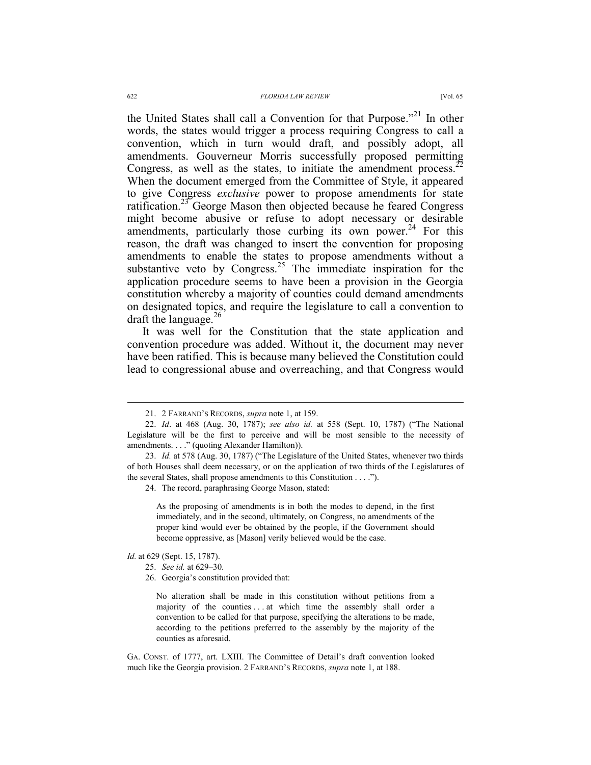the United States shall call a Convention for that Purpose."[21] In other words, the states would trigger a process requiring Congress to call a convention, which in turn would draft, and possibly adopt, all amendments. Gouverneur Morris successfully proposed permitting Congress, as well as the states, to initiate the amendment process.[22] When the document emerged from the Committee of Style, it appeared to give Congress *exclusive* power to propose amendments for state ratification.[23] George Mason then objected because he feared Congress might become abusive or refuse to adopt necessary or desirable amendments, particularly those curbing its own power.[24] For this reason, the draft was changed to insert the convention for proposing amendments to enable the states to propose amendments without a substantive veto by Congress.[25] The immediate inspiration for the application procedure seems to have been a provision in the Georgia constitution whereby a majority of counties could demand amendments on designated topics, and require the legislature to call a convention to draft the language.[26]

It was well for the Constitution that the state application and convention procedure was added. Without it, the document may never have been ratified. This is because many believed the Constitution could lead to congressional abuse and overreaching, and that Congress would

---

21. 2 FARRAND'S RECORDS, *supra* note 1, at 159.

22. *Id*. at 468 (Aug. 30, 1787); *see also id.* at 558 (Sept. 10, 1787) ("The National Legislature will be the first to perceive and will be most sensible to the necessity of amendments. . . ." (quoting Alexander Hamilton)).

23. *Id.* at 578 (Aug. 30, 1787) ("The Legislature of the United States, whenever two thirds of both Houses shall deem necessary, or on the application of two thirds of the Legislatures of the several States, shall propose amendments to this Constitution . . . .").

24. The record, paraphrasing George Mason, stated:

> As the proposing of amendments is in both the modes to depend, in the first immediately, and in the second, ultimately, on Congress, no amendments of the proper kind would ever be obtained by the people, if the Government should become oppressive, as [Mason] verily believed would be the case.

*Id.* at 629 (Sept. 15, 1787).

25. *See id.* at 629–30.

26. Georgia's constitution provided that:

> No alteration shall be made in this constitution without petitions from a majority of the counties . . . at which time the assembly shall order a convention to be called for that purpose, specifying the alterations to be made, according to the petitions preferred to the assembly by the majority of the counties as aforesaid.

GA. CONST. of 1777, art. LXIII. The Committee of Detail's draft convention looked much like the Georgia provision. 2 FARRAND'S RECORDS, *supra* note 1, at 188.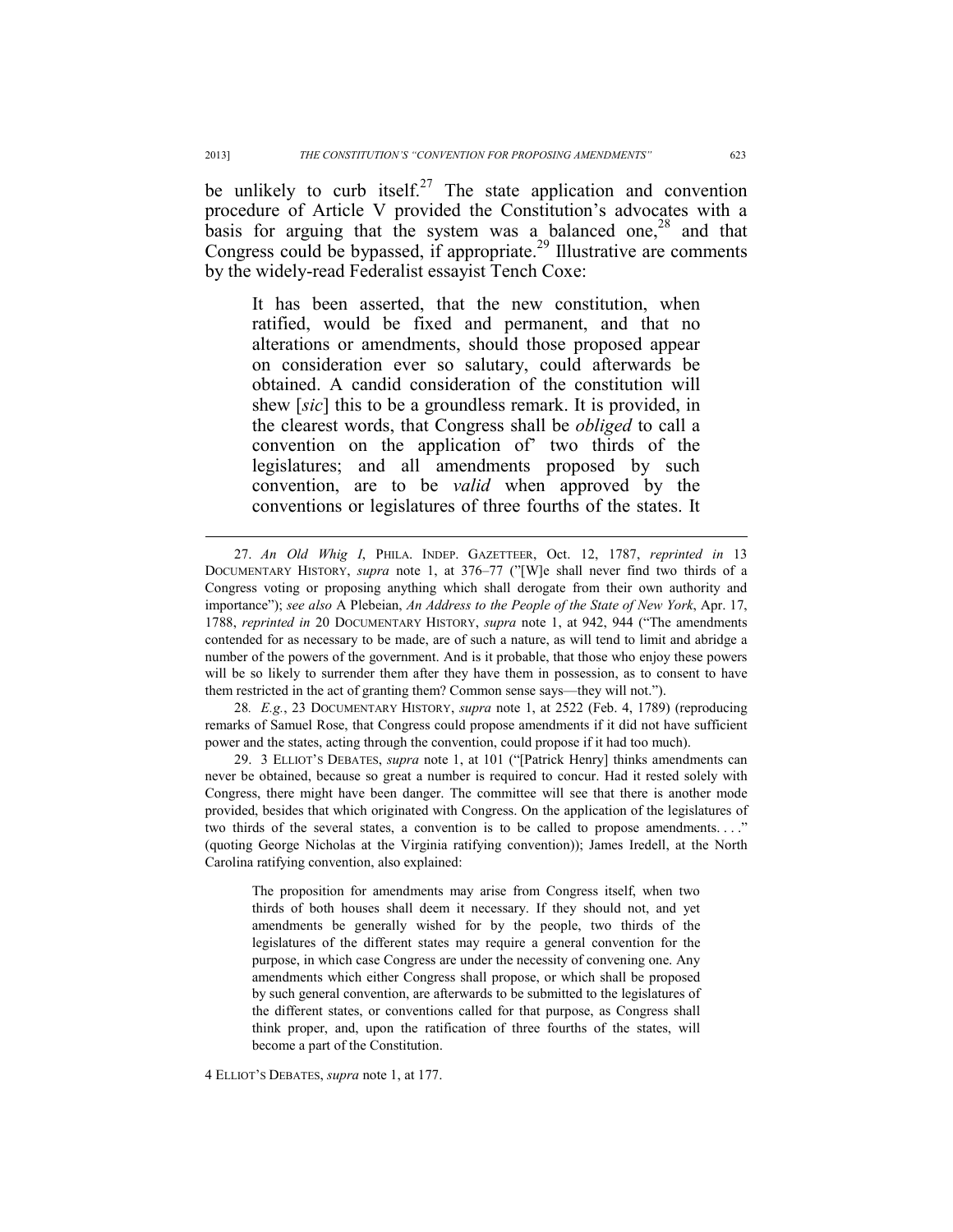be unlikely to curb itself.[27] The state application and convention procedure of Article V provided the Constitution's advocates with a basis for arguing that the system was a balanced one,[28] and that Congress could be bypassed, if appropriate.[29] Illustrative are comments by the widely-read Federalist essayist Tench Coxe:

> It has been asserted, that the new constitution, when ratified, would be fixed and permanent, and that no alterations or amendments, should those proposed appear on consideration ever so salutary, could afterwards be obtained. A candid consideration of the constitution will shew [*sic*] this to be a groundless remark. It is provided, in the clearest words, that Congress shall be *obliged* to call a convention on the application of' two thirds of the legislatures; and all amendments proposed by such convention, are to be *valid* when approved by the conventions or legislatures of three fourths of the states. It

---

27. *An Old Whig I*, PHILA. INDEP. GAZETTEER, Oct. 12, 1787, *reprinted in* 13 DOCUMENTARY HISTORY, *supra* note 1, at 376–77 ("[W]e shall never find two thirds of a Congress voting or proposing anything which shall derogate from their own authority and importance"); *see also* A Plebeian, *An Address to the People of the State of New York*, Apr. 17, 1788, *reprinted in* 20 DOCUMENTARY HISTORY, *supra* note 1, at 942, 944 ("The amendments contended for as necessary to be made, are of such a nature, as will tend to limit and abridge a number of the powers of the government. And is it probable, that those who enjoy these powers will be so likely to surrender them after they have them in possession, as to consent to have them restricted in the act of granting them? Common sense says—they will not.").

28. *E.g.*, 23 DOCUMENTARY HISTORY, *supra* note 1, at 2522 (Feb. 4, 1789) (reproducing remarks of Samuel Rose, that Congress could propose amendments if it did not have sufficient power and the states, acting through the convention, could propose if it had too much).

29. 3 ELLIOT'S DEBATES, *supra* note 1, at 101 ("[Patrick Henry] thinks amendments can never be obtained, because so great a number is required to concur. Had it rested solely with Congress, there might have been danger. The committee will see that there is another mode provided, besides that which originated with Congress. On the application of the legislatures of two thirds of the several states, a convention is to be called to propose amendments. . . ." (quoting George Nicholas at the Virginia ratifying convention)); James Iredell, at the North Carolina ratifying convention, also explained:

> The proposition for amendments may arise from Congress itself, when two thirds of both houses shall deem it necessary. If they should not, and yet amendments be generally wished for by the people, two thirds of the legislatures of the different states may require a general convention for the purpose, in which case Congress are under the necessity of convening one. Any amendments which either Congress shall propose, or which shall be proposed by such general convention, are afterwards to be submitted to the legislatures of the different states, or conventions called for that purpose, as Congress shall think proper, and, upon the ratification of three fourths of the states, will become a part of the Constitution.

4 ELLIOT'S DEBATES, *supra* note 1, at 177.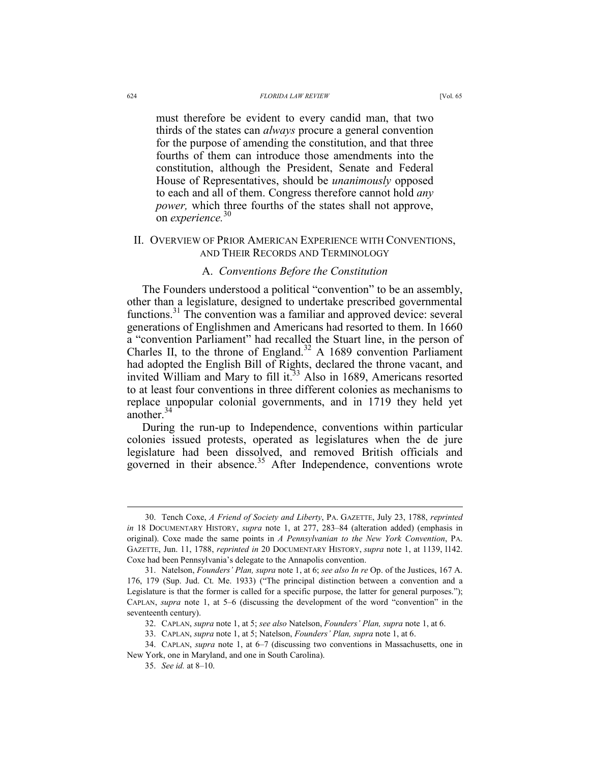must therefore be evident to every candid man, that two thirds of the states can *always* procure a general convention for the purpose of amending the constitution, and that three fourths of them can introduce those amendments into the constitution, although the President, Senate and Federal House of Representatives, should be *unanimously* opposed to each and all of them. Congress therefore cannot hold *any power,* which three fourths of the states shall not approve, on *experience.*[30]

## II. Overview of Prior American Experience with Conventions, and Their Records and Terminology

### A. *Conventions Before the Constitution*

The Founders understood a political "convention" to be an assembly, other than a legislature, designed to undertake prescribed governmental functions.[31] The convention was a familiar and approved device: several generations of Englishmen and Americans had resorted to them. In 1660 a "convention Parliament" had recalled the Stuart line, in the person of Charles II, to the throne of England.[32] A 1689 convention Parliament had adopted the English Bill of Rights, declared the throne vacant, and invited William and Mary to fill it.[33] Also in 1689, Americans resorted to at least four conventions in three different colonies as mechanisms to replace unpopular colonial governments, and in 1719 they held yet another.[34]

During the run-up to Independence, conventions within particular colonies issued protests, operated as legislatures when the de jure legislature had been dissolved, and removed British officials and governed in their absence.[35] After Independence, conventions wrote

---

30. Tench Coxe, *A Friend of Society and Liberty*, PA. GAZETTE, July 23, 1788, *reprinted in* 18 DOCUMENTARY HISTORY, *supra* note 1, at 277, 283–84 (alteration added) (emphasis in original). Coxe made the same points in *A Pennsylvanian to the New York Convention*, PA. GAZETTE, Jun. 11, 1788, *reprinted in* 20 DOCUMENTARY HISTORY, *supra* note 1, at 1139, 1142. Coxe had been Pennsylvania's delegate to the Annapolis convention.

31. Natelson, *Founders' Plan, supra* note 1, at 6; *see also In re* Op. of the Justices, 167 A. 176, 179 (Sup. Jud. Ct. Me. 1933) ("The principal distinction between a convention and a Legislature is that the former is called for a specific purpose, the latter for general purposes."); CAPLAN, *supra* note 1, at 5–6 (discussing the development of the word "convention" in the seventeenth century).

32. CAPLAN, *supra* note 1, at 5; *see also* Natelson, *Founders' Plan, supra* note 1, at 6.

33. CAPLAN, *supra* note 1, at 5; Natelson, *Founders' Plan, supra* note 1, at 6.

34. CAPLAN, *supra* note 1, at 6–7 (discussing two conventions in Massachusetts, one in New York, one in Maryland, and one in South Carolina).

35. *See id.* at 8–10.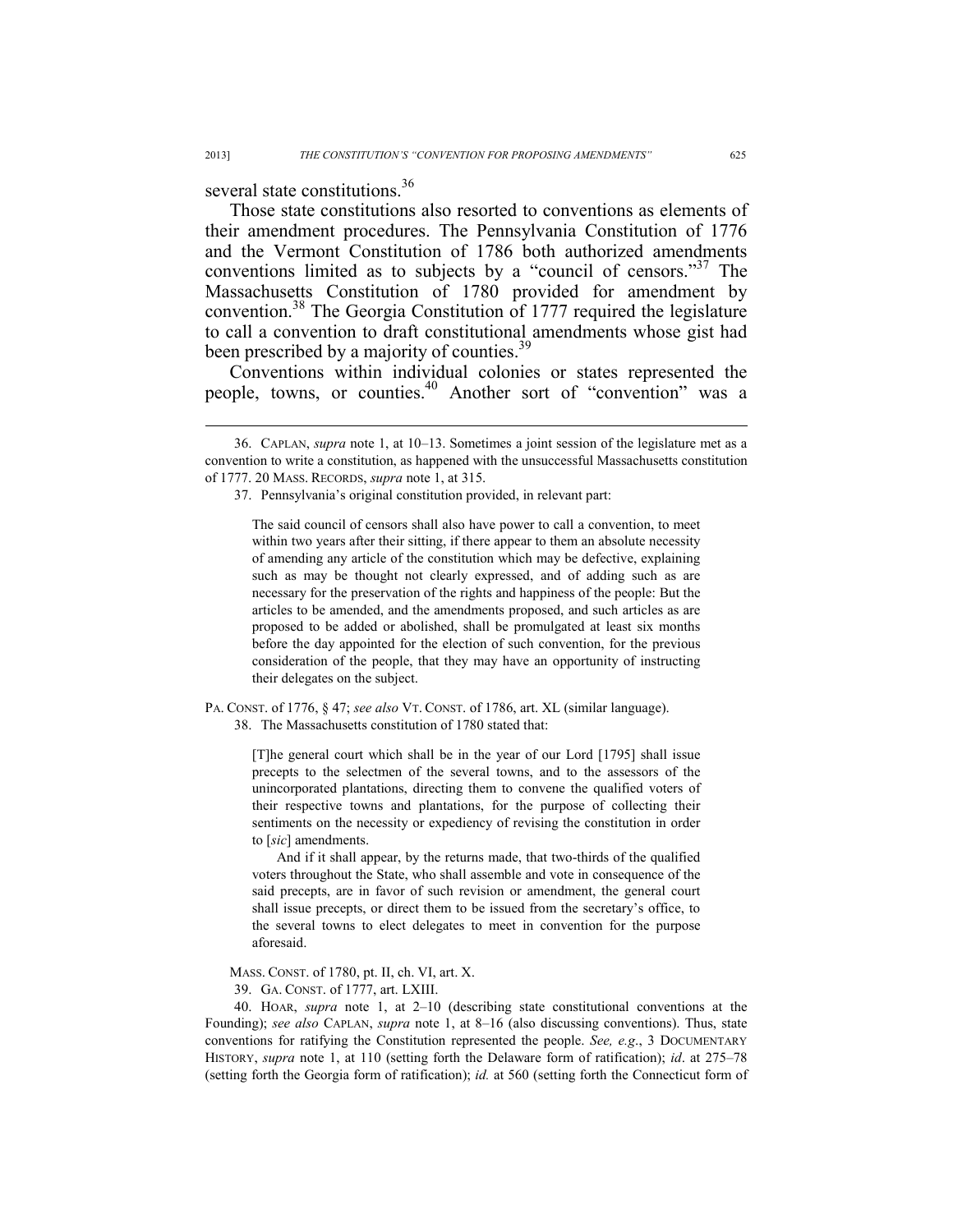several state constitutions.[36]

Those state constitutions also resorted to conventions as elements of their amendment procedures. The Pennsylvania Constitution of 1776 and the Vermont Constitution of 1786 both authorized amendments conventions limited as to subjects by a "council of censors."[37] The Massachusetts Constitution of 1780 provided for amendment by convention.[38] The Georgia Constitution of 1777 required the legislature to call a convention to draft constitutional amendments whose gist had been prescribed by a majority of counties.[39]

Conventions within individual colonies or states represented the people, towns, or counties.[40] Another sort of "convention" was a

---

36. CAPLAN, *supra* note 1, at 10–13. Sometimes a joint session of the legislature met as a convention to write a constitution, as happened with the unsuccessful Massachusetts constitution of 1777. 20 MASS. RECORDS, *supra* note 1, at 315.

37. Pennsylvania's original constitution provided, in relevant part:

> The said council of censors shall also have power to call a convention, to meet within two years after their sitting, if there appear to them an absolute necessity of amending any article of the constitution which may be defective, explaining such as may be thought not clearly expressed, and of adding such as are necessary for the preservation of the rights and happiness of the people: But the articles to be amended, and the amendments proposed, and such articles as are proposed to be added or abolished, shall be promulgated at least six months before the day appointed for the election of such convention, for the previous consideration of the people, that they may have an opportunity of instructing their delegates on the subject.

PA. CONST. of 1776, § 47; *see also* VT. CONST. of 1786, art. XL (similar language).

38. The Massachusetts constitution of 1780 stated that:

> [T]he general court which shall be in the year of our Lord [1795] shall issue precepts to the selectmen of the several towns, and to the assessors of the unincorporated plantations, directing them to convene the qualified voters of their respective towns and plantations, for the purpose of collecting their sentiments on the necessity or expediency of revising the constitution in order to [*sic*] amendments.
>
> And if it shall appear, by the returns made, that two-thirds of the qualified voters throughout the State, who shall assemble and vote in consequence of the said precepts, are in favor of such revision or amendment, the general court shall issue precepts, or direct them to be issued from the secretary's office, to the several towns to elect delegates to meet in convention for the purpose aforesaid.

MASS. CONST. of 1780, pt. II, ch. VI, art. X.

39. GA. CONST. of 1777, art. LXIII.

40. HOAR, *supra* note 1, at 2–10 (describing state constitutional conventions at the Founding); *see also* CAPLAN, *supra* note 1, at 8–16 (also discussing conventions). Thus, state conventions for ratifying the Constitution represented the people. *See, e.g.*, 3 DOCUMENTARY HISTORY, *supra* note 1, at 110 (setting forth the Delaware form of ratification); *id*. at 275–78 (setting forth the Georgia form of ratification); *id.* at 560 (setting forth the Connecticut form of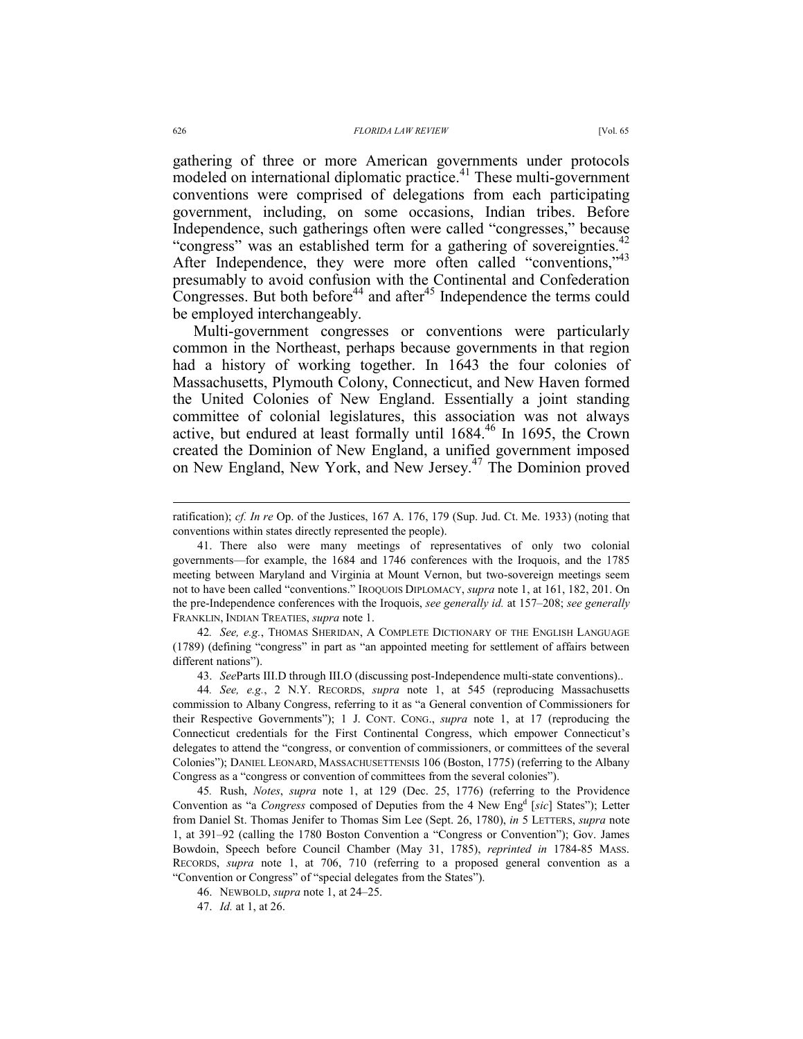gathering of three or more American governments under protocols modeled on international diplomatic practice.[41] These multi-government conventions were comprised of delegations from each participating government, including, on some occasions, Indian tribes. Before Independence, such gatherings often were called "congresses," because "congress" was an established term for a gathering of sovereignties.[42] After Independence, they were more often called "conventions,"[43] presumably to avoid confusion with the Continental and Confederation Congresses. But both before[44] and after[45] Independence the terms could be employed interchangeably.

Multi-government congresses or conventions were particularly common in the Northeast, perhaps because governments in that region had a history of working together. In 1643 the four colonies of Massachusetts, Plymouth Colony, Connecticut, and New Haven formed the United Colonies of New England. Essentially a joint standing committee of colonial legislatures, this association was not always active, but endured at least formally until 1684.[46] In 1695, the Crown created the Dominion of New England, a unified government imposed on New England, New York, and New Jersey.[47] The Dominion proved

---

ratification); *cf. In re* Op. of the Justices, 167 A. 176, 179 (Sup. Jud. Ct. Me. 1933) (noting that conventions within states directly represented the people).

41. There also were many meetings of representatives of only two colonial governments—for example, the 1684 and 1746 conferences with the Iroquois, and the 1785 meeting between Maryland and Virginia at Mount Vernon, but two-sovereign meetings seem not to have been called "conventions." IROQUOIS DIPLOMACY, *supra* note 1, at 161, 182, 201. On the pre-Independence conferences with the Iroquois, *see generally id.* at 157–208; *see generally* FRANKLIN, INDIAN TREATIES, *supra* note 1.

42. *See, e.g.*, THOMAS SHERIDAN, A COMPLETE DICTIONARY OF THE ENGLISH LANGUAGE (1789) (defining "congress" in part as "an appointed meeting for settlement of affairs between different nations").

43. *See*Parts III.D through III.O (discussing post-Independence multi-state conventions)..

44. *See, e.g.*, 2 N.Y. RECORDS, *supra* note 1, at 545 (reproducing Massachusetts commission to Albany Congress, referring to it as "a General convention of Commissioners for their Respective Governments"); 1 J. CONT. CONG., *supra* note 1, at 17 (reproducing the Connecticut credentials for the First Continental Congress, which empower Connecticut's delegates to attend the "congress, or convention of commissioners, or committees of the several Colonies"); DANIEL LEONARD, MASSACHUSETTENSIS 106 (Boston, 1775) (referring to the Albany Congress as a "congress or convention of committees from the several colonies").

45. Rush, *Notes*, *supra* note 1, at 129 (Dec. 25, 1776) (referring to the Providence Convention as "a *Congress* composed of Deputies from the 4 New Eng[d] [*sic*] States"); Letter from Daniel St. Thomas Jenifer to Thomas Sim Lee (Sept. 26, 1780), *in* 5 LETTERS, *supra* note 1, at 391–92 (calling the 1780 Boston Convention a "Congress or Convention"); Gov. James Bowdoin, Speech before Council Chamber (May 31, 1785), *reprinted in* 1784-85 MASS. RECORDS, *supra* note 1, at 706, 710 (referring to a proposed general convention as a "Convention or Congress" of "special delegates from the States").

46. NEWBOLD, *supra* note 1, at 24–25.

47. *Id.* at 1, at 26.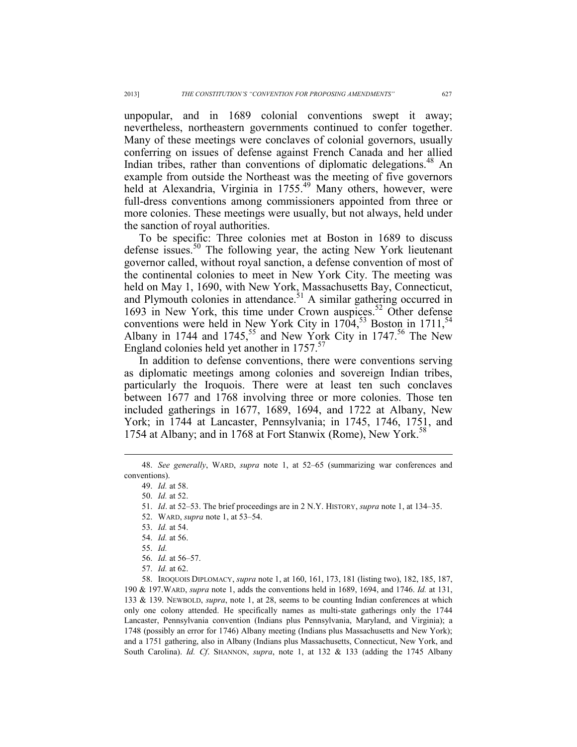unpopular, and in 1689 colonial conventions swept it away; nevertheless, northeastern governments continued to confer together. Many of these meetings were conclaves of colonial governors, usually conferring on issues of defense against French Canada and her allied Indian tribes, rather than conventions of diplomatic delegations.[48] An example from outside the Northeast was the meeting of five governors held at Alexandria, Virginia in 1755.[49] Many others, however, were full-dress conventions among commissioners appointed from three or more colonies. These meetings were usually, but not always, held under the sanction of royal authorities.

To be specific: Three colonies met at Boston in 1689 to discuss defense issues.[50] The following year, the acting New York lieutenant governor called, without royal sanction, a defense convention of most of the continental colonies to meet in New York City. The meeting was held on May 1, 1690, with New York, Massachusetts Bay, Connecticut, and Plymouth colonies in attendance.[51] A similar gathering occurred in 1693 in New York, this time under Crown auspices.[52] Other defense conventions were held in New York City in 1704,[53] Boston in 1711,[54] Albany in 1744 and 1745,[55] and New York City in 1747.[56] The New England colonies held yet another in 1757.[57]

In addition to defense conventions, there were conventions serving as diplomatic meetings among colonies and sovereign Indian tribes, particularly the Iroquois. There were at least ten such conclaves between 1677 and 1768 involving three or more colonies. Those ten included gatherings in 1677, 1689, 1694, and 1722 at Albany, New York; in 1744 at Lancaster, Pennsylvania; in 1745, 1746, 1751, and 1754 at Albany; and in 1768 at Fort Stanwix (Rome), New York.[58]

---

48. *See generally*, WARD, *supra* note 1, at 52–65 (summarizing war conferences and conventions).

49. *Id.* at 58.

50. *Id.* at 52.

51. *Id*. at 52–53. The brief proceedings are in 2 N.Y. HISTORY, *supra* note 1, at 134–35.

52. WARD, *supra* note 1, at 53–54.

53. *Id.* at 54.

54. *Id.* at 56.

55. *Id.*

56. *Id.* at 56–57.

57. *Id.* at 62.

58. IROQUOIS DIPLOMACY, *supra* note 1, at 160, 161, 173, 181 (listing two), 182, 185, 187, 190 & 197.WARD, *supra* note 1, adds the conventions held in 1689, 1694, and 1746. *Id.* at 131, 133 & 139. NEWBOLD, *supra*, note 1, at 28, seems to be counting Indian conferences at which only one colony attended. He specifically names as multi-state gatherings only the 1744 Lancaster, Pennsylvania convention (Indians plus Pennsylvania, Maryland, and Virginia); a 1748 (possibly an error for 1746) Albany meeting (Indians plus Massachusetts and New York); and a 1751 gathering, also in Albany (Indians plus Massachusetts, Connecticut, New York, and South Carolina). *Id. Cf*. SHANNON, *supra*, note 1, at 132 & 133 (adding the 1745 Albany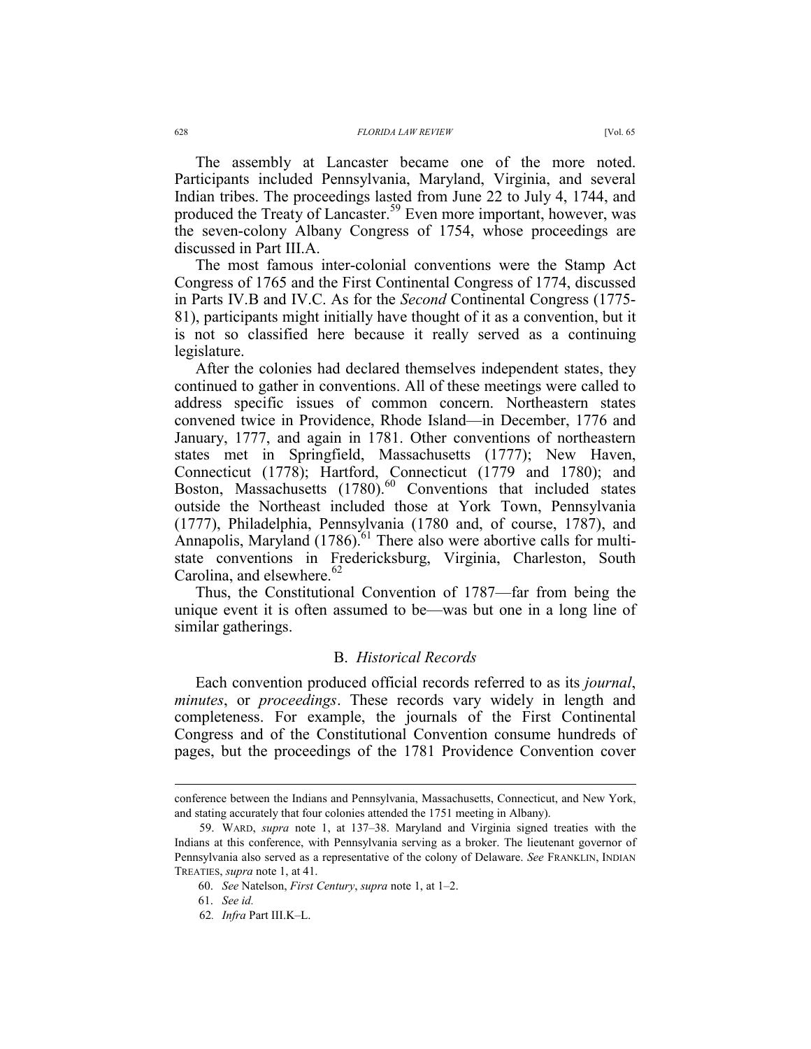The assembly at Lancaster became one of the more noted. Participants included Pennsylvania, Maryland, Virginia, and several Indian tribes. The proceedings lasted from June 22 to July 4, 1744, and produced the Treaty of Lancaster.[59] Even more important, however, was the seven-colony Albany Congress of 1754, whose proceedings are discussed in Part III.A.

The most famous inter-colonial conventions were the Stamp Act Congress of 1765 and the First Continental Congress of 1774, discussed in Parts IV.B and IV.C. As for the *Second* Continental Congress (1775-81), participants might initially have thought of it as a convention, but it is not so classified here because it really served as a continuing legislature.

After the colonies had declared themselves independent states, they continued to gather in conventions. All of these meetings were called to address specific issues of common concern. Northeastern states convened twice in Providence, Rhode Island—in December, 1776 and January, 1777, and again in 1781. Other conventions of northeastern states met in Springfield, Massachusetts (1777); New Haven, Connecticut (1778); Hartford, Connecticut (1779 and 1780); and Boston, Massachusetts (1780).[60] Conventions that included states outside the Northeast included those at York Town, Pennsylvania (1777), Philadelphia, Pennsylvania (1780 and, of course, 1787), and Annapolis, Maryland (1786).[61] There also were abortive calls for multi-state conventions in Fredericksburg, Virginia, Charleston, South Carolina, and elsewhere.[62]

Thus, the Constitutional Convention of 1787—far from being the unique event it is often assumed to be—was but one in a long line of similar gatherings.

## B. *Historical Records*

Each convention produced official records referred to as its *journal*, *minutes*, or *proceedings*. These records vary widely in length and completeness. For example, the journals of the First Continental Congress and of the Constitutional Convention consume hundreds of pages, but the proceedings of the 1781 Providence Convention cover

---

conference between the Indians and Pennsylvania, Massachusetts, Connecticut, and New York, and stating accurately that four colonies attended the 1751 meeting in Albany).

59. WARD, *supra* note 1, at 137–38. Maryland and Virginia signed treaties with the Indians at this conference, with Pennsylvania serving as a broker. The lieutenant governor of Pennsylvania also served as a representative of the colony of Delaware. *See* FRANKLIN, INDIAN TREATIES, *supra* note 1, at 41.

60. *See* Natelson, *First Century*, *supra* note 1, at 1–2.

61. *See id.*

62. *Infra* Part III.K–L.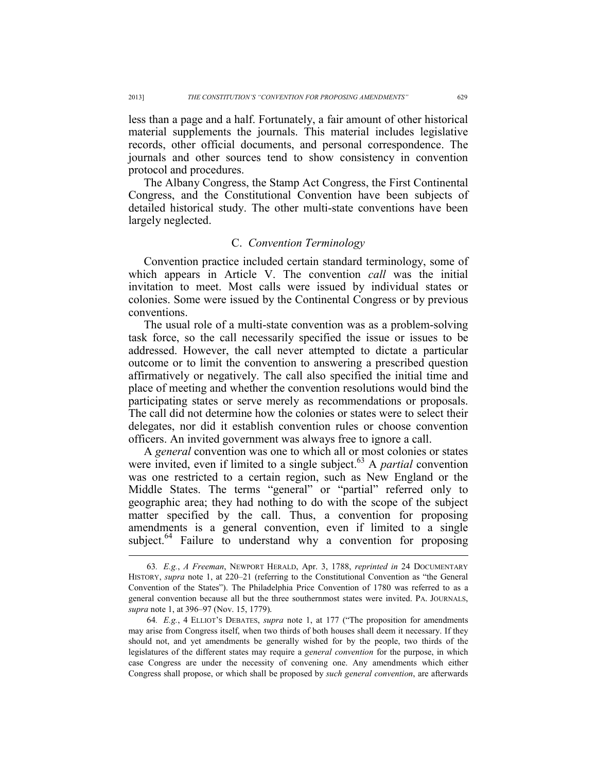less than a page and a half. Fortunately, a fair amount of other historical material supplements the journals. This material includes legislative records, other official documents, and personal correspondence. The journals and other sources tend to show consistency in convention protocol and procedures.

The Albany Congress, the Stamp Act Congress, the First Continental Congress, and the Constitutional Convention have been subjects of detailed historical study. The other multi-state conventions have been largely neglected.

### C. *Convention Terminology*

Convention practice included certain standard terminology, some of which appears in Article V. The convention *call* was the initial invitation to meet. Most calls were issued by individual states or colonies. Some were issued by the Continental Congress or by previous conventions.

The usual role of a multi-state convention was as a problem-solving task force, so the call necessarily specified the issue or issues to be addressed. However, the call never attempted to dictate a particular outcome or to limit the convention to answering a prescribed question affirmatively or negatively. The call also specified the initial time and place of meeting and whether the convention resolutions would bind the participating states or serve merely as recommendations or proposals. The call did not determine how the colonies or states were to select their delegates, nor did it establish convention rules or choose convention officers. An invited government was always free to ignore a call.

A *general* convention was one to which all or most colonies or states were invited, even if limited to a single subject.[63] A *partial* convention was one restricted to a certain region, such as New England or the Middle States. The terms "general" or "partial" referred only to geographic area; they had nothing to do with the scope of the subject matter specified by the call. Thus, a convention for proposing amendments is a general convention, even if limited to a single subject.[64] Failure to understand why a convention for proposing

---

63. *E.g.*, *A Freeman*, NEWPORT HERALD, Apr. 3, 1788, *reprinted in* 24 DOCUMENTARY HISTORY, *supra* note 1, at 220–21 (referring to the Constitutional Convention as "the General Convention of the States"). The Philadelphia Price Convention of 1780 was referred to as a general convention because all but the three southernmost states were invited. PA. JOURNALS, *supra* note 1, at 396–97 (Nov. 15, 1779).

64. *E.g.*, 4 ELLIOT'S DEBATES, *supra* note 1, at 177 ("The proposition for amendments may arise from Congress itself, when two thirds of both houses shall deem it necessary. If they should not, and yet amendments be generally wished for by the people, two thirds of the legislatures of the different states may require a *general convention* for the purpose, in which case Congress are under the necessity of convening one. Any amendments which either Congress shall propose, or which shall be proposed by *such general convention*, are afterwards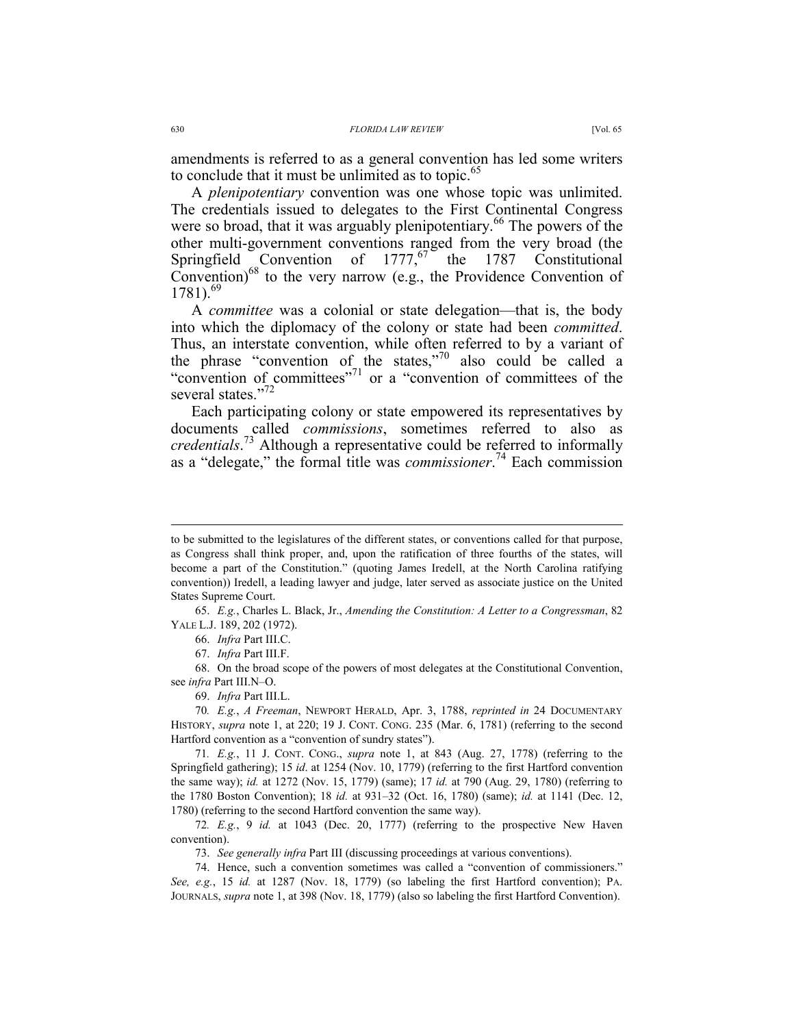amendments is referred to as a general convention has led some writers to conclude that it must be unlimited as to topic.[65]

A *plenipotentiary* convention was one whose topic was unlimited. The credentials issued to delegates to the First Continental Congress were so broad, that it was arguably plenipotentiary.[66] The powers of the other multi-government conventions ranged from the very broad (the Springfield Convention of 1777,[67] the 1787 Constitutional Convention)[68] to the very narrow (e.g., the Providence Convention of 1781).[69]

A *committee* was a colonial or state delegation—that is, the body into which the diplomacy of the colony or state had been *committed*. Thus, an interstate convention, while often referred to by a variant of the phrase "convention of the states,"[70] also could be called a "convention of committees"[71] or a "convention of committees of the several states."[72]

Each participating colony or state empowered its representatives by documents called *commissions*, sometimes referred to also as *credentials*.[73] Although a representative could be referred to informally as a "delegate," the formal title was *commissioner*.[74] Each commission

---

to be submitted to the legislatures of the different states, or conventions called for that purpose, as Congress shall think proper, and, upon the ratification of three fourths of the states, will become a part of the Constitution." (quoting James Iredell, at the North Carolina ratifying convention)) Iredell, a leading lawyer and judge, later served as associate justice on the United States Supreme Court.

65. *E.g.*, Charles L. Black, Jr., *Amending the Constitution: A Letter to a Congressman*, 82 YALE L.J. 189, 202 (1972).

66. *Infra* Part III.C.

67. *Infra* Part III.F.

68. On the broad scope of the powers of most delegates at the Constitutional Convention, see *infra* Part III.N–O.

69. *Infra* Part III.L.

70. *E.g.*, *A Freeman*, NEWPORT HERALD, Apr. 3, 1788, *reprinted in* 24 DOCUMENTARY HISTORY, *supra* note 1, at 220; 19 J. CONT. CONG. 235 (Mar. 6, 1781) (referring to the second Hartford convention as a "convention of sundry states").

71. *E.g.*, 11 J. CONT. CONG., *supra* note 1, at 843 (Aug. 27, 1778) (referring to the Springfield gathering); 15 *id*. at 1254 (Nov. 10, 1779) (referring to the first Hartford convention the same way); *id.* at 1272 (Nov. 15, 1779) (same); 17 *id.* at 790 (Aug. 29, 1780) (referring to the 1780 Boston Convention); 18 *id.* at 931–32 (Oct. 16, 1780) (same); *id.* at 1141 (Dec. 12, 1780) (referring to the second Hartford convention the same way).

72. *E.g.*, 9 *id.* at 1043 (Dec. 20, 1777) (referring to the prospective New Haven convention).

73. *See generally infra* Part III (discussing proceedings at various conventions).

74. Hence, such a convention sometimes was called a "convention of commissioners." *See, e.g.*, 15 *id.* at 1287 (Nov. 18, 1779) (so labeling the first Hartford convention); PA. JOURNALS, *supra* note 1, at 398 (Nov. 18, 1779) (also so labeling the first Hartford Convention).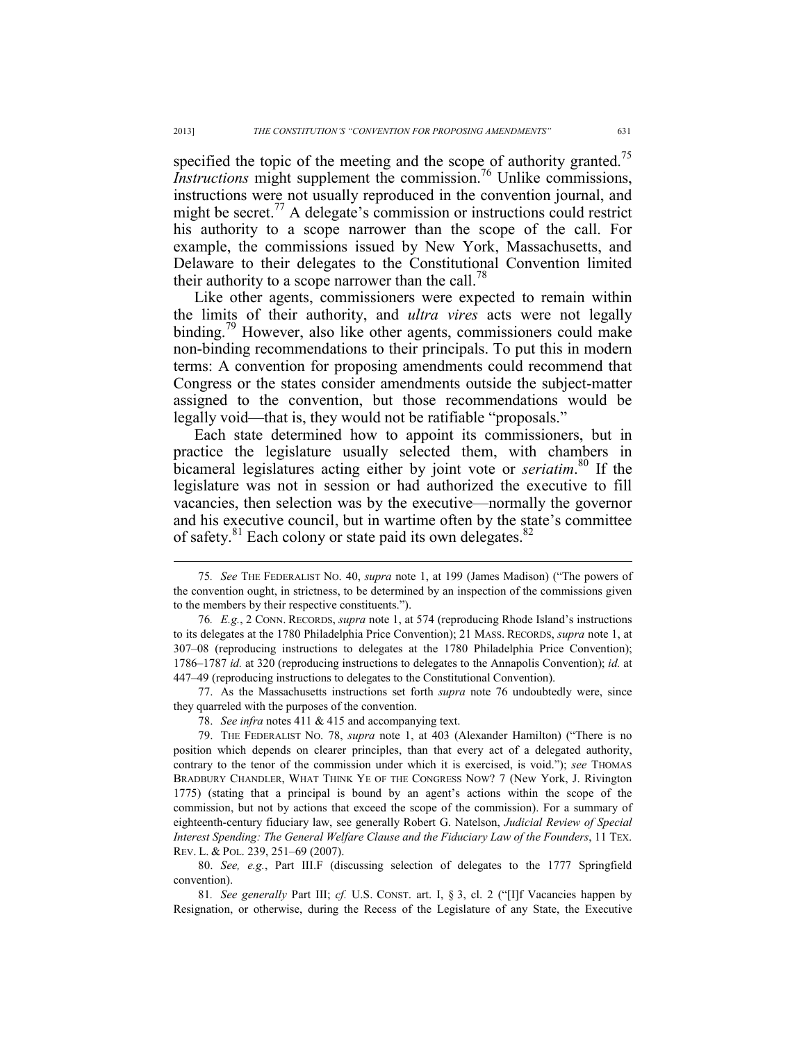specified the topic of the meeting and the scope of authority granted.[75] *Instructions* might supplement the commission.[76] Unlike commissions, instructions were not usually reproduced in the convention journal, and might be secret.[77] A delegate's commission or instructions could restrict his authority to a scope narrower than the scope of the call. For example, the commissions issued by New York, Massachusetts, and Delaware to their delegates to the Constitutional Convention limited their authority to a scope narrower than the call.[78]

Like other agents, commissioners were expected to remain within the limits of their authority, and *ultra vires* acts were not legally binding.[79] However, also like other agents, commissioners could make non-binding recommendations to their principals. To put this in modern terms: A convention for proposing amendments could recommend that Congress or the states consider amendments outside the subject-matter assigned to the convention, but those recommendations would be legally void—that is, they would not be ratifiable "proposals."

Each state determined how to appoint its commissioners, but in practice the legislature usually selected them, with chambers in bicameral legislatures acting either by joint vote or *seriatim*.[80] If the legislature was not in session or had authorized the executive to fill vacancies, then selection was by the executive—normally the governor and his executive council, but in wartime often by the state's committee of safety.[81] Each colony or state paid its own delegates.[82]

---

75. *See* THE FEDERALIST NO. 40, *supra* note 1, at 199 (James Madison) ("The powers of the convention ought, in strictness, to be determined by an inspection of the commissions given to the members by their respective constituents.").

76. *E.g.*, 2 CONN. RECORDS, *supra* note 1, at 574 (reproducing Rhode Island's instructions to its delegates at the 1780 Philadelphia Price Convention); 21 MASS. RECORDS, *supra* note 1, at 307–08 (reproducing instructions to delegates at the 1780 Philadelphia Price Convention); 1786–1787 *id.* at 320 (reproducing instructions to delegates to the Annapolis Convention); *id.* at 447–49 (reproducing instructions to delegates to the Constitutional Convention).

77. As the Massachusetts instructions set forth *supra* note 76 undoubtedly were, since they quarreled with the purposes of the convention.

78. *See infra* notes 411 & 415 and accompanying text.

79. THE FEDERALIST NO. 78, *supra* note 1, at 403 (Alexander Hamilton) ("There is no position which depends on clearer principles, than that every act of a delegated authority, contrary to the tenor of the commission under which it is exercised, is void."); *see* THOMAS BRADBURY CHANDLER, WHAT THINK YE OF THE CONGRESS NOW? 7 (New York, J. Rivington 1775) (stating that a principal is bound by an agent's actions within the scope of the commission, but not by actions that exceed the scope of the commission). For a summary of eighteenth-century fiduciary law, see generally Robert G. Natelson, *Judicial Review of Special Interest Spending: The General Welfare Clause and the Fiduciary Law of the Founders*, 11 TEX. REV. L. & POL. 239, 251–69 (2007).

80. *See, e.g.*, Part III.F (discussing selection of delegates to the 1777 Springfield convention).

81. *See generally* Part III; *cf.* U.S. CONST. art. I, § 3, cl. 2 ("[I]f Vacancies happen by Resignation, or otherwise, during the Recess of the Legislature of any State, the Executive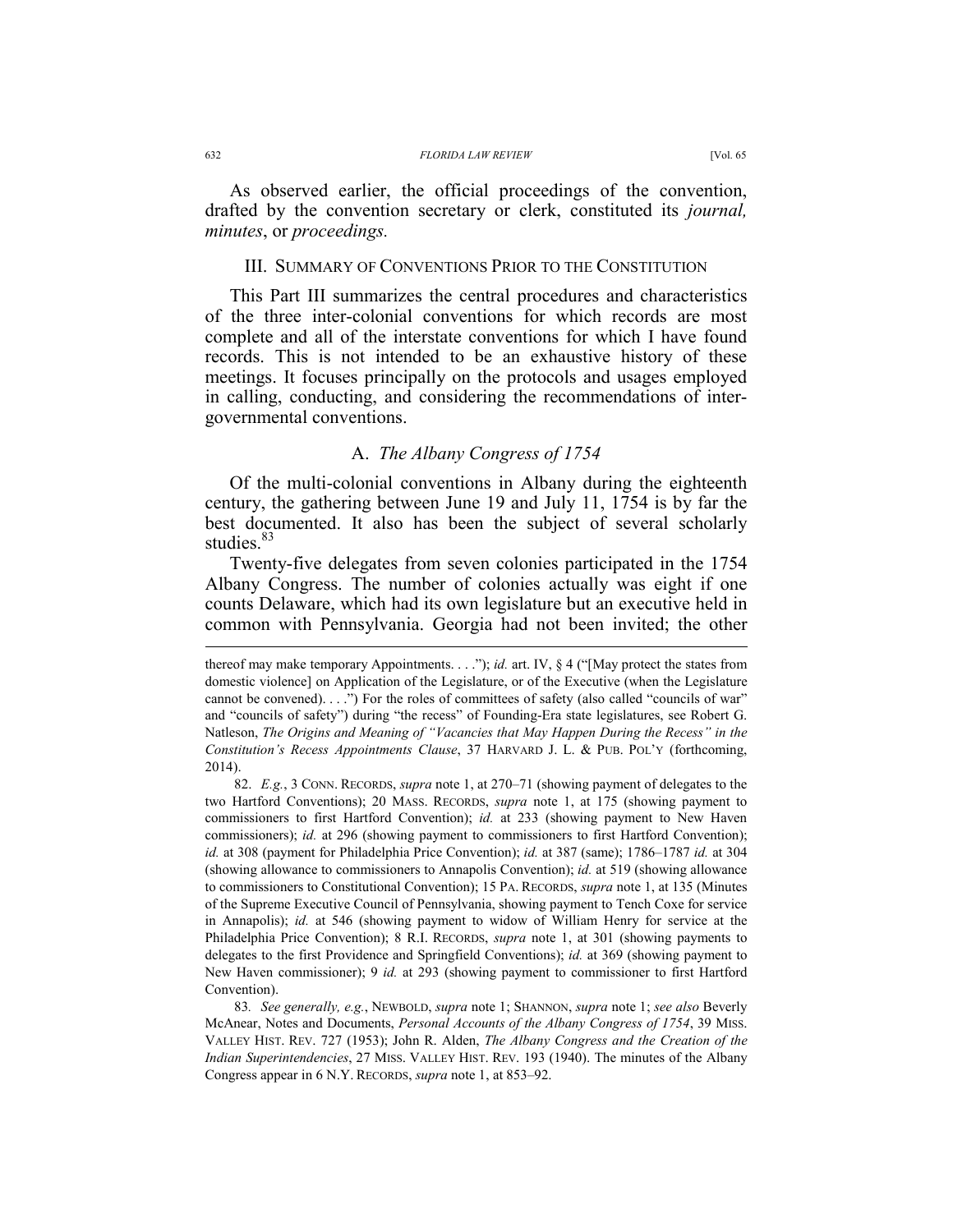As observed earlier, the official proceedings of the convention, drafted by the convention secretary or clerk, constituted its *journal, minutes*, or *proceedings.*

## III. SUMMARY OF CONVENTIONS PRIOR TO THE CONSTITUTION

This Part III summarizes the central procedures and characteristics of the three inter-colonial conventions for which records are most complete and all of the interstate conventions for which I have found records. This is not intended to be an exhaustive history of these meetings. It focuses principally on the protocols and usages employed in calling, conducting, and considering the recommendations of inter-governmental conventions.

### A. *The Albany Congress of 1754*

Of the multi-colonial conventions in Albany during the eighteenth century, the gathering between June 19 and July 11, 1754 is by far the best documented. It also has been the subject of several scholarly studies.[83]

Twenty-five delegates from seven colonies participated in the 1754 Albany Congress. The number of colonies actually was eight if one counts Delaware, which had its own legislature but an executive held in common with Pennsylvania. Georgia had not been invited; the other

---

thereof may make temporary Appointments. . . ."); *id.* art. IV, § 4 ("[May protect the states from domestic violence] on Application of the Legislature, or of the Executive (when the Legislature cannot be convened). . . .") For the roles of committees of safety (also called "councils of war" and "councils of safety") during "the recess" of Founding-Era state legislatures, see Robert G. Natleson, *The Origins and Meaning of "Vacancies that May Happen During the Recess" in the Constitution's Recess Appointments Clause*, 37 HARVARD J. L. & PUB. POL'Y (forthcoming, 2014).

82. *E.g.*, 3 CONN. RECORDS, *supra* note 1, at 270–71 (showing payment of delegates to the two Hartford Conventions); 20 MASS. RECORDS, *supra* note 1, at 175 (showing payment to commissioners to first Hartford Convention); *id.* at 233 (showing payment to New Haven commissioners); *id.* at 296 (showing payment to commissioners to first Hartford Convention); *id.* at 308 (payment for Philadelphia Price Convention); *id.* at 387 (same); 1786–1787 *id.* at 304 (showing allowance to commissioners to Annapolis Convention); *id.* at 519 (showing allowance to commissioners to Constitutional Convention); 15 PA. RECORDS, *supra* note 1, at 135 (Minutes of the Supreme Executive Council of Pennsylvania, showing payment to Tench Coxe for service in Annapolis); *id.* at 546 (showing payment to widow of William Henry for service at the Philadelphia Price Convention); 8 R.I. RECORDS, *supra* note 1, at 301 (showing payments to delegates to the first Providence and Springfield Conventions); *id.* at 369 (showing payment to New Haven commissioner); 9 *id.* at 293 (showing payment to commissioner to first Hartford Convention).

83. *See generally, e.g.*, NEWBOLD, *supra* note 1; SHANNON, *supra* note 1; *see also* Beverly McAnear, Notes and Documents, *Personal Accounts of the Albany Congress of 1754*, 39 MISS. VALLEY HIST. REV. 727 (1953); John R. Alden, *The Albany Congress and the Creation of the Indian Superintendencies*, 27 MISS. VALLEY HIST. REV. 193 (1940). The minutes of the Albany Congress appear in 6 N.Y. RECORDS, *supra* note 1, at 853–92.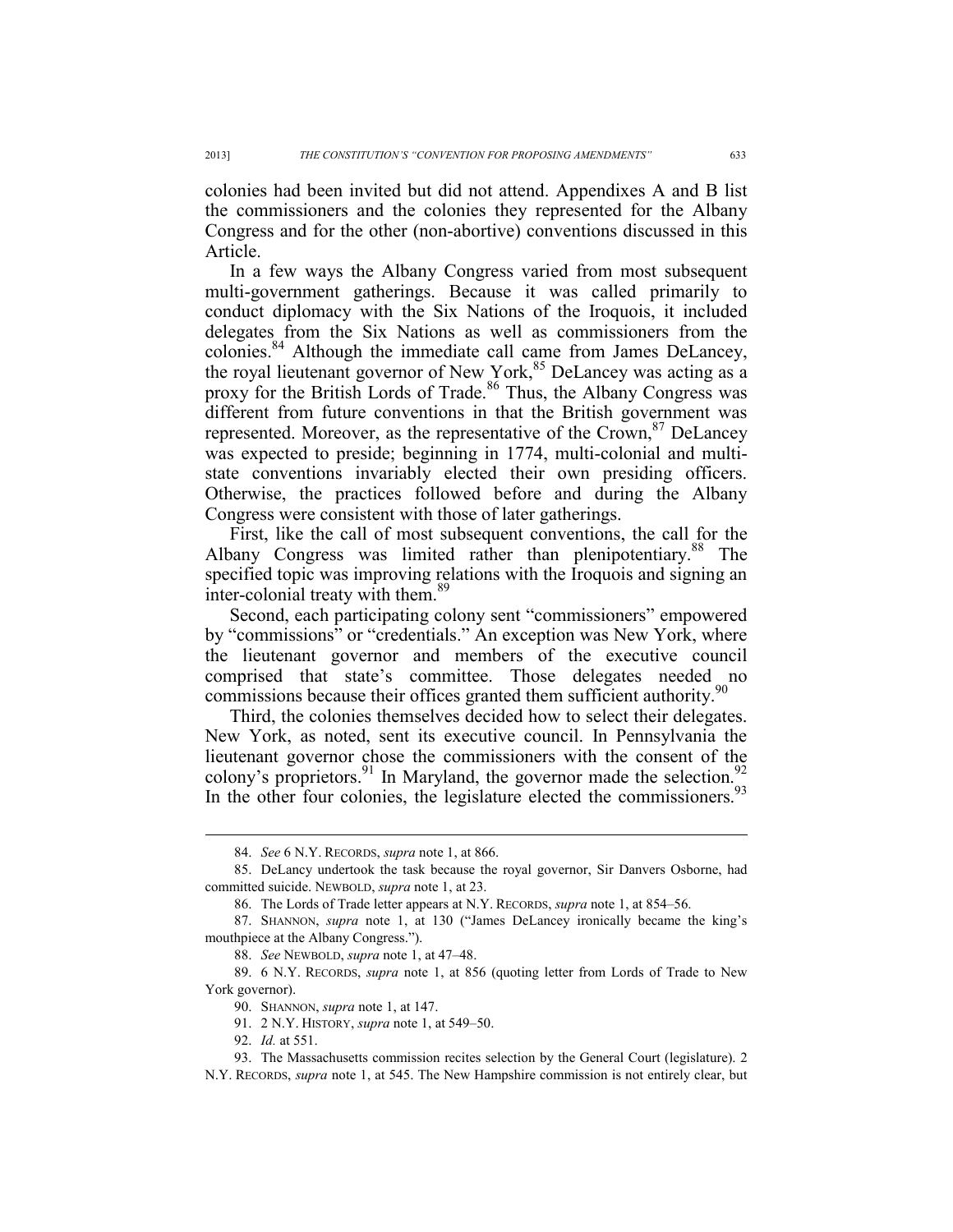colonies had been invited but did not attend. Appendixes A and B list the commissioners and the colonies they represented for the Albany Congress and for the other (non-abortive) conventions discussed in this Article.

In a few ways the Albany Congress varied from most subsequent multi-government gatherings. Because it was called primarily to conduct diplomacy with the Six Nations of the Iroquois, it included delegates from the Six Nations as well as commissioners from the colonies.[84] Although the immediate call came from James DeLancey, the royal lieutenant governor of New York,[85] DeLancey was acting as a proxy for the British Lords of Trade.[86] Thus, the Albany Congress was different from future conventions in that the British government was represented. Moreover, as the representative of the Crown,[87] DeLancey was expected to preside; beginning in 1774, multi-colonial and multi-state conventions invariably elected their own presiding officers. Otherwise, the practices followed before and during the Albany Congress were consistent with those of later gatherings.

First, like the call of most subsequent conventions, the call for the Albany Congress was limited rather than plenipotentiary.[88] The specified topic was improving relations with the Iroquois and signing an inter-colonial treaty with them.[89]

Second, each participating colony sent "commissioners" empowered by "commissions" or "credentials." An exception was New York, where the lieutenant governor and members of the executive council comprised that state's committee. Those delegates needed no commissions because their offices granted them sufficient authority.[90]

Third, the colonies themselves decided how to select their delegates. New York, as noted, sent its executive council. In Pennsylvania the lieutenant governor chose the commissioners with the consent of the colony's proprietors.[91] In Maryland, the governor made the selection.[92] In the other four colonies, the legislature elected the commissioners.[93]

---

84. *See* 6 N.Y. RECORDS, *supra* note 1, at 866.

85. DeLancy undertook the task because the royal governor, Sir Danvers Osborne, had committed suicide. NEWBOLD, *supra* note 1, at 23.

86. The Lords of Trade letter appears at N.Y. RECORDS, *supra* note 1, at 854–56.

87. SHANNON, *supra* note 1, at 130 ("James DeLancey ironically became the king's mouthpiece at the Albany Congress.").

88. *See* NEWBOLD, *supra* note 1, at 47–48.

89. 6 N.Y. RECORDS, *supra* note 1, at 856 (quoting letter from Lords of Trade to New York governor).

90. SHANNON, *supra* note 1, at 147.

91. 2 N.Y. HISTORY, *supra* note 1, at 549–50.

92. *Id.* at 551.

93. The Massachusetts commission recites selection by the General Court (legislature). 2 N.Y. RECORDS, *supra* note 1, at 545. The New Hampshire commission is not entirely clear, but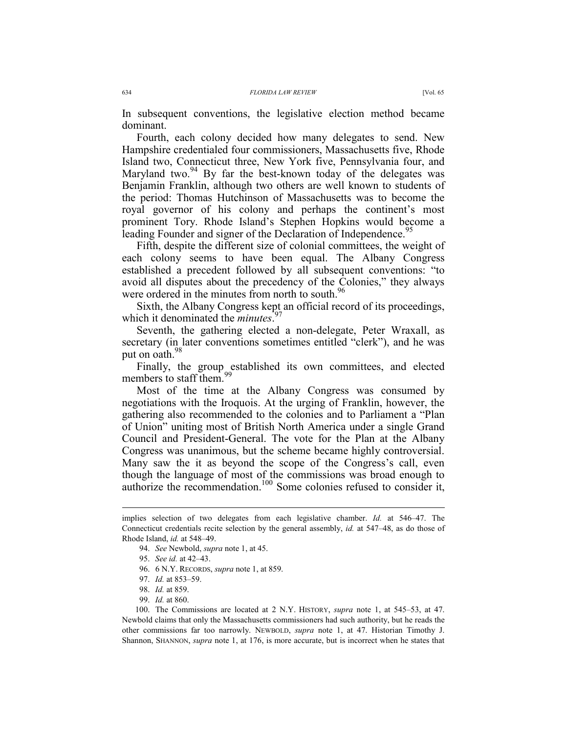In subsequent conventions, the legislative election method became dominant.

Fourth, each colony decided how many delegates to send. New Hampshire credentialed four commissioners, Massachusetts five, Rhode Island two, Connecticut three, New York five, Pennsylvania four, and Maryland two.[94] By far the best-known today of the delegates was Benjamin Franklin, although two others are well known to students of the period: Thomas Hutchinson of Massachusetts was to become the royal governor of his colony and perhaps the continent's most prominent Tory. Rhode Island's Stephen Hopkins would become a leading Founder and signer of the Declaration of Independence.[95]

Fifth, despite the different size of colonial committees, the weight of each colony seems to have been equal. The Albany Congress established a precedent followed by all subsequent conventions: "to avoid all disputes about the precedency of the Colonies," they always were ordered in the minutes from north to south.[96]

Sixth, the Albany Congress kept an official record of its proceedings, which it denominated the *minutes*.[97]

Seventh, the gathering elected a non-delegate, Peter Wraxall, as secretary (in later conventions sometimes entitled "clerk"), and he was put on oath.[98]

Finally, the group established its own committees, and elected members to staff them.[99]

Most of the time at the Albany Congress was consumed by negotiations with the Iroquois. At the urging of Franklin, however, the gathering also recommended to the colonies and to Parliament a "Plan of Union" uniting most of British North America under a single Grand Council and President-General. The vote for the Plan at the Albany Congress was unanimous, but the scheme became highly controversial. Many saw the it as beyond the scope of the Congress's call, even though the language of most of the commissions was broad enough to authorize the recommendation.[100] Some colonies refused to consider it,

---

implies selection of two delegates from each legislative chamber. *Id.* at 546–47. The Connecticut credentials recite selection by the general assembly, *id.* at 547–48, as do those of Rhode Island, *id.* at 548–49.

94. *See* Newbold, *supra* note 1, at 45.

95. *See id.* at 42–43.

96. 6 N.Y. RECORDS, *supra* note 1, at 859.

97. *Id.* at 853–59.

98. *Id.* at 859.

99. *Id.* at 860.

100. The Commissions are located at 2 N.Y. HISTORY, *supra* note 1, at 545–53, at 47. Newbold claims that only the Massachusetts commissioners had such authority, but he reads the other commissions far too narrowly. NEWBOLD, *supra* note 1, at 47. Historian Timothy J. Shannon, SHANNON, *supra* note 1, at 176, is more accurate, but is incorrect when he states that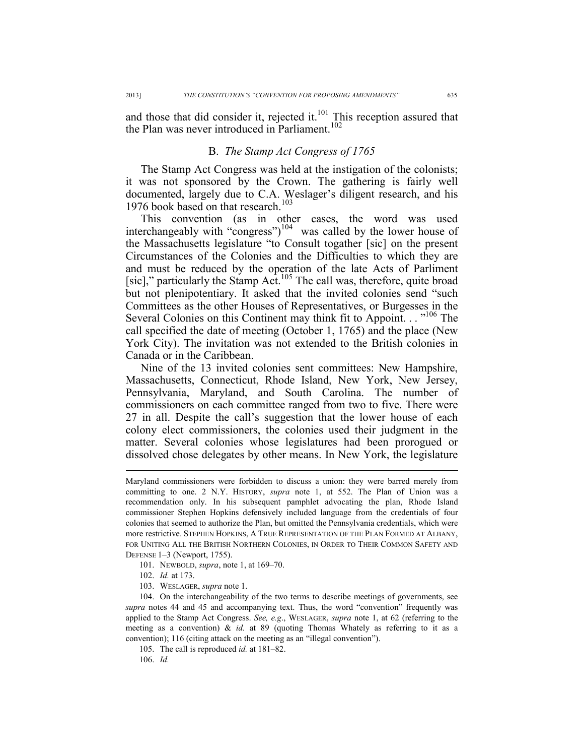and those that did consider it, rejected it.[101] This reception assured that the Plan was never introduced in Parliament.[102]

### B. *The Stamp Act Congress of 1765*

The Stamp Act Congress was held at the instigation of the colonists; it was not sponsored by the Crown. The gathering is fairly well documented, largely due to C.A. Weslager's diligent research, and his 1976 book based on that research.[103]

This convention (as in other cases, the word was used interchangeably with "congress")[104] was called by the lower house of the Massachusetts legislature "to Consult togather [sic] on the present Circumstances of the Colonies and the Difficulties to which they are and must be reduced by the operation of the late Acts of Parliment [sic]," particularly the Stamp Act.[105] The call was, therefore, quite broad but not plenipotentiary. It asked that the invited colonies send "such Committees as the other Houses of Representatives, or Burgesses in the Several Colonies on this Continent may think fit to Appoint. . ."[106] The call specified the date of meeting (October 1, 1765) and the place (New York City). The invitation was not extended to the British colonies in Canada or in the Caribbean.

Nine of the 13 invited colonies sent committees: New Hampshire, Massachusetts, Connecticut, Rhode Island, New York, New Jersey, Pennsylvania, Maryland, and South Carolina. The number of commissioners on each committee ranged from two to five. There were 27 in all. Despite the call's suggestion that the lower house of each colony elect commissioners, the colonies used their judgment in the matter. Several colonies whose legislatures had been prorogued or dissolved chose delegates by other means. In New York, the legislature

---

Maryland commissioners were forbidden to discuss a union: they were barred merely from committing to one. 2 N.Y. HISTORY, *supra* note 1, at 552. The Plan of Union was a recommendation only. In his subsequent pamphlet advocating the plan, Rhode Island commissioner Stephen Hopkins defensively included language from the credentials of four colonies that seemed to authorize the Plan, but omitted the Pennsylvania credentials, which were more restrictive. STEPHEN HOPKINS, A TRUE REPRESENTATION OF THE PLAN FORMED AT ALBANY, FOR UNITING ALL THE BRITISH NORTHERN COLONIES, IN ORDER TO THEIR COMMON SAFETY AND DEFENSE 1–3 (Newport, 1755).

101. NEWBOLD, *supra*, note 1, at 169–70.

102. *Id.* at 173.

103. WESLAGER, *supra* note 1.

104. On the interchangeability of the two terms to describe meetings of governments, see *supra* notes 44 and 45 and accompanying text. Thus, the word "convention" frequently was applied to the Stamp Act Congress. *See, e.g*., WESLAGER, *supra* note 1, at 62 (referring to the meeting as a convention) & *id.* at 89 (quoting Thomas Whately as referring to it as a convention); 116 (citing attack on the meeting as an "illegal convention").

105. The call is reproduced *id.* at 181–82.

106. *Id.*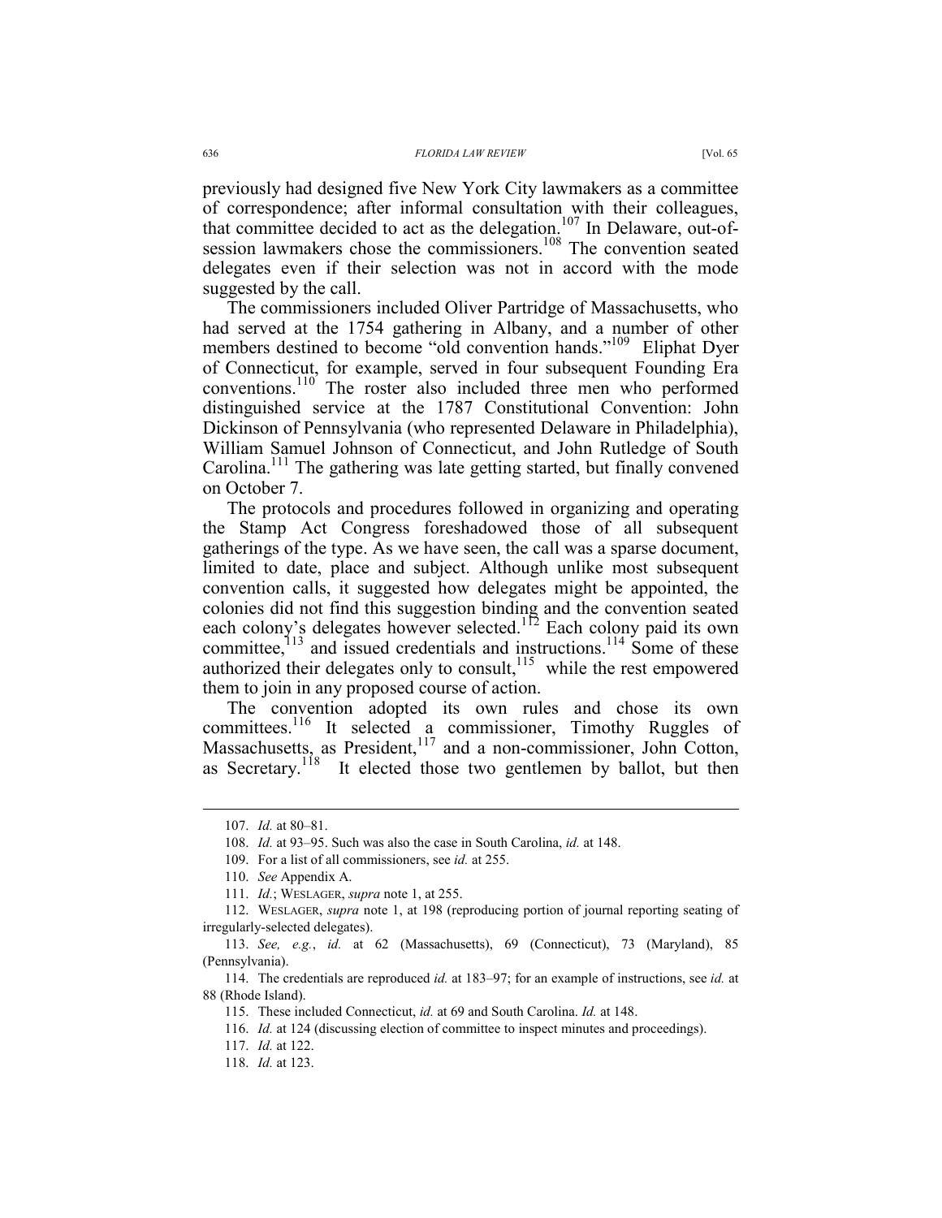previously had designed five New York City lawmakers as a committee of correspondence; after informal consultation with their colleagues, that committee decided to act as the delegation.[107] In Delaware, out-of-session lawmakers chose the commissioners.[108] The convention seated delegates even if their selection was not in accord with the mode suggested by the call.

The commissioners included Oliver Partridge of Massachusetts, who had served at the 1754 gathering in Albany, and a number of other members destined to become "old convention hands."[109] Eliphat Dyer of Connecticut, for example, served in four subsequent Founding Era conventions.[110] The roster also included three men who performed distinguished service at the 1787 Constitutional Convention: John Dickinson of Pennsylvania (who represented Delaware in Philadelphia), William Samuel Johnson of Connecticut, and John Rutledge of South Carolina.[111] The gathering was late getting started, but finally convened on October 7.

The protocols and procedures followed in organizing and operating the Stamp Act Congress foreshadowed those of all subsequent gatherings of the type. As we have seen, the call was a sparse document, limited to date, place and subject. Although unlike most subsequent convention calls, it suggested how delegates might be appointed, the colonies did not find this suggestion binding and the convention seated each colony's delegates however selected.[112] Each colony paid its own committee,[113] and issued credentials and instructions.[114] Some of these authorized their delegates only to consult,[115] while the rest empowered them to join in any proposed course of action.

The convention adopted its own rules and chose its own committees.[116] It selected a commissioner, Timothy Ruggles of Massachusetts, as President,[117] and a non-commissioner, John Cotton, as Secretary.[118] It elected those two gentlemen by ballot, but then

---

107. *Id.* at 80–81.

108. *Id.* at 93–95. Such was also the case in South Carolina, *id.* at 148.

109. For a list of all commissioners, see *id.* at 255.

110. *See* Appendix A.

111. *Id.*; WESLAGER, *supra* note 1, at 255.

112. WESLAGER, *supra* note 1, at 198 (reproducing portion of journal reporting seating of irregularly-selected delegates).

113. *See, e.g.*, *id.* at 62 (Massachusetts), 69 (Connecticut), 73 (Maryland), 85 (Pennsylvania).

114. The credentials are reproduced *id.* at 183–97; for an example of instructions, see *id.* at 88 (Rhode Island).

115. These included Connecticut, *id.* at 69 and South Carolina. *Id.* at 148.

116. *Id.* at 124 (discussing election of committee to inspect minutes and proceedings).

117. *Id.* at 122.

118. *Id.* at 123.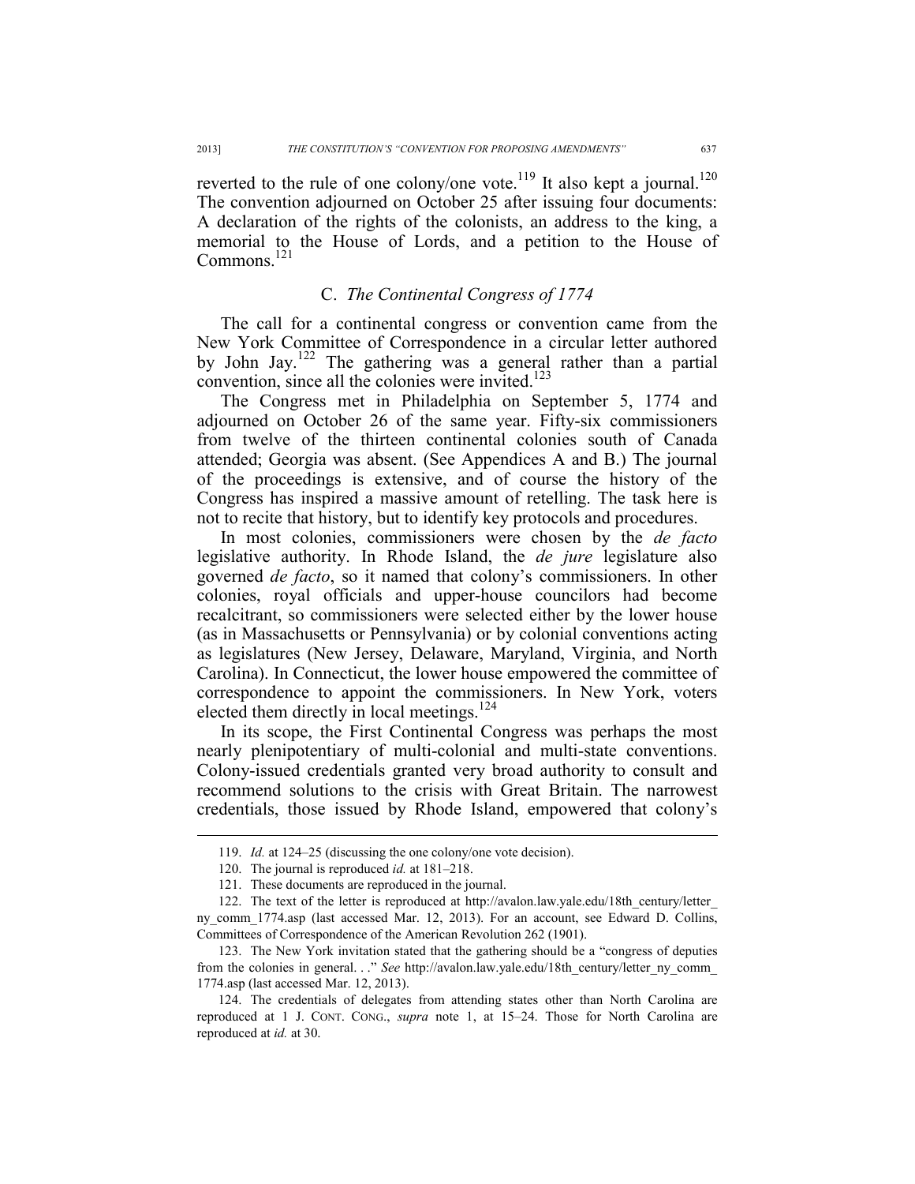reverted to the rule of one colony/one vote.[119] It also kept a journal.[120] The convention adjourned on October 25 after issuing four documents: A declaration of the rights of the colonists, an address to the king, a memorial to the House of Lords, and a petition to the House of Commons.[121]

### C. *The Continental Congress of 1774*

The call for a continental congress or convention came from the New York Committee of Correspondence in a circular letter authored by John Jay.[122] The gathering was a general rather than a partial convention, since all the colonies were invited.[123]

The Congress met in Philadelphia on September 5, 1774 and adjourned on October 26 of the same year. Fifty-six commissioners from twelve of the thirteen continental colonies south of Canada attended; Georgia was absent. (See Appendices A and B.) The journal of the proceedings is extensive, and of course the history of the Congress has inspired a massive amount of retelling. The task here is not to recite that history, but to identify key protocols and procedures.

In most colonies, commissioners were chosen by the *de facto* legislative authority. In Rhode Island, the *de jure* legislature also governed *de facto*, so it named that colony's commissioners. In other colonies, royal officials and upper-house councilors had become recalcitrant, so commissioners were selected either by the lower house (as in Massachusetts or Pennsylvania) or by colonial conventions acting as legislatures (New Jersey, Delaware, Maryland, Virginia, and North Carolina). In Connecticut, the lower house empowered the committee of correspondence to appoint the commissioners. In New York, voters elected them directly in local meetings.[124]

In its scope, the First Continental Congress was perhaps the most nearly plenipotentiary of multi-colonial and multi-state conventions. Colony-issued credentials granted very broad authority to consult and recommend solutions to the crisis with Great Britain. The narrowest credentials, those issued by Rhode Island, empowered that colony's

---

119. *Id.* at 124–25 (discussing the one colony/one vote decision).

120. The journal is reproduced *id.* at 181–218.

121. These documents are reproduced in the journal.

122. The text of the letter is reproduced at http://avalon.law.yale.edu/18th_century/letter_ny_comm_1774.asp (last accessed Mar. 12, 2013). For an account, see Edward D. Collins, Committees of Correspondence of the American Revolution 262 (1901).

123. The New York invitation stated that the gathering should be a "congress of deputies from the colonies in general. . ." *See* http://avalon.law.yale.edu/18th_century/letter_ny_comm_1774.asp (last accessed Mar. 12, 2013).

124. The credentials of delegates from attending states other than North Carolina are reproduced at 1 J. CONT. CONG., *supra* note 1, at 15–24. Those for North Carolina are reproduced at *id.* at 30.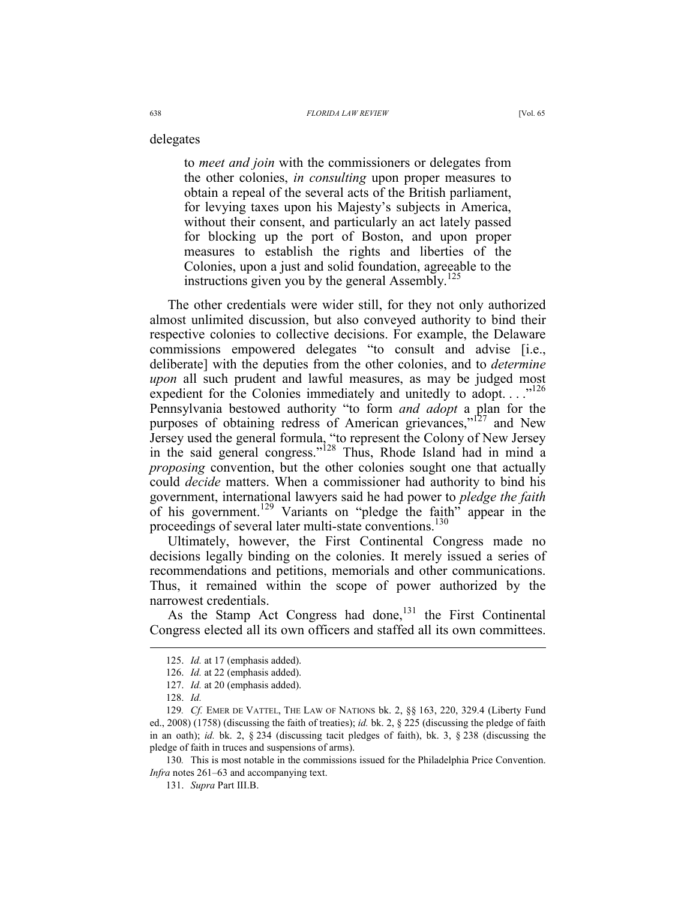delegates

> to *meet and join* with the commissioners or delegates from the other colonies, *in consulting* upon proper measures to obtain a repeal of the several acts of the British parliament, for levying taxes upon his Majesty's subjects in America, without their consent, and particularly an act lately passed for blocking up the port of Boston, and upon proper measures to establish the rights and liberties of the Colonies, upon a just and solid foundation, agreeable to the instructions given you by the general Assembly.[125]

The other credentials were wider still, for they not only authorized almost unlimited discussion, but also conveyed authority to bind their respective colonies to collective decisions. For example, the Delaware commissions empowered delegates "to consult and advise [i.e., deliberate] with the deputies from the other colonies, and to *determine upon* all such prudent and lawful measures, as may be judged most expedient for the Colonies immediately and unitedly to adopt. . . ."[126] Pennsylvania bestowed authority "to form *and adopt* a plan for the purposes of obtaining redress of American grievances,"[127] and New Jersey used the general formula, "to represent the Colony of New Jersey in the said general congress."[128] Thus, Rhode Island had in mind a *proposing* convention, but the other colonies sought one that actually could *decide* matters. When a commissioner had authority to bind his government, international lawyers said he had power to *pledge the faith* of his government.[129] Variants on "pledge the faith" appear in the proceedings of several later multi-state conventions.[130]

Ultimately, however, the First Continental Congress made no decisions legally binding on the colonies. It merely issued a series of recommendations and petitions, memorials and other communications. Thus, it remained within the scope of power authorized by the narrowest credentials.

As the Stamp Act Congress had done,[131] the First Continental Congress elected all its own officers and staffed all its own committees.

---

125. *Id.* at 17 (emphasis added).

126. *Id.* at 22 (emphasis added).

127. *Id.* at 20 (emphasis added).

128. *Id.*

129. *Cf.* EMER DE VATTEL, THE LAW OF NATIONS bk. 2, §§ 163, 220, 329.4 (Liberty Fund ed., 2008) (1758) (discussing the faith of treaties); *id.* bk. 2, § 225 (discussing the pledge of faith in an oath); *id.* bk. 2, § 234 (discussing tacit pledges of faith), bk. 3, § 238 (discussing the pledge of faith in truces and suspensions of arms).

130. This is most notable in the commissions issued for the Philadelphia Price Convention. *Infra* notes 261–63 and accompanying text.

131. *Supra* Part III.B.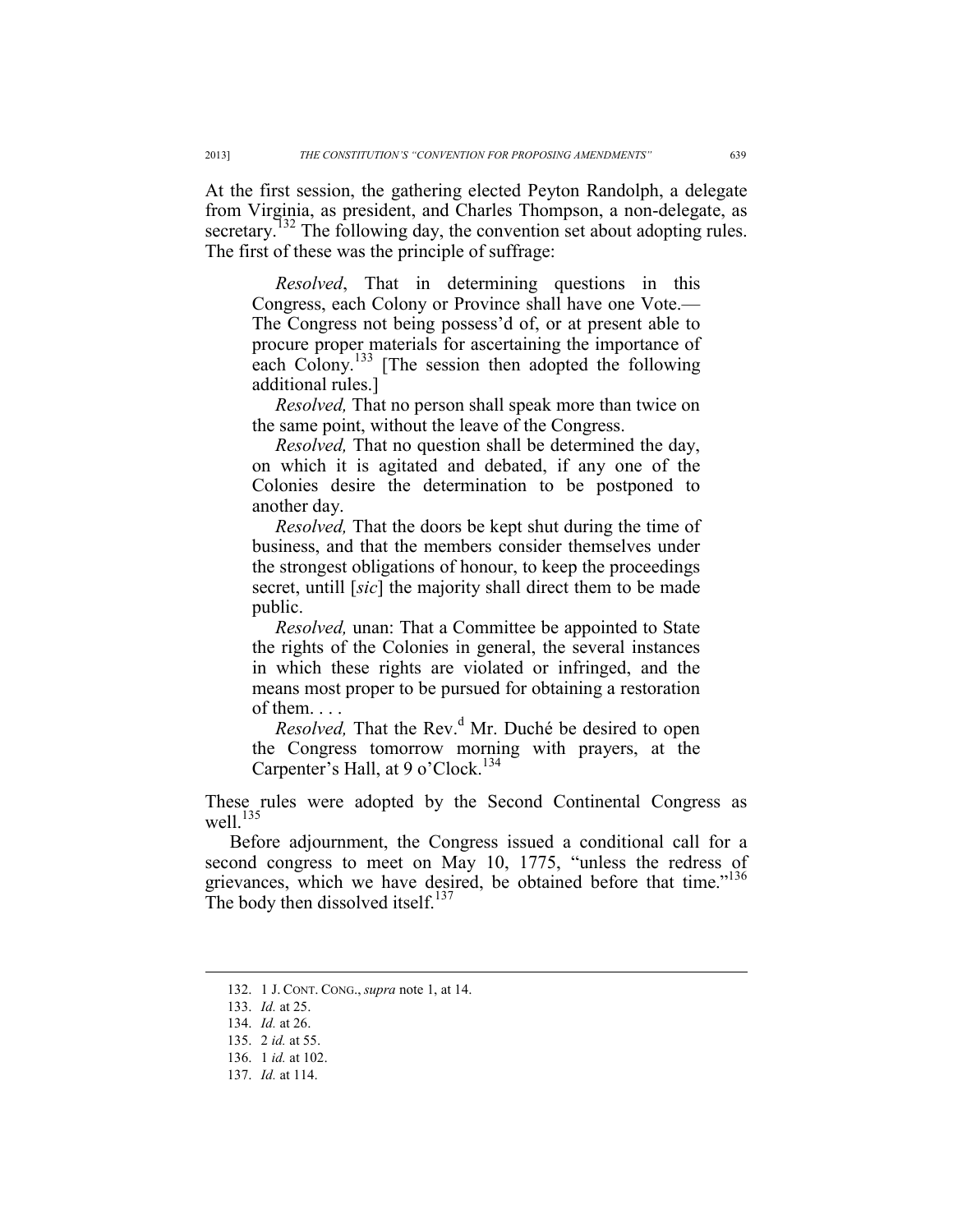At the first session, the gathering elected Peyton Randolph, a delegate from Virginia, as president, and Charles Thompson, a non-delegate, as secretary.[132] The following day, the convention set about adopting rules. The first of these was the principle of suffrage:

> *Resolved*, That in determining questions in this Congress, each Colony or Province shall have one Vote.— The Congress not being possess'd of, or at present able to procure proper materials for ascertaining the importance of each Colony.[133] [The session then adopted the following additional rules.]
>
> *Resolved,* That no person shall speak more than twice on the same point, without the leave of the Congress.
>
> *Resolved,* That no question shall be determined the day, on which it is agitated and debated, if any one of the Colonies desire the determination to be postponed to another day.
>
> *Resolved,* That the doors be kept shut during the time of business, and that the members consider themselves under the strongest obligations of honour, to keep the proceedings secret, untill [*sic*] the majority shall direct them to be made public.
>
> *Resolved,* unan: That a Committee be appointed to State the rights of the Colonies in general, the several instances in which these rights are violated or infringed, and the means most proper to be pursued for obtaining a restoration of them. . . .
>
> *Resolved,* That the Rev.[d] Mr. Duché be desired to open the Congress tomorrow morning with prayers, at the Carpenter's Hall, at 9 o'Clock.[134]

These rules were adopted by the Second Continental Congress as well.[135]

Before adjournment, the Congress issued a conditional call for a second congress to meet on May 10, 1775, "unless the redress of grievances, which we have desired, be obtained before that time."[136] The body then dissolved itself.[137]

---

132. 1 J. CONT. CONG., *supra* note 1, at 14.

133. *Id.* at 25.

134. *Id.* at 26.

135. 2 *id.* at 55.

136. 1 *id.* at 102.

137. *Id.* at 114.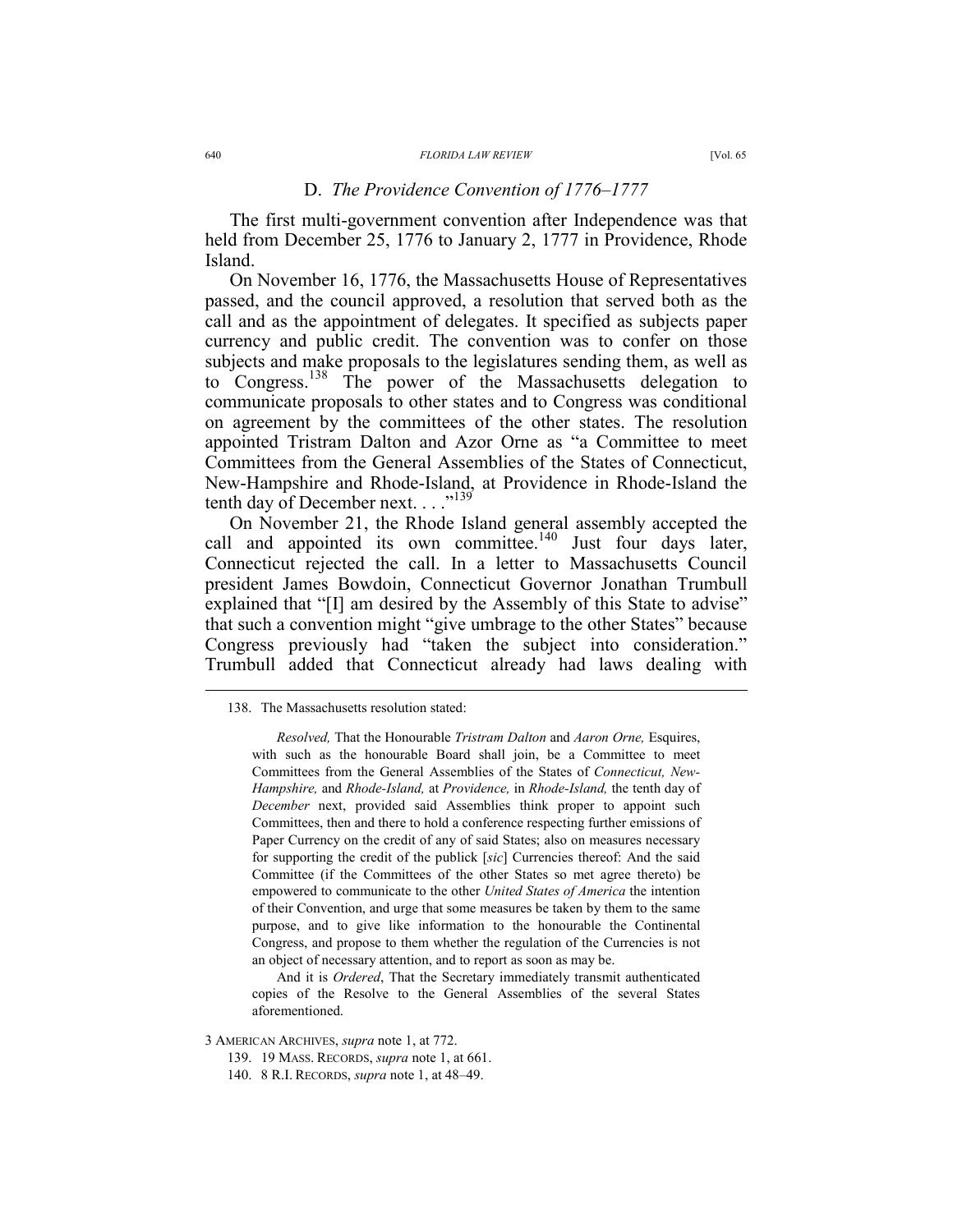### D. *The Providence Convention of 1776–1777*

The first multi-government convention after Independence was that held from December 25, 1776 to January 2, 1777 in Providence, Rhode Island.

On November 16, 1776, the Massachusetts House of Representatives passed, and the council approved, a resolution that served both as the call and as the appointment of delegates. It specified as subjects paper currency and public credit. The convention was to confer on those subjects and make proposals to the legislatures sending them, as well as to Congress.[138] The power of the Massachusetts delegation to communicate proposals to other states and to Congress was conditional on agreement by the committees of the other states. The resolution appointed Tristram Dalton and Azor Orne as "a Committee to meet Committees from the General Assemblies of the States of Connecticut, New-Hampshire and Rhode-Island, at Providence in Rhode-Island the tenth day of December next. . . ."[139]

On November 21, the Rhode Island general assembly accepted the call and appointed its own committee.[140] Just four days later, Connecticut rejected the call. In a letter to Massachusetts Council president James Bowdoin, Connecticut Governor Jonathan Trumbull explained that "[I] am desired by the Assembly of this State to advise" that such a convention might "give umbrage to the other States" because Congress previously had "taken the subject into consideration." Trumbull added that Connecticut already had laws dealing with

---

138. The Massachusetts resolution stated:

> *Resolved,* That the Honourable *Tristram Dalton* and *Aaron Orne,* Esquires, with such as the honourable Board shall join, be a Committee to meet Committees from the General Assemblies of the States of *Connecticut, New-Hampshire,* and *Rhode-Island,* at *Providence,* in *Rhode-Island,* the tenth day of *December* next, provided said Assemblies think proper to appoint such Committees, then and there to hold a conference respecting further emissions of Paper Currency on the credit of any of said States; also on measures necessary for supporting the credit of the publick [*sic*] Currencies thereof: And the said Committee (if the Committees of the other States so met agree thereto) be empowered to communicate to the other *United States of America* the intention of their Convention, and urge that some measures be taken by them to the same purpose, and to give like information to the honourable the Continental Congress, and propose to them whether the regulation of the Currencies is not an object of necessary attention, and to report as soon as may be.
>
> And it is *Ordered*, That the Secretary immediately transmit authenticated copies of the Resolve to the General Assemblies of the several States aforementioned.

3 AMERICAN ARCHIVES, *supra* note 1, at 772.

139. 19 MASS. RECORDS, *supra* note 1, at 661.

140. 8 R.I. RECORDS, *supra* note 1, at 48–49.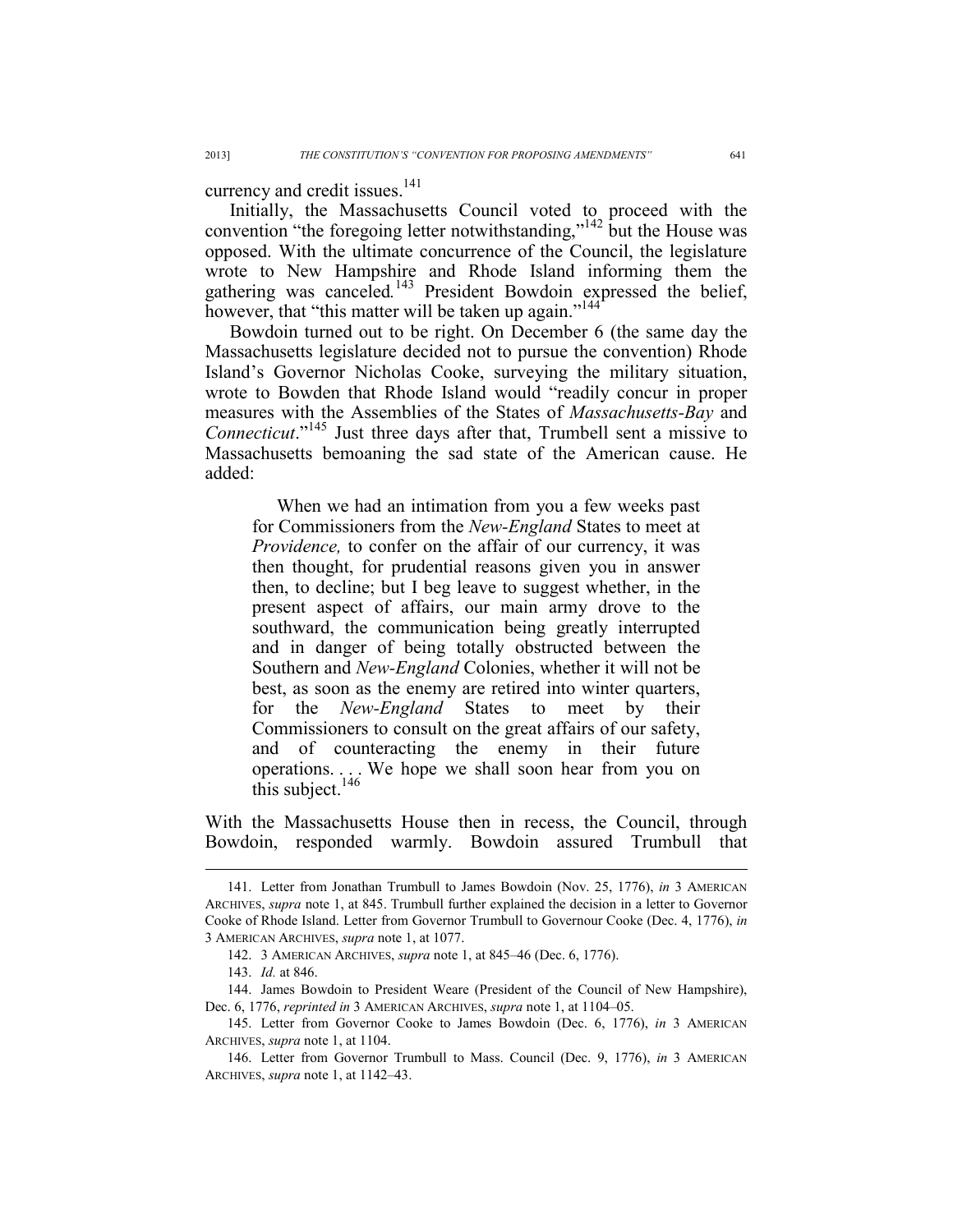currency and credit issues.[141]

Initially, the Massachusetts Council voted to proceed with the convention "the foregoing letter notwithstanding,"[142] but the House was opposed. With the ultimate concurrence of the Council, the legislature wrote to New Hampshire and Rhode Island informing them the gathering was canceled.[143] President Bowdoin expressed the belief, however, that "this matter will be taken up again."[144]

Bowdoin turned out to be right. On December 6 (the same day the Massachusetts legislature decided not to pursue the convention) Rhode Island's Governor Nicholas Cooke, surveying the military situation, wrote to Bowden that Rhode Island would "readily concur in proper measures with the Assemblies of the States of *Massachusetts-Bay* and *Connecticut*."[145] Just three days after that, Trumbell sent a missive to Massachusetts bemoaning the sad state of the American cause. He added:

> When we had an intimation from you a few weeks past for Commissioners from the *New-England* States to meet at *Providence,* to confer on the affair of our currency, it was then thought, for prudential reasons given you in answer then, to decline; but I beg leave to suggest whether, in the present aspect of affairs, our main army drove to the southward, the communication being greatly interrupted and in danger of being totally obstructed between the Southern and *New-England* Colonies, whether it will not be best, as soon as the enemy are retired into winter quarters, for the *New-England* States to meet by their Commissioners to consult on the great affairs of our safety, and of counteracting the enemy in their future operations. . . . We hope we shall soon hear from you on this subject.[146]

With the Massachusetts House then in recess, the Council, through Bowdoin, responded warmly. Bowdoin assured Trumbull that

---

141. Letter from Jonathan Trumbull to James Bowdoin (Nov. 25, 1776), *in* 3 AMERICAN ARCHIVES, *supra* note 1, at 845. Trumbull further explained the decision in a letter to Governor Cooke of Rhode Island. Letter from Governor Trumbull to Governour Cooke (Dec. 4, 1776), *in* 3 AMERICAN ARCHIVES, *supra* note 1, at 1077.

142. 3 AMERICAN ARCHIVES, *supra* note 1, at 845–46 (Dec. 6, 1776).

143. *Id.* at 846.

144. James Bowdoin to President Weare (President of the Council of New Hampshire), Dec. 6, 1776, *reprinted in* 3 AMERICAN ARCHIVES, *supra* note 1, at 1104–05.

145. Letter from Governor Cooke to James Bowdoin (Dec. 6, 1776), *in* 3 AMERICAN ARCHIVES, *supra* note 1, at 1104.

146. Letter from Governor Trumbull to Mass. Council (Dec. 9, 1776), *in* 3 AMERICAN ARCHIVES, *supra* note 1, at 1142–43.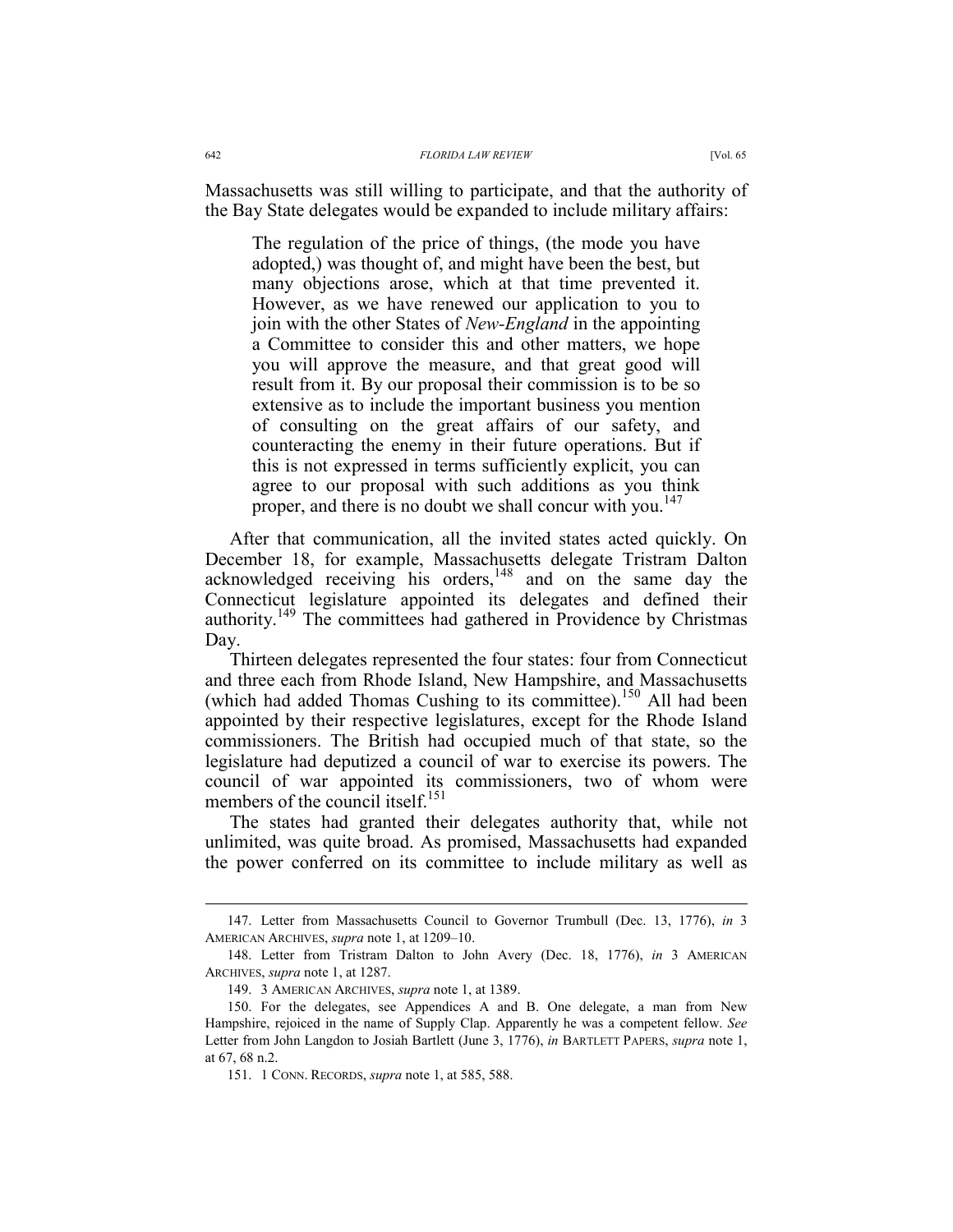Massachusetts was still willing to participate, and that the authority of the Bay State delegates would be expanded to include military affairs:

> The regulation of the price of things, (the mode you have adopted,) was thought of, and might have been the best, but many objections arose, which at that time prevented it. However, as we have renewed our application to you to join with the other States of *New-England* in the appointing a Committee to consider this and other matters, we hope you will approve the measure, and that great good will result from it. By our proposal their commission is to be so extensive as to include the important business you mention of consulting on the great affairs of our safety, and counteracting the enemy in their future operations. But if this is not expressed in terms sufficiently explicit, you can agree to our proposal with such additions as you think proper, and there is no doubt we shall concur with you.[147]

After that communication, all the invited states acted quickly. On December 18, for example, Massachusetts delegate Tristram Dalton acknowledged receiving his orders,[148] and on the same day the Connecticut legislature appointed its delegates and defined their authority.[149] The committees had gathered in Providence by Christmas Day.

Thirteen delegates represented the four states: four from Connecticut and three each from Rhode Island, New Hampshire, and Massachusetts (which had added Thomas Cushing to its committee).[150] All had been appointed by their respective legislatures, except for the Rhode Island commissioners. The British had occupied much of that state, so the legislature had deputized a council of war to exercise its powers. The council of war appointed its commissioners, two of whom were members of the council itself.[151]

The states had granted their delegates authority that, while not unlimited, was quite broad. As promised, Massachusetts had expanded the power conferred on its committee to include military as well as

---

147. Letter from Massachusetts Council to Governor Trumbull (Dec. 13, 1776), *in* 3 AMERICAN ARCHIVES, *supra* note 1, at 1209–10.

148. Letter from Tristram Dalton to John Avery (Dec. 18, 1776), *in* 3 AMERICAN ARCHIVES, *supra* note 1, at 1287.

149. 3 AMERICAN ARCHIVES, *supra* note 1, at 1389.

150. For the delegates, see Appendices A and B. One delegate, a man from New Hampshire, rejoiced in the name of Supply Clap. Apparently he was a competent fellow. *See* Letter from John Langdon to Josiah Bartlett (June 3, 1776), *in* BARTLETT PAPERS, *supra* note 1, at 67, 68 n.2.

151. 1 CONN. RECORDS, *supra* note 1, at 585, 588.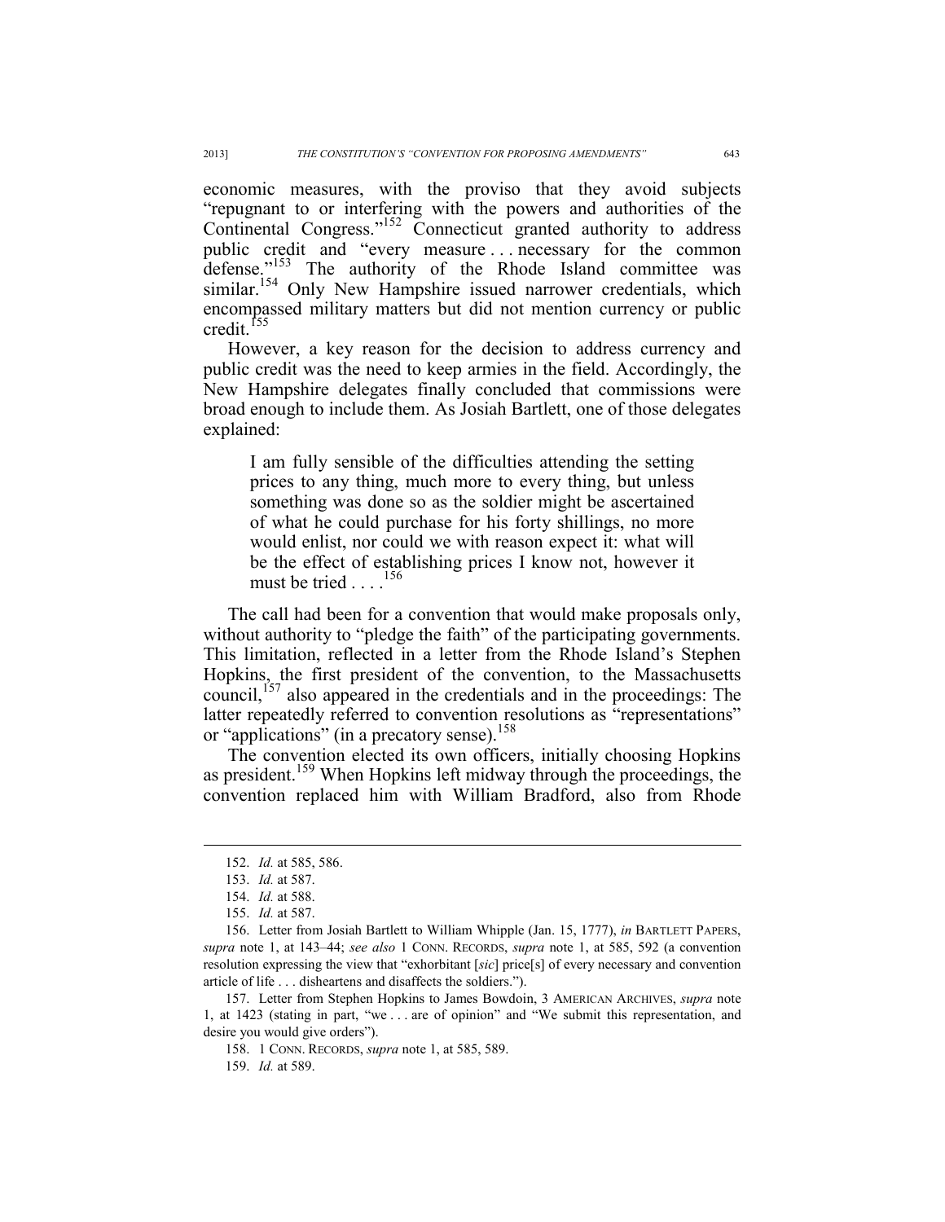economic measures, with the proviso that they avoid subjects "repugnant to or interfering with the powers and authorities of the Continental Congress."[152] Connecticut granted authority to address public credit and "every measure . . . necessary for the common defense."[153] The authority of the Rhode Island committee was similar.[154] Only New Hampshire issued narrower credentials, which encompassed military matters but did not mention currency or public credit.[155]

However, a key reason for the decision to address currency and public credit was the need to keep armies in the field. Accordingly, the New Hampshire delegates finally concluded that commissions were broad enough to include them. As Josiah Bartlett, one of those delegates explained:

> I am fully sensible of the difficulties attending the setting prices to any thing, much more to every thing, but unless something was done so as the soldier might be ascertained of what he could purchase for his forty shillings, no more would enlist, nor could we with reason expect it: what will be the effect of establishing prices I know not, however it must be tried . . . .[156]

The call had been for a convention that would make proposals only, without authority to "pledge the faith" of the participating governments. This limitation, reflected in a letter from the Rhode Island's Stephen Hopkins, the first president of the convention, to the Massachusetts council,[157] also appeared in the credentials and in the proceedings: The latter repeatedly referred to convention resolutions as "representations" or "applications" (in a precatory sense).[158]

The convention elected its own officers, initially choosing Hopkins as president.[159] When Hopkins left midway through the proceedings, the convention replaced him with William Bradford, also from Rhode

---

152. *Id.* at 585, 586.

153. *Id.* at 587.

154. *Id.* at 588.

155. *Id.* at 587.

156. Letter from Josiah Bartlett to William Whipple (Jan. 15, 1777), *in* BARTLETT PAPERS, *supra* note 1, at 143–44; *see also* 1 CONN. RECORDS, *supra* note 1, at 585, 592 (a convention resolution expressing the view that "exhorbitant [*sic*] price[s] of every necessary and convention article of life . . . disheartens and disaffects the soldiers.").

157. Letter from Stephen Hopkins to James Bowdoin, 3 AMERICAN ARCHIVES, *supra* note 1, at 1423 (stating in part, "we . . . are of opinion" and "We submit this representation, and desire you would give orders").

158. 1 CONN. RECORDS, *supra* note 1, at 585, 589.

159. *Id.* at 589.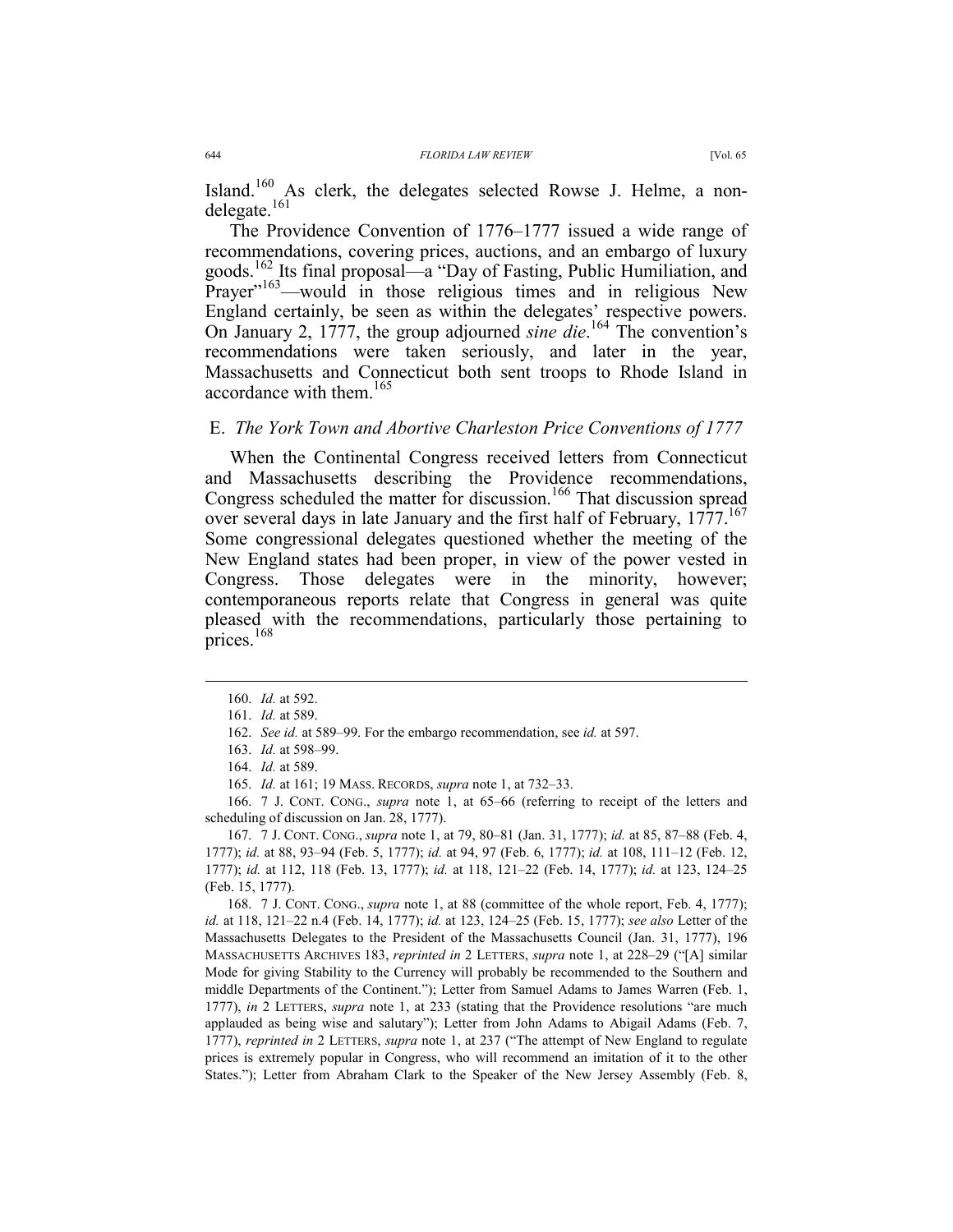Island.[160] As clerk, the delegates selected Rowse J. Helme, a non-delegate.[161]

The Providence Convention of 1776–1777 issued a wide range of recommendations, covering prices, auctions, and an embargo of luxury goods.[162] Its final proposal—a "Day of Fasting, Public Humiliation, and Prayer"[163]—would in those religious times and in religious New England certainly, be seen as within the delegates' respective powers. On January 2, 1777, the group adjourned *sine die*.[164] The convention's recommendations were taken seriously, and later in the year, Massachusetts and Connecticut both sent troops to Rhode Island in accordance with them.[165]

### E. *The York Town and Abortive Charleston Price Conventions of 1777*

When the Continental Congress received letters from Connecticut and Massachusetts describing the Providence recommendations, Congress scheduled the matter for discussion.[166] That discussion spread over several days in late January and the first half of February, 1777.[167] Some congressional delegates questioned whether the meeting of the New England states had been proper, in view of the power vested in Congress. Those delegates were in the minority, however; contemporaneous reports relate that Congress in general was quite pleased with the recommendations, particularly those pertaining to prices.[168]

---

160. *Id.* at 592.

161. *Id.* at 589.

162. *See id.* at 589–99. For the embargo recommendation, see *id.* at 597.

163. *Id.* at 598–99.

164. *Id.* at 589.

165. *Id.* at 161; 19 MASS. RECORDS, *supra* note 1, at 732–33.

166. 7 J. CONT. CONG., *supra* note 1, at 65–66 (referring to receipt of the letters and scheduling of discussion on Jan. 28, 1777).

167. 7 J. CONT. CONG., *supra* note 1, at 79, 80–81 (Jan. 31, 1777); *id.* at 85, 87–88 (Feb. 4, 1777); *id.* at 88, 93–94 (Feb. 5, 1777); *id.* at 94, 97 (Feb. 6, 1777); *id.* at 108, 111–12 (Feb. 12, 1777); *id.* at 112, 118 (Feb. 13, 1777); *id.* at 118, 121–22 (Feb. 14, 1777); *id.* at 123, 124–25 (Feb. 15, 1777).

168. 7 J. CONT. CONG., *supra* note 1, at 88 (committee of the whole report, Feb. 4, 1777); *id.* at 118, 121–22 n.4 (Feb. 14, 1777); *id.* at 123, 124–25 (Feb. 15, 1777); *see also* Letter of the Massachusetts Delegates to the President of the Massachusetts Council (Jan. 31, 1777), 196 MASSACHUSETTS ARCHIVES 183, *reprinted in* 2 LETTERS, *supra* note 1, at 228–29 ("[A] similar Mode for giving Stability to the Currency will probably be recommended to the Southern and middle Departments of the Continent."); Letter from Samuel Adams to James Warren (Feb. 1, 1777), *in* 2 LETTERS, *supra* note 1, at 233 (stating that the Providence resolutions "are much applauded as being wise and salutary"); Letter from John Adams to Abigail Adams (Feb. 7, 1777), *reprinted in* 2 LETTERS, *supra* note 1, at 237 ("The attempt of New England to regulate prices is extremely popular in Congress, who will recommend an imitation of it to the other States."); Letter from Abraham Clark to the Speaker of the New Jersey Assembly (Feb. 8,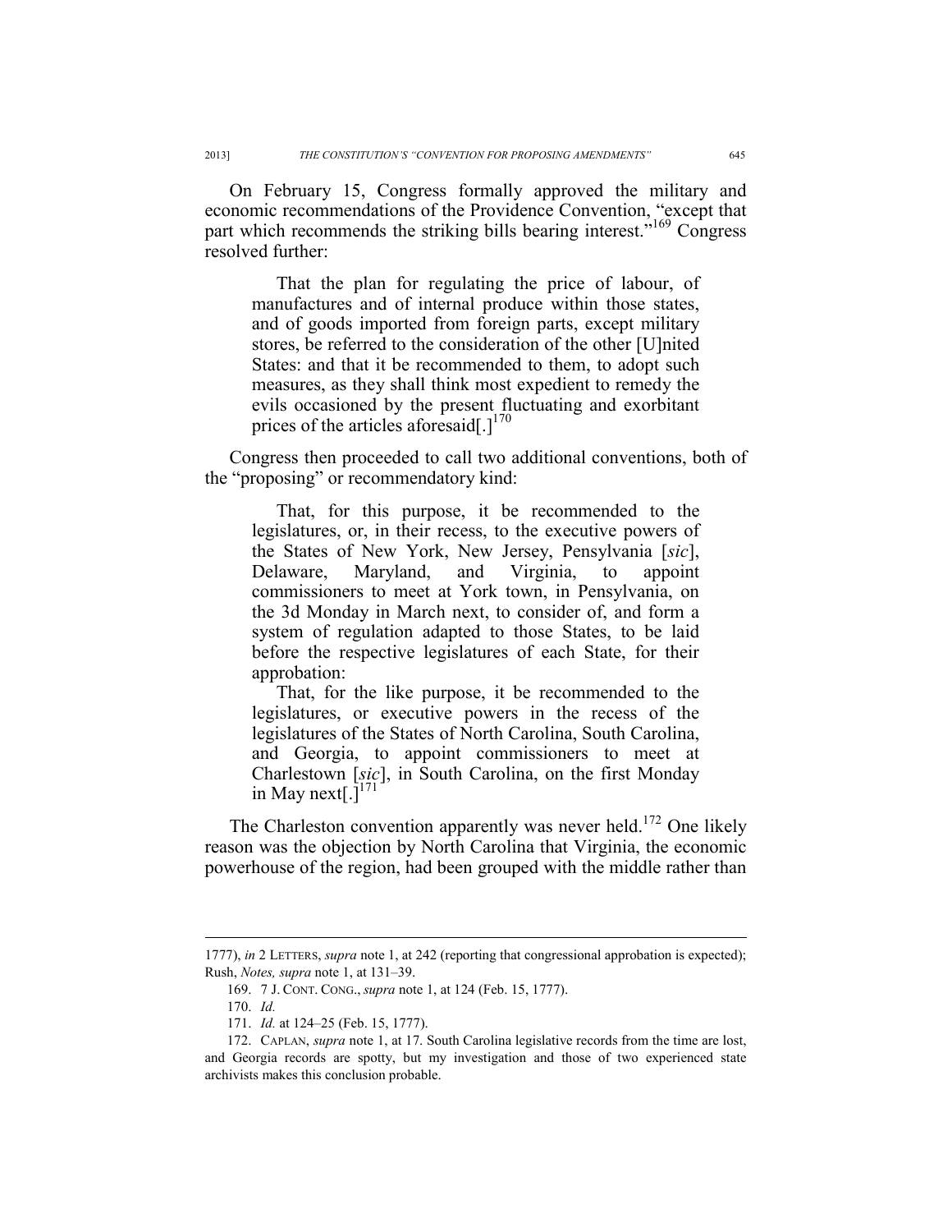On February 15, Congress formally approved the military and economic recommendations of the Providence Convention, "except that part which recommends the striking bills bearing interest."[169] Congress resolved further:

> That the plan for regulating the price of labour, of manufactures and of internal produce within those states, and of goods imported from foreign parts, except military stores, be referred to the consideration of the other [U]nited States: and that it be recommended to them, to adopt such measures, as they shall think most expedient to remedy the evils occasioned by the present fluctuating and exorbitant prices of the articles aforesaid[.][170]

Congress then proceeded to call two additional conventions, both of the "proposing" or recommendatory kind:

> That, for this purpose, it be recommended to the legislatures, or, in their recess, to the executive powers of the States of New York, New Jersey, Pensylvania [*sic*], Delaware, Maryland, and Virginia, to appoint commissioners to meet at York town, in Pensylvania, on the 3d Monday in March next, to consider of, and form a system of regulation adapted to those States, to be laid before the respective legislatures of each State, for their approbation:
>
> That, for the like purpose, it be recommended to the legislatures, or executive powers in the recess of the legislatures of the States of North Carolina, South Carolina, and Georgia, to appoint commissioners to meet at Charlestown [*sic*], in South Carolina, on the first Monday in May next[.][171]

The Charleston convention apparently was never held.[172] One likely reason was the objection by North Carolina that Virginia, the economic powerhouse of the region, had been grouped with the middle rather than

---

1777), *in* 2 LETTERS, *supra* note 1, at 242 (reporting that congressional approbation is expected); Rush, *Notes, supra* note 1, at 131–39.

169. 7 J. CONT. CONG., *supra* note 1, at 124 (Feb. 15, 1777).

170. *Id.*

171. *Id.* at 124–25 (Feb. 15, 1777).

172. CAPLAN, *supra* note 1, at 17. South Carolina legislative records from the time are lost, and Georgia records are spotty, but my investigation and those of two experienced state archivists makes this conclusion probable.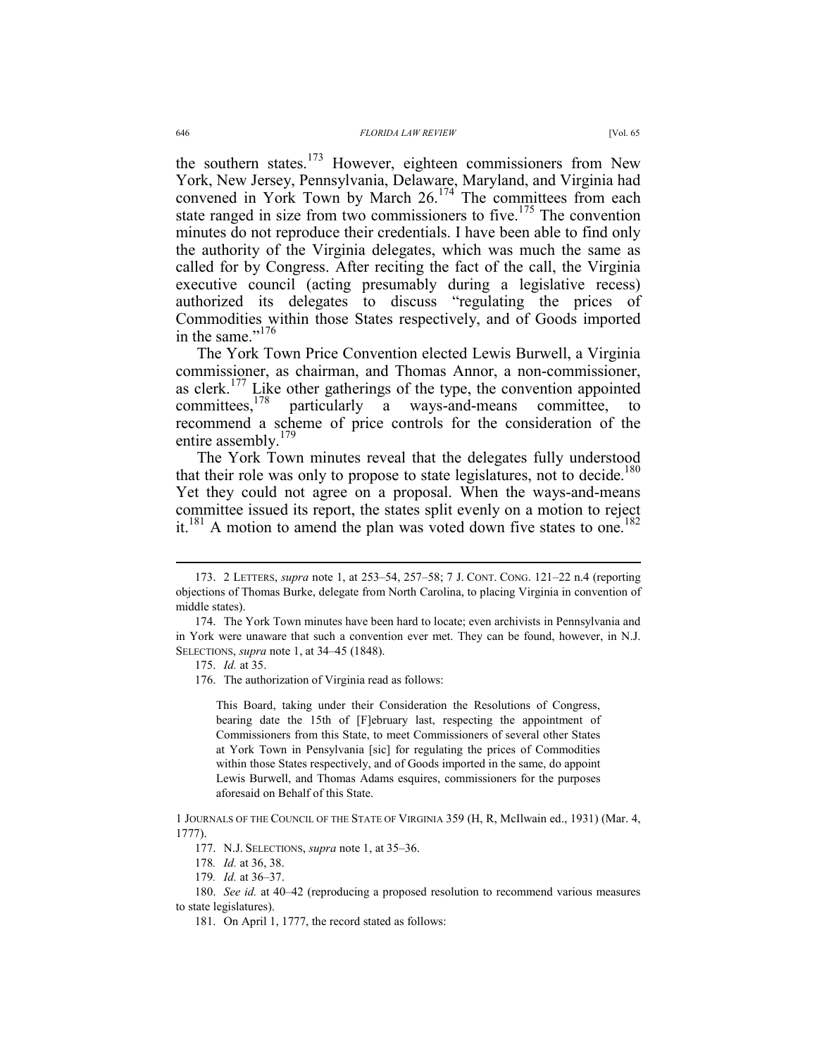the southern states.[173] However, eighteen commissioners from New York, New Jersey, Pennsylvania, Delaware, Maryland, and Virginia had convened in York Town by March 26.[174] The committees from each state ranged in size from two commissioners to five.[175] The convention minutes do not reproduce their credentials. I have been able to find only the authority of the Virginia delegates, which was much the same as called for by Congress. After reciting the fact of the call, the Virginia executive council (acting presumably during a legislative recess) authorized its delegates to discuss "regulating the prices of Commodities within those States respectively, and of Goods imported in the same."[176]

The York Town Price Convention elected Lewis Burwell, a Virginia commissioner, as chairman, and Thomas Annor, a non-commissioner, as clerk.[177] Like other gatherings of the type, the convention appointed committees,[178] particularly a ways-and-means committee, to recommend a scheme of price controls for the consideration of the entire assembly.[179]

The York Town minutes reveal that the delegates fully understood that their role was only to propose to state legislatures, not to decide.[180] Yet they could not agree on a proposal. When the ways-and-means committee issued its report, the states split evenly on a motion to reject it.[181] A motion to amend the plan was voted down five states to one.[182]

---

173. 2 LETTERS, *supra* note 1, at 253–54, 257–58; 7 J. CONT. CONG. 121–22 n.4 (reporting objections of Thomas Burke, delegate from North Carolina, to placing Virginia in convention of middle states).

174. The York Town minutes have been hard to locate; even archivists in Pennsylvania and in York were unaware that such a convention ever met. They can be found, however, in N.J. SELECTIONS, *supra* note 1, at 34–45 (1848).

175. *Id.* at 35.

176. The authorization of Virginia read as follows:

> This Board, taking under their Consideration the Resolutions of Congress, bearing date the 15th of [F]ebruary last, respecting the appointment of Commissioners from this State, to meet Commissioners of several other States at York Town in Pensylvania [sic] for regulating the prices of Commodities within those States respectively, and of Goods imported in the same, do appoint Lewis Burwell, and Thomas Adams esquires, commissioners for the purposes aforesaid on Behalf of this State.

1 JOURNALS OF THE COUNCIL OF THE STATE OF VIRGINIA 359 (H, R, McIlwain ed., 1931) (Mar. 4, 1777).

177. N.J. SELECTIONS, *supra* note 1, at 35–36.

178. *Id.* at 36, 38.

179. *Id.* at 36–37.

180. *See id.* at 40–42 (reproducing a proposed resolution to recommend various measures to state legislatures).

181. On April 1, 1777, the record stated as follows: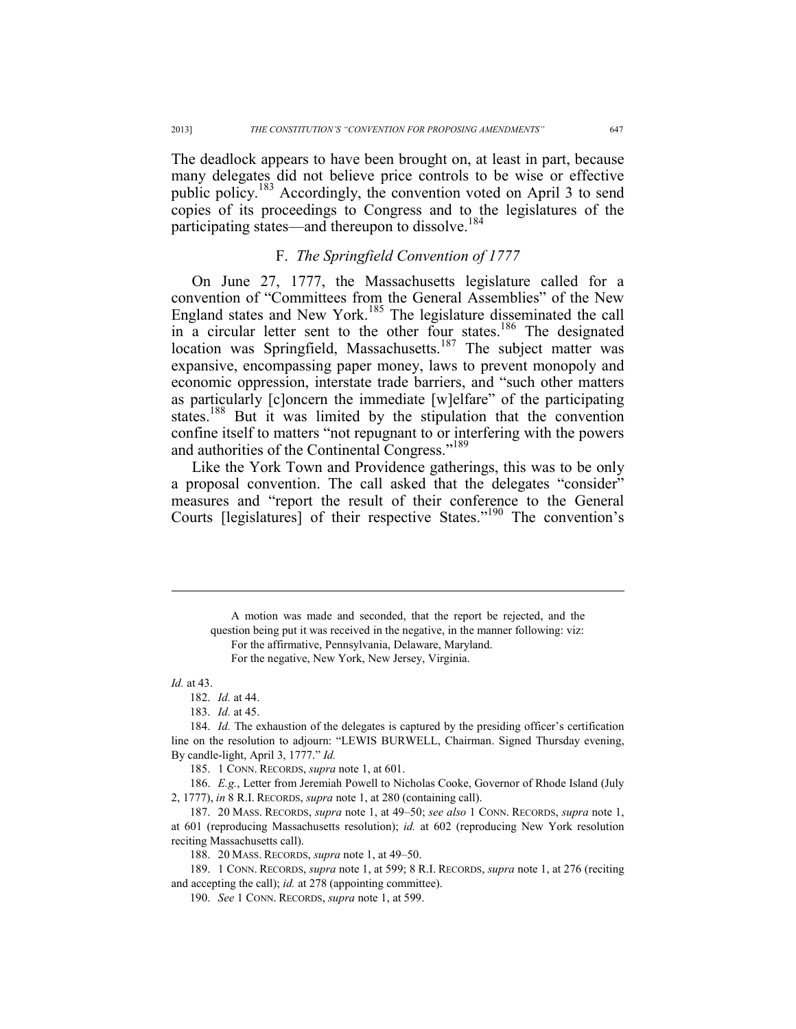The deadlock appears to have been brought on, at least in part, because many delegates did not believe price controls to be wise or effective public policy.[183] Accordingly, the convention voted on April 3 to send copies of its proceedings to Congress and to the legislatures of the participating states—and thereupon to dissolve.[184]

### F. *The Springfield Convention of 1777*

On June 27, 1777, the Massachusetts legislature called for a convention of "Committees from the General Assemblies" of the New England states and New York.[185] The legislature disseminated the call in a circular letter sent to the other four states.[186] The designated location was Springfield, Massachusetts.[187] The subject matter was expansive, encompassing paper money, laws to prevent monopoly and economic oppression, interstate trade barriers, and "such other matters as particularly [c]oncern the immediate [w]elfare" of the participating states.[188] But it was limited by the stipulation that the convention confine itself to matters "not repugnant to or interfering with the powers and authorities of the Continental Congress."[189]

Like the York Town and Providence gatherings, this was to be only a proposal convention. The call asked that the delegates "consider" measures and "report the result of their conference to the General Courts [legislatures] of their respective States."[190] The convention's

---

> A motion was made and seconded, that the report be rejected, and the question being put it was received in the negative, in the manner following: viz:
>
> For the affirmative, Pennsylvania, Delaware, Maryland.
>
> For the negative, New York, New Jersey, Virginia.

*Id.* at 43.

182. *Id.* at 44.

183. *Id.* at 45.

184. *Id.* The exhaustion of the delegates is captured by the presiding officer's certification line on the resolution to adjourn: "LEWIS BURWELL, Chairman. Signed Thursday evening, By candle-light, April 3, 1777." *Id.*

185. 1 CONN. RECORDS, *supra* note 1, at 601.

186. *E.g.*, Letter from Jeremiah Powell to Nicholas Cooke, Governor of Rhode Island (July 2, 1777), *in* 8 R.I. RECORDS, *supra* note 1, at 280 (containing call).

187. 20 MASS. RECORDS, *supra* note 1, at 49–50; *see also* 1 CONN. RECORDS, *supra* note 1, at 601 (reproducing Massachusetts resolution); *id.* at 602 (reproducing New York resolution reciting Massachusetts call).

188. 20 MASS. RECORDS, *supra* note 1, at 49–50.

189. 1 CONN. RECORDS, *supra* note 1, at 599; 8 R.I. RECORDS, *supra* note 1, at 276 (reciting and accepting the call); *id.* at 278 (appointing committee).

190. *See* 1 CONN. RECORDS, *supra* note 1, at 599.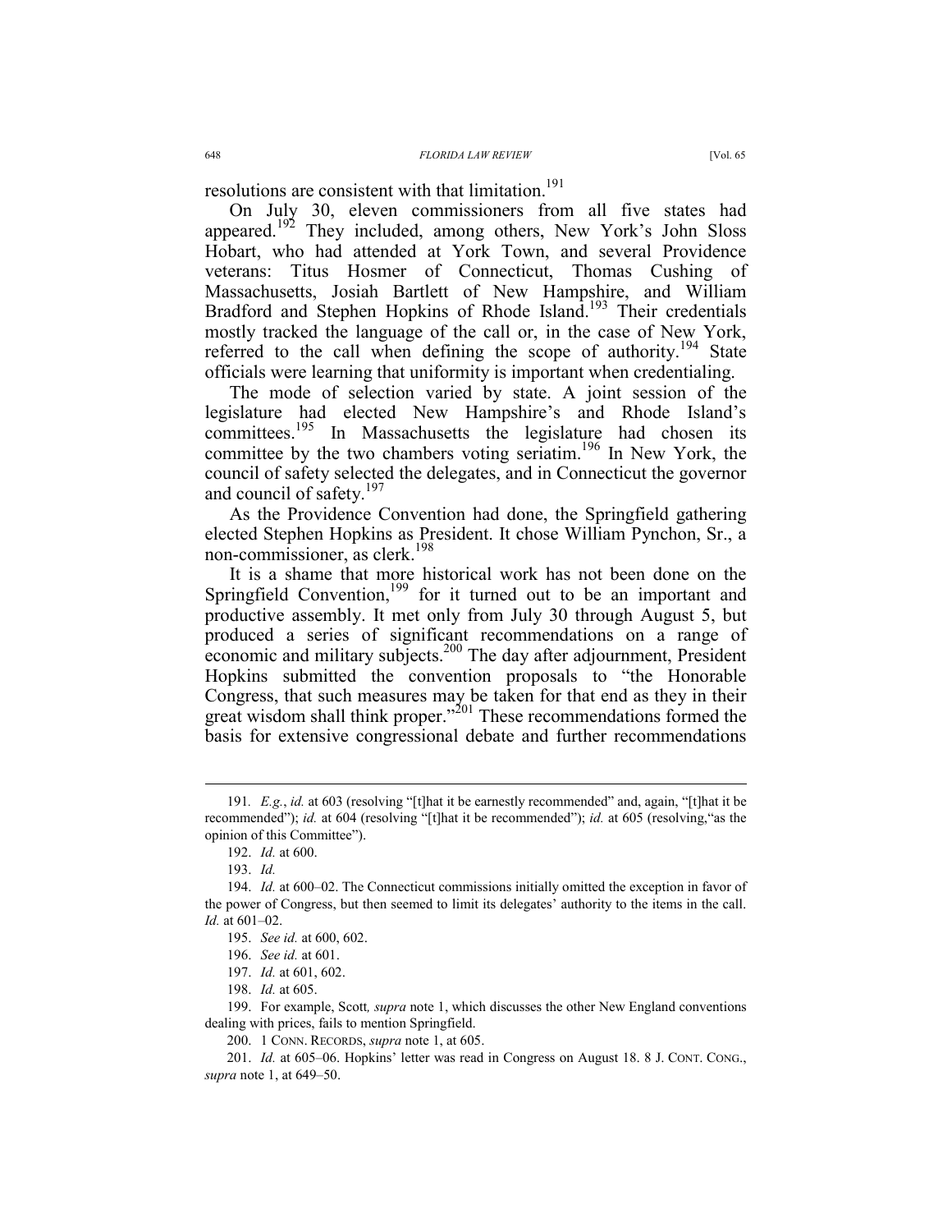resolutions are consistent with that limitation.[191]

On July 30, eleven commissioners from all five states had appeared.[192] They included, among others, New York's John Sloss Hobart, who had attended at York Town, and several Providence veterans: Titus Hosmer of Connecticut, Thomas Cushing of Massachusetts, Josiah Bartlett of New Hampshire, and William Bradford and Stephen Hopkins of Rhode Island.[193] Their credentials mostly tracked the language of the call or, in the case of New York, referred to the call when defining the scope of authority.[194] State officials were learning that uniformity is important when credentialing.

The mode of selection varied by state. A joint session of the legislature had elected New Hampshire's and Rhode Island's committees.[195] In Massachusetts the legislature had chosen its committee by the two chambers voting seriatim.[196] In New York, the council of safety selected the delegates, and in Connecticut the governor and council of safety.[197]

As the Providence Convention had done, the Springfield gathering elected Stephen Hopkins as President. It chose William Pynchon, Sr., a non-commissioner, as clerk.[198]

It is a shame that more historical work has not been done on the Springfield Convention,[199] for it turned out to be an important and productive assembly. It met only from July 30 through August 5, but produced a series of significant recommendations on a range of economic and military subjects.[200] The day after adjournment, President Hopkins submitted the convention proposals to "the Honorable Congress, that such measures may be taken for that end as they in their great wisdom shall think proper."[201] These recommendations formed the basis for extensive congressional debate and further recommendations

---

191. *E.g.*, *id.* at 603 (resolving "[t]hat it be earnestly recommended" and, again, "[t]hat it be recommended"); *id.* at 604 (resolving "[t]hat it be recommended"); *id.* at 605 (resolving,"as the opinion of this Committee").

192. *Id.* at 600.

193. *Id.*

194. *Id.* at 600–02. The Connecticut commissions initially omitted the exception in favor of the power of Congress, but then seemed to limit its delegates' authority to the items in the call. *Id.* at 601–02.

195. *See id.* at 600, 602.

196. *See id.* at 601.

197. *Id.* at 601, 602.

198. *Id.* at 605.

199. For example, Scott*, supra* note 1, which discusses the other New England conventions dealing with prices, fails to mention Springfield.

200. 1 CONN. RECORDS, *supra* note 1, at 605.

201. *Id.* at 605–06. Hopkins' letter was read in Congress on August 18. 8 J. CONT. CONG., *supra* note 1, at 649–50.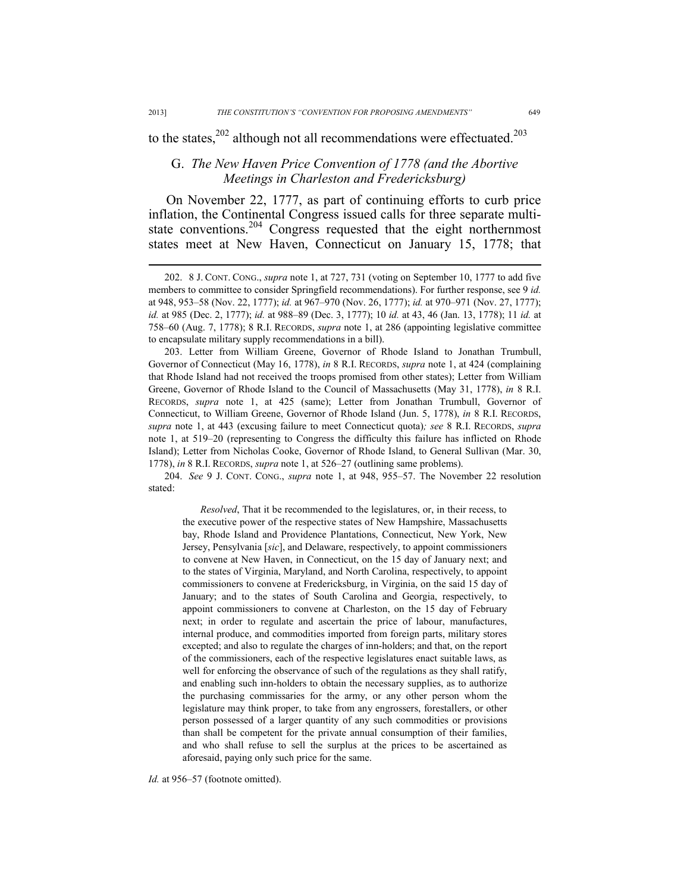to the states,[202] although not all recommendations were effectuated.[203]

## G. *The New Haven Price Convention of 1778 (and the Abortive Meetings in Charleston and Fredericksburg)*

On November 22, 1777, as part of continuing efforts to curb price inflation, the Continental Congress issued calls for three separate multi-state conventions.[204] Congress requested that the eight northernmost states meet at New Haven, Connecticut on January 15, 1778; that

---

202. 8 J. CONT. CONG., *supra* note 1, at 727, 731 (voting on September 10, 1777 to add five members to committee to consider Springfield recommendations). For further response, see 9 *id.* at 948, 953–58 (Nov. 22, 1777); *id.* at 967–970 (Nov. 26, 1777); *id.* at 970–971 (Nov. 27, 1777); *id.* at 985 (Dec. 2, 1777); *id.* at 988–89 (Dec. 3, 1777); 10 *id.* at 43, 46 (Jan. 13, 1778); 11 *id.* at 758–60 (Aug. 7, 1778); 8 R.I. RECORDS, *supra* note 1, at 286 (appointing legislative committee to encapsulate military supply recommendations in a bill).

203. Letter from William Greene, Governor of Rhode Island to Jonathan Trumbull, Governor of Connecticut (May 16, 1778), *in* 8 R.I. RECORDS, *supra* note 1, at 424 (complaining that Rhode Island had not received the troops promised from other states); Letter from William Greene, Governor of Rhode Island to the Council of Massachusetts (May 31, 1778), *in* 8 R.I. RECORDS, *supra* note 1, at 425 (same); Letter from Jonathan Trumbull, Governor of Connecticut, to William Greene, Governor of Rhode Island (Jun. 5, 1778), *in* 8 R.I. RECORDS, *supra* note 1, at 443 (excusing failure to meet Connecticut quota)*; see* 8 R.I. RECORDS, *supra* note 1, at 519–20 (representing to Congress the difficulty this failure has inflicted on Rhode Island); Letter from Nicholas Cooke, Governor of Rhode Island, to General Sullivan (Mar. 30, 1778), *in* 8 R.I. RECORDS, *supra* note 1, at 526–27 (outlining same problems).

204. *See* 9 J. CONT. CONG., *supra* note 1, at 948, 955–57. The November 22 resolution stated:

> *Resolved*, That it be recommended to the legislatures, or, in their recess, to the executive power of the respective states of New Hampshire, Massachusetts bay, Rhode Island and Providence Plantations, Connecticut, New York, New Jersey, Pensylvania [*sic*], and Delaware, respectively, to appoint commissioners to convene at New Haven, in Connecticut, on the 15 day of January next; and to the states of Virginia, Maryland, and North Carolina, respectively, to appoint commissioners to convene at Fredericksburg, in Virginia, on the said 15 day of January; and to the states of South Carolina and Georgia, respectively, to appoint commissioners to convene at Charleston, on the 15 day of February next; in order to regulate and ascertain the price of labour, manufactures, internal produce, and commodities imported from foreign parts, military stores excepted; and also to regulate the charges of inn-holders; and that, on the report of the commissioners, each of the respective legislatures enact suitable laws, as well for enforcing the observance of such of the regulations as they shall ratify, and enabling such inn-holders to obtain the necessary supplies, as to authorize the purchasing commissaries for the army, or any other person whom the legislature may think proper, to take from any engrossers, forestallers, or other person possessed of a larger quantity of any such commodities or provisions than shall be competent for the private annual consumption of their families, and who shall refuse to sell the surplus at the prices to be ascertained as aforesaid, paying only such price for the same.

*Id.* at 956–57 (footnote omitted).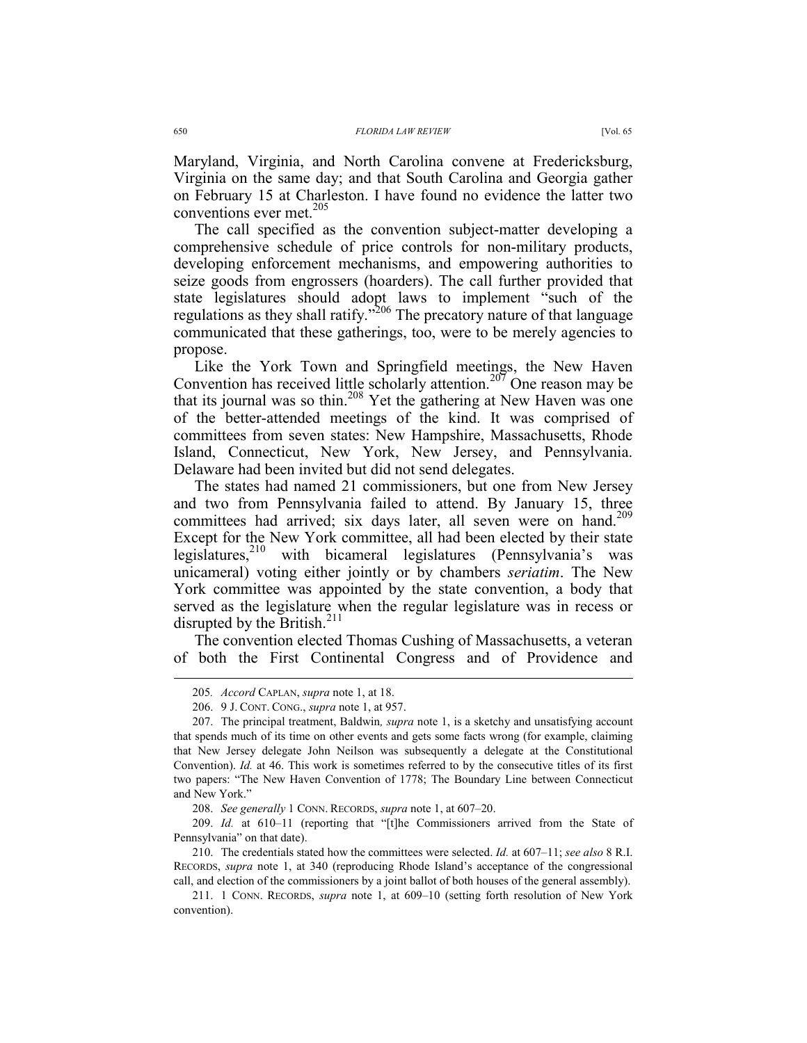Maryland, Virginia, and North Carolina convene at Fredericksburg, Virginia on the same day; and that South Carolina and Georgia gather on February 15 at Charleston. I have found no evidence the latter two conventions ever met.[205]

The call specified as the convention subject-matter developing a comprehensive schedule of price controls for non-military products, developing enforcement mechanisms, and empowering authorities to seize goods from engrossers (hoarders). The call further provided that state legislatures should adopt laws to implement "such of the regulations as they shall ratify."[206] The precatory nature of that language communicated that these gatherings, too, were to be merely agencies to propose.

Like the York Town and Springfield meetings, the New Haven Convention has received little scholarly attention.[207] One reason may be that its journal was so thin.[208] Yet the gathering at New Haven was one of the better-attended meetings of the kind. It was comprised of committees from seven states: New Hampshire, Massachusetts, Rhode Island, Connecticut, New York, New Jersey, and Pennsylvania. Delaware had been invited but did not send delegates.

The states had named 21 commissioners, but one from New Jersey and two from Pennsylvania failed to attend. By January 15, three committees had arrived; six days later, all seven were on hand.[209] Except for the New York committee, all had been elected by their state legislatures,[210] with bicameral legislatures (Pennsylvania's was unicameral) voting either jointly or by chambers *seriatim*. The New York committee was appointed by the state convention, a body that served as the legislature when the regular legislature was in recess or disrupted by the British.[211]

The convention elected Thomas Cushing of Massachusetts, a veteran of both the First Continental Congress and of Providence and

---

205. *Accord* CAPLAN, *supra* note 1, at 18.

206. 9 J. CONT. CONG., *supra* note 1, at 957.

207. The principal treatment, Baldwin, *supra* note 1, is a sketchy and unsatisfying account that spends much of its time on other events and gets some facts wrong (for example, claiming that New Jersey delegate John Neilson was subsequently a delegate at the Constitutional Convention). *Id.* at 46. This work is sometimes referred to by the consecutive titles of its first two papers: "The New Haven Convention of 1778; The Boundary Line between Connecticut and New York."

208. *See generally* 1 CONN. RECORDS, *supra* note 1, at 607–20.

209. *Id.* at 610–11 (reporting that "[t]he Commissioners arrived from the State of Pennsylvania" on that date).

210. The credentials stated how the committees were selected. *Id.* at 607–11; *see also* 8 R.I. RECORDS, *supra* note 1, at 340 (reproducing Rhode Island's acceptance of the congressional call, and election of the commissioners by a joint ballot of both houses of the general assembly).

211. 1 CONN. RECORDS, *supra* note 1, at 609–10 (setting forth resolution of New York convention).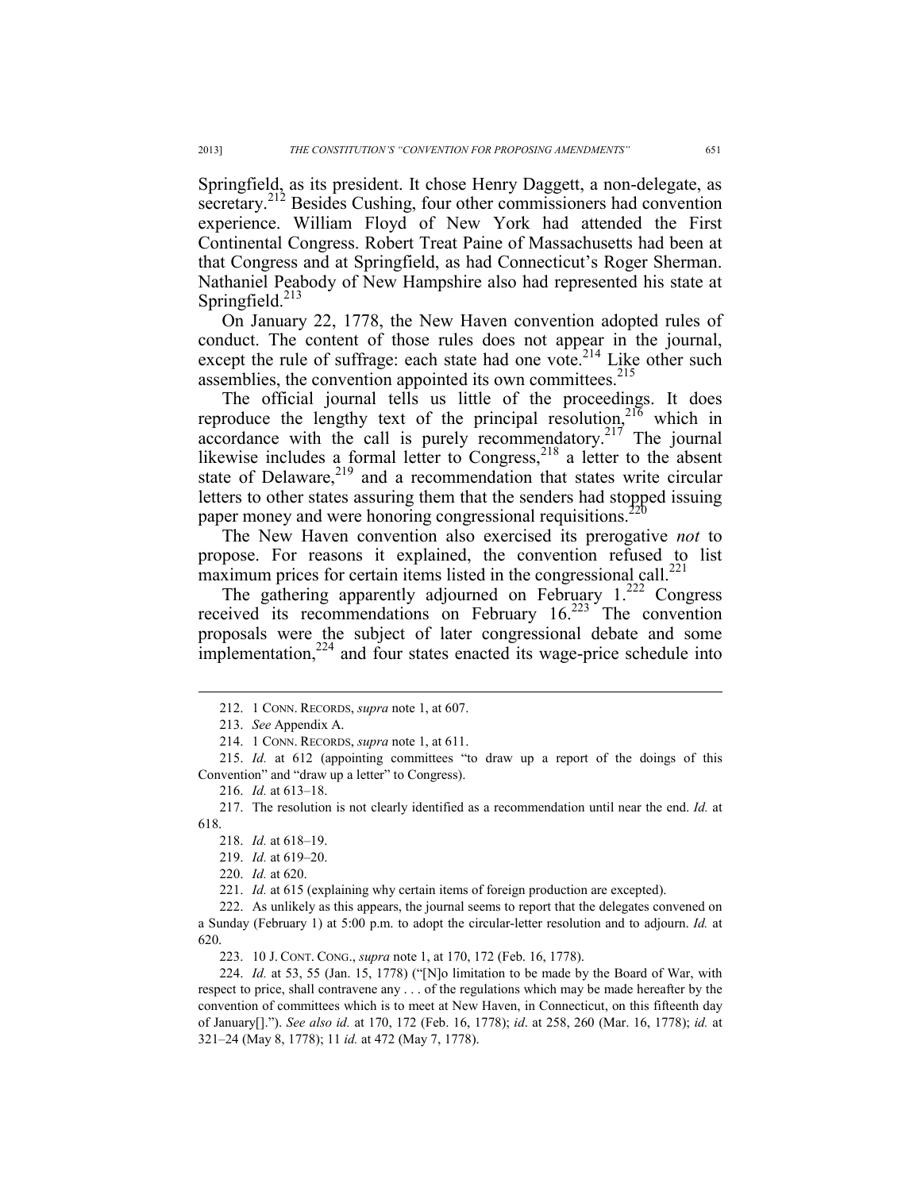Springfield, as its president. It chose Henry Daggett, a non-delegate, as secretary.[212] Besides Cushing, four other commissioners had convention experience. William Floyd of New York had attended the First Continental Congress. Robert Treat Paine of Massachusetts had been at that Congress and at Springfield, as had Connecticut's Roger Sherman. Nathaniel Peabody of New Hampshire also had represented his state at Springfield.[213]

On January 22, 1778, the New Haven convention adopted rules of conduct. The content of those rules does not appear in the journal, except the rule of suffrage: each state had one vote.[214] Like other such assemblies, the convention appointed its own committees.[215]

The official journal tells us little of the proceedings. It does reproduce the lengthy text of the principal resolution,[216] which in accordance with the call is purely recommendatory.[217] The journal likewise includes a formal letter to Congress,[218] a letter to the absent state of Delaware,[219] and a recommendation that states write circular letters to other states assuring them that the senders had stopped issuing paper money and were honoring congressional requisitions.[220]

The New Haven convention also exercised its prerogative *not* to propose. For reasons it explained, the convention refused to list maximum prices for certain items listed in the congressional call.[221]

The gathering apparently adjourned on February 1.[222] Congress received its recommendations on February 16.[223] The convention proposals were the subject of later congressional debate and some implementation,[224] and four states enacted its wage-price schedule into

---

212. 1 CONN. RECORDS, *supra* note 1, at 607.

213. *See* Appendix A.

214. 1 CONN. RECORDS, *supra* note 1, at 611.

215. *Id.* at 612 (appointing committees "to draw up a report of the doings of this Convention" and "draw up a letter" to Congress).

216. *Id.* at 613–18.

217. The resolution is not clearly identified as a recommendation until near the end. *Id.* at 618.

218. *Id.* at 618–19.

219. *Id.* at 619–20.

220. *Id.* at 620.

221. *Id.* at 615 (explaining why certain items of foreign production are excepted).

222. As unlikely as this appears, the journal seems to report that the delegates convened on a Sunday (February 1) at 5:00 p.m. to adopt the circular-letter resolution and to adjourn. *Id.* at 620.

223. 10 J. CONT. CONG., *supra* note 1, at 170, 172 (Feb. 16, 1778).

224. *Id.* at 53, 55 (Jan. 15, 1778) ("[N]o limitation to be made by the Board of War, with respect to price, shall contravene any . . . of the regulations which may be made hereafter by the convention of committees which is to meet at New Haven, in Connecticut, on this fifteenth day of January[]."). *See also id.* at 170, 172 (Feb. 16, 1778); *id*. at 258, 260 (Mar. 16, 1778); *id.* at 321–24 (May 8, 1778); 11 *id.* at 472 (May 7, 1778).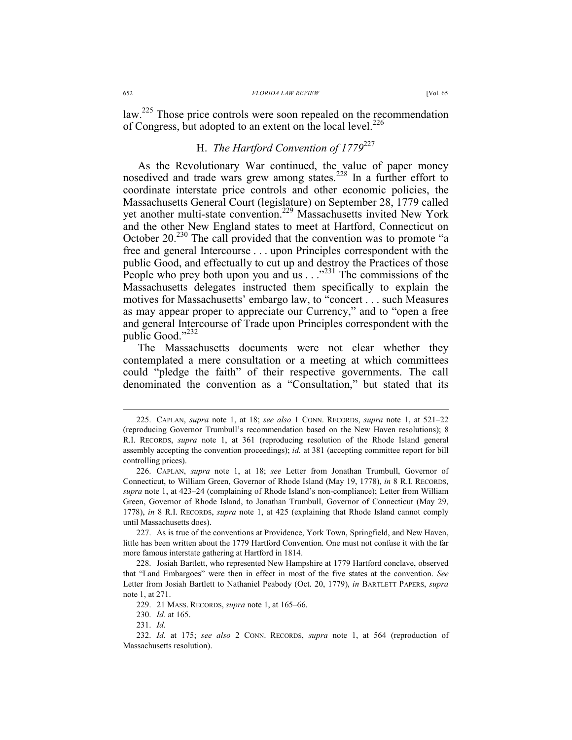law.[225] Those price controls were soon repealed on the recommendation of Congress, but adopted to an extent on the local level.[226]

### H. *The Hartford Convention of 1779*[227]

As the Revolutionary War continued, the value of paper money nosedived and trade wars grew among states.[228] In a further effort to coordinate interstate price controls and other economic policies, the Massachusetts General Court (legislature) on September 28, 1779 called yet another multi-state convention.[229] Massachusetts invited New York and the other New England states to meet at Hartford, Connecticut on October 20.[230] The call provided that the convention was to promote "a free and general Intercourse . . . upon Principles correspondent with the public Good, and effectually to cut up and destroy the Practices of those People who prey both upon you and us . . ."[231] The commissions of the Massachusetts delegates instructed them specifically to explain the motives for Massachusetts' embargo law, to "concert . . . such Measures as may appear proper to appreciate our Currency," and to "open a free and general Intercourse of Trade upon Principles correspondent with the public Good."[232]

The Massachusetts documents were not clear whether they contemplated a mere consultation or a meeting at which committees could "pledge the faith" of their respective governments. The call denominated the convention as a "Consultation," but stated that its

---

225. CAPLAN, *supra* note 1, at 18; *see also* 1 CONN. RECORDS, *supra* note 1, at 521–22 (reproducing Governor Trumbull's recommendation based on the New Haven resolutions); 8 R.I. RECORDS, *supra* note 1, at 361 (reproducing resolution of the Rhode Island general assembly accepting the convention proceedings); *id.* at 381 (accepting committee report for bill controlling prices).

226. CAPLAN, *supra* note 1, at 18; *see* Letter from Jonathan Trumbull, Governor of Connecticut, to William Green, Governor of Rhode Island (May 19, 1778), *in* 8 R.I. RECORDS, *supra* note 1, at 423–24 (complaining of Rhode Island's non-compliance); Letter from William Green, Governor of Rhode Island, to Jonathan Trumbull, Governor of Connecticut (May 29, 1778), *in* 8 R.I. RECORDS, *supra* note 1, at 425 (explaining that Rhode Island cannot comply until Massachusetts does).

227. As is true of the conventions at Providence, York Town, Springfield, and New Haven, little has been written about the 1779 Hartford Convention. One must not confuse it with the far more famous interstate gathering at Hartford in 1814.

228. Josiah Bartlett, who represented New Hampshire at 1779 Hartford conclave, observed that "Land Embargoes" were then in effect in most of the five states at the convention. *See* Letter from Josiah Bartlett to Nathaniel Peabody (Oct. 20, 1779), *in* BARTLETT PAPERS, *supra* note 1, at 271.

229. 21 MASS. RECORDS, *supra* note 1, at 165–66.

230. *Id.* at 165.

231. *Id.*

232. *Id.* at 175; *see also* 2 CONN. RECORDS, *supra* note 1, at 564 (reproduction of Massachusetts resolution).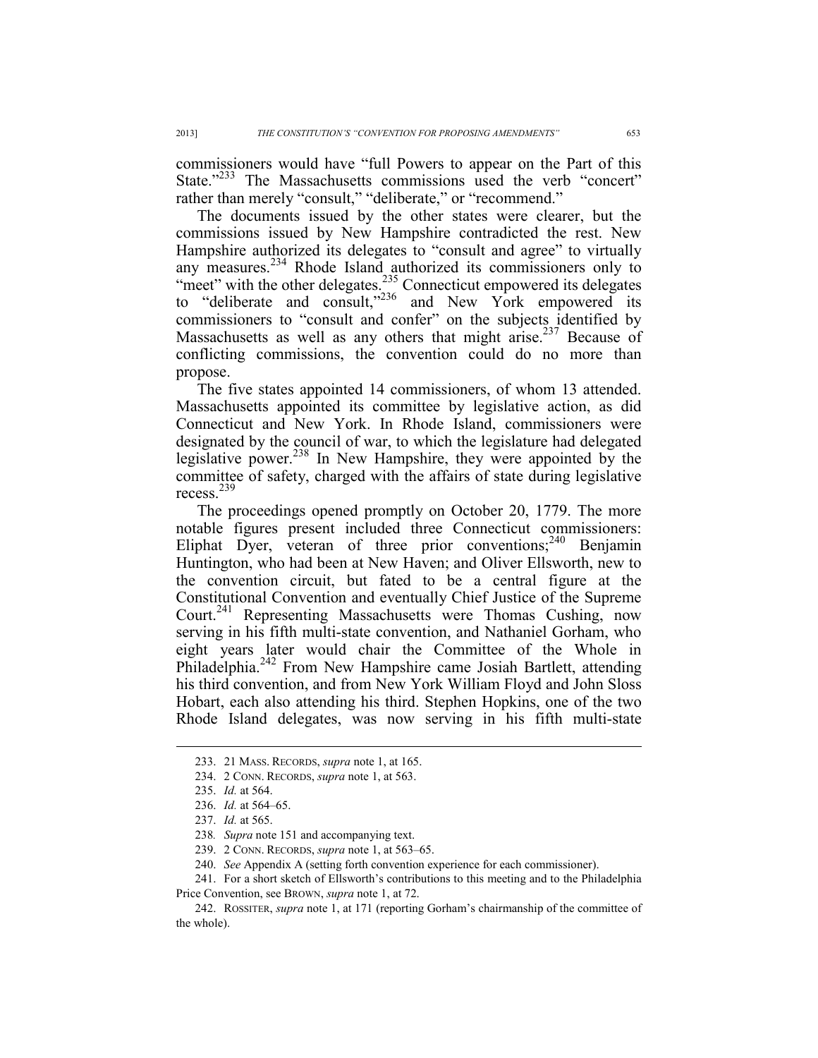commissioners would have "full Powers to appear on the Part of this State."[233] The Massachusetts commissions used the verb "concert" rather than merely "consult," "deliberate," or "recommend."

The documents issued by the other states were clearer, but the commissions issued by New Hampshire contradicted the rest. New Hampshire authorized its delegates to "consult and agree" to virtually any measures.[234] Rhode Island authorized its commissioners only to "meet" with the other delegates.[235] Connecticut empowered its delegates to "deliberate and consult,"[236] and New York empowered its commissioners to "consult and confer" on the subjects identified by Massachusetts as well as any others that might arise.[237] Because of conflicting commissions, the convention could do no more than propose.

The five states appointed 14 commissioners, of whom 13 attended. Massachusetts appointed its committee by legislative action, as did Connecticut and New York. In Rhode Island, commissioners were designated by the council of war, to which the legislature had delegated legislative power.[238] In New Hampshire, they were appointed by the committee of safety, charged with the affairs of state during legislative recess.[239]

The proceedings opened promptly on October 20, 1779. The more notable figures present included three Connecticut commissioners: Eliphat Dyer, veteran of three prior conventions;[240] Benjamin Huntington, who had been at New Haven; and Oliver Ellsworth, new to the convention circuit, but fated to be a central figure at the Constitutional Convention and eventually Chief Justice of the Supreme Court.[241] Representing Massachusetts were Thomas Cushing, now serving in his fifth multi-state convention, and Nathaniel Gorham, who eight years later would chair the Committee of the Whole in Philadelphia.[242] From New Hampshire came Josiah Bartlett, attending his third convention, and from New York William Floyd and John Sloss Hobart, each also attending his third. Stephen Hopkins, one of the two Rhode Island delegates, was now serving in his fifth multi-state

233. 21 MASS. RECORDS, *supra* note 1, at 165.

234. 2 CONN. RECORDS, *supra* note 1, at 563.

235. *Id.* at 564.

236. *Id.* at 564–65.

237. *Id.* at 565.

238. *Supra* note 151 and accompanying text.

239. 2 CONN. RECORDS, *supra* note 1, at 563–65.

240. *See* Appendix A (setting forth convention experience for each commissioner).

241. For a short sketch of Ellsworth's contributions to this meeting and to the Philadelphia Price Convention, see BROWN, *supra* note 1, at 72.

242. ROSSITER, *supra* note 1, at 171 (reporting Gorham's chairmanship of the committee of the whole).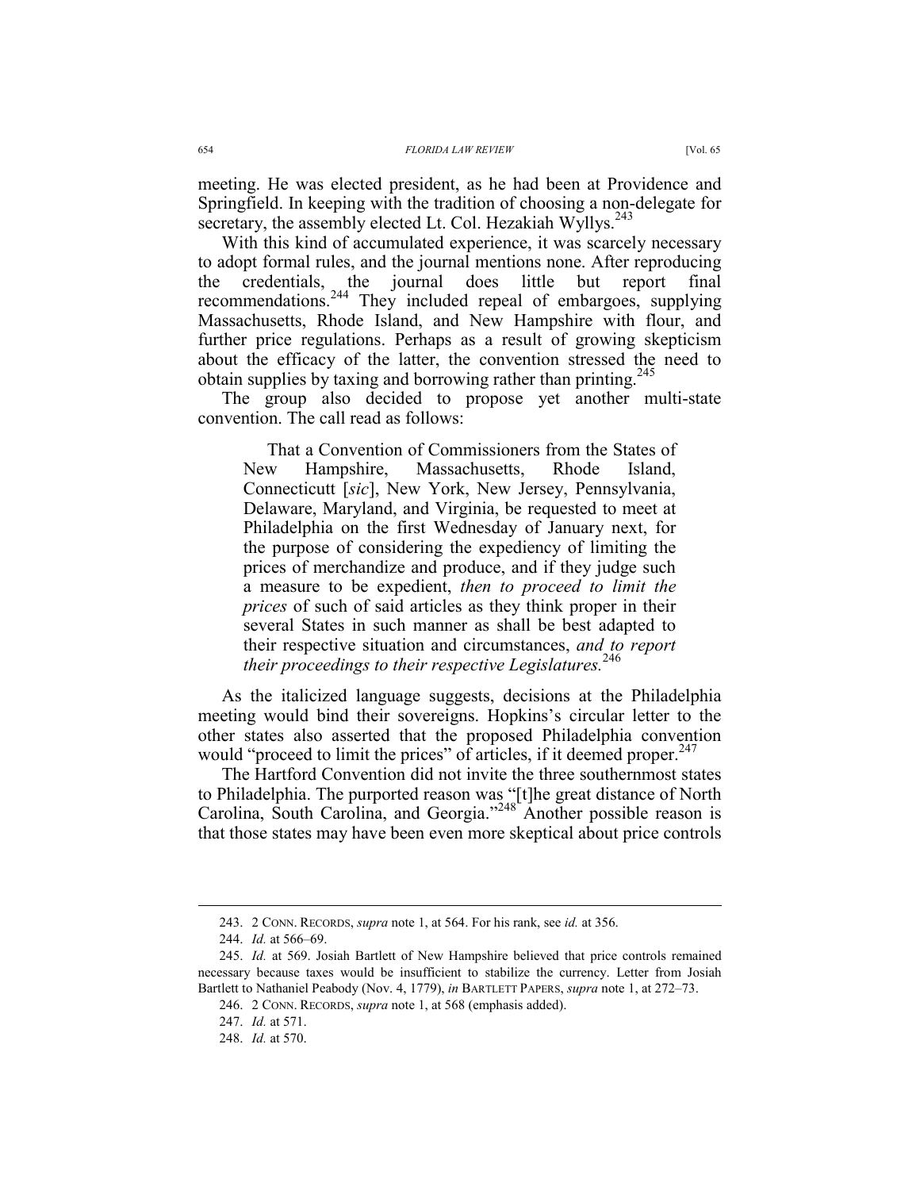meeting. He was elected president, as he had been at Providence and Springfield. In keeping with the tradition of choosing a non-delegate for secretary, the assembly elected Lt. Col. Hezakiah Wyllys.[243]

With this kind of accumulated experience, it was scarcely necessary to adopt formal rules, and the journal mentions none. After reproducing the credentials, the journal does little but report final recommendations.[244] They included repeal of embargoes, supplying Massachusetts, Rhode Island, and New Hampshire with flour, and further price regulations. Perhaps as a result of growing skepticism about the efficacy of the latter, the convention stressed the need to obtain supplies by taxing and borrowing rather than printing.[245]

The group also decided to propose yet another multi-state convention. The call read as follows:

> That a Convention of Commissioners from the States of New Hampshire, Massachusetts, Rhode Island, Connecticutt [*sic*], New York, New Jersey, Pennsylvania, Delaware, Maryland, and Virginia, be requested to meet at Philadelphia on the first Wednesday of January next, for the purpose of considering the expediency of limiting the prices of merchandize and produce, and if they judge such a measure to be expedient, *then to proceed to limit the prices* of such of said articles as they think proper in their several States in such manner as shall be best adapted to their respective situation and circumstances, *and to report their proceedings to their respective Legislatures.*[246]

As the italicized language suggests, decisions at the Philadelphia meeting would bind their sovereigns. Hopkins's circular letter to the other states also asserted that the proposed Philadelphia convention would "proceed to limit the prices" of articles, if it deemed proper.[247]

The Hartford Convention did not invite the three southernmost states to Philadelphia. The purported reason was "[t]he great distance of North Carolina, South Carolina, and Georgia."[248] Another possible reason is that those states may have been even more skeptical about price controls

---

243. 2 CONN. RECORDS, *supra* note 1, at 564. For his rank, see *id.* at 356.

244. *Id.* at 566–69.

245. *Id.* at 569. Josiah Bartlett of New Hampshire believed that price controls remained necessary because taxes would be insufficient to stabilize the currency. Letter from Josiah Bartlett to Nathaniel Peabody (Nov. 4, 1779), *in* BARTLETT PAPERS, *supra* note 1, at 272–73.

246. 2 CONN. RECORDS, *supra* note 1, at 568 (emphasis added).

247. *Id.* at 571.

248. *Id.* at 570.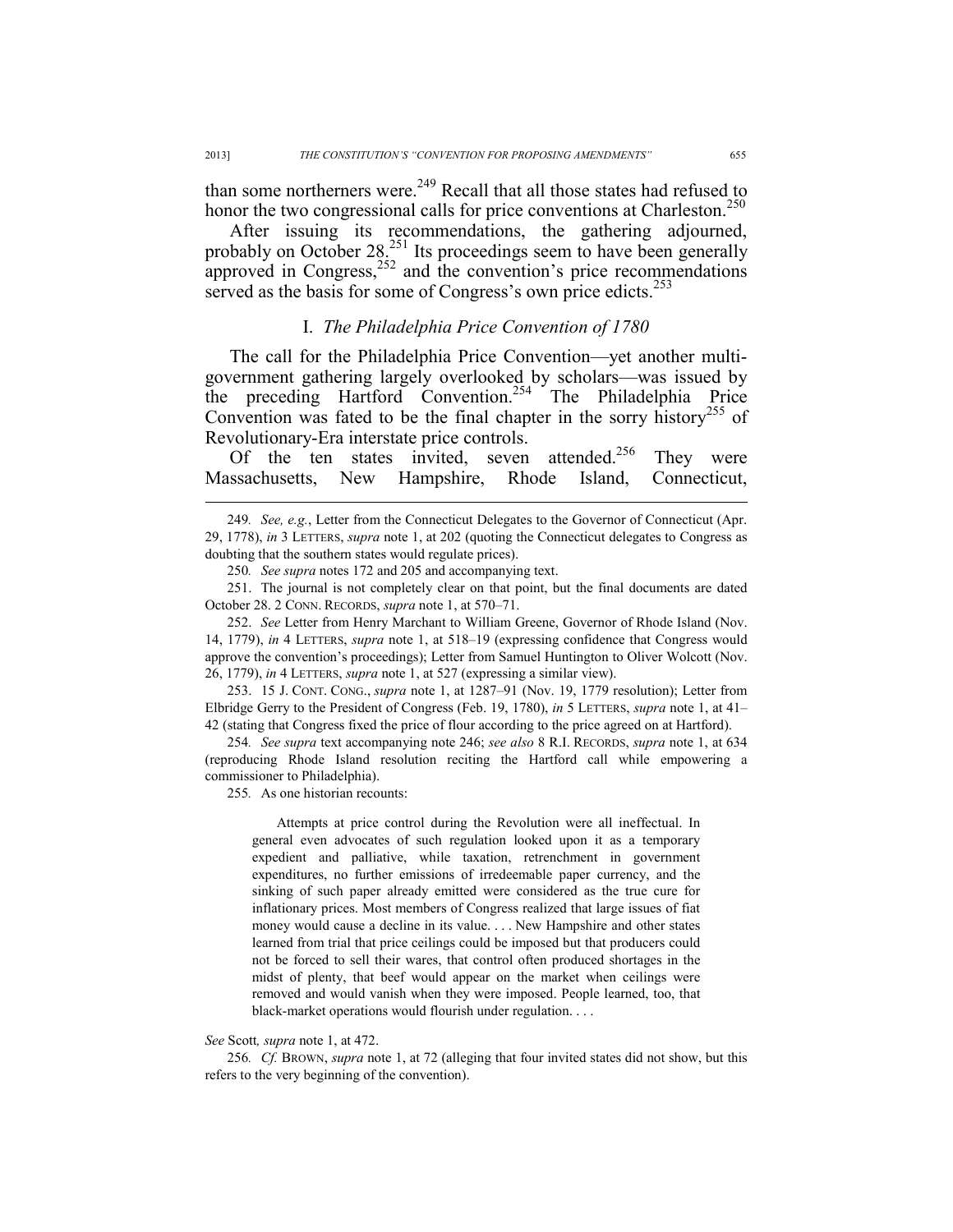than some northerners were.[249] Recall that all those states had refused to honor the two congressional calls for price conventions at Charleston.[250]

After issuing its recommendations, the gathering adjourned, probably on October 28.[251] Its proceedings seem to have been generally approved in Congress,[252] and the convention's price recommendations served as the basis for some of Congress's own price edicts.[253]

### I. *The Philadelphia Price Convention of 1780*

The call for the Philadelphia Price Convention—yet another multi-government gathering largely overlooked by scholars—was issued by the preceding Hartford Convention.[254] The Philadelphia Price Convention was fated to be the final chapter in the sorry history[255] of Revolutionary-Era interstate price controls.

Of the ten states invited, seven attended.[256] They were Massachusetts, New Hampshire, Rhode Island, Connecticut,

---

249. *See, e.g.*, Letter from the Connecticut Delegates to the Governor of Connecticut (Apr. 29, 1778), *in* 3 LETTERS, *supra* note 1, at 202 (quoting the Connecticut delegates to Congress as doubting that the southern states would regulate prices).

250. *See supra* notes 172 and 205 and accompanying text.

251. The journal is not completely clear on that point, but the final documents are dated October 28. 2 CONN. RECORDS, *supra* note 1, at 570–71.

252. *See* Letter from Henry Marchant to William Greene, Governor of Rhode Island (Nov. 14, 1779), *in* 4 LETTERS, *supra* note 1, at 518–19 (expressing confidence that Congress would approve the convention's proceedings); Letter from Samuel Huntington to Oliver Wolcott (Nov. 26, 1779), *in* 4 LETTERS, *supra* note 1, at 527 (expressing a similar view).

253. 15 J. CONT. CONG., *supra* note 1, at 1287–91 (Nov. 19, 1779 resolution); Letter from Elbridge Gerry to the President of Congress (Feb. 19, 1780), *in* 5 LETTERS, *supra* note 1, at 41–42 (stating that Congress fixed the price of flour according to the price agreed on at Hartford).

254. *See supra* text accompanying note 246; *see also* 8 R.I. RECORDS, *supra* note 1, at 634 (reproducing Rhode Island resolution reciting the Hartford call while empowering a commissioner to Philadelphia).

255. As one historian recounts:

> Attempts at price control during the Revolution were all ineffectual. In general even advocates of such regulation looked upon it as a temporary expedient and palliative, while taxation, retrenchment in government expenditures, no further emissions of irredeemable paper currency, and the sinking of such paper already emitted were considered as the true cure for inflationary prices. Most members of Congress realized that large issues of fiat money would cause a decline in its value. . . . New Hampshire and other states learned from trial that price ceilings could be imposed but that producers could not be forced to sell their wares, that control often produced shortages in the midst of plenty, that beef would appear on the market when ceilings were removed and would vanish when they were imposed. People learned, too, that black-market operations would flourish under regulation. . . .

*See* Scott*, supra* note 1, at 472.

256. *Cf.* BROWN, *supra* note 1, at 72 (alleging that four invited states did not show, but this refers to the very beginning of the convention).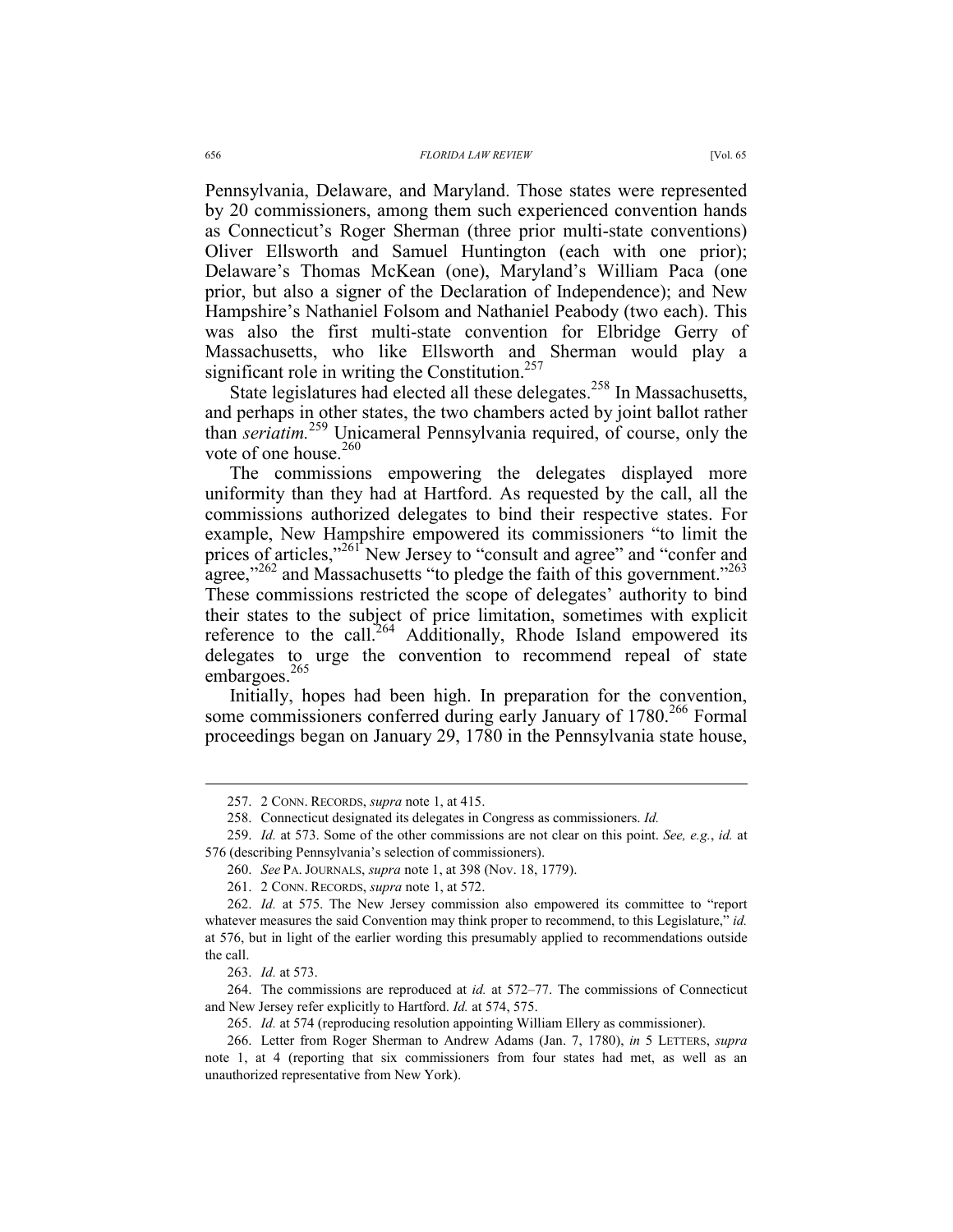Pennsylvania, Delaware, and Maryland. Those states were represented by 20 commissioners, among them such experienced convention hands as Connecticut's Roger Sherman (three prior multi-state conventions) Oliver Ellsworth and Samuel Huntington (each with one prior); Delaware's Thomas McKean (one), Maryland's William Paca (one prior, but also a signer of the Declaration of Independence); and New Hampshire's Nathaniel Folsom and Nathaniel Peabody (two each). This was also the first multi-state convention for Elbridge Gerry of Massachusetts, who like Ellsworth and Sherman would play a significant role in writing the Constitution.[257]

State legislatures had elected all these delegates.[258] In Massachusetts, and perhaps in other states, the two chambers acted by joint ballot rather than *seriatim.*[259] Unicameral Pennsylvania required, of course, only the vote of one house.[260]

The commissions empowering the delegates displayed more uniformity than they had at Hartford. As requested by the call, all the commissions authorized delegates to bind their respective states. For example, New Hampshire empowered its commissioners "to limit the prices of articles,"[261] New Jersey to "consult and agree" and "confer and agree,"[262] and Massachusetts "to pledge the faith of this government."[263] These commissions restricted the scope of delegates' authority to bind their states to the subject of price limitation, sometimes with explicit reference to the call.[264] Additionally, Rhode Island empowered its delegates to urge the convention to recommend repeal of state embargoes.[265]

Initially, hopes had been high. In preparation for the convention, some commissioners conferred during early January of 1780.[266] Formal proceedings began on January 29, 1780 in the Pennsylvania state house,

---

257. 2 CONN. RECORDS, *supra* note 1, at 415.

258. Connecticut designated its delegates in Congress as commissioners. *Id.*

259. *Id.* at 573. Some of the other commissions are not clear on this point. *See, e.g.*, *id.* at 576 (describing Pennsylvania's selection of commissioners).

260. *See* PA. JOURNALS, *supra* note 1, at 398 (Nov. 18, 1779).

261. 2 CONN. RECORDS, *supra* note 1, at 572.

262. *Id.* at 575. The New Jersey commission also empowered its committee to "report whatever measures the said Convention may think proper to recommend, to this Legislature," *id.* at 576, but in light of the earlier wording this presumably applied to recommendations outside the call.

263. *Id.* at 573.

264. The commissions are reproduced at *id.* at 572–77. The commissions of Connecticut and New Jersey refer explicitly to Hartford. *Id.* at 574, 575.

265. *Id.* at 574 (reproducing resolution appointing William Ellery as commissioner).

266. Letter from Roger Sherman to Andrew Adams (Jan. 7, 1780), *in* 5 LETTERS, *supra* note 1, at 4 (reporting that six commissioners from four states had met, as well as an unauthorized representative from New York).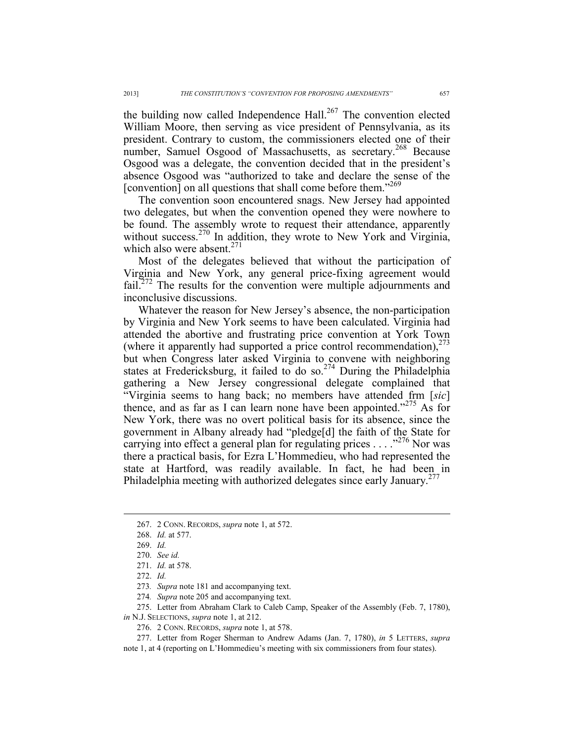the building now called Independence Hall.[267] The convention elected William Moore, then serving as vice president of Pennsylvania, as its president. Contrary to custom, the commissioners elected one of their number, Samuel Osgood of Massachusetts, as secretary.[268] Because Osgood was a delegate, the convention decided that in the president's absence Osgood was "authorized to take and declare the sense of the [convention] on all questions that shall come before them."[269]

The convention soon encountered snags. New Jersey had appointed two delegates, but when the convention opened they were nowhere to be found. The assembly wrote to request their attendance, apparently without success.[270] In addition, they wrote to New York and Virginia, which also were absent.[271]

Most of the delegates believed that without the participation of Virginia and New York, any general price-fixing agreement would fail.[272] The results for the convention were multiple adjournments and inconclusive discussions.

Whatever the reason for New Jersey's absence, the non-participation by Virginia and New York seems to have been calculated. Virginia had attended the abortive and frustrating price convention at York Town (where it apparently had supported a price control recommendation),[273] but when Congress later asked Virginia to convene with neighboring states at Fredericksburg, it failed to do so.[274] During the Philadelphia gathering a New Jersey congressional delegate complained that "Virginia seems to hang back; no members have attended frm [*sic*] thence, and as far as I can learn none have been appointed."[275] As for New York, there was no overt political basis for its absence, since the government in Albany already had "pledge[d] the faith of the State for carrying into effect a general plan for regulating prices . . . ."[276] Nor was there a practical basis, for Ezra L'Hommedieu, who had represented the state at Hartford, was readily available. In fact, he had been in Philadelphia meeting with authorized delegates since early January.[277]

---

267. 2 CONN. RECORDS, *supra* note 1, at 572.

268. *Id.* at 577.

269. *Id.*

270. *See id.*

271. *Id.* at 578.

272. *Id.*

273. *Supra* note 181 and accompanying text.

274. *Supra* note 205 and accompanying text.

275. Letter from Abraham Clark to Caleb Camp, Speaker of the Assembly (Feb. 7, 1780), *in* N.J. SELECTIONS, *supra* note 1, at 212.

276. 2 CONN. RECORDS, *supra* note 1, at 578.

277. Letter from Roger Sherman to Andrew Adams (Jan. 7, 1780), *in* 5 LETTERS, *supra* note 1, at 4 (reporting on L'Hommedieu's meeting with six commissioners from four states).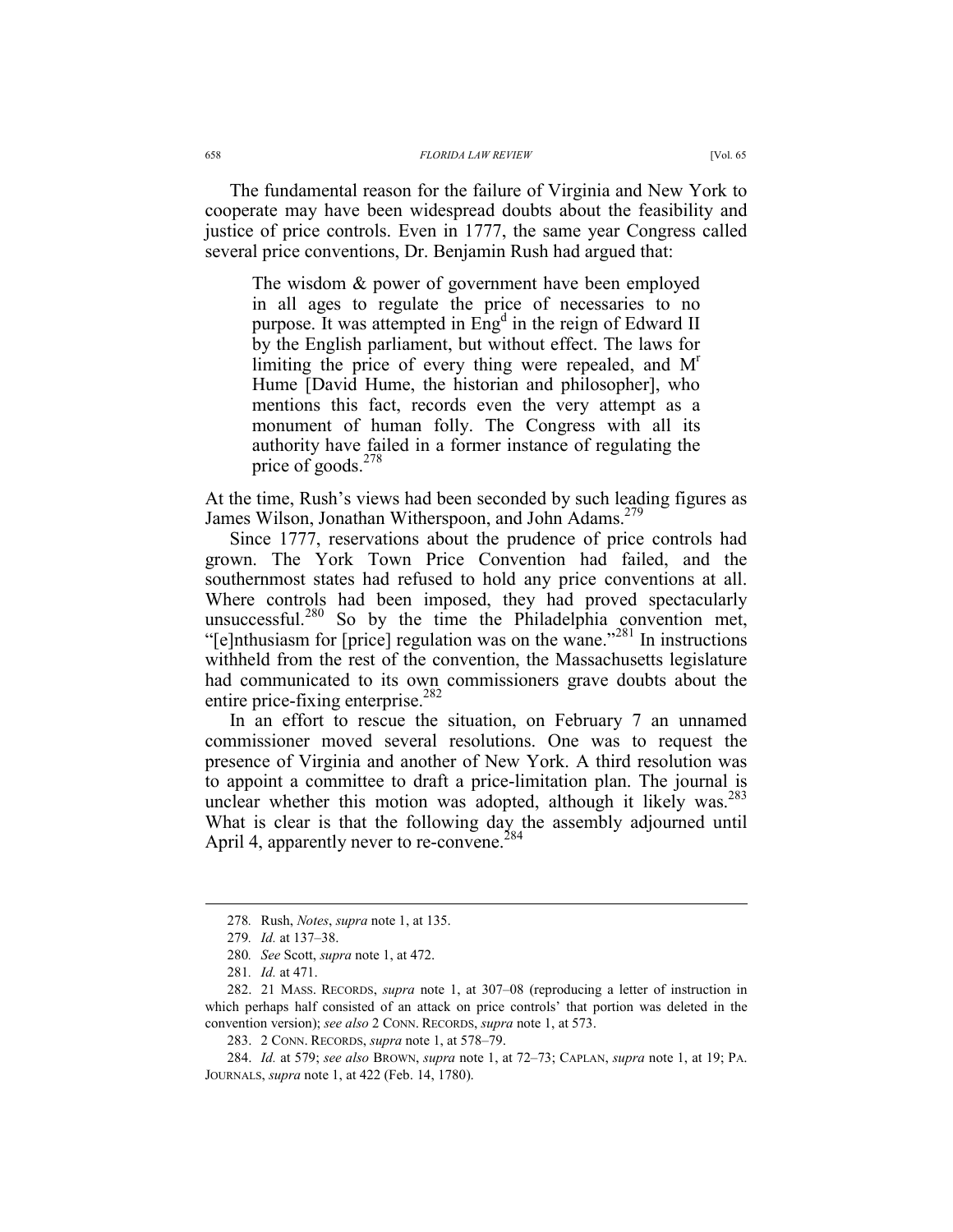The fundamental reason for the failure of Virginia and New York to cooperate may have been widespread doubts about the feasibility and justice of price controls. Even in 1777, the same year Congress called several price conventions, Dr. Benjamin Rush had argued that:

> The wisdom & power of government have been employed in all ages to regulate the price of necessaries to no purpose. It was attempted in Eng[d] in the reign of Edward II by the English parliament, but without effect. The laws for limiting the price of every thing were repealed, and M[r] Hume [David Hume, the historian and philosopher], who mentions this fact, records even the very attempt as a monument of human folly. The Congress with all its authority have failed in a former instance of regulating the price of goods.[278]

At the time, Rush's views had been seconded by such leading figures as James Wilson, Jonathan Witherspoon, and John Adams.[279]

Since 1777, reservations about the prudence of price controls had grown. The York Town Price Convention had failed, and the southernmost states had refused to hold any price conventions at all. Where controls had been imposed, they had proved spectacularly unsuccessful.[280] So by the time the Philadelphia convention met, "[e]nthusiasm for [price] regulation was on the wane."[281] In instructions withheld from the rest of the convention, the Massachusetts legislature had communicated to its own commissioners grave doubts about the entire price-fixing enterprise.[282]

In an effort to rescue the situation, on February 7 an unnamed commissioner moved several resolutions. One was to request the presence of Virginia and another of New York. A third resolution was to appoint a committee to draft a price-limitation plan. The journal is unclear whether this motion was adopted, although it likely was.[283] What is clear is that the following day the assembly adjourned until April 4, apparently never to re-convene.[284]

---

278. Rush, *Notes*, *supra* note 1, at 135.

279. *Id.* at 137–38.

280. *See* Scott, *supra* note 1, at 472.

281. *Id.* at 471.

282. 21 MASS. RECORDS, *supra* note 1, at 307–08 (reproducing a letter of instruction in which perhaps half consisted of an attack on price controls' that portion was deleted in the convention version); *see also* 2 CONN. RECORDS, *supra* note 1, at 573.

283. 2 CONN. RECORDS, *supra* note 1, at 578–79.

284. *Id.* at 579; *see also* BROWN, *supra* note 1, at 72–73; CAPLAN, *supra* note 1, at 19; PA. JOURNALS, *supra* note 1, at 422 (Feb. 14, 1780).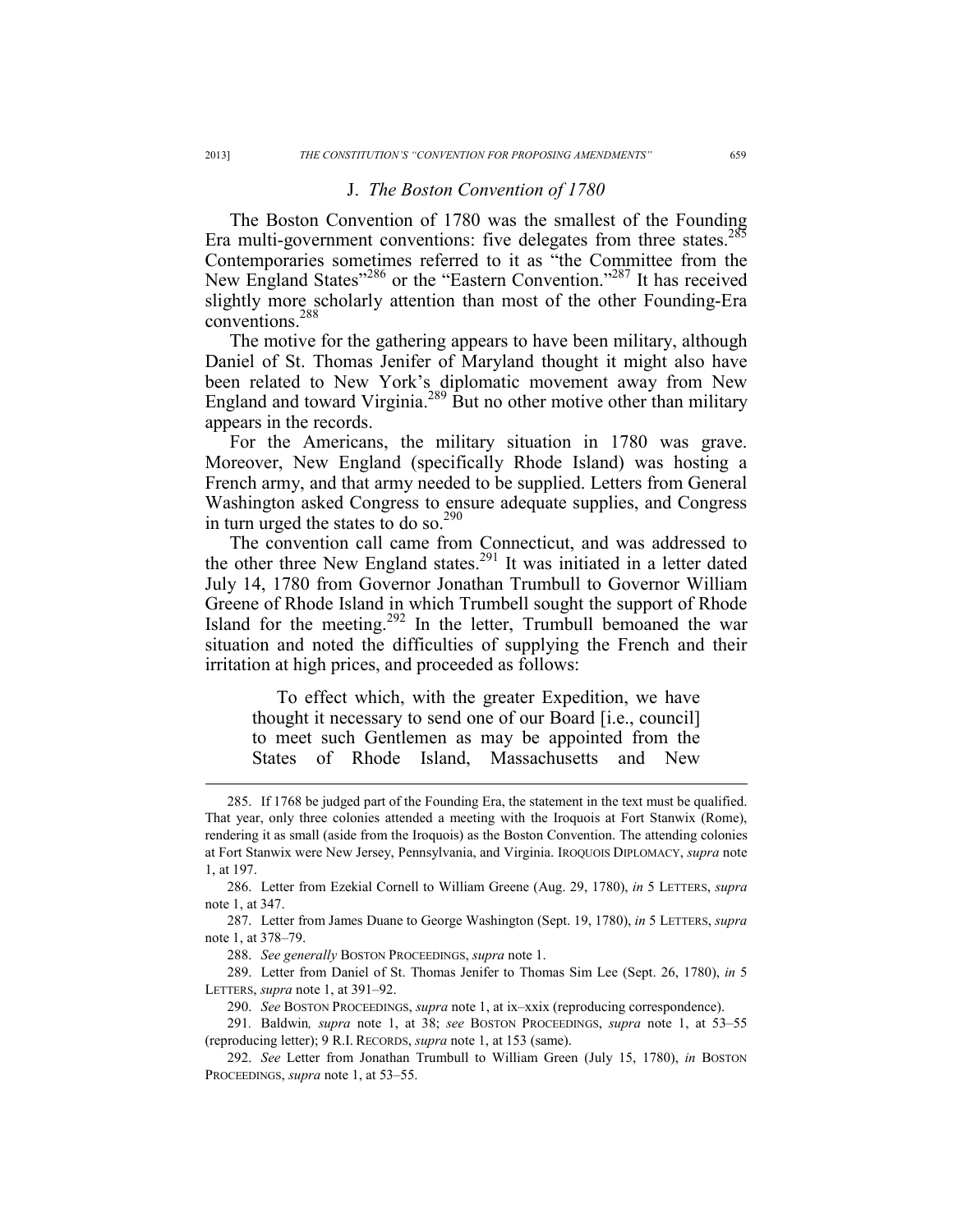### J. *The Boston Convention of 1780*

The Boston Convention of 1780 was the smallest of the Founding Era multi-government conventions: five delegates from three states.[285] Contemporaries sometimes referred to it as "the Committee from the New England States"[286] or the "Eastern Convention."[287] It has received slightly more scholarly attention than most of the other Founding-Era conventions.[288]

The motive for the gathering appears to have been military, although Daniel of St. Thomas Jenifer of Maryland thought it might also have been related to New York's diplomatic movement away from New England and toward Virginia.[289] But no other motive other than military appears in the records.

For the Americans, the military situation in 1780 was grave. Moreover, New England (specifically Rhode Island) was hosting a French army, and that army needed to be supplied. Letters from General Washington asked Congress to ensure adequate supplies, and Congress in turn urged the states to do so.[290]

The convention call came from Connecticut, and was addressed to the other three New England states.[291] It was initiated in a letter dated July 14, 1780 from Governor Jonathan Trumbull to Governor William Greene of Rhode Island in which Trumbull sought the support of Rhode Island for the meeting.[292] In the letter, Trumbull bemoaned the war situation and noted the difficulties of supplying the French and their irritation at high prices, and proceeded as follows:

> To effect which, with the greater Expedition, we have thought it necessary to send one of our Board [i.e., council] to meet such Gentlemen as may be appointed from the States of Rhode Island, Massachusetts and New

---

285. If 1768 be judged part of the Founding Era, the statement in the text must be qualified. That year, only three colonies attended a meeting with the Iroquois at Fort Stanwix (Rome), rendering it as small (aside from the Iroquois) as the Boston Convention. The attending colonies at Fort Stanwix were New Jersey, Pennsylvania, and Virginia. IROQUOIS DIPLOMACY, *supra* note 1, at 197.

286. Letter from Ezekial Cornell to William Greene (Aug. 29, 1780), *in* 5 LETTERS, *supra* note 1, at 347.

287. Letter from James Duane to George Washington (Sept. 19, 1780), *in* 5 LETTERS, *supra* note 1, at 378–79.

288. *See generally* BOSTON PROCEEDINGS, *supra* note 1.

289. Letter from Daniel of St. Thomas Jenifer to Thomas Sim Lee (Sept. 26, 1780), *in* 5 LETTERS, *supra* note 1, at 391–92.

290. *See* BOSTON PROCEEDINGS, *supra* note 1, at ix–xxix (reproducing correspondence).

291. Baldwin*, supra* note 1, at 38; *see* BOSTON PROCEEDINGS, *supra* note 1, at 53–55 (reproducing letter); 9 R.I. RECORDS, *supra* note 1, at 153 (same).

292. *See* Letter from Jonathan Trumbull to William Green (July 15, 1780), *in* BOSTON PROCEEDINGS, *supra* note 1, at 53–55.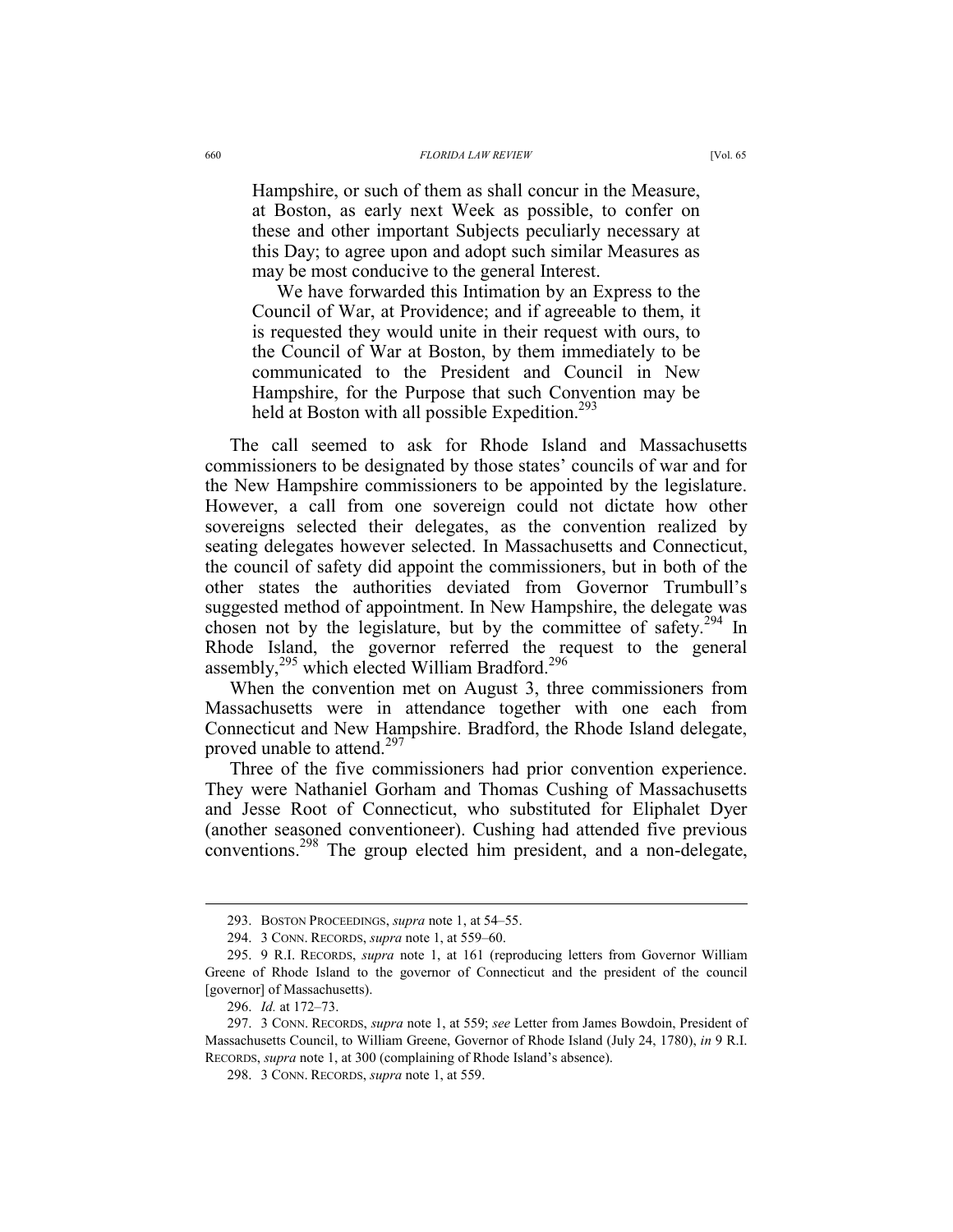> Hampshire, or such of them as shall concur in the Measure, at Boston, as early next Week as possible, to confer on these and other important Subjects peculiarly necessary at this Day; to agree upon and adopt such similar Measures as may be most conducive to the general Interest.
>
> We have forwarded this Intimation by an Express to the Council of War, at Providence; and if agreeable to them, it is requested they would unite in their request with ours, to the Council of War at Boston, by them immediately to be communicated to the President and Council in New Hampshire, for the Purpose that such Convention may be held at Boston with all possible Expedition.[293]

The call seemed to ask for Rhode Island and Massachusetts commissioners to be designated by those states' councils of war and for the New Hampshire commissioners to be appointed by the legislature. However, a call from one sovereign could not dictate how other sovereigns selected their delegates, as the convention realized by seating delegates however selected. In Massachusetts and Connecticut, the council of safety did appoint the commissioners, but in both of the other states the authorities deviated from Governor Trumbull's suggested method of appointment. In New Hampshire, the delegate was chosen not by the legislature, but by the committee of safety.[294] In Rhode Island, the governor referred the request to the general assembly,[295] which elected William Bradford.[296]

When the convention met on August 3, three commissioners from Massachusetts were in attendance together with one each from Connecticut and New Hampshire. Bradford, the Rhode Island delegate, proved unable to attend.[297]

Three of the five commissioners had prior convention experience. They were Nathaniel Gorham and Thomas Cushing of Massachusetts and Jesse Root of Connecticut, who substituted for Eliphalet Dyer (another seasoned conventioneer). Cushing had attended five previous conventions.[298] The group elected him president, and a non-delegate,

---

293. BOSTON PROCEEDINGS, *supra* note 1, at 54–55.

294. 3 CONN. RECORDS, *supra* note 1, at 559–60.

295. 9 R.I. RECORDS, *supra* note 1, at 161 (reproducing letters from Governor William Greene of Rhode Island to the governor of Connecticut and the president of the council [governor] of Massachusetts).

296. *Id.* at 172–73.

297. 3 CONN. RECORDS, *supra* note 1, at 559; *see* Letter from James Bowdoin, President of Massachusetts Council, to William Greene, Governor of Rhode Island (July 24, 1780), *in* 9 R.I. RECORDS, *supra* note 1, at 300 (complaining of Rhode Island's absence).

298. 3 CONN. RECORDS, *supra* note 1, at 559.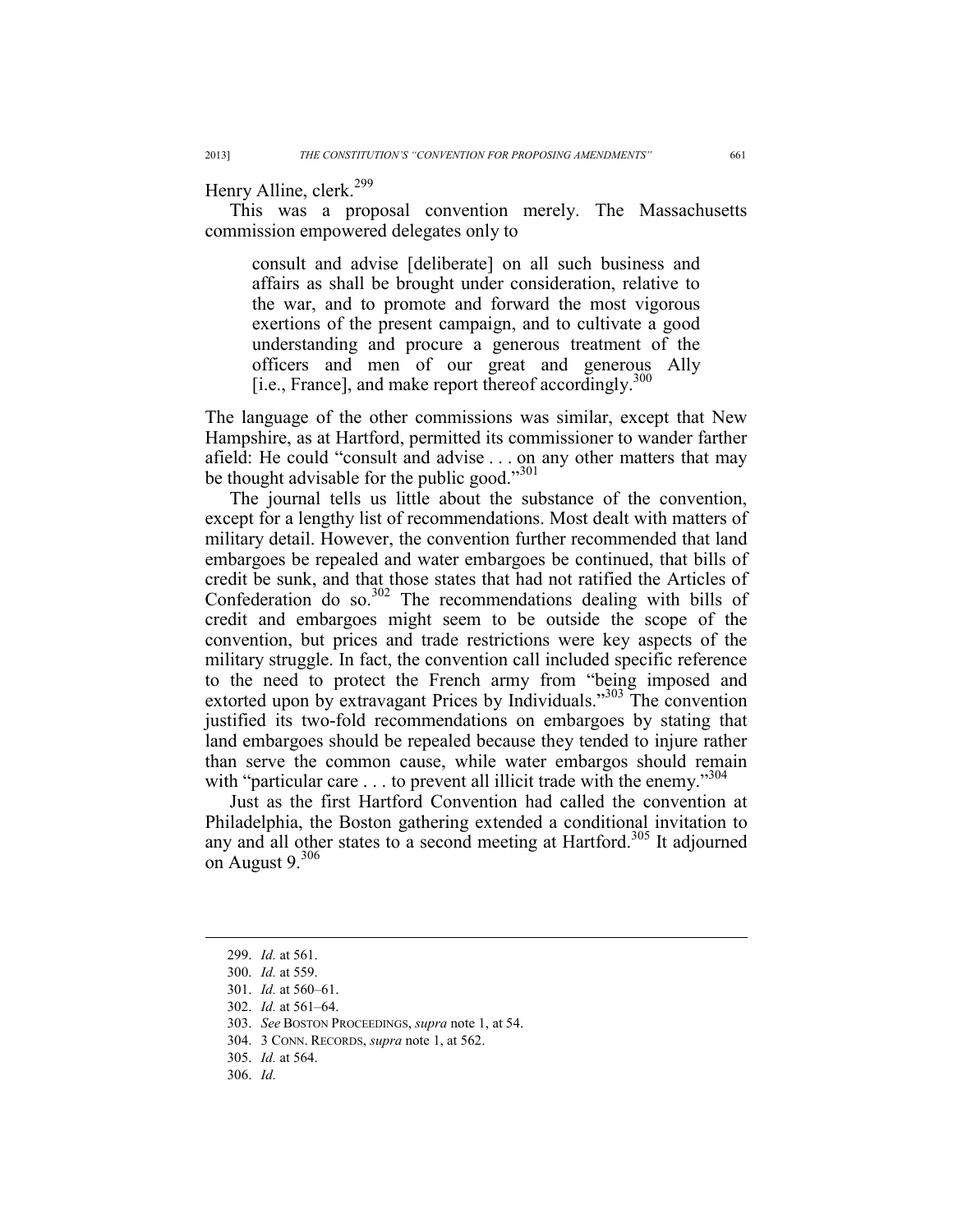Henry Alline, clerk.[299]

This was a proposal convention merely. The Massachusetts commission empowered delegates only to

> consult and advise [deliberate] on all such business and affairs as shall be brought under consideration, relative to the war, and to promote and forward the most vigorous exertions of the present campaign, and to cultivate a good understanding and procure a generous treatment of the officers and men of our great and generous Ally [i.e., France], and make report thereof accordingly.[300]

The language of the other commissions was similar, except that New Hampshire, as at Hartford, permitted its commissioner to wander farther afield: He could "consult and advise . . . on any other matters that may be thought advisable for the public good."[301]

The journal tells us little about the substance of the convention, except for a lengthy list of recommendations. Most dealt with matters of military detail. However, the convention further recommended that land embargoes be repealed and water embargoes be continued, that bills of credit be sunk, and that those states that had not ratified the Articles of Confederation do so.[302] The recommendations dealing with bills of credit and embargoes might seem to be outside the scope of the convention, but prices and trade restrictions were key aspects of the military struggle. In fact, the convention call included specific reference to the need to protect the French army from "being imposed and extorted upon by extravagant Prices by Individuals."[303] The convention justified its two-fold recommendations on embargoes by stating that land embargoes should be repealed because they tended to injure rather than serve the common cause, while water embargos should remain with "particular care . . . to prevent all illicit trade with the enemy."[304]

Just as the first Hartford Convention had called the convention at Philadelphia, the Boston gathering extended a conditional invitation to any and all other states to a second meeting at Hartford.[305] It adjourned on August 9.[306]

---

299. *Id.* at 561.
300. *Id.* at 559.
301. *Id.* at 560–61.
302. *Id.* at 561–64.
303. *See* BOSTON PROCEEDINGS, *supra* note 1, at 54.
304. 3 CONN. RECORDS, *supra* note 1, at 562.
305. *Id.* at 564.
306. *Id.*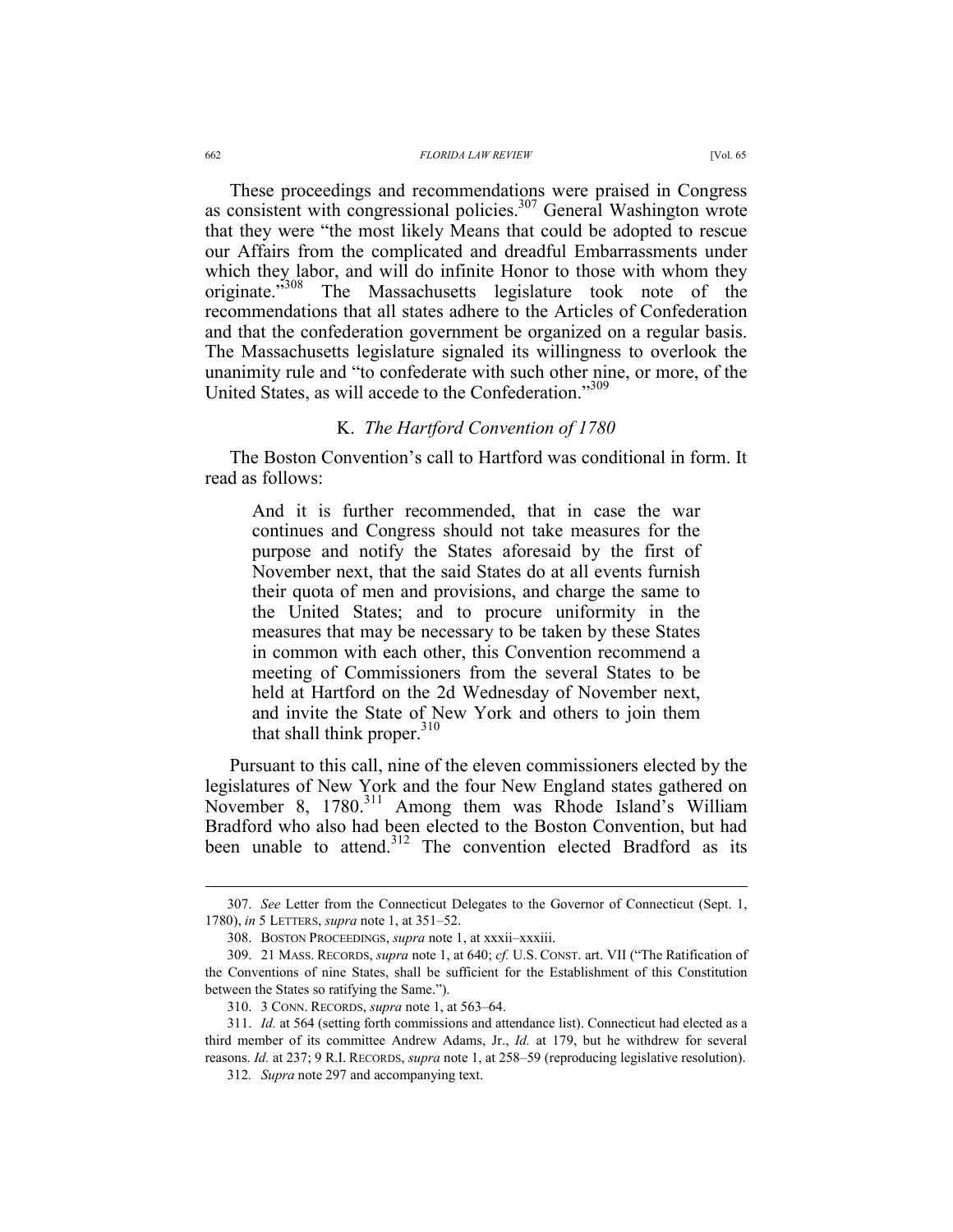These proceedings and recommendations were praised in Congress as consistent with congressional policies.[307] General Washington wrote that they were "the most likely Means that could be adopted to rescue our Affairs from the complicated and dreadful Embarrassments under which they labor, and will do infinite Honor to those with whom they originate."[308] The Massachusetts legislature took note of the recommendations that all states adhere to the Articles of Confederation and that the confederation government be organized on a regular basis. The Massachusetts legislature signaled its willingness to overlook the unanimity rule and "to confederate with such other nine, or more, of the United States, as will accede to the Confederation."[309]

## K. *The Hartford Convention of 1780*

The Boston Convention's call to Hartford was conditional in form. It read as follows:

> And it is further recommended, that in case the war continues and Congress should not take measures for the purpose and notify the States aforesaid by the first of November next, that the said States do at all events furnish their quota of men and provisions, and charge the same to the United States; and to procure uniformity in the measures that may be necessary to be taken by these States in common with each other, this Convention recommend a meeting of Commissioners from the several States to be held at Hartford on the 2d Wednesday of November next, and invite the State of New York and others to join them that shall think proper.[310]

Pursuant to this call, nine of the eleven commissioners elected by the legislatures of New York and the four New England states gathered on November 8, 1780.[311] Among them was Rhode Island's William Bradford who also had been elected to the Boston Convention, but had been unable to attend.[312] The convention elected Bradford as its

---

307. *See* Letter from the Connecticut Delegates to the Governor of Connecticut (Sept. 1, 1780), *in* 5 LETTERS, *supra* note 1, at 351–52.

308. BOSTON PROCEEDINGS, *supra* note 1, at xxxii–xxxiii.

309. 21 MASS. RECORDS, *supra* note 1, at 640; *cf.* U.S. CONST. art. VII ("The Ratification of the Conventions of nine States, shall be sufficient for the Establishment of this Constitution between the States so ratifying the Same.").

310. 3 CONN. RECORDS, *supra* note 1, at 563–64.

311. *Id.* at 564 (setting forth commissions and attendance list). Connecticut had elected as a third member of its committee Andrew Adams, Jr., *Id.* at 179, but he withdrew for several reasons. *Id.* at 237; 9 R.I. RECORDS, *supra* note 1, at 258–59 (reproducing legislative resolution).

312. *Supra* note 297 and accompanying text.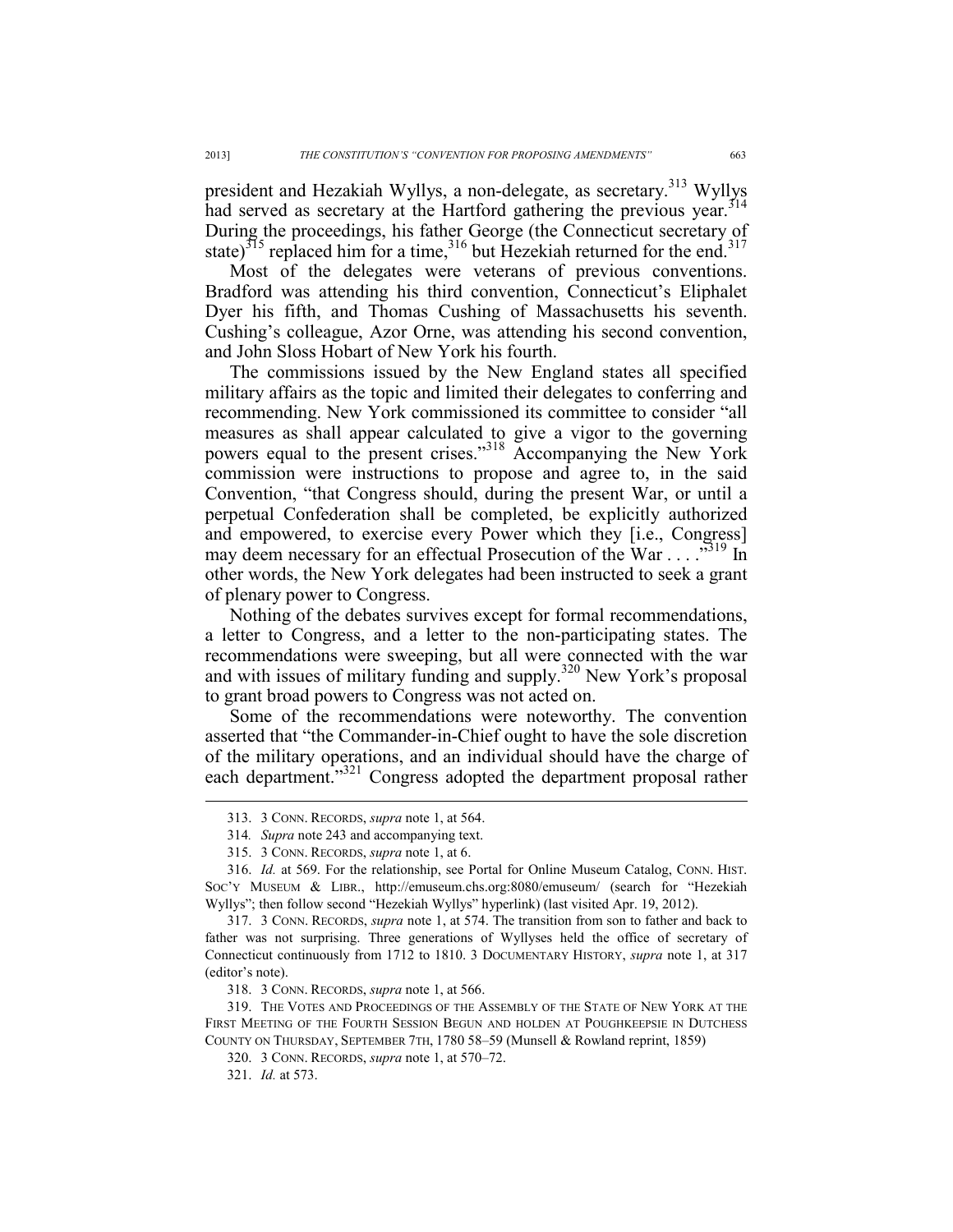president and Hezakiah Wyllys, a non-delegate, as secretary.[313] Wyllys had served as secretary at the Hartford gathering the previous year.[314] During the proceedings, his father George (the Connecticut secretary of state)[315] replaced him for a time,[316] but Hezekiah returned for the end.[317]

Most of the delegates were veterans of previous conventions. Bradford was attending his third convention, Connecticut's Eliphalet Dyer his fifth, and Thomas Cushing of Massachusetts his seventh. Cushing's colleague, Azor Orne, was attending his second convention, and John Sloss Hobart of New York his fourth.

The commissions issued by the New England states all specified military affairs as the topic and limited their delegates to conferring and recommending. New York commissioned its committee to consider "all measures as shall appear calculated to give a vigor to the governing powers equal to the present crises."[318] Accompanying the New York commission were instructions to propose and agree to, in the said Convention, "that Congress should, during the present War, or until a perpetual Confederation shall be completed, be explicitly authorized and empowered, to exercise every Power which they [i.e., Congress] may deem necessary for an effectual Prosecution of the War . . . ."[319] In other words, the New York delegates had been instructed to seek a grant of plenary power to Congress.

Nothing of the debates survives except for formal recommendations, a letter to Congress, and a letter to the non-participating states. The recommendations were sweeping, but all were connected with the war and with issues of military funding and supply.[320] New York's proposal to grant broad powers to Congress was not acted on.

Some of the recommendations were noteworthy. The convention asserted that "the Commander-in-Chief ought to have the sole discretion of the military operations, and an individual should have the charge of each department."[321] Congress adopted the department proposal rather

---

313. 3 CONN. RECORDS, *supra* note 1, at 564.

314. *Supra* note 243 and accompanying text.

315. 3 CONN. RECORDS, *supra* note 1, at 6.

316. *Id.* at 569. For the relationship, see Portal for Online Museum Catalog, CONN. HIST. SOC'Y MUSEUM & LIBR., http://emuseum.chs.org:8080/emuseum/ (search for "Hezekiah Wyllys"; then follow second "Hezekiah Wyllys" hyperlink) (last visited Apr. 19, 2012).

317. 3 CONN. RECORDS, *supra* note 1, at 574. The transition from son to father and back to father was not surprising. Three generations of Wyllyses held the office of secretary of Connecticut continuously from 1712 to 1810. 3 DOCUMENTARY HISTORY, *supra* note 1, at 317 (editor's note).

318. 3 CONN. RECORDS, *supra* note 1, at 566.

319. THE VOTES AND PROCEEDINGS OF THE ASSEMBLY OF THE STATE OF NEW YORK AT THE FIRST MEETING OF THE FOURTH SESSION BEGUN AND HOLDEN AT POUGHKEEPSIE IN DUTCHESS COUNTY ON THURSDAY, SEPTEMBER 7TH, 1780 58–59 (Munsell & Rowland reprint, 1859)

320. 3 CONN. RECORDS, *supra* note 1, at 570–72.

321. *Id.* at 573.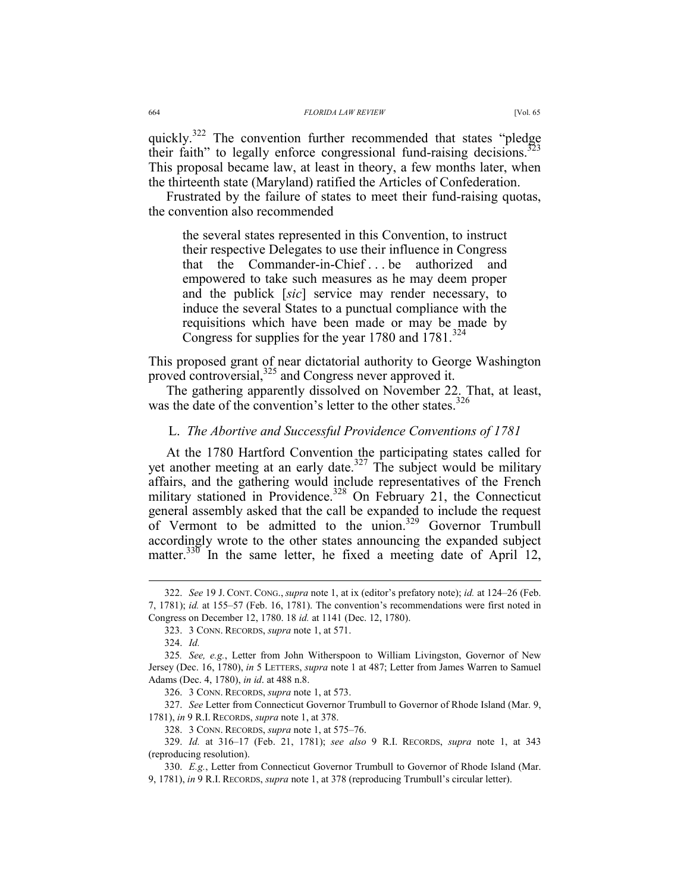quickly.[322] The convention further recommended that states "pledge their faith" to legally enforce congressional fund-raising decisions.[323] This proposal became law, at least in theory, a few months later, when the thirteenth state (Maryland) ratified the Articles of Confederation.

Frustrated by the failure of states to meet their fund-raising quotas, the convention also recommended

> the several states represented in this Convention, to instruct their respective Delegates to use their influence in Congress that the Commander-in-Chief . . . be authorized and empowered to take such measures as he may deem proper and the publick [*sic*] service may render necessary, to induce the several States to a punctual compliance with the requisitions which have been made or may be made by Congress for supplies for the year 1780 and 1781.[324]

This proposed grant of near dictatorial authority to George Washington proved controversial,[325] and Congress never approved it.

The gathering apparently dissolved on November 22. That, at least, was the date of the convention's letter to the other states.[326]

### L. *The Abortive and Successful Providence Conventions of 1781*

At the 1780 Hartford Convention the participating states called for yet another meeting at an early date.[327] The subject would be military affairs, and the gathering would include representatives of the French military stationed in Providence.[328] On February 21, the Connecticut general assembly asked that the call be expanded to include the request of Vermont to be admitted to the union.[329] Governor Trumbull accordingly wrote to the other states announcing the expanded subject matter.[330] In the same letter, he fixed a meeting date of April 12,

---

322. *See* 19 J. CONT. CONG., *supra* note 1, at ix (editor's prefatory note); *id.* at 124–26 (Feb. 7, 1781); *id.* at 155–57 (Feb. 16, 1781). The convention's recommendations were first noted in Congress on December 12, 1780. 18 *id.* at 1141 (Dec. 12, 1780).

323. 3 CONN. RECORDS, *supra* note 1, at 571.

324. *Id.*

325. *See, e.g.*, Letter from John Witherspoon to William Livingston, Governor of New Jersey (Dec. 16, 1780), *in* 5 LETTERS, *supra* note 1 at 487; Letter from James Warren to Samuel Adams (Dec. 4, 1780), *in id*. at 488 n.8.

326. 3 CONN. RECORDS, *supra* note 1, at 573.

327. *See* Letter from Connecticut Governor Trumbull to Governor of Rhode Island (Mar. 9, 1781), *in* 9 R.I. RECORDS, *supra* note 1, at 378.

328. 3 CONN. RECORDS, *supra* note 1, at 575–76.

329. *Id.* at 316–17 (Feb. 21, 1781); *see also* 9 R.I. RECORDS, *supra* note 1, at 343 (reproducing resolution).

330. *E.g.*, Letter from Connecticut Governor Trumbull to Governor of Rhode Island (Mar. 9, 1781), *in* 9 R.I. RECORDS, *supra* note 1, at 378 (reproducing Trumbull's circular letter).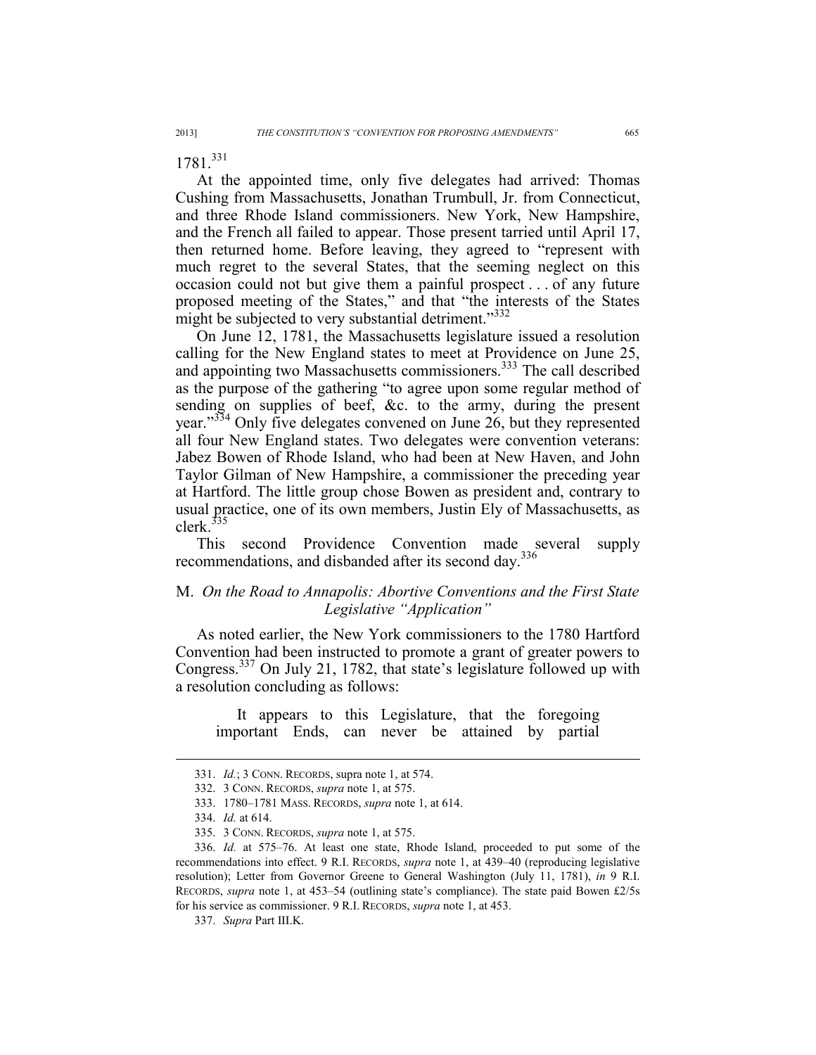1781.[331]

At the appointed time, only five delegates had arrived: Thomas Cushing from Massachusetts, Jonathan Trumbull, Jr. from Connecticut, and three Rhode Island commissioners. New York, New Hampshire, and the French all failed to appear. Those present tarried until April 17, then returned home. Before leaving, they agreed to "represent with much regret to the several States, that the seeming neglect on this occasion could not but give them a painful prospect . . . of any future proposed meeting of the States," and that "the interests of the States might be subjected to very substantial detriment."[332]

On June 12, 1781, the Massachusetts legislature issued a resolution calling for the New England states to meet at Providence on June 25, and appointing two Massachusetts commissioners.[333] The call described as the purpose of the gathering "to agree upon some regular method of sending on supplies of beef, &c. to the army, during the present year."[334] Only five delegates convened on June 26, but they represented all four New England states. Two delegates were convention veterans: Jabez Bowen of Rhode Island, who had been at New Haven, and John Taylor Gilman of New Hampshire, a commissioner the preceding year at Hartford. The little group chose Bowen as president and, contrary to usual practice, one of its own members, Justin Ely of Massachusetts, as clerk.[335]

This second Providence Convention made several supply recommendations, and disbanded after its second day.[336]

## M. *On the Road to Annapolis: Abortive Conventions and the First State Legislative "Application"*

As noted earlier, the New York commissioners to the 1780 Hartford Convention had been instructed to promote a grant of greater powers to Congress.[337] On July 21, 1782, that state's legislature followed up with a resolution concluding as follows:

> It appears to this Legislature, that the foregoing important Ends, can never be attained by partial

---

331. *Id.*; 3 CONN. RECORDS, supra note 1, at 574.

332. 3 CONN. RECORDS, *supra* note 1, at 575.

333. 1780–1781 MASS. RECORDS, *supra* note 1, at 614.

334. *Id.* at 614.

335. 3 CONN. RECORDS, *supra* note 1, at 575.

336. *Id.* at 575–76. At least one state, Rhode Island, proceeded to put some of the recommendations into effect. 9 R.I. RECORDS, *supra* note 1, at 439–40 (reproducing legislative resolution); Letter from Governor Greene to General Washington (July 11, 1781), *in* 9 R.I. RECORDS, *supra* note 1, at 453–54 (outlining state's compliance). The state paid Bowen £2/5s for his service as commissioner. 9 R.I. RECORDS, *supra* note 1, at 453.

337. *Supra* Part III.K.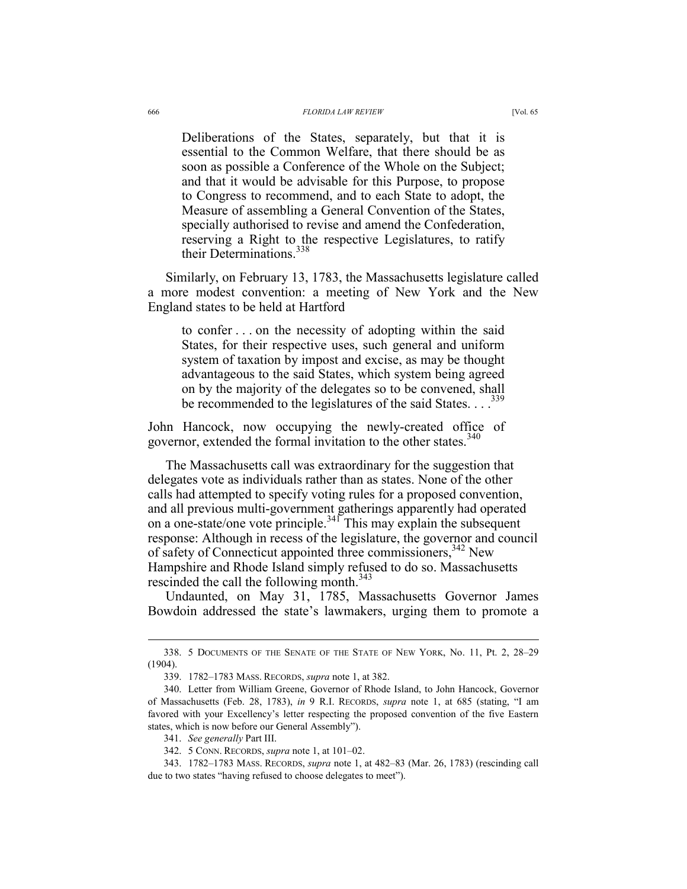> Deliberations of the States, separately, but that it is essential to the Common Welfare, that there should be as soon as possible a Conference of the Whole on the Subject; and that it would be advisable for this Purpose, to propose to Congress to recommend, and to each State to adopt, the Measure of assembling a General Convention of the States, specially authorised to revise and amend the Confederation, reserving a Right to the respective Legislatures, to ratify their Determinations.[338]

Similarly, on February 13, 1783, the Massachusetts legislature called a more modest convention: a meeting of New York and the New England states to be held at Hartford

> to confer . . . on the necessity of adopting within the said States, for their respective uses, such general and uniform system of taxation by impost and excise, as may be thought advantageous to the said States, which system being agreed on by the majority of the delegates so to be convened, shall be recommended to the legislatures of the said States. . . .[339]

John Hancock, now occupying the newly-created office of governor, extended the formal invitation to the other states.[340]

The Massachusetts call was extraordinary for the suggestion that delegates vote as individuals rather than as states. None of the other calls had attempted to specify voting rules for a proposed convention, and all previous multi-government gatherings apparently had operated on a one-state/one vote principle.[341] This may explain the subsequent response: Although in recess of the legislature, the governor and council of safety of Connecticut appointed three commissioners,[342] New Hampshire and Rhode Island simply refused to do so. Massachusetts rescinded the call the following month.[343]

Undaunted, on May 31, 1785, Massachusetts Governor James Bowdoin addressed the state's lawmakers, urging them to promote a

---

338. 5 DOCUMENTS OF THE SENATE OF THE STATE OF NEW YORK, No. 11, Pt. 2, 28–29 (1904).

339. 1782–1783 MASS. RECORDS, *supra* note 1, at 382.

340. Letter from William Greene, Governor of Rhode Island, to John Hancock, Governor of Massachusetts (Feb. 28, 1783), *in* 9 R.I. RECORDS, *supra* note 1, at 685 (stating, "I am favored with your Excellency's letter respecting the proposed convention of the five Eastern states, which is now before our General Assembly").

341. *See generally* Part III.

342. 5 CONN. RECORDS, *supra* note 1, at 101–02.

343. 1782–1783 MASS. RECORDS, *supra* note 1, at 482–83 (Mar. 26, 1783) (rescinding call due to two states "having refused to choose delegates to meet").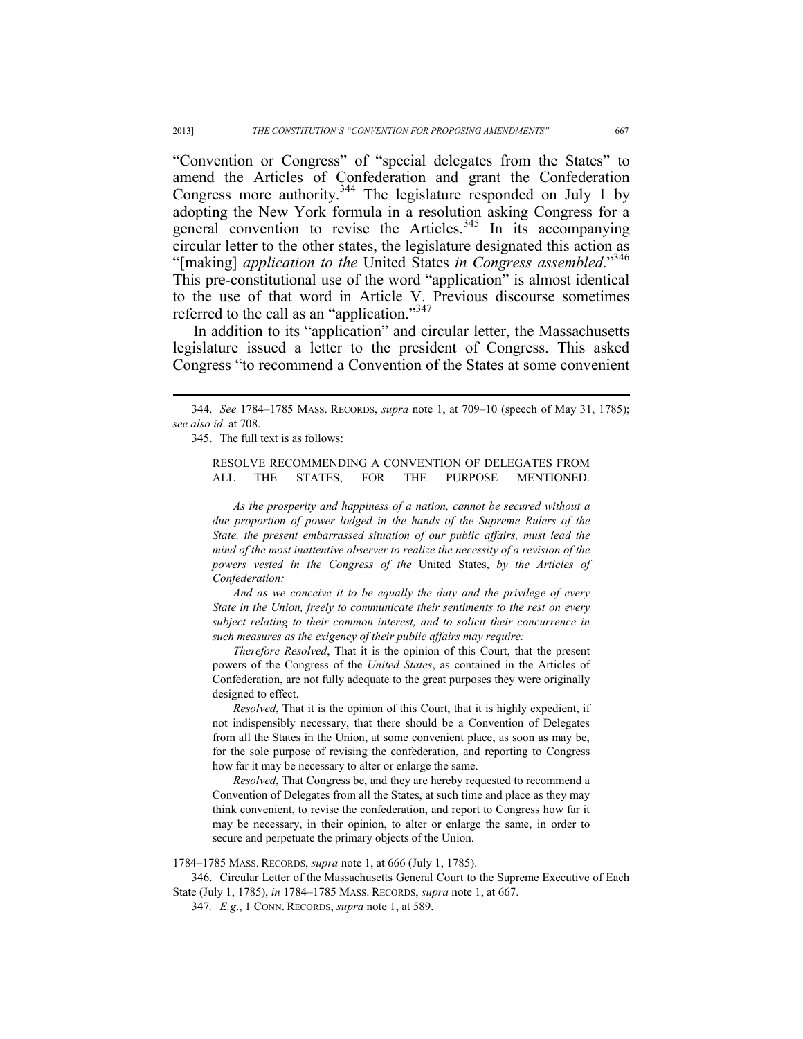"Convention or Congress" of "special delegates from the States" to amend the Articles of Confederation and grant the Confederation Congress more authority.[344] The legislature responded on July 1 by adopting the New York formula in a resolution asking Congress for a general convention to revise the Articles.[345] In its accompanying circular letter to the other states, the legislature designated this action as "[making] *application to the* United States *in Congress assembled*."[346] This pre-constitutional use of the word "application" is almost identical to the use of that word in Article V. Previous discourse sometimes referred to the call as an "application."[347]

In addition to its "application" and circular letter, the Massachusetts legislature issued a letter to the president of Congress. This asked Congress "to recommend a Convention of the States at some convenient

---

344. *See* 1784–1785 MASS. RECORDS, *supra* note 1, at 709–10 (speech of May 31, 1785); *see also id*. at 708.

345. The full text is as follows:

> RESOLVE RECOMMENDING A CONVENTION OF DELEGATES FROM ALL THE STATES, FOR THE PURPOSE MENTIONED.
>
> *As the prosperity and happiness of a nation, cannot be secured without a due proportion of power lodged in the hands of the Supreme Rulers of the State, the present embarrassed situation of our public affairs, must lead the mind of the most inattentive observer to realize the necessity of a revision of the powers vested in the Congress of the* United States, *by the Articles of Confederation:*
>
> *And as we conceive it to be equally the duty and the privilege of every State in the Union, freely to communicate their sentiments to the rest on every subject relating to their common interest, and to solicit their concurrence in such measures as the exigency of their public affairs may require:*
>
> *Therefore Resolved*, That it is the opinion of this Court, that the present powers of the Congress of the *United States*, as contained in the Articles of Confederation, are not fully adequate to the great purposes they were originally designed to effect.
>
> *Resolved*, That it is the opinion of this Court, that it is highly expedient, if not indispensibly necessary, that there should be a Convention of Delegates from all the States in the Union, at some convenient place, as soon as may be, for the sole purpose of revising the confederation, and reporting to Congress how far it may be necessary to alter or enlarge the same.
>
> *Resolved*, That Congress be, and they are hereby requested to recommend a Convention of Delegates from all the States, at such time and place as they may think convenient, to revise the confederation, and report to Congress how far it may be necessary, in their opinion, to alter or enlarge the same, in order to secure and perpetuate the primary objects of the Union.

1784–1785 MASS. RECORDS, *supra* note 1, at 666 (July 1, 1785).

346. Circular Letter of the Massachusetts General Court to the Supreme Executive of Each State (July 1, 1785), *in* 1784–1785 MASS. RECORDS, *supra* note 1, at 667.

347. *E.g*., 1 CONN. RECORDS, *supra* note 1, at 589.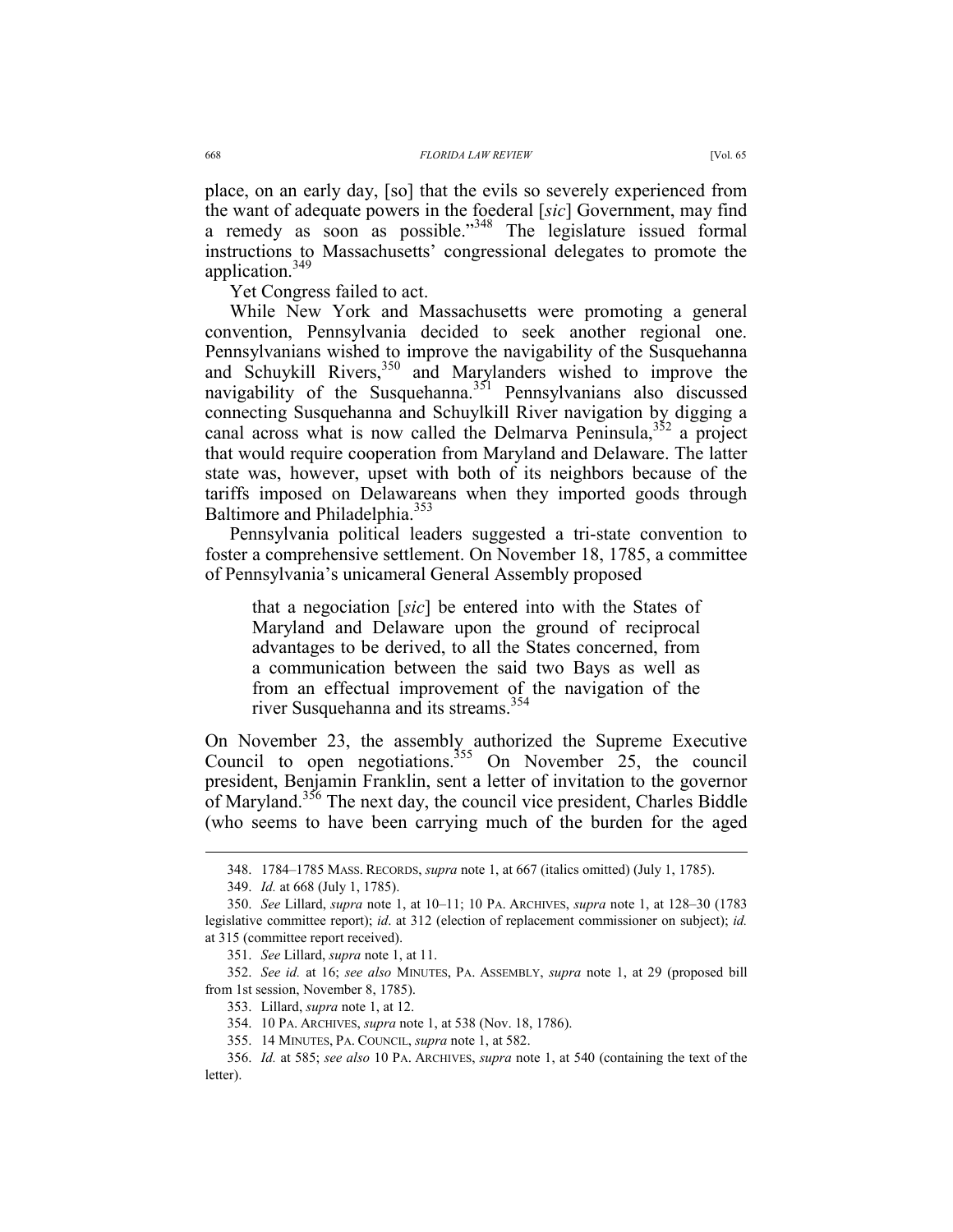place, on an early day, [so] that the evils so severely experienced from the want of adequate powers in the foederal [*sic*] Government, may find a remedy as soon as possible."[348] The legislature issued formal instructions to Massachusetts' congressional delegates to promote the application.[349]

Yet Congress failed to act.

While New York and Massachusetts were promoting a general convention, Pennsylvania decided to seek another regional one. Pennsylvanians wished to improve the navigability of the Susquehanna and Schuykill Rivers,[350] and Marylanders wished to improve the navigability of the Susquehanna.[351] Pennsylvanians also discussed connecting Susquehanna and Schuylkill River navigation by digging a canal across what is now called the Delmarva Peninsula,[352] a project that would require cooperation from Maryland and Delaware. The latter state was, however, upset with both of its neighbors because of the tariffs imposed on Delawareans when they imported goods through Baltimore and Philadelphia.[353]

Pennsylvania political leaders suggested a tri-state convention to foster a comprehensive settlement. On November 18, 1785, a committee of Pennsylvania's unicameral General Assembly proposed

> that a negociation [*sic*] be entered into with the States of Maryland and Delaware upon the ground of reciprocal advantages to be derived, to all the States concerned, from a communication between the said two Bays as well as from an effectual improvement of the navigation of the river Susquehanna and its streams.[354]

On November 23, the assembly authorized the Supreme Executive Council to open negotiations.[355] On November 25, the council president, Benjamin Franklin, sent a letter of invitation to the governor of Maryland.[356] The next day, the council vice president, Charles Biddle (who seems to have been carrying much of the burden for the aged

---

348. 1784–1785 MASS. RECORDS, *supra* note 1, at 667 (italics omitted) (July 1, 1785).

349. *Id.* at 668 (July 1, 1785).

350. *See* Lillard, *supra* note 1, at 10–11; 10 PA. ARCHIVES, *supra* note 1, at 128–30 (1783 legislative committee report); *id*. at 312 (election of replacement commissioner on subject); *id.* at 315 (committee report received).

351. *See* Lillard, *supra* note 1, at 11.

352. *See id.* at 16; *see also* MINUTES, PA. ASSEMBLY, *supra* note 1, at 29 (proposed bill from 1st session, November 8, 1785).

353. Lillard, *supra* note 1, at 12.

354. 10 PA. ARCHIVES, *supra* note 1, at 538 (Nov. 18, 1786).

355. 14 MINUTES, PA. COUNCIL, *supra* note 1, at 582.

356. *Id.* at 585; *see also* 10 PA. ARCHIVES, *supra* note 1, at 540 (containing the text of the letter).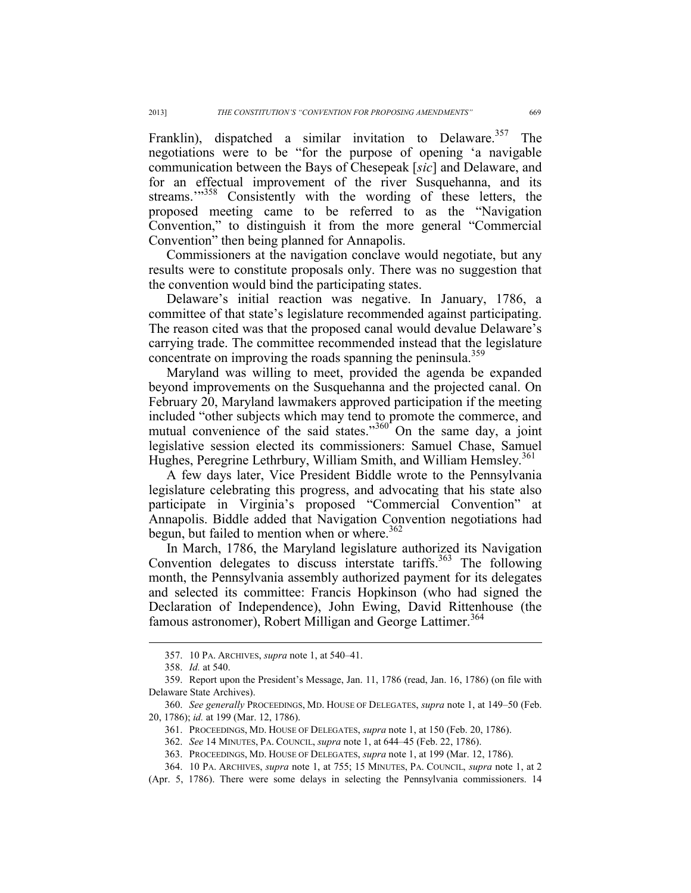Franklin), dispatched a similar invitation to Delaware.[357] The negotiations were to be "for the purpose of opening 'a navigable communication between the Bays of Chesepeak [*sic*] and Delaware, and for an effectual improvement of the river Susquehanna, and its streams.'"[358] Consistently with the wording of these letters, the proposed meeting came to be referred to as the "Navigation Convention," to distinguish it from the more general "Commercial Convention" then being planned for Annapolis.

Commissioners at the navigation conclave would negotiate, but any results were to constitute proposals only. There was no suggestion that the convention would bind the participating states.

Delaware's initial reaction was negative. In January, 1786, a committee of that state's legislature recommended against participating. The reason cited was that the proposed canal would devalue Delaware's carrying trade. The committee recommended instead that the legislature concentrate on improving the roads spanning the peninsula.[359]

Maryland was willing to meet, provided the agenda be expanded beyond improvements on the Susquehanna and the projected canal. On February 20, Maryland lawmakers approved participation if the meeting included "other subjects which may tend to promote the commerce, and mutual convenience of the said states."[360] On the same day, a joint legislative session elected its commissioners: Samuel Chase, Samuel Hughes, Peregrine Lethrbury, William Smith, and William Hemsley.[361]

A few days later, Vice President Biddle wrote to the Pennsylvania legislature celebrating this progress, and advocating that his state also participate in Virginia's proposed "Commercial Convention" at Annapolis. Biddle added that Navigation Convention negotiations had begun, but failed to mention when or where.[362]

In March, 1786, the Maryland legislature authorized its Navigation Convention delegates to discuss interstate tariffs.[363] The following month, the Pennsylvania assembly authorized payment for its delegates and selected its committee: Francis Hopkinson (who had signed the Declaration of Independence), John Ewing, David Rittenhouse (the famous astronomer), Robert Milligan and George Lattimer.[364]

357. 10 PA. ARCHIVES, *supra* note 1, at 540–41.

358. *Id.* at 540.

359. Report upon the President's Message, Jan. 11, 1786 (read, Jan. 16, 1786) (on file with Delaware State Archives).

360. *See generally* PROCEEDINGS, MD. HOUSE OF DELEGATES, *supra* note 1, at 149–50 (Feb. 20, 1786); *id.* at 199 (Mar. 12, 1786).

361. PROCEEDINGS, MD. HOUSE OF DELEGATES, *supra* note 1, at 150 (Feb. 20, 1786).

362. *See* 14 MINUTES, PA. COUNCIL, *supra* note 1, at 644–45 (Feb. 22, 1786).

363. PROCEEDINGS, MD. HOUSE OF DELEGATES, *supra* note 1, at 199 (Mar. 12, 1786).

364. 10 PA. ARCHIVES, *supra* note 1, at 755; 15 MINUTES, PA. COUNCIL, *supra* note 1, at 2 (Apr. 5, 1786). There were some delays in selecting the Pennsylvania commissioners. 14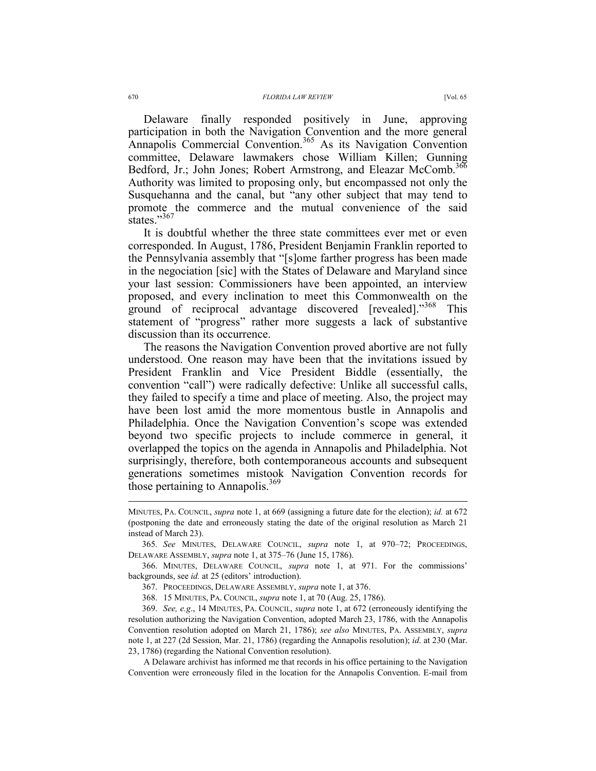Delaware finally responded positively in June, approving participation in both the Navigation Convention and the more general Annapolis Commercial Convention.[365] As its Navigation Convention committee, Delaware lawmakers chose William Killen; Gunning Bedford, Jr.; John Jones; Robert Armstrong, and Eleazar McComb.[366] Authority was limited to proposing only, but encompassed not only the Susquehanna and the canal, but "any other subject that may tend to promote the commerce and the mutual convenience of the said states."[367]

It is doubtful whether the three state committees ever met or even corresponded. In August, 1786, President Benjamin Franklin reported to the Pennsylvania assembly that "[s]ome farther progress has been made in the negociation [sic] with the States of Delaware and Maryland since your last session: Commissioners have been appointed, an interview proposed, and every inclination to meet this Commonwealth on the ground of reciprocal advantage discovered [revealed]."[368] This statement of "progress" rather more suggests a lack of substantive discussion than its occurrence.

The reasons the Navigation Convention proved abortive are not fully understood. One reason may have been that the invitations issued by President Franklin and Vice President Biddle (essentially, the convention "call") were radically defective: Unlike all successful calls, they failed to specify a time and place of meeting. Also, the project may have been lost amid the more momentous bustle in Annapolis and Philadelphia. Once the Navigation Convention's scope was extended beyond two specific projects to include commerce in general, it overlapped the topics on the agenda in Annapolis and Philadelphia. Not surprisingly, therefore, both contemporaneous accounts and subsequent generations sometimes mistook Navigation Convention records for those pertaining to Annapolis.[369]

---

MINUTES, PA. COUNCIL, *supra* note 1, at 669 (assigning a future date for the election); *id.* at 672 (postponing the date and erroneously stating the date of the original resolution as March 21 instead of March 23).

365. *See* MINUTES, DELAWARE COUNCIL, *supra* note 1, at 970–72; PROCEEDINGS, DELAWARE ASSEMBLY, *supra* note 1, at 375–76 (June 15, 1786).

366. MINUTES, DELAWARE COUNCIL, *supra* note 1, at 971. For the commissions' backgrounds, see *id.* at 25 (editors' introduction).

367. PROCEEDINGS, DELAWARE ASSEMBLY, *supra* note 1, at 376.

368. 15 MINUTES, PA. COUNCIL, *supra* note 1, at 70 (Aug. 25, 1786).

369. *See, e.g.*, 14 MINUTES, PA. COUNCIL, *supra* note 1, at 672 (erroneously identifying the resolution authorizing the Navigation Convention, adopted March 23, 1786, with the Annapolis Convention resolution adopted on March 21, 1786); *see also* MINUTES, PA. ASSEMBLY, *supra* note 1, at 227 (2d Session, Mar. 21, 1786) (regarding the Annapolis resolution); *id*. at 230 (Mar. 23, 1786) (regarding the National Convention resolution).

A Delaware archivist has informed me that records in his office pertaining to the Navigation Convention were erroneously filed in the location for the Annapolis Convention. E-mail from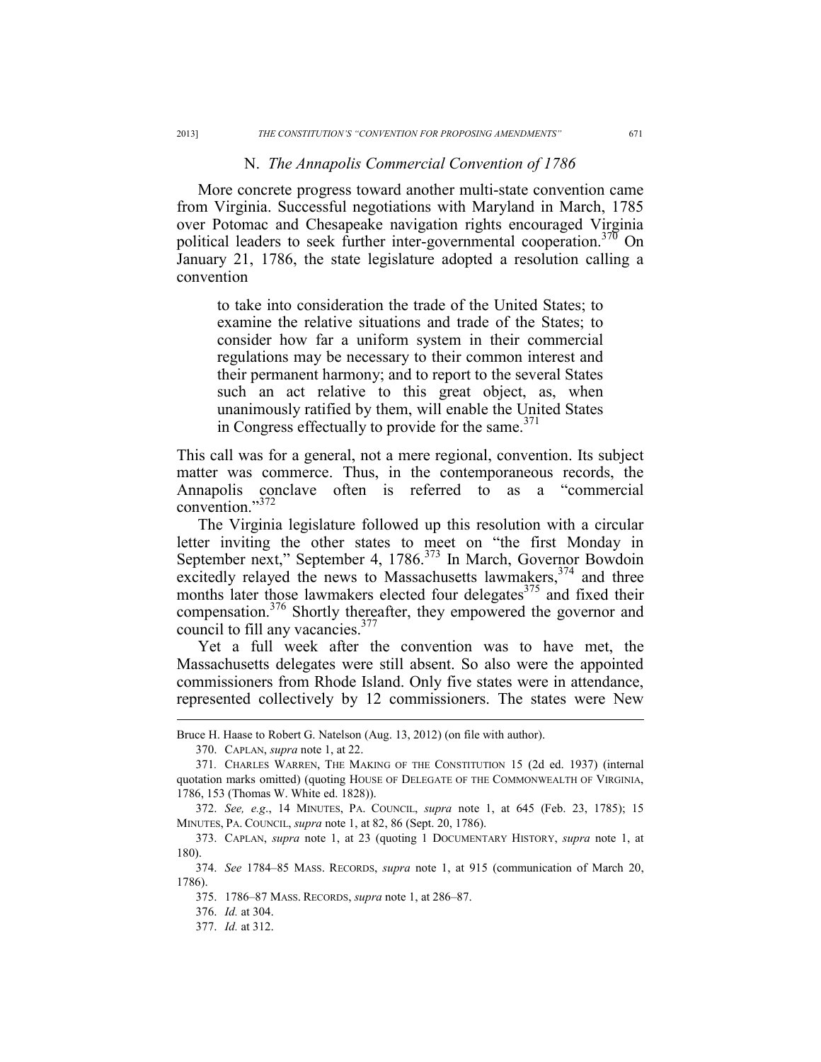### N. *The Annapolis Commercial Convention of 1786*

More concrete progress toward another multi-state convention came from Virginia. Successful negotiations with Maryland in March, 1785 over Potomac and Chesapeake navigation rights encouraged Virginia political leaders to seek further inter-governmental cooperation.[370] On January 21, 1786, the state legislature adopted a resolution calling a convention

> to take into consideration the trade of the United States; to examine the relative situations and trade of the States; to consider how far a uniform system in their commercial regulations may be necessary to their common interest and their permanent harmony; and to report to the several States such an act relative to this great object, as, when unanimously ratified by them, will enable the United States in Congress effectually to provide for the same.[371]

This call was for a general, not a mere regional, convention. Its subject matter was commerce. Thus, in the contemporaneous records, the Annapolis conclave often is referred to as a "commercial convention."[372]

The Virginia legislature followed up this resolution with a circular letter inviting the other states to meet on "the first Monday in September next," September 4, 1786.[373] In March, Governor Bowdoin excitedly relayed the news to Massachusetts lawmakers,[374] and three months later those lawmakers elected four delegates[375] and fixed their compensation.[376] Shortly thereafter, they empowered the governor and council to fill any vacancies.[377]

Yet a full week after the convention was to have met, the Massachusetts delegates were still absent. So also were the appointed commissioners from Rhode Island. Only five states were in attendance, represented collectively by 12 commissioners. The states were New

---

Bruce H. Haase to Robert G. Natelson (Aug. 13, 2012) (on file with author).

370. CAPLAN, *supra* note 1, at 22.

371. CHARLES WARREN, THE MAKING OF THE CONSTITUTION 15 (2d ed. 1937) (internal quotation marks omitted) (quoting HOUSE OF DELEGATE OF THE COMMONWEALTH OF VIRGINIA, 1786, 153 (Thomas W. White ed. 1828)).

372. *See, e.g.*, 14 MINUTES, PA. COUNCIL, *supra* note 1, at 645 (Feb. 23, 1785); 15 MINUTES, PA. COUNCIL, *supra* note 1, at 82, 86 (Sept. 20, 1786).

373. CAPLAN, *supra* note 1, at 23 (quoting 1 DOCUMENTARY HISTORY, *supra* note 1, at 180).

374. *See* 1784–85 MASS. RECORDS, *supra* note 1, at 915 (communication of March 20, 1786).

375. 1786–87 MASS. RECORDS, *supra* note 1, at 286–87.

376. *Id.* at 304.

377. *Id.* at 312.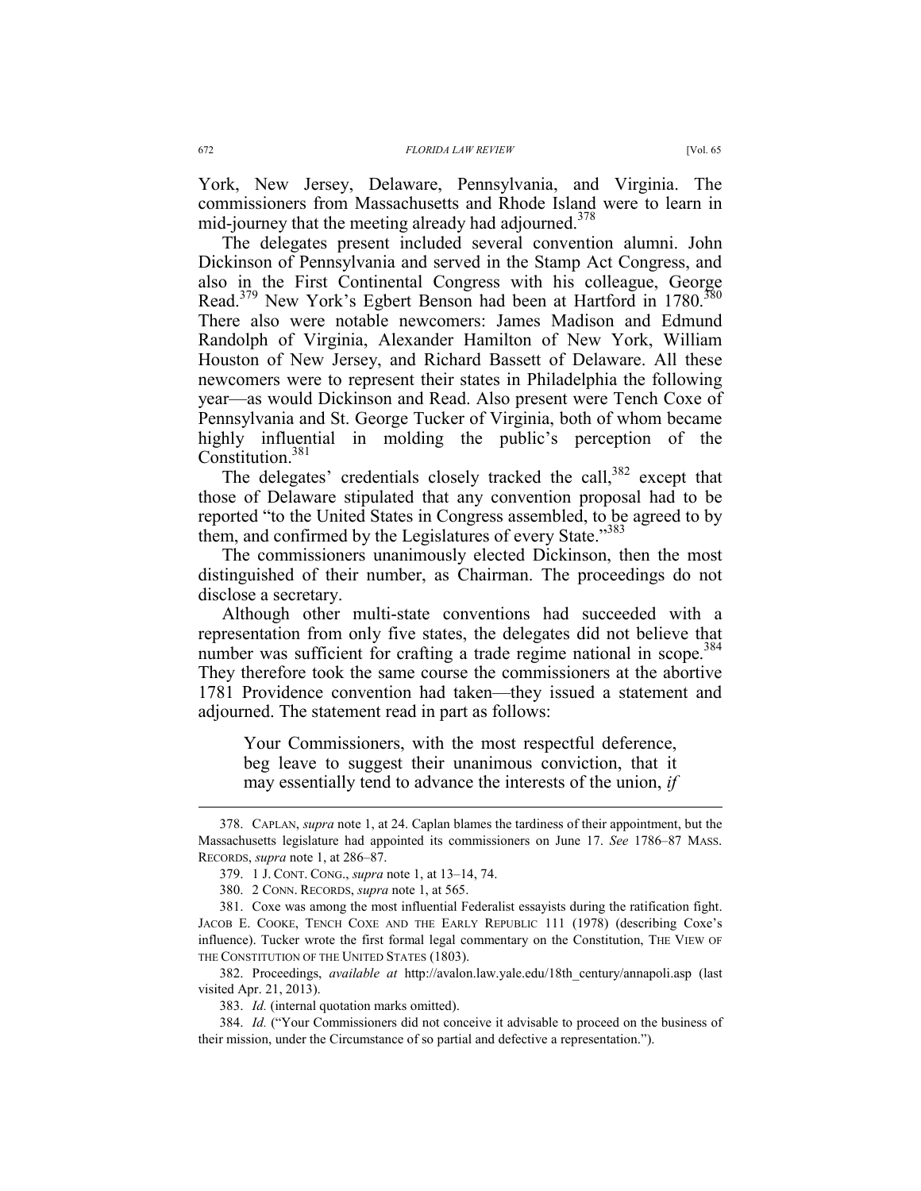York, New Jersey, Delaware, Pennsylvania, and Virginia. The commissioners from Massachusetts and Rhode Island were to learn in mid-journey that the meeting already had adjourned.[378]

The delegates present included several convention alumni. John Dickinson of Pennsylvania and served in the Stamp Act Congress, and also in the First Continental Congress with his colleague, George Read.[379] New York's Egbert Benson had been at Hartford in 1780.[380] There also were notable newcomers: James Madison and Edmund Randolph of Virginia, Alexander Hamilton of New York, William Houston of New Jersey, and Richard Bassett of Delaware. All these newcomers were to represent their states in Philadelphia the following year—as would Dickinson and Read. Also present were Tench Coxe of Pennsylvania and St. George Tucker of Virginia, both of whom became highly influential in molding the public's perception of the Constitution.[381]

The delegates' credentials closely tracked the call,[382] except that those of Delaware stipulated that any convention proposal had to be reported "to the United States in Congress assembled, to be agreed to by them, and confirmed by the Legislatures of every State."[383]

The commissioners unanimously elected Dickinson, then the most distinguished of their number, as Chairman. The proceedings do not disclose a secretary.

Although other multi-state conventions had succeeded with a representation from only five states, the delegates did not believe that number was sufficient for crafting a trade regime national in scope.[384] They therefore took the same course the commissioners at the abortive 1781 Providence convention had taken—they issued a statement and adjourned. The statement read in part as follows:

> Your Commissioners, with the most respectful deference, beg leave to suggest their unanimous conviction, that it may essentially tend to advance the interests of the union, *if*

---

378. CAPLAN, *supra* note 1, at 24. Caplan blames the tardiness of their appointment, but the Massachusetts legislature had appointed its commissioners on June 17. *See* 1786–87 MASS. RECORDS, *supra* note 1, at 286–87.

379. 1 J. CONT. CONG., *supra* note 1, at 13–14, 74.

380. 2 CONN. RECORDS, *supra* note 1, at 565.

381. Coxe was among the most influential Federalist essayists during the ratification fight. JACOB E. COOKE, TENCH COXE AND THE EARLY REPUBLIC 111 (1978) (describing Coxe's influence). Tucker wrote the first formal legal commentary on the Constitution, THE VIEW OF THE CONSTITUTION OF THE UNITED STATES (1803).

382. Proceedings, *available at* http://avalon.law.yale.edu/18th_century/annapoli.asp (last visited Apr. 21, 2013).

383. *Id.* (internal quotation marks omitted).

384. *Id.* ("Your Commissioners did not conceive it advisable to proceed on the business of their mission, under the Circumstance of so partial and defective a representation.").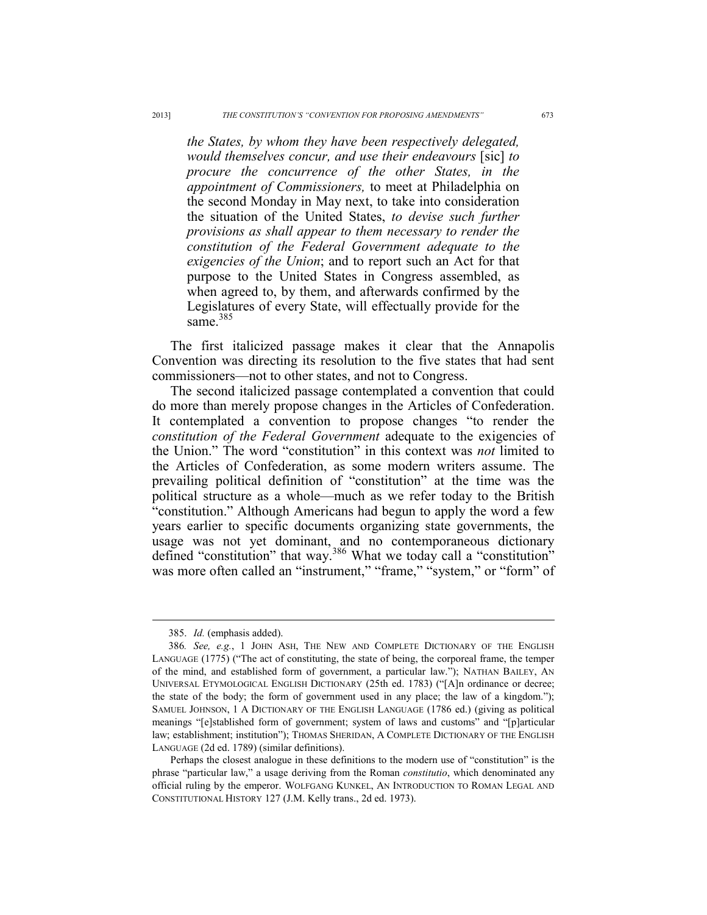> *the States, by whom they have been respectively delegated, would themselves concur, and use their endeavours* [sic] *to procure the concurrence of the other States, in the appointment of Commissioners,* to meet at Philadelphia on the second Monday in May next, to take into consideration the situation of the United States, *to devise such further provisions as shall appear to them necessary to render the constitution of the Federal Government adequate to the exigencies of the Union*; and to report such an Act for that purpose to the United States in Congress assembled, as when agreed to, by them, and afterwards confirmed by the Legislatures of every State, will effectually provide for the same.[385]

The first italicized passage makes it clear that the Annapolis Convention was directing its resolution to the five states that had sent commissioners—not to other states, and not to Congress.

The second italicized passage contemplated a convention that could do more than merely propose changes in the Articles of Confederation. It contemplated a convention to propose changes "to render the *constitution of the Federal Government* adequate to the exigencies of the Union." The word "constitution" in this context was *not* limited to the Articles of Confederation, as some modern writers assume. The prevailing political definition of "constitution" at the time was the political structure as a whole—much as we refer today to the British "constitution." Although Americans had begun to apply the word a few years earlier to specific documents organizing state governments, the usage was not yet dominant, and no contemporaneous dictionary defined "constitution" that way.[386] What we today call a "constitution" was more often called an "instrument," "frame," "system," or "form" of

---

385. *Id.* (emphasis added).

386. *See, e.g.*, 1 JOHN ASH, THE NEW AND COMPLETE DICTIONARY OF THE ENGLISH LANGUAGE (1775) ("The act of constituting, the state of being, the corporeal frame, the temper of the mind, and established form of government, a particular law."); NATHAN BAILEY, AN UNIVERSAL ETYMOLOGICAL ENGLISH DICTIONARY (25th ed. 1783) ("[A]n ordinance or decree; the state of the body; the form of government used in any place; the law of a kingdom."); SAMUEL JOHNSON, 1 A DICTIONARY OF THE ENGLISH LANGUAGE (1786 ed.) (giving as political meanings "[e]stablished form of government; system of laws and customs" and "[p]articular law; establishment; institution"); THOMAS SHERIDAN, A COMPLETE DICTIONARY OF THE ENGLISH LANGUAGE (2d ed. 1789) (similar definitions).

Perhaps the closest analogue in these definitions to the modern use of "constitution" is the phrase "particular law," a usage deriving from the Roman *constitutio*, which denominated any official ruling by the emperor. WOLFGANG KUNKEL, AN INTRODUCTION TO ROMAN LEGAL AND CONSTITUTIONAL HISTORY 127 (J.M. Kelly trans., 2d ed. 1973).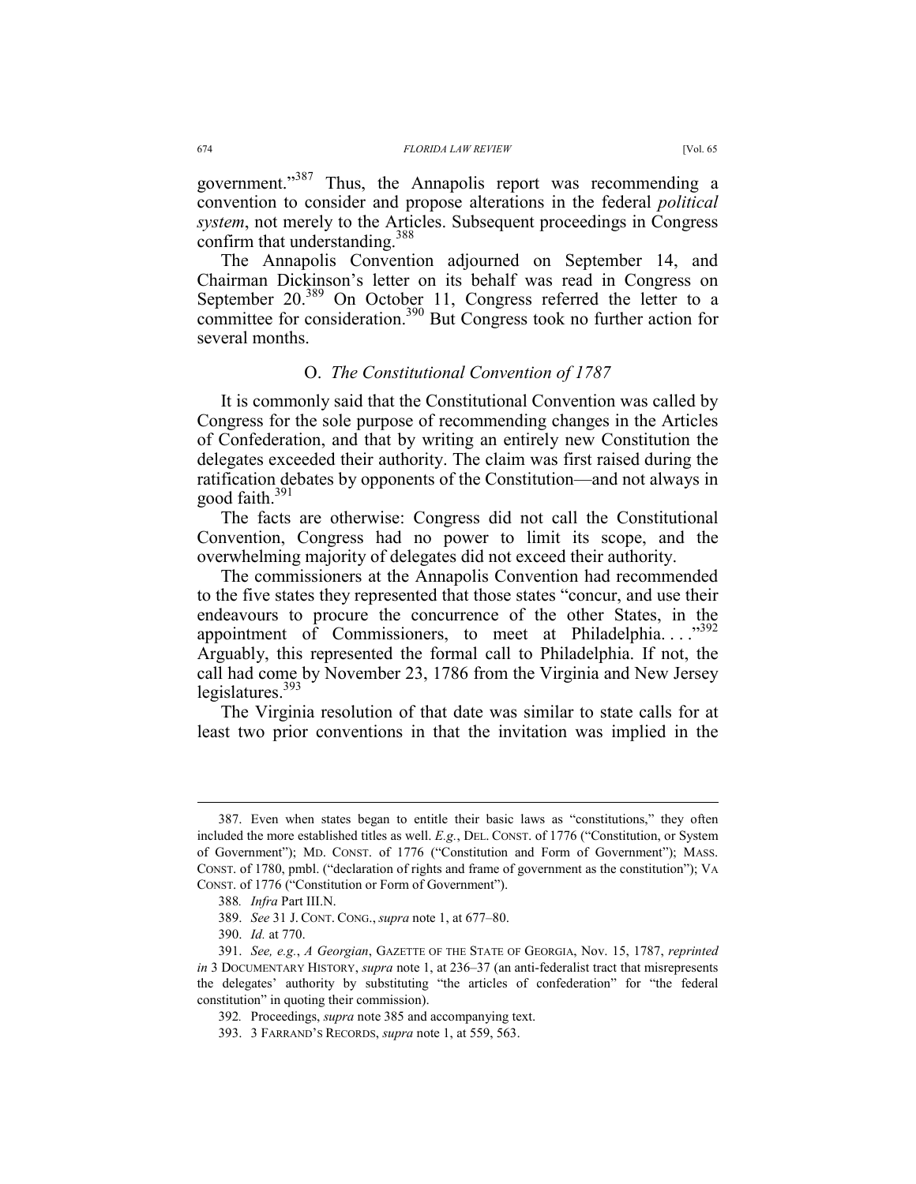government."[387] Thus, the Annapolis report was recommending a convention to consider and propose alterations in the federal *political system*, not merely to the Articles. Subsequent proceedings in Congress confirm that understanding.[388]

The Annapolis Convention adjourned on September 14, and Chairman Dickinson's letter on its behalf was read in Congress on September 20.[389] On October 11, Congress referred the letter to a committee for consideration.[390] But Congress took no further action for several months.

### O. *The Constitutional Convention of 1787*

It is commonly said that the Constitutional Convention was called by Congress for the sole purpose of recommending changes in the Articles of Confederation, and that by writing an entirely new Constitution the delegates exceeded their authority. The claim was first raised during the ratification debates by opponents of the Constitution—and not always in good faith.[391]

The facts are otherwise: Congress did not call the Constitutional Convention, Congress had no power to limit its scope, and the overwhelming majority of delegates did not exceed their authority.

The commissioners at the Annapolis Convention had recommended to the five states they represented that those states "concur, and use their endeavours to procure the concurrence of the other States, in the appointment of Commissioners, to meet at Philadelphia. . . ."[392] Arguably, this represented the formal call to Philadelphia. If not, the call had come by November 23, 1786 from the Virginia and New Jersey legislatures.[393]

The Virginia resolution of that date was similar to state calls for at least two prior conventions in that the invitation was implied in the

---

387. Even when states began to entitle their basic laws as "constitutions," they often included the more established titles as well. *E.g.*, DEL. CONST. of 1776 ("Constitution, or System of Government"); MD. CONST. of 1776 ("Constitution and Form of Government"); MASS. CONST. of 1780, pmbl. ("declaration of rights and frame of government as the constitution"); VA CONST. of 1776 ("Constitution or Form of Government").

388. *Infra* Part III.N.

389. *See* 31 J. CONT. CONG., *supra* note 1, at 677–80.

390. *Id.* at 770.

391. *See, e.g.*, *A Georgian*, GAZETTE OF THE STATE OF GEORGIA, Nov. 15, 1787, *reprinted in* 3 DOCUMENTARY HISTORY, *supra* note 1, at 236–37 (an anti-federalist tract that misrepresents the delegates' authority by substituting "the articles of confederation" for "the federal constitution" in quoting their commission).

392. Proceedings, *supra* note 385 and accompanying text.

393. 3 FARRAND'S RECORDS, *supra* note 1, at 559, 563.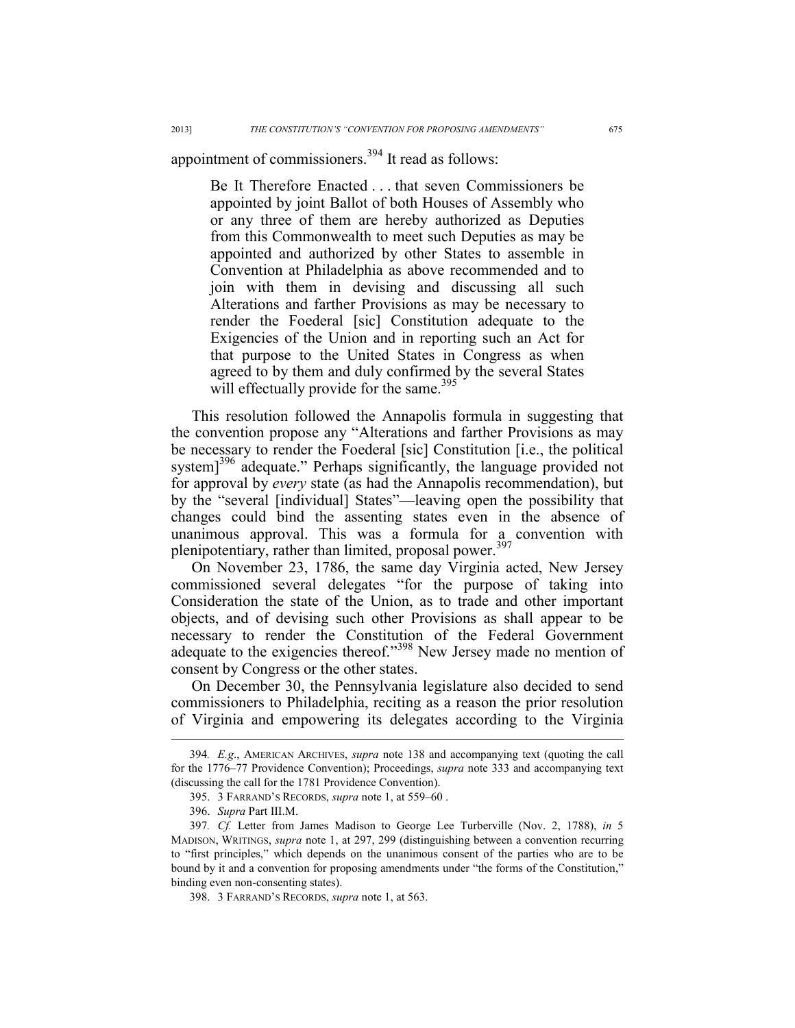appointment of commissioners.[394] It read as follows:

> Be It Therefore Enacted . . . that seven Commissioners be appointed by joint Ballot of both Houses of Assembly who or any three of them are hereby authorized as Deputies from this Commonwealth to meet such Deputies as may be appointed and authorized by other States to assemble in Convention at Philadelphia as above recommended and to join with them in devising and discussing all such Alterations and farther Provisions as may be necessary to render the Foederal [sic] Constitution adequate to the Exigencies of the Union and in reporting such an Act for that purpose to the United States in Congress as when agreed to by them and duly confirmed by the several States will effectually provide for the same.[395]

This resolution followed the Annapolis formula in suggesting that the convention propose any "Alterations and farther Provisions as may be necessary to render the Foederal [sic] Constitution [i.e., the political system][396] adequate." Perhaps significantly, the language provided not for approval by *every* state (as had the Annapolis recommendation), but by the "several [individual] States"—leaving open the possibility that changes could bind the assenting states even in the absence of unanimous approval. This was a formula for a convention with plenipotentiary, rather than limited, proposal power.[397]

On November 23, 1786, the same day Virginia acted, New Jersey commissioned several delegates "for the purpose of taking into Consideration the state of the Union, as to trade and other important objects, and of devising such other Provisions as shall appear to be necessary to render the Constitution of the Federal Government adequate to the exigencies thereof."[398] New Jersey made no mention of consent by Congress or the other states.

On December 30, the Pennsylvania legislature also decided to send commissioners to Philadelphia, reciting as a reason the prior resolution of Virginia and empowering its delegates according to the Virginia

---

394. *E.g.*, AMERICAN ARCHIVES, *supra* note 138 and accompanying text (quoting the call for the 1776–77 Providence Convention); Proceedings, *supra* note 333 and accompanying text (discussing the call for the 1781 Providence Convention).

395. 3 FARRAND'S RECORDS, *supra* note 1, at 559–60 .

396. *Supra* Part III.M.

397. *Cf.* Letter from James Madison to George Lee Turberville (Nov. 2, 1788), *in* 5 MADISON, WRITINGS, *supra* note 1, at 297, 299 (distinguishing between a convention recurring to "first principles," which depends on the unanimous consent of the parties who are to be bound by it and a convention for proposing amendments under "the forms of the Constitution," binding even non-consenting states).

398. 3 FARRAND'S RECORDS, *supra* note 1, at 563.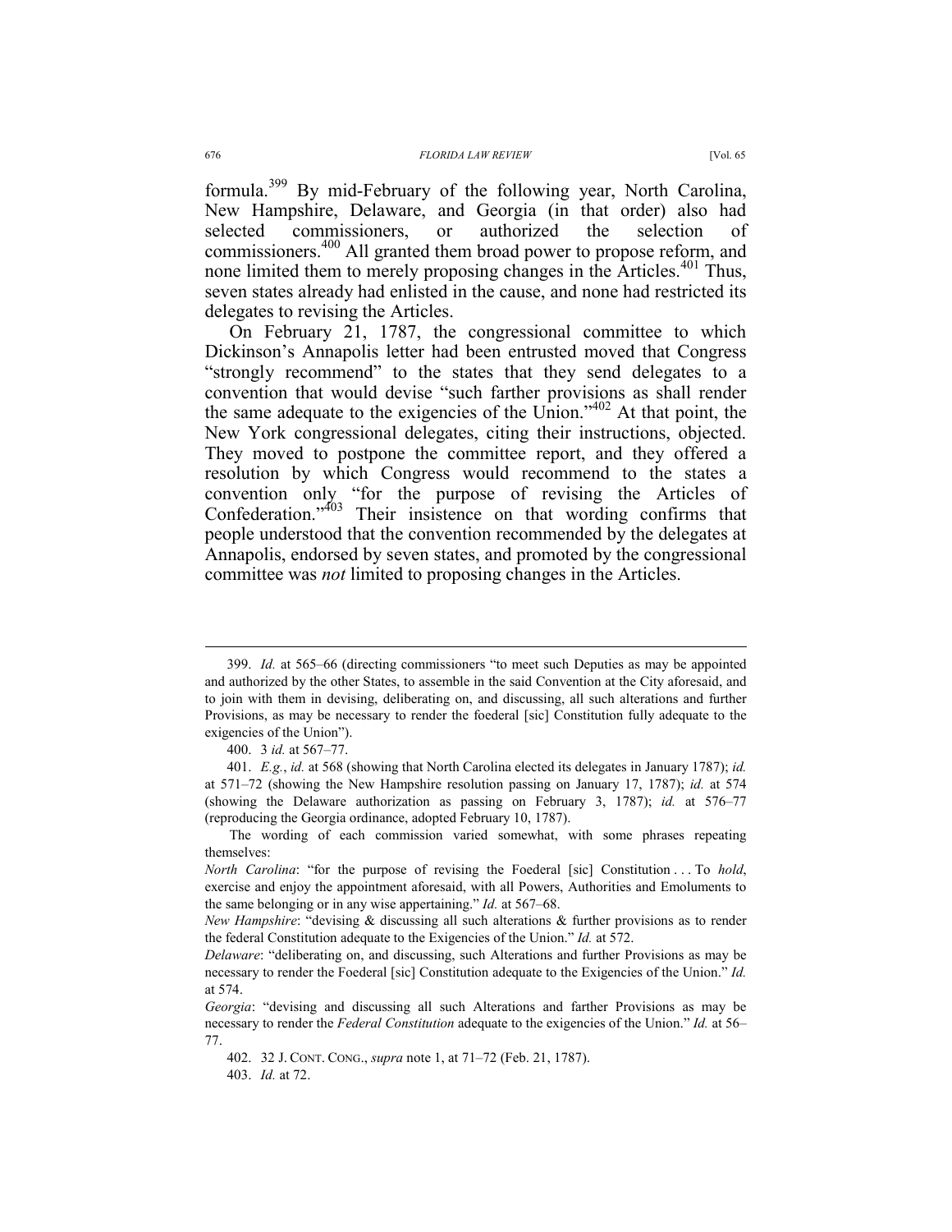formula.[399] By mid-February of the following year, North Carolina, New Hampshire, Delaware, and Georgia (in that order) also had selected commissioners, or authorized the selection of commissioners.[400] All granted them broad power to propose reform, and none limited them to merely proposing changes in the Articles.[401] Thus, seven states already had enlisted in the cause, and none had restricted its delegates to revising the Articles.

On February 21, 1787, the congressional committee to which Dickinson's Annapolis letter had been entrusted moved that Congress "strongly recommend" to the states that they send delegates to a convention that would devise "such farther provisions as shall render the same adequate to the exigencies of the Union."[402] At that point, the New York congressional delegates, citing their instructions, objected. They moved to postpone the committee report, and they offered a resolution by which Congress would recommend to the states a convention only "for the purpose of revising the Articles of Confederation."[403] Their insistence on that wording confirms that people understood that the convention recommended by the delegates at Annapolis, endorsed by seven states, and promoted by the congressional committee was *not* limited to proposing changes in the Articles.

---

399. *Id.* at 565–66 (directing commissioners "to meet such Deputies as may be appointed and authorized by the other States, to assemble in the said Convention at the City aforesaid, and to join with them in devising, deliberating on, and discussing, all such alterations and further Provisions, as may be necessary to render the foederal [sic] Constitution fully adequate to the exigencies of the Union").

400. 3 *id.* at 567–77.

401. *E.g.*, *id.* at 568 (showing that North Carolina elected its delegates in January 1787); *id.* at 571–72 (showing the New Hampshire resolution passing on January 17, 1787); *id.* at 574 (showing the Delaware authorization as passing on February 3, 1787); *id.* at 576–77 (reproducing the Georgia ordinance, adopted February 10, 1787).

The wording of each commission varied somewhat, with some phrases repeating themselves:

*North Carolina*: "for the purpose of revising the Foederal [sic] Constitution . . . To *hold*, exercise and enjoy the appointment aforesaid, with all Powers, Authorities and Emoluments to the same belonging or in any wise appertaining." *Id.* at 567–68.

*New Hampshire*: "devising & discussing all such alterations & further provisions as to render the federal Constitution adequate to the Exigencies of the Union." *Id.* at 572.

*Delaware*: "deliberating on, and discussing, such Alterations and further Provisions as may be necessary to render the Foederal [sic] Constitution adequate to the Exigencies of the Union." *Id.* at 574.

*Georgia*: "devising and discussing all such Alterations and farther Provisions as may be necessary to render the *Federal Constitution* adequate to the exigencies of the Union." *Id.* at 56–77.

402. 32 J. CONT. CONG., *supra* note 1, at 71–72 (Feb. 21, 1787).

403. *Id.* at 72.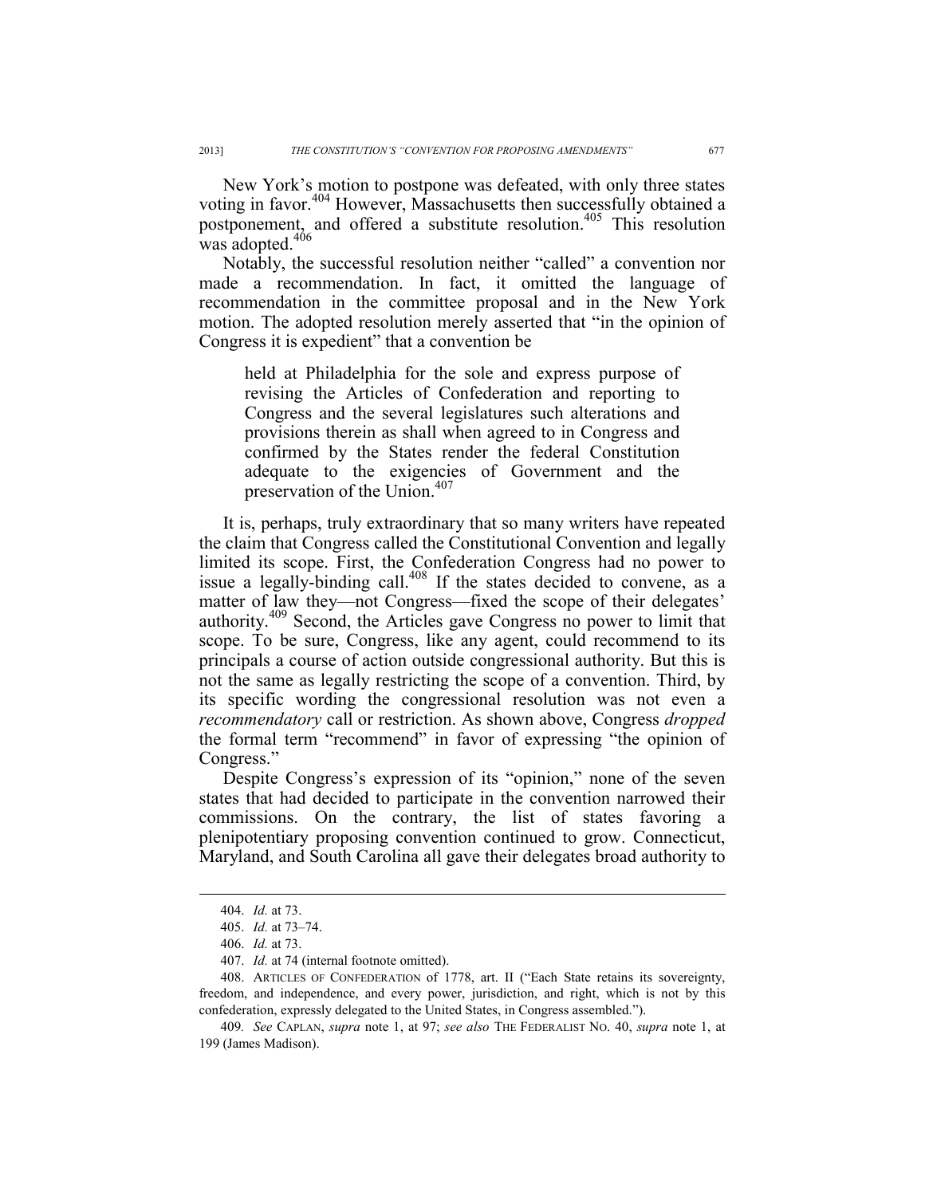New York's motion to postpone was defeated, with only three states voting in favor.[404] However, Massachusetts then successfully obtained a postponement, and offered a substitute resolution.[405] This resolution was adopted.[406]

Notably, the successful resolution neither "called" a convention nor made a recommendation. In fact, it omitted the language of recommendation in the committee proposal and in the New York motion. The adopted resolution merely asserted that "in the opinion of Congress it is expedient" that a convention be

> held at Philadelphia for the sole and express purpose of revising the Articles of Confederation and reporting to Congress and the several legislatures such alterations and provisions therein as shall when agreed to in Congress and confirmed by the States render the federal Constitution adequate to the exigencies of Government and the preservation of the Union.[407]

It is, perhaps, truly extraordinary that so many writers have repeated the claim that Congress called the Constitutional Convention and legally limited its scope. First, the Confederation Congress had no power to issue a legally-binding call.[408] If the states decided to convene, as a matter of law they—not Congress—fixed the scope of their delegates' authority.[409] Second, the Articles gave Congress no power to limit that scope. To be sure, Congress, like any agent, could recommend to its principals a course of action outside congressional authority. But this is not the same as legally restricting the scope of a convention. Third, by its specific wording the congressional resolution was not even a *recommendatory* call or restriction. As shown above, Congress *dropped* the formal term "recommend" in favor of expressing "the opinion of Congress."

Despite Congress's expression of its "opinion," none of the seven states that had decided to participate in the convention narrowed their commissions. On the contrary, the list of states favoring a plenipotentiary proposing convention continued to grow. Connecticut, Maryland, and South Carolina all gave their delegates broad authority to

---

404. *Id.* at 73.

405. *Id.* at 73–74.

406. *Id.* at 73.

407. *Id.* at 74 (internal footnote omitted).

408. ARTICLES OF CONFEDERATION of 1778, art. II ("Each State retains its sovereignty, freedom, and independence, and every power, jurisdiction, and right, which is not by this confederation, expressly delegated to the United States, in Congress assembled.").

409. *See* CAPLAN, *supra* note 1, at 97; *see also* THE FEDERALIST NO. 40, *supra* note 1, at 199 (James Madison).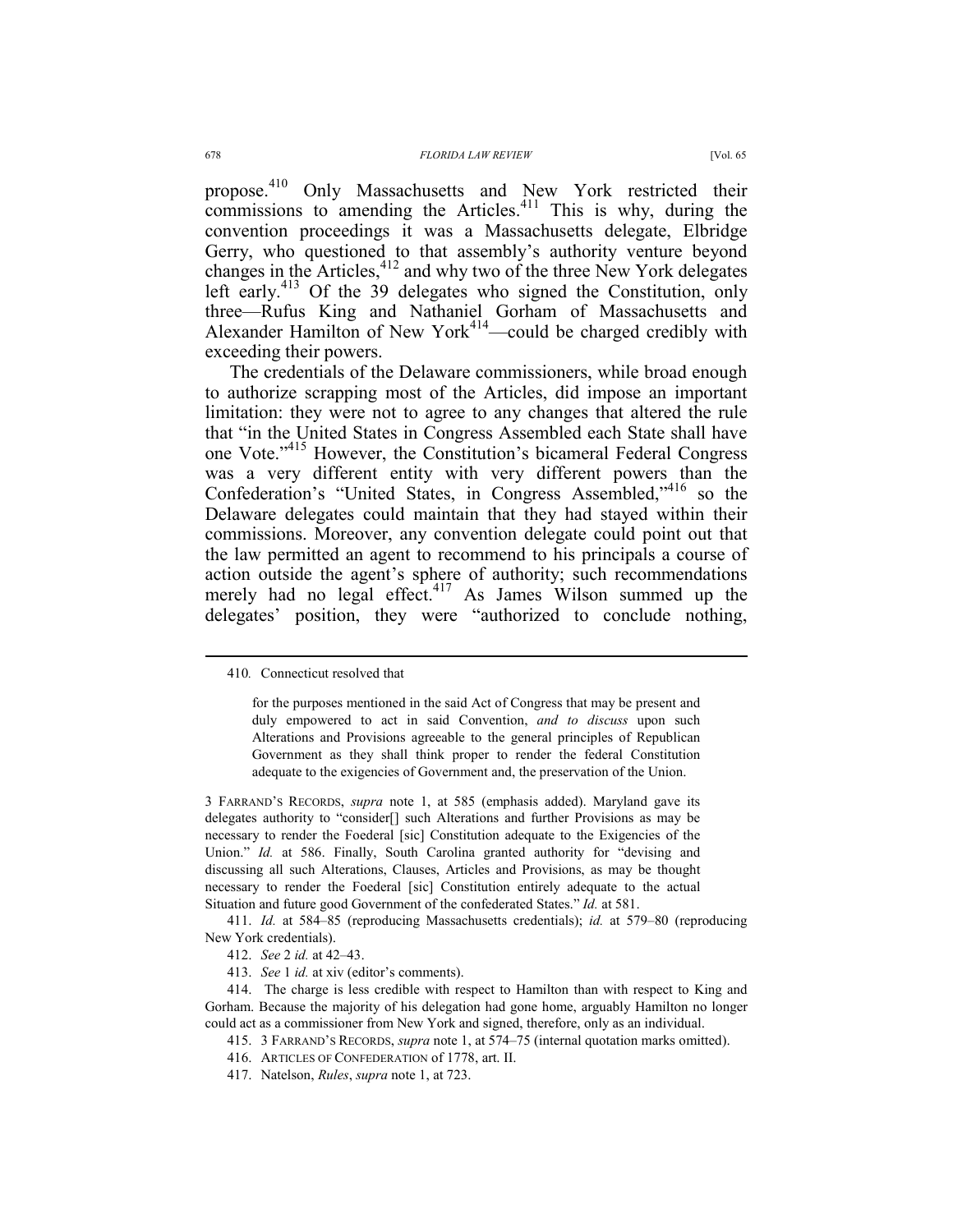propose.[410] Only Massachusetts and New York restricted their commissions to amending the Articles.[411] This is why, during the convention proceedings it was a Massachusetts delegate, Elbridge Gerry, who questioned to that assembly's authority venture beyond changes in the Articles,[412] and why two of the three New York delegates left early.[413] Of the 39 delegates who signed the Constitution, only three—Rufus King and Nathaniel Gorham of Massachusetts and Alexander Hamilton of New York[414]—could be charged credibly with exceeding their powers.

The credentials of the Delaware commissioners, while broad enough to authorize scrapping most of the Articles, did impose an important limitation: they were not to agree to any changes that altered the rule that "in the United States in Congress Assembled each State shall have one Vote."[415] However, the Constitution's bicameral Federal Congress was a very different entity with very different powers than the Confederation's "United States, in Congress Assembled,"[416] so the Delaware delegates could maintain that they had stayed within their commissions. Moreover, any convention delegate could point out that the law permitted an agent to recommend to his principals a course of action outside the agent's sphere of authority; such recommendations merely had no legal effect.[417] As James Wilson summed up the delegates' position, they were "authorized to conclude nothing,

---

410. Connecticut resolved that

> for the purposes mentioned in the said Act of Congress that may be present and duly empowered to act in said Convention, *and to discuss* upon such Alterations and Provisions agreeable to the general principles of Republican Government as they shall think proper to render the federal Constitution adequate to the exigencies of Government and, the preservation of the Union.

3 FARRAND'S RECORDS, *supra* note 1, at 585 (emphasis added). Maryland gave its delegates authority to "consider[] such Alterations and further Provisions as may be necessary to render the Foederal [sic] Constitution adequate to the Exigencies of the Union." *Id.* at 586. Finally, South Carolina granted authority for "devising and discussing all such Alterations, Clauses, Articles and Provisions, as may be thought necessary to render the Foederal [sic] Constitution entirely adequate to the actual Situation and future good Government of the confederated States." *Id.* at 581.

411. *Id.* at 584–85 (reproducing Massachusetts credentials); *id.* at 579–80 (reproducing New York credentials).

412. *See* 2 *id.* at 42–43.

413. *See* 1 *id.* at xiv (editor's comments).

414. The charge is less credible with respect to Hamilton than with respect to King and Gorham. Because the majority of his delegation had gone home, arguably Hamilton no longer could act as a commissioner from New York and signed, therefore, only as an individual.

415. 3 FARRAND'S RECORDS, *supra* note 1, at 574–75 (internal quotation marks omitted).

416. ARTICLES OF CONFEDERATION of 1778, art. II.

417. Natelson, *Rules*, *supra* note 1, at 723.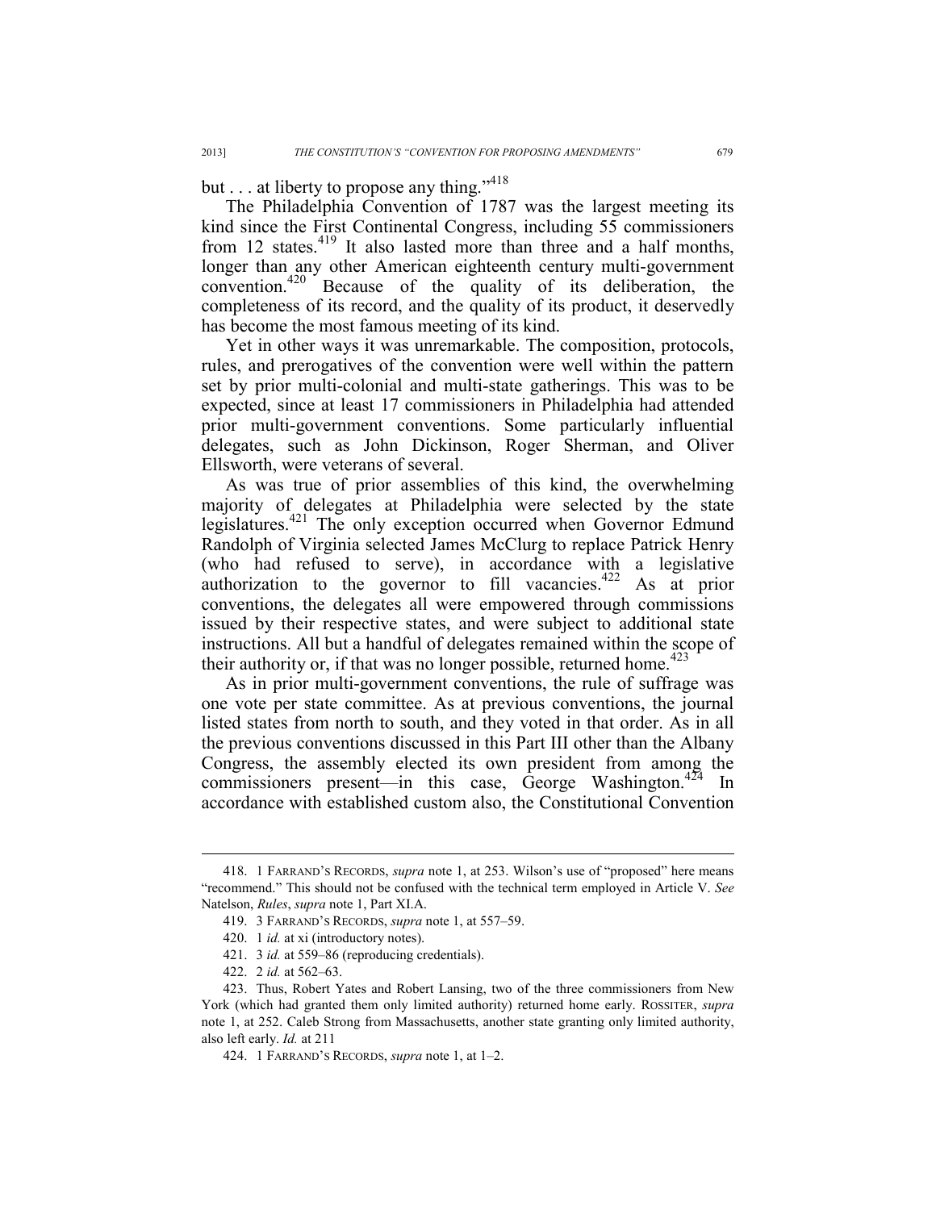but . . . at liberty to propose any thing."[418]

The Philadelphia Convention of 1787 was the largest meeting its kind since the First Continental Congress, including 55 commissioners from 12 states.[419] It also lasted more than three and a half months, longer than any other American eighteenth century multi-government convention.[420] Because of the quality of its deliberation, the completeness of its record, and the quality of its product, it deservedly has become the most famous meeting of its kind.

Yet in other ways it was unremarkable. The composition, protocols, rules, and prerogatives of the convention were well within the pattern set by prior multi-colonial and multi-state gatherings. This was to be expected, since at least 17 commissioners in Philadelphia had attended prior multi-government conventions. Some particularly influential delegates, such as John Dickinson, Roger Sherman, and Oliver Ellsworth, were veterans of several.

As was true of prior assemblies of this kind, the overwhelming majority of delegates at Philadelphia were selected by the state legislatures.[421] The only exception occurred when Governor Edmund Randolph of Virginia selected James McClurg to replace Patrick Henry (who had refused to serve), in accordance with a legislative authorization to the governor to fill vacancies.[422] As at prior conventions, the delegates all were empowered through commissions issued by their respective states, and were subject to additional state instructions. All but a handful of delegates remained within the scope of their authority or, if that was no longer possible, returned home.[423]

As in prior multi-government conventions, the rule of suffrage was one vote per state committee. As at previous conventions, the journal listed states from north to south, and they voted in that order. As in all the previous conventions discussed in this Part III other than the Albany Congress, the assembly elected its own president from among the commissioners present—in this case, George Washington.[424] In accordance with established custom also, the Constitutional Convention

---

418. 1 FARRAND'S RECORDS, *supra* note 1, at 253. Wilson's use of "proposed" here means "recommend." This should not be confused with the technical term employed in Article V. *See* Natelson, *Rules*, *supra* note 1, Part XI.A.

419. 3 FARRAND'S RECORDS, *supra* note 1, at 557–59.

420. 1 *id.* at xi (introductory notes).

421. 3 *id.* at 559–86 (reproducing credentials).

422. 2 *id.* at 562–63.

423. Thus, Robert Yates and Robert Lansing, two of the three commissioners from New York (which had granted them only limited authority) returned home early. ROSSITER, *supra* note 1, at 252. Caleb Strong from Massachusetts, another state granting only limited authority, also left early. *Id.* at 211

424. 1 FARRAND'S RECORDS, *supra* note 1, at 1–2.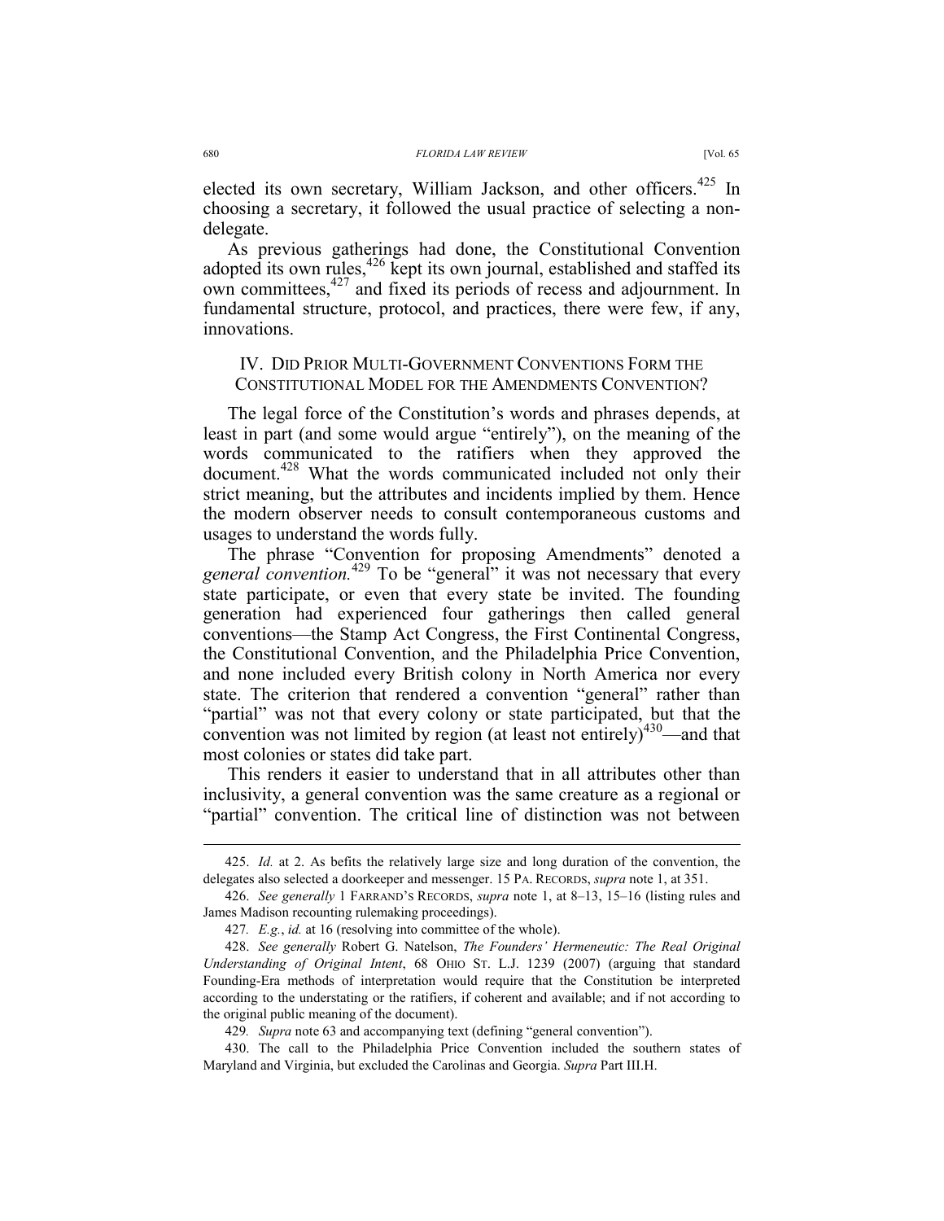elected its own secretary, William Jackson, and other officers.[425] In choosing a secretary, it followed the usual practice of selecting a non-delegate.

As previous gatherings had done, the Constitutional Convention adopted its own rules,[426] kept its own journal, established and staffed its own committees,[427] and fixed its periods of recess and adjournment. In fundamental structure, protocol, and practices, there were few, if any, innovations.

## IV. DID PRIOR MULTI-GOVERNMENT CONVENTIONS FORM THE CONSTITUTIONAL MODEL FOR THE AMENDMENTS CONVENTION?

The legal force of the Constitution's words and phrases depends, at least in part (and some would argue "entirely"), on the meaning of the words communicated to the ratifiers when they approved the document.[428] What the words communicated included not only their strict meaning, but the attributes and incidents implied by them. Hence the modern observer needs to consult contemporaneous customs and usages to understand the words fully.

The phrase "Convention for proposing Amendments" denoted a *general convention.*[429] To be "general" it was not necessary that every state participate, or even that every state be invited. The founding generation had experienced four gatherings then called general conventions—the Stamp Act Congress, the First Continental Congress, the Constitutional Convention, and the Philadelphia Price Convention, and none included every British colony in North America nor every state. The criterion that rendered a convention "general" rather than "partial" was not that every colony or state participated, but that the convention was not limited by region (at least not entirely)[430]—and that most colonies or states did take part.

This renders it easier to understand that in all attributes other than inclusivity, a general convention was the same creature as a regional or "partial" convention. The critical line of distinction was not between

---

425. *Id.* at 2. As befits the relatively large size and long duration of the convention, the delegates also selected a doorkeeper and messenger. 15 PA. RECORDS, *supra* note 1, at 351.

426. *See generally* 1 FARRAND'S RECORDS, *supra* note 1, at 8–13, 15–16 (listing rules and James Madison recounting rulemaking proceedings).

427. *E.g.*, *id.* at 16 (resolving into committee of the whole).

428. *See generally* Robert G. Natelson, *The Founders' Hermeneutic: The Real Original Understanding of Original Intent*, 68 OHIO ST. L.J. 1239 (2007) (arguing that standard Founding-Era methods of interpretation would require that the Constitution be interpreted according to the understating or the ratifiers, if coherent and available; and if not according to the original public meaning of the document).

429. *Supra* note 63 and accompanying text (defining "general convention").

430. The call to the Philadelphia Price Convention included the southern states of Maryland and Virginia, but excluded the Carolinas and Georgia. *Supra* Part III.H.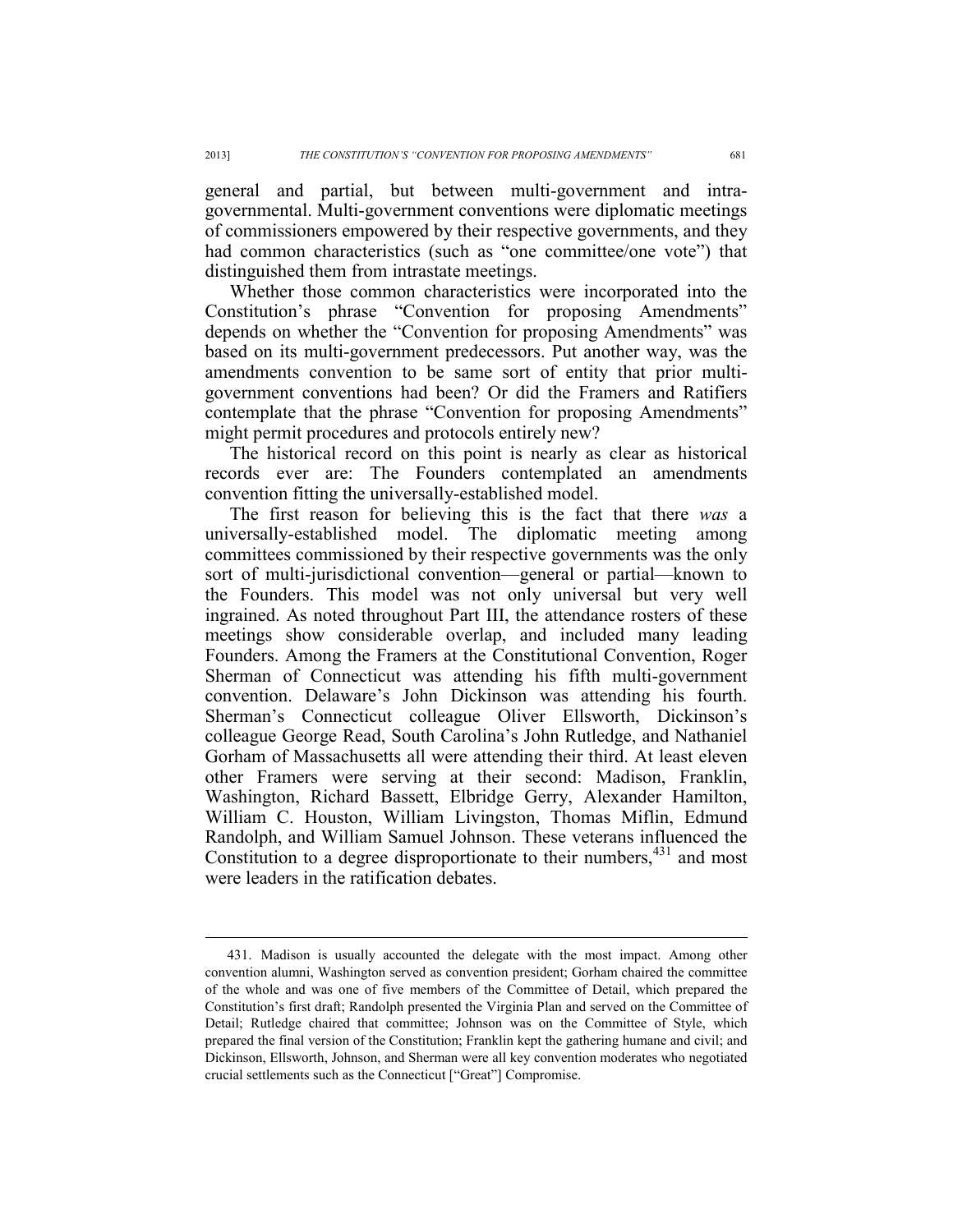general and partial, but between multi-government and intra-governmental. Multi-government conventions were diplomatic meetings of commissioners empowered by their respective governments, and they had common characteristics (such as "one committee/one vote") that distinguished them from intrastate meetings.

Whether those common characteristics were incorporated into the Constitution's phrase "Convention for proposing Amendments" depends on whether the "Convention for proposing Amendments" was based on its multi-government predecessors. Put another way, was the amendments convention to be same sort of entity that prior multi-government conventions had been? Or did the Framers and Ratifiers contemplate that the phrase "Convention for proposing Amendments" might permit procedures and protocols entirely new?

The historical record on this point is nearly as clear as historical records ever are: The Founders contemplated an amendments convention fitting the universally-established model.

The first reason for believing this is the fact that there *was* a universally-established model. The diplomatic meeting among committees commissioned by their respective governments was the only sort of multi-jurisdictional convention—general or partial—known to the Founders. This model was not only universal but very well ingrained. As noted throughout Part III, the attendance rosters of these meetings show considerable overlap, and included many leading Founders. Among the Framers at the Constitutional Convention, Roger Sherman of Connecticut was attending his fifth multi-government convention. Delaware's John Dickinson was attending his fourth. Sherman's Connecticut colleague Oliver Ellsworth, Dickinson's colleague George Read, South Carolina's John Rutledge, and Nathaniel Gorham of Massachusetts all were attending their third. At least eleven other Framers were serving at their second: Madison, Franklin, Washington, Richard Bassett, Elbridge Gerry, Alexander Hamilton, William C. Houston, William Livingston, Thomas Miflin, Edmund Randolph, and William Samuel Johnson. These veterans influenced the Constitution to a degree disproportionate to their numbers,[431] and most were leaders in the ratification debates.

---

431. Madison is usually accounted the delegate with the most impact. Among other convention alumni, Washington served as convention president; Gorham chaired the committee of the whole and was one of five members of the Committee of Detail, which prepared the Constitution's first draft; Randolph presented the Virginia Plan and served on the Committee of Detail; Rutledge chaired that committee; Johnson was on the Committee of Style, which prepared the final version of the Constitution; Franklin kept the gathering humane and civil; and Dickinson, Ellsworth, Johnson, and Sherman were all key convention moderates who negotiated crucial settlements such as the Connecticut ["Great"] Compromise.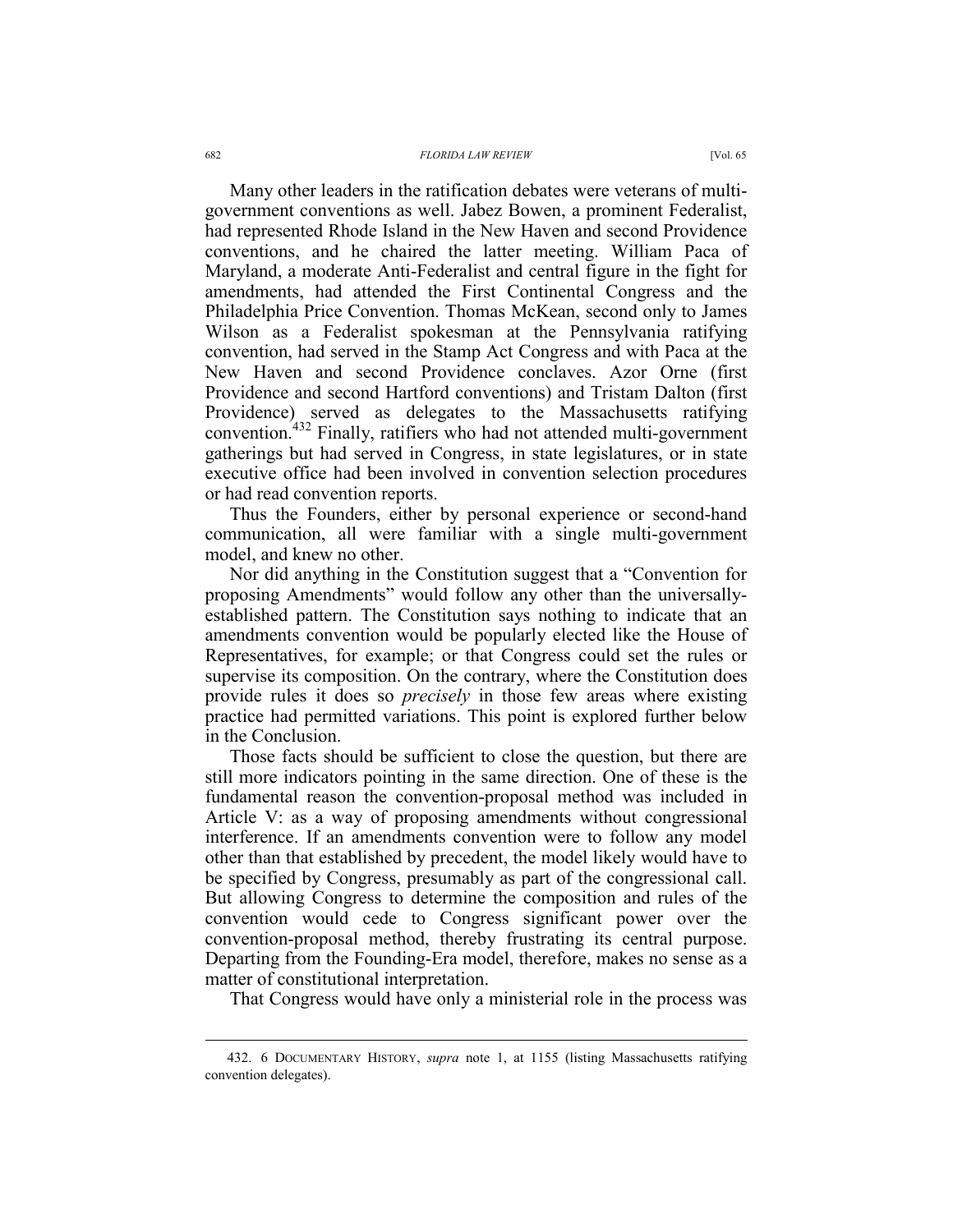Many other leaders in the ratification debates were veterans of multi-government conventions as well. Jabez Bowen, a prominent Federalist, had represented Rhode Island in the New Haven and second Providence conventions, and he chaired the latter meeting. William Paca of Maryland, a moderate Anti-Federalist and central figure in the fight for amendments, had attended the First Continental Congress and the Philadelphia Price Convention. Thomas McKean, second only to James Wilson as a Federalist spokesman at the Pennsylvania ratifying convention, had served in the Stamp Act Congress and with Paca at the New Haven and second Providence conclaves. Azor Orne (first Providence and second Hartford conventions) and Tristam Dalton (first Providence) served as delegates to the Massachusetts ratifying convention.[432] Finally, ratifiers who had not attended multi-government gatherings but had served in Congress, in state legislatures, or in state executive office had been involved in convention selection procedures or had read convention reports.

Thus the Founders, either by personal experience or second-hand communication, all were familiar with a single multi-government model, and knew no other.

Nor did anything in the Constitution suggest that a "Convention for proposing Amendments" would follow any other than the universally-established pattern. The Constitution says nothing to indicate that an amendments convention would be popularly elected like the House of Representatives, for example; or that Congress could set the rules or supervise its composition. On the contrary, where the Constitution does provide rules it does so *precisely* in those few areas where existing practice had permitted variations. This point is explored further below in the Conclusion.

Those facts should be sufficient to close the question, but there are still more indicators pointing in the same direction. One of these is the fundamental reason the convention-proposal method was included in Article V: as a way of proposing amendments without congressional interference. If an amendments convention were to follow any model other than that established by precedent, the model likely would have to be specified by Congress, presumably as part of the congressional call. But allowing Congress to determine the composition and rules of the convention would cede to Congress significant power over the convention-proposal method, thereby frustrating its central purpose. Departing from the Founding-Era model, therefore, makes no sense as a matter of constitutional interpretation.

That Congress would have only a ministerial role in the process was

---

432. 6 DOCUMENTARY HISTORY, *supra* note 1, at 1155 (listing Massachusetts ratifying convention delegates).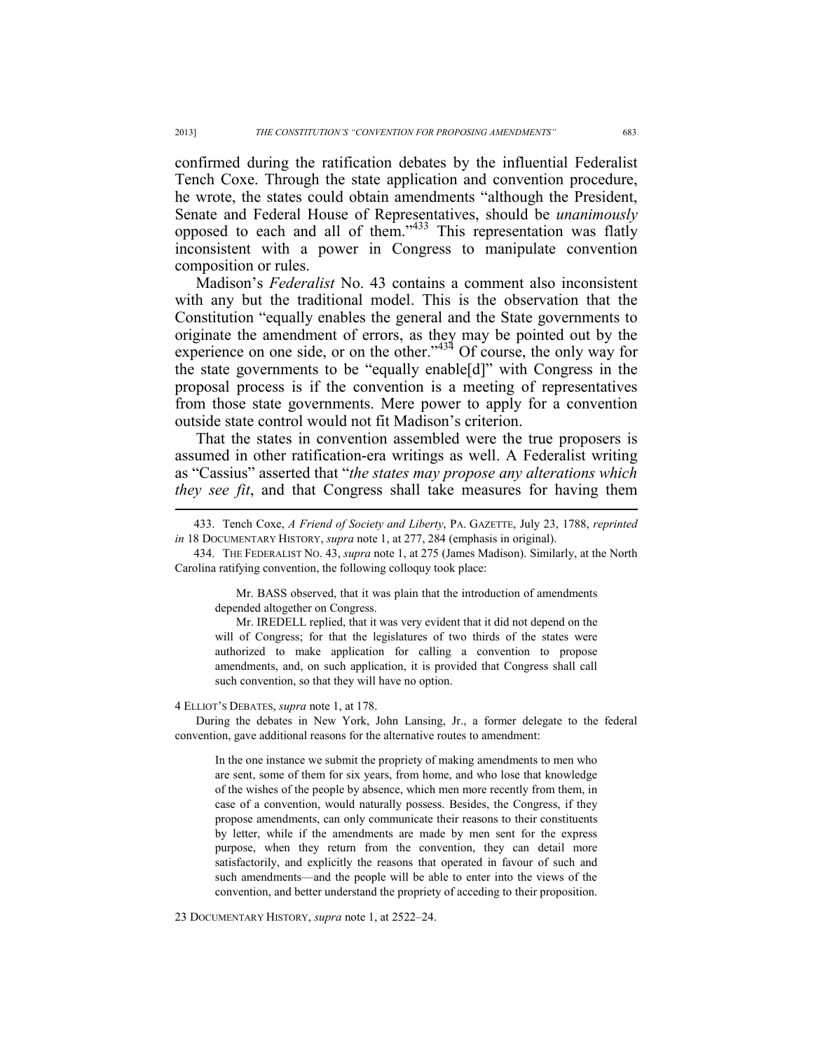confirmed during the ratification debates by the influential Federalist Tench Coxe. Through the state application and convention procedure, he wrote, the states could obtain amendments "although the President, Senate and Federal House of Representatives, should be *unanimously* opposed to each and all of them."[433] This representation was flatly inconsistent with a power in Congress to manipulate convention composition or rules.

Madison's *Federalist* No. 43 contains a comment also inconsistent with any but the traditional model. This is the observation that the Constitution "equally enables the general and the State governments to originate the amendment of errors, as they may be pointed out by the experience on one side, or on the other."[434] Of course, the only way for the state governments to be "equally enable[d]" with Congress in the proposal process is if the convention is a meeting of representatives from those state governments. Mere power to apply for a convention outside state control would not fit Madison's criterion.

That the states in convention assembled were the true proposers is assumed in other ratification-era writings as well. A Federalist writing as "Cassius" asserted that "*the states may propose any alterations which they see fit*, and that Congress shall take measures for having them

---

433. Tench Coxe, *A Friend of Society and Liberty*, PA. GAZETTE, July 23, 1788, *reprinted in* 18 DOCUMENTARY HISTORY, *supra* note 1, at 277, 284 (emphasis in original).

434. THE FEDERALIST NO. 43, *supra* note 1, at 275 (James Madison). Similarly, at the North Carolina ratifying convention, the following colloquy took place:

> Mr. BASS observed, that it was plain that the introduction of amendments depended altogether on Congress.
>
> Mr. IREDELL replied, that it was very evident that it did not depend on the will of Congress; for that the legislatures of two thirds of the states were authorized to make application for calling a convention to propose amendments, and, on such application, it is provided that Congress shall call such convention, so that they will have no option.

4 ELLIOT'S DEBATES, *supra* note 1, at 178.

During the debates in New York, John Lansing, Jr., a former delegate to the federal convention, gave additional reasons for the alternative routes to amendment:

> In the one instance we submit the propriety of making amendments to men who are sent, some of them for six years, from home, and who lose that knowledge of the wishes of the people by absence, which men more recently from them, in case of a convention, would naturally possess. Besides, the Congress, if they propose amendments, can only communicate their reasons to their constituents by letter, while if the amendments are made by men sent for the express purpose, when they return from the convention, they can detail more satisfactorily, and explicitly the reasons that operated in favour of such and such amendments—and the people will be able to enter into the views of the convention, and better understand the propriety of acceding to their proposition.

23 DOCUMENTARY HISTORY, *supra* note 1, at 2522–24.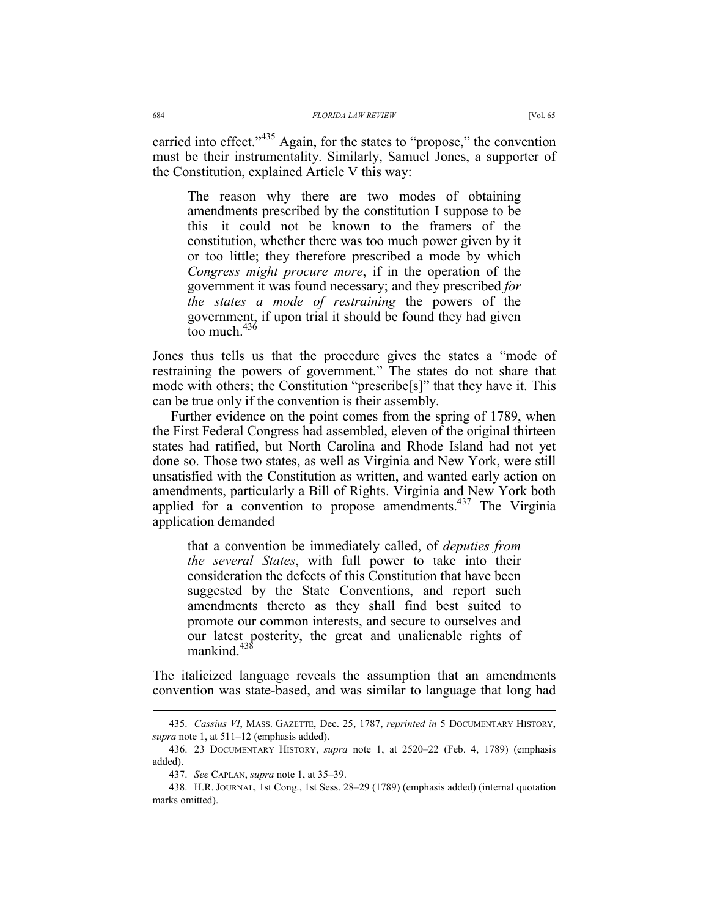carried into effect."[435] Again, for the states to "propose," the convention must be their instrumentality. Similarly, Samuel Jones, a supporter of the Constitution, explained Article V this way:

> The reason why there are two modes of obtaining amendments prescribed by the constitution I suppose to be this—it could not be known to the framers of the constitution, whether there was too much power given by it or too little; they therefore prescribed a mode by which *Congress might procure more*, if in the operation of the government it was found necessary; and they prescribed *for the states a mode of restraining* the powers of the government, if upon trial it should be found they had given too much.[436]

Jones thus tells us that the procedure gives the states a "mode of restraining the powers of government." The states do not share that mode with others; the Constitution "prescribe[s]" that they have it. This can be true only if the convention is their assembly.

Further evidence on the point comes from the spring of 1789, when the First Federal Congress had assembled, eleven of the original thirteen states had ratified, but North Carolina and Rhode Island had not yet done so. Those two states, as well as Virginia and New York, were still unsatisfied with the Constitution as written, and wanted early action on amendments, particularly a Bill of Rights. Virginia and New York both applied for a convention to propose amendments.[437] The Virginia application demanded

> that a convention be immediately called, of *deputies from the several States*, with full power to take into their consideration the defects of this Constitution that have been suggested by the State Conventions, and report such amendments thereto as they shall find best suited to promote our common interests, and secure to ourselves and our latest posterity, the great and unalienable rights of mankind.[438]

The italicized language reveals the assumption that an amendments convention was state-based, and was similar to language that long had

---

435. *Cassius VI*, MASS. GAZETTE, Dec. 25, 1787, *reprinted in* 5 DOCUMENTARY HISTORY, *supra* note 1, at 511–12 (emphasis added).

436. 23 DOCUMENTARY HISTORY, *supra* note 1, at 2520–22 (Feb. 4, 1789) (emphasis added).

437. *See* CAPLAN, *supra* note 1, at 35–39.

438. H.R. JOURNAL, 1st Cong., 1st Sess. 28–29 (1789) (emphasis added) (internal quotation marks omitted).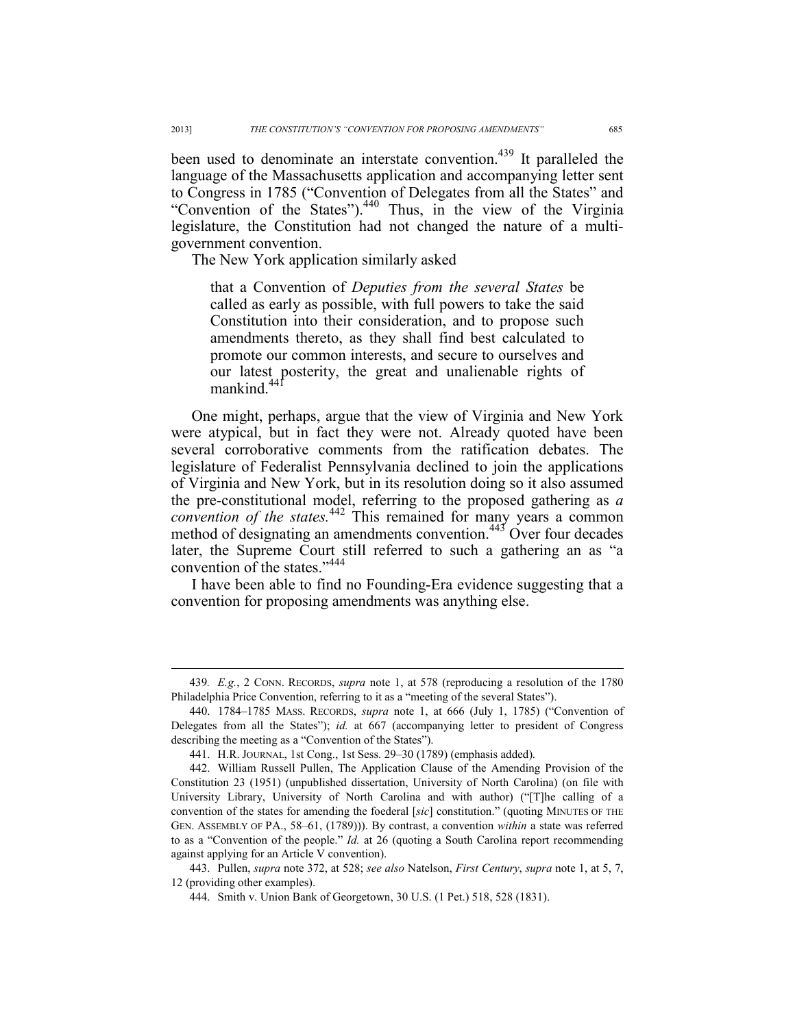been used to denominate an interstate convention.[439] It paralleled the language of the Massachusetts application and accompanying letter sent to Congress in 1785 ("Convention of Delegates from all the States" and "Convention of the States").[440] Thus, in the view of the Virginia legislature, the Constitution had not changed the nature of a multi-government convention.

The New York application similarly asked

> that a Convention of *Deputies from the several States* be called as early as possible, with full powers to take the said Constitution into their consideration, and to propose such amendments thereto, as they shall find best calculated to promote our common interests, and secure to ourselves and our latest posterity, the great and unalienable rights of mankind.[441]

One might, perhaps, argue that the view of Virginia and New York were atypical, but in fact they were not. Already quoted have been several corroborative comments from the ratification debates. The legislature of Federalist Pennsylvania declined to join the applications of Virginia and New York, but in its resolution doing so it also assumed the pre-constitutional model, referring to the proposed gathering as *a convention of the states.*[442] This remained for many years a common method of designating an amendments convention.[443] Over four decades later, the Supreme Court still referred to such a gathering an as "a convention of the states."[444]

I have been able to find no Founding-Era evidence suggesting that a convention for proposing amendments was anything else.

---

439. *E.g.*, 2 CONN. RECORDS, *supra* note 1, at 578 (reproducing a resolution of the 1780 Philadelphia Price Convention, referring to it as a "meeting of the several States").

440. 1784–1785 MASS. RECORDS, *supra* note 1, at 666 (July 1, 1785) ("Convention of Delegates from all the States"); *id.* at 667 (accompanying letter to president of Congress describing the meeting as a "Convention of the States").

441. H.R. JOURNAL, 1st Cong., 1st Sess. 29–30 (1789) (emphasis added).

442. William Russell Pullen, The Application Clause of the Amending Provision of the Constitution 23 (1951) (unpublished dissertation, University of North Carolina) (on file with University Library, University of North Carolina and with author) ("[T]he calling of a convention of the states for amending the foederal [*sic*] constitution." (quoting MINUTES OF THE GEN. ASSEMBLY OF PA., 58–61, (1789))). By contrast, a convention *within* a state was referred to as a "Convention of the people." *Id.* at 26 (quoting a South Carolina report recommending against applying for an Article V convention).

443. Pullen, *supra* note 372, at 528; *see also* Natelson, *First Century*, *supra* note 1, at 5, 7, 12 (providing other examples).

444. Smith v. Union Bank of Georgetown, 30 U.S. (1 Pet.) 518, 528 (1831).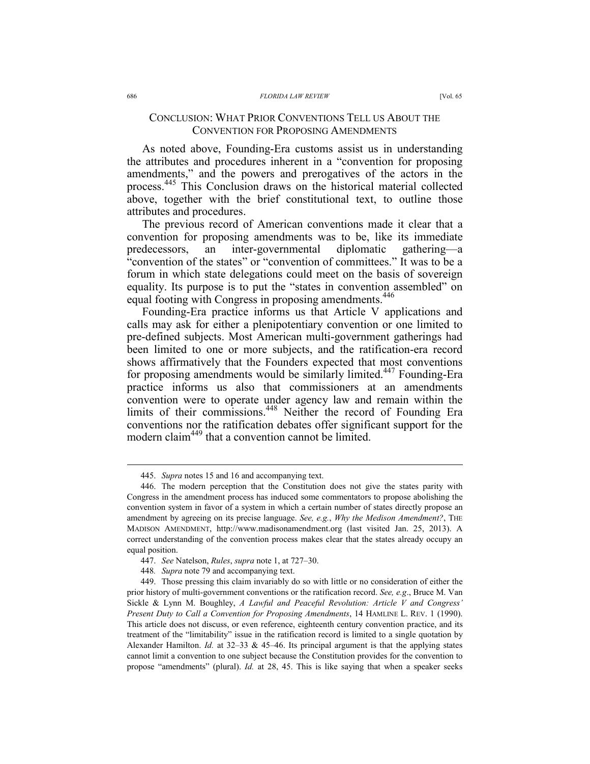## CONCLUSION: WHAT PRIOR CONVENTIONS TELL US ABOUT THE CONVENTION FOR PROPOSING AMENDMENTS

As noted above, Founding-Era customs assist us in understanding the attributes and procedures inherent in a "convention for proposing amendments," and the powers and prerogatives of the actors in the process.[445] This Conclusion draws on the historical material collected above, together with the brief constitutional text, to outline those attributes and procedures.

The previous record of American conventions made it clear that a convention for proposing amendments was to be, like its immediate predecessors, an inter-governmental diplomatic gathering—a "convention of the states" or "convention of committees." It was to be a forum in which state delegations could meet on the basis of sovereign equality. Its purpose is to put the "states in convention assembled" on equal footing with Congress in proposing amendments.[446]

Founding-Era practice informs us that Article V applications and calls may ask for either a plenipotentiary convention or one limited to pre-defined subjects. Most American multi-government gatherings had been limited to one or more subjects, and the ratification-era record shows affirmatively that the Founders expected that most conventions for proposing amendments would be similarly limited.[447] Founding-Era practice informs us also that commissioners at an amendments convention were to operate under agency law and remain within the limits of their commissions.[448] Neither the record of Founding Era conventions nor the ratification debates offer significant support for the modern claim[449] that a convention cannot be limited.

---

445. *Supra* notes 15 and 16 and accompanying text.

446. The modern perception that the Constitution does not give the states parity with Congress in the amendment process has induced some commentators to propose abolishing the convention system in favor of a system in which a certain number of states directly propose an amendment by agreeing on its precise language. *See, e.g.*, *Why the Madison Amendment?*, THE MADISON AMENDMENT, http://www.madisonamendment.org (last visited Jan. 25, 2013). A correct understanding of the convention process makes clear that the states already occupy an equal position.

447. *See* Natelson, *Rules*, *supra* note 1, at 727–30.

448*. Supra* note 79 and accompanying text.

449. Those pressing this claim invariably do so with little or no consideration of either the prior history of multi-government conventions or the ratification record. *See, e.g*., Bruce M. Van Sickle & Lynn M. Boughley, *A Lawful and Peaceful Revolution: Article V and Congress' Present Duty to Call a Convention for Proposing Amendments*, 14 HAMLINE L. REV. 1 (1990). This article does not discuss, or even reference, eighteenth century convention practice, and its treatment of the "limitability" issue in the ratification record is limited to a single quotation by Alexander Hamilton. *Id.* at 32–33 & 45–46. Its principal argument is that the applying states cannot limit a convention to one subject because the Constitution provides for the convention to propose "amendments" (plural). *Id.* at 28, 45. This is like saying that when a speaker seeks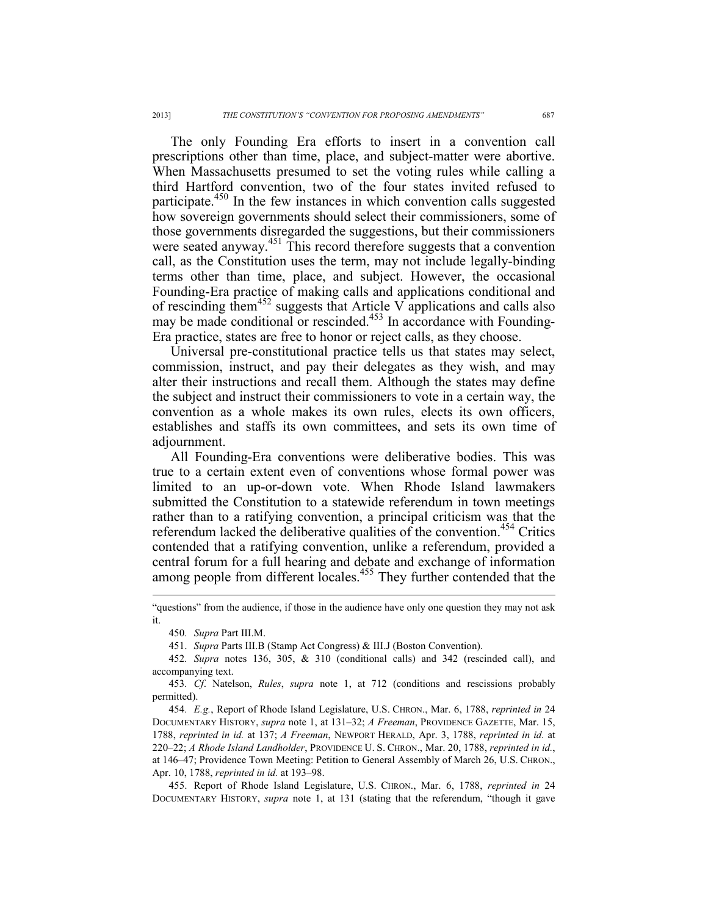The only Founding Era efforts to insert in a convention call prescriptions other than time, place, and subject-matter were abortive. When Massachusetts presumed to set the voting rules while calling a third Hartford convention, two of the four states invited refused to participate.[450] In the few instances in which convention calls suggested how sovereign governments should select their commissioners, some of those governments disregarded the suggestions, but their commissioners were seated anyway.[451] This record therefore suggests that a convention call, as the Constitution uses the term, may not include legally-binding terms other than time, place, and subject. However, the occasional Founding-Era practice of making calls and applications conditional and of rescinding them[452] suggests that Article V applications and calls also may be made conditional or rescinded.[453] In accordance with Founding-Era practice, states are free to honor or reject calls, as they choose.

Universal pre-constitutional practice tells us that states may select, commission, instruct, and pay their delegates as they wish, and may alter their instructions and recall them. Although the states may define the subject and instruct their commissioners to vote in a certain way, the convention as a whole makes its own rules, elects its own officers, establishes and staffs its own committees, and sets its own time of adjournment.

All Founding-Era conventions were deliberative bodies. This was true to a certain extent even of conventions whose formal power was limited to an up-or-down vote. When Rhode Island lawmakers submitted the Constitution to a statewide referendum in town meetings rather than to a ratifying convention, a principal criticism was that the referendum lacked the deliberative qualities of the convention.[454] Critics contended that a ratifying convention, unlike a referendum, provided a central forum for a full hearing and debate and exchange of information among people from different locales.[455] They further contended that the

---

"questions" from the audience, if those in the audience have only one question they may not ask it.

450. *Supra* Part III.M.

451. *Supra* Parts III.B (Stamp Act Congress) & III.J (Boston Convention).

452. *Supra* notes 136, 305, & 310 (conditional calls) and 342 (rescinded call), and accompanying text.

453. *Cf*. Natelson, *Rules*, *supra* note 1, at 712 (conditions and rescissions probably permitted).

454. *E.g.*, Report of Rhode Island Legislature, U.S. CHRON., Mar. 6, 1788, *reprinted in* 24 DOCUMENTARY HISTORY, *supra* note 1, at 131–32; *A Freeman*, PROVIDENCE GAZETTE, Mar. 15, 1788, *reprinted in id.* at 137; *A Freeman*, NEWPORT HERALD, Apr. 3, 1788, *reprinted in id.* at 220–22; *A Rhode Island Landholder*, PROVIDENCE U. S. CHRON., Mar. 20, 1788, *reprinted in id.*, at 146–47; Providence Town Meeting: Petition to General Assembly of March 26, U.S. CHRON., Apr. 10, 1788, *reprinted in id.* at 193–98.

455. Report of Rhode Island Legislature, U.S. CHRON., Mar. 6, 1788, *reprinted in* 24 DOCUMENTARY HISTORY, *supra* note 1, at 131 (stating that the referendum, "though it gave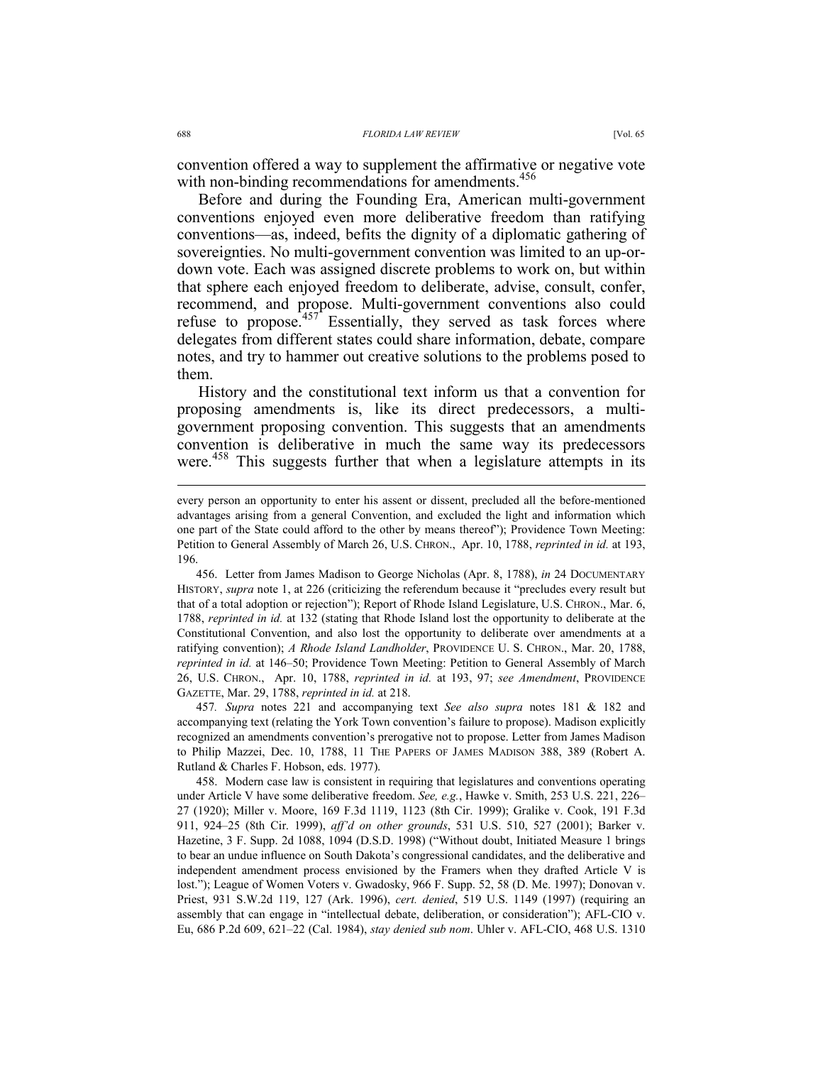convention offered a way to supplement the affirmative or negative vote with non-binding recommendations for amendments.[456]

Before and during the Founding Era, American multi-government conventions enjoyed even more deliberative freedom than ratifying conventions—as, indeed, befits the dignity of a diplomatic gathering of sovereignties. No multi-government convention was limited to an up-or-down vote. Each was assigned discrete problems to work on, but within that sphere each enjoyed freedom to deliberate, advise, consult, confer, recommend, and propose. Multi-government conventions also could refuse to propose.[457] Essentially, they served as task forces where delegates from different states could share information, debate, compare notes, and try to hammer out creative solutions to the problems posed to them.

History and the constitutional text inform us that a convention for proposing amendments is, like its direct predecessors, a multi-government proposing convention. This suggests that an amendments convention is deliberative in much the same way its predecessors were.[458] This suggests further that when a legislature attempts in its

---

every person an opportunity to enter his assent or dissent, precluded all the before-mentioned advantages arising from a general Convention, and excluded the light and information which one part of the State could afford to the other by means thereof"); Providence Town Meeting: Petition to General Assembly of March 26, U.S. CHRON., Apr. 10, 1788, *reprinted in id.* at 193, 196.

456. Letter from James Madison to George Nicholas (Apr. 8, 1788), *in* 24 DOCUMENTARY HISTORY, *supra* note 1, at 226 (criticizing the referendum because it "precludes every result but that of a total adoption or rejection"); Report of Rhode Island Legislature, U.S. CHRON., Mar. 6, 1788, *reprinted in id.* at 132 (stating that Rhode Island lost the opportunity to deliberate at the Constitutional Convention, and also lost the opportunity to deliberate over amendments at a ratifying convention); *A Rhode Island Landholder*, PROVIDENCE U. S. CHRON., Mar. 20, 1788, *reprinted in id.* at 146–50; Providence Town Meeting: Petition to General Assembly of March 26, U.S. CHRON., Apr. 10, 1788, *reprinted in id.* at 193, 97; *see Amendment*, PROVIDENCE GAZETTE, Mar. 29, 1788, *reprinted in id.* at 218.

457. *Supra* notes 221 and accompanying text *See also supra* notes 181 & 182 and accompanying text (relating the York Town convention's failure to propose). Madison explicitly recognized an amendments convention's prerogative not to propose. Letter from James Madison to Philip Mazzei, Dec. 10, 1788, 11 THE PAPERS OF JAMES MADISON 388, 389 (Robert A. Rutland & Charles F. Hobson, eds. 1977).

458. Modern case law is consistent in requiring that legislatures and conventions operating under Article V have some deliberative freedom. *See, e.g.*, Hawke v. Smith, 253 U.S. 221, 226–27 (1920); Miller v. Moore, 169 F.3d 1119, 1123 (8th Cir. 1999); Gralike v. Cook, 191 F.3d 911, 924–25 (8th Cir. 1999), *aff'd on other grounds*, 531 U.S. 510, 527 (2001); Barker v. Hazetine, 3 F. Supp. 2d 1088, 1094 (D.S.D. 1998) ("Without doubt, Initiated Measure 1 brings to bear an undue influence on South Dakota's congressional candidates, and the deliberative and independent amendment process envisioned by the Framers when they drafted Article V is lost."); League of Women Voters v. Gwadosky, 966 F. Supp. 52, 58 (D. Me. 1997); Donovan v. Priest, 931 S.W.2d 119, 127 (Ark. 1996), *cert. denied*, 519 U.S. 1149 (1997) (requiring an assembly that can engage in "intellectual debate, deliberation, or consideration"); AFL-CIO v. Eu, 686 P.2d 609, 621–22 (Cal. 1984), *stay denied sub nom*. Uhler v. AFL-CIO, 468 U.S. 1310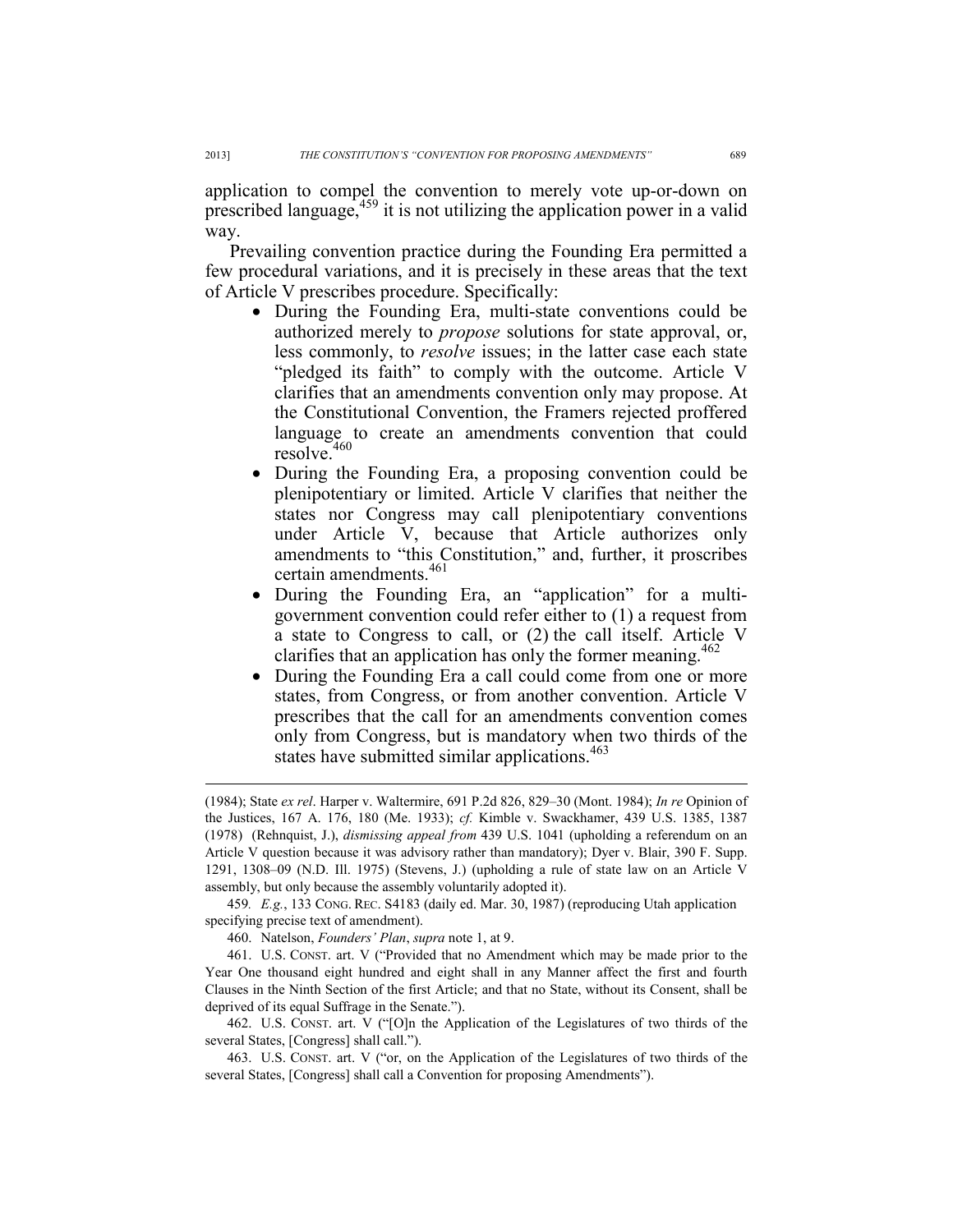application to compel the convention to merely vote up-or-down on prescribed language,[459] it is not utilizing the application power in a valid way.

Prevailing convention practice during the Founding Era permitted a few procedural variations, and it is precisely in these areas that the text of Article V prescribes procedure. Specifically:

- During the Founding Era, multi-state conventions could be authorized merely to *propose* solutions for state approval, or, less commonly, to *resolve* issues; in the latter case each state "pledged its faith" to comply with the outcome. Article V clarifies that an amendments convention only may propose. At the Constitutional Convention, the Framers rejected proffered language to create an amendments convention that could resolve.[460]
- During the Founding Era, a proposing convention could be plenipotentiary or limited. Article V clarifies that neither the states nor Congress may call plenipotentiary conventions under Article V, because that Article authorizes only amendments to "this Constitution," and, further, it proscribes certain amendments.[461]
- During the Founding Era, an "application" for a multi-government convention could refer either to (1) a request from a state to Congress to call, or (2) the call itself. Article V clarifies that an application has only the former meaning.[462]
- During the Founding Era a call could come from one or more states, from Congress, or from another convention. Article V prescribes that the call for an amendments convention comes only from Congress, but is mandatory when two thirds of the states have submitted similar applications.[463]

---

(1984); State *ex rel*. Harper v. Waltermire, 691 P.2d 826, 829–30 (Mont. 1984); *In re* Opinion of the Justices, 167 A. 176, 180 (Me. 1933); *cf.* Kimble v. Swackhamer, 439 U.S. 1385, 1387 (1978) (Rehnquist, J.), *dismissing appeal from* 439 U.S. 1041 (upholding a referendum on an Article V question because it was advisory rather than mandatory); Dyer v. Blair, 390 F. Supp. 1291, 1308–09 (N.D. Ill. 1975) (Stevens, J.) (upholding a rule of state law on an Article V assembly, but only because the assembly voluntarily adopted it).

459. *E.g.*, 133 CONG. REC. S4183 (daily ed. Mar. 30, 1987) (reproducing Utah application specifying precise text of amendment).

460. Natelson, *Founders' Plan*, *supra* note 1, at 9.

461. U.S. CONST. art. V ("Provided that no Amendment which may be made prior to the Year One thousand eight hundred and eight shall in any Manner affect the first and fourth Clauses in the Ninth Section of the first Article; and that no State, without its Consent, shall be deprived of its equal Suffrage in the Senate.").

462. U.S. CONST. art. V ("[O]n the Application of the Legislatures of two thirds of the several States, [Congress] shall call.").

463. U.S. CONST. art. V ("or, on the Application of the Legislatures of two thirds of the several States, [Congress] shall call a Convention for proposing Amendments").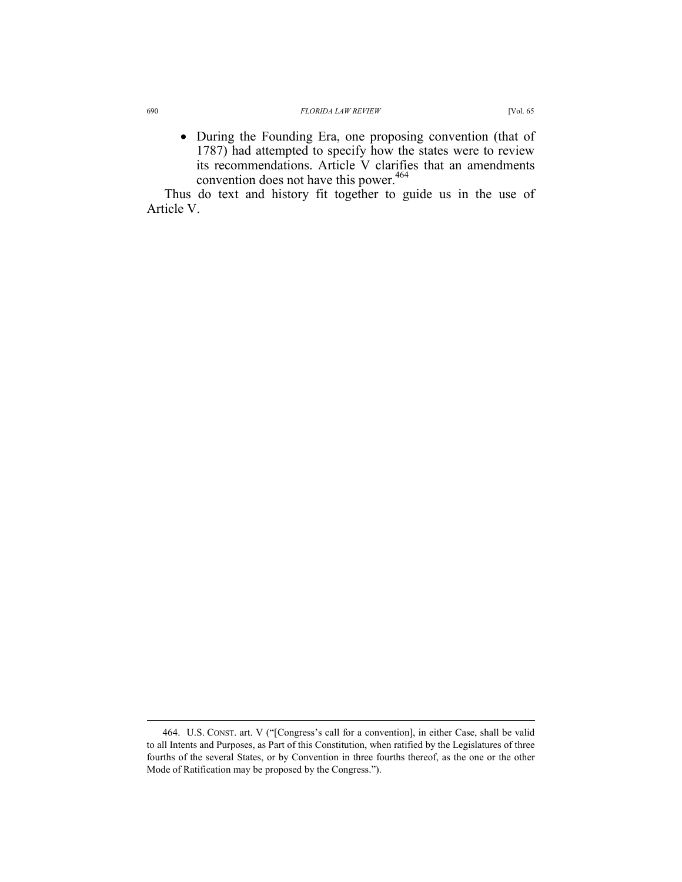- During the Founding Era, one proposing convention (that of 1787) had attempted to specify how the states were to review its recommendations. Article V clarifies that an amendments convention does not have this power.[464]

Thus do text and history fit together to guide us in the use of Article V.

---

464. U.S. CONST. art. V ("[Congress's call for a convention], in either Case, shall be valid to all Intents and Purposes, as Part of this Constitution, when ratified by the Legislatures of three fourths of the several States, or by Convention in three fourths thereof, as the one or the other Mode of Ratification may be proposed by the Congress.").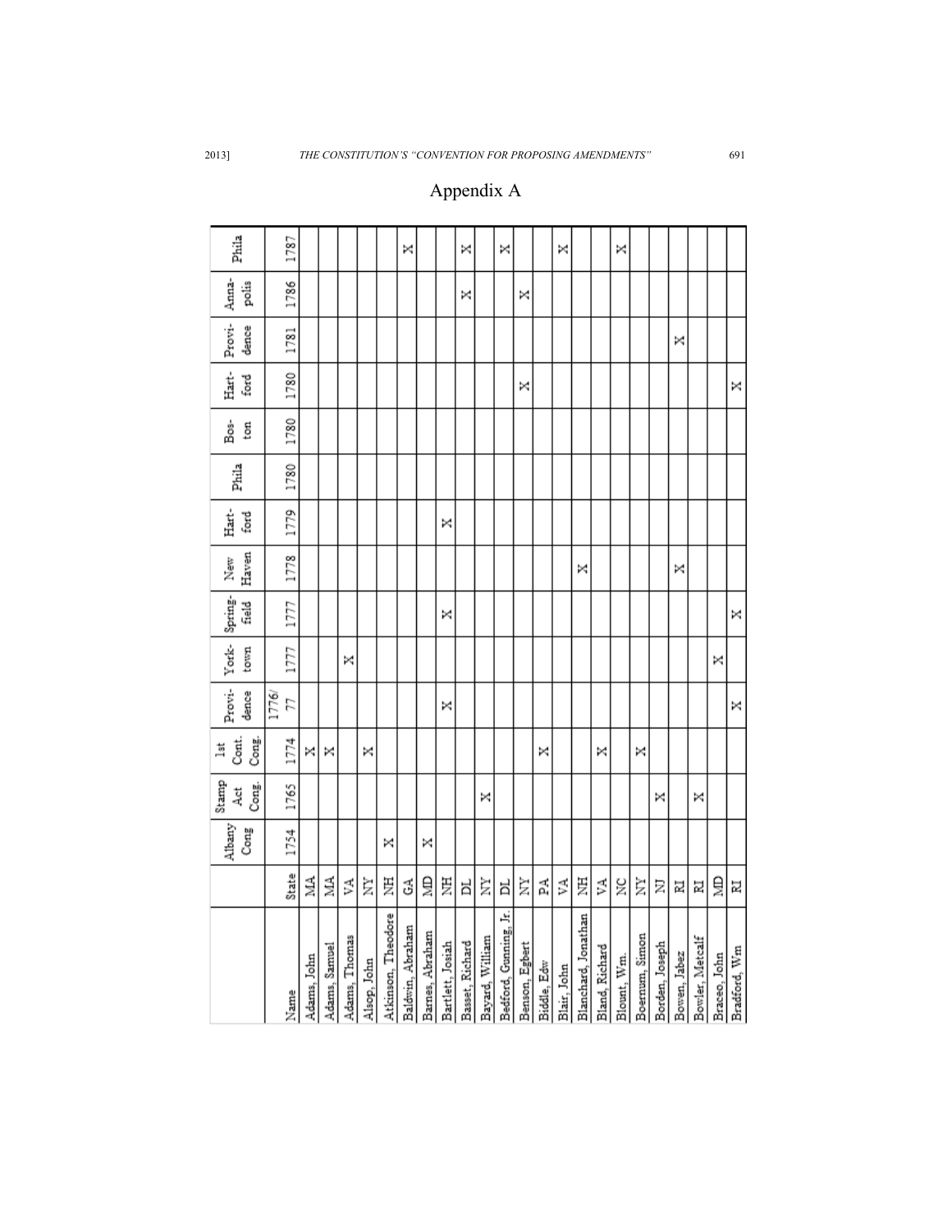# Appendix A

| Name | State | Albany Cong | Stamp Act Cong. | 1st Cont. Cong. | Providence | York-town | Spring-field | New Haven | Hart-ford | Phila | Bos-ton | Hart-ford | Provi-dence | Anna-polis | Phila |
|---|---|---|---|---|---|---|---|---|---|---|---|---|---|---|---|
| | | 1754 | 1765 | 1774 | 1776/77 | 1777 | 1777 | 1778 | 1779 | 1780 | 1780 | 1780 | 1781 | 1786 | 1787 |
| Adams, John | MA | | | X | | | | | | | | | | | |
| Adams, Samuel | MA | | | X | | | | | | | | | | | |
| Adams, Thomas | VA | | | | | X | | | | | | | | | |
| Alsop, John | NY | | | X | | | | | | | | | | | |
| Atkinson, Theodore | NH | X | | | | | | | | | | | | | |
| Baldwin, Abraham | GA | | | | | | | | | | | | | | X |
| Barnes, Abraham | MD | X | | | | | | | | | | | | | |
| Bartlett, Josiah | NH | | | | X | | X | | X | | | | | | |
| Basset, Richard | DL | | | | | | | | | | | | | X | X |
| Bayard, William | NY | | X | | | | | | | | | | | | |
| Bedford, Gunning, Jr. | DL | | | | | | | | | | | | | | X |
| Benson, Egbert | NY | | | | | | | | | | | X | | X | |
| Biddle, Edw | PA | | | X | | | | | | | | | | | |
| Blair, John | VA | | | | | | | | | | | | | | X |
| Blanchard, Jonathan | NH | | | | | | | X | | | | | | | |
| Bland, Richard | VA | | | X | | | | | | | | | | | |
| Blount, Wm. | NC | | | | | | | | | | | | | | X |
| Boernum, Simon | NY | | | X | | | | | | | | | | | |
| Borden, Joseph | NJ | | X | | | | | | | | | | | | |
| Bowen, Jabez | RI | | | | | | | X | | | | | X | | |
| Bowler, Metcalf | RI | | X | | | | | | | | | | | | |
| Braceo, John | MD | | | | | X | | | | | | | | | |
| Bradford, Wm | RI | | | | X | | X | | | | | X | | | |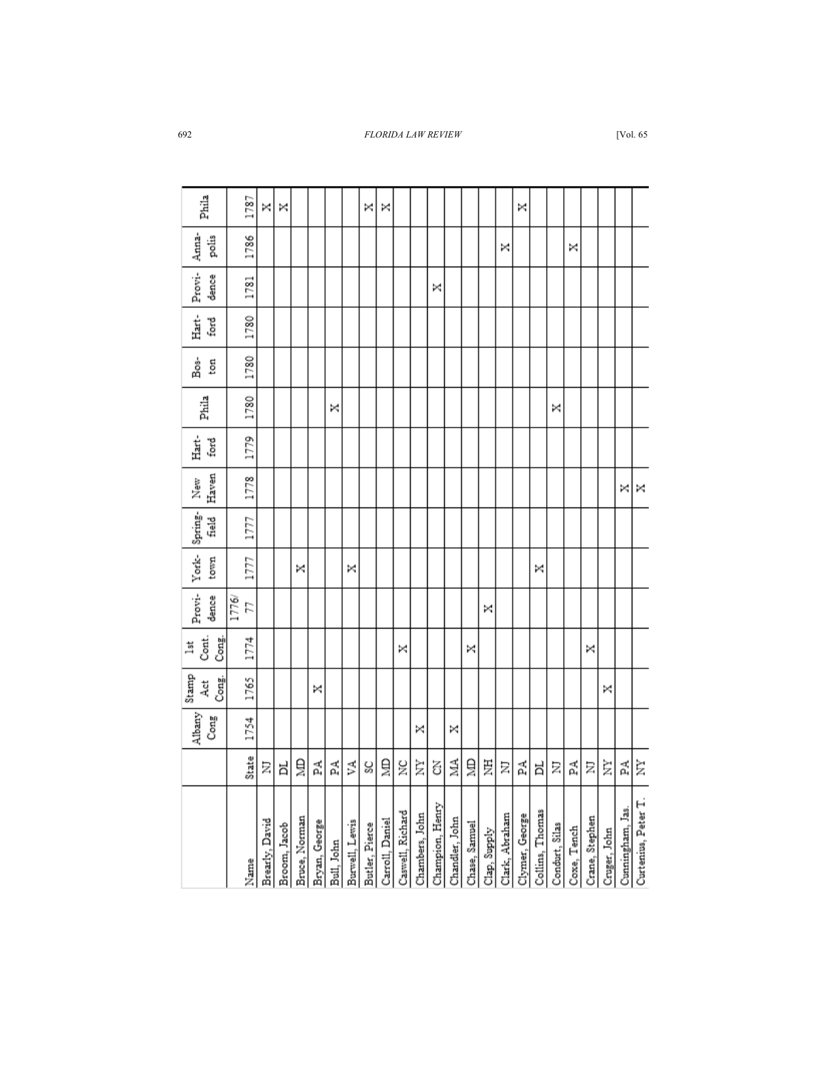| Name | State | Albany Cong | Stamp Act Cong. | 1st Cont. Cong. | Provi-dence | York-town | Spring-field | New Haven | Hart-ford | Phila | Bos-ton | Hart-ford | Provi-dence | Anna-polis | Phila |
|---|---|---|---|---|---|---|---|---|---|---|---|---|---|---|---|
| | State | 1754 | 1765 | 1774 | 1776/77 | 1777 | 1777 | 1778 | 1779 | 1780 | 1780 | 1780 | 1781 | 1786 | 1787 |
| Brearly, David | NJ | | | | | | | | | | | | | | X |
| Broom, Jacob | DL | | | | | | | | | | | | | | X |
| Bruce, Norman | MD | | | | | X | | | | | | | | | |
| Bryan, George | PA | | X | | | | | | | | | | | | |
| Bull, John | PA | | | | | | | | | X | | | | | |
| Burwell, Lewis | VA | | | | | X | | | | | | | | | |
| Butler, Pierce | SC | | | | | | | | | | | | | | X |
| Carroll, Daniel | MD | | | | | | | | | | | | | | X |
| Caswell, Richard | NC | | | X | | | | | | | | | | | |
| Chambers, John | NY | X | | | | | | | | | | | | | |
| Champion, Henry | CN | | | | | | | | | | | | X | | |
| Chandler, John | MA | X | | | | | | | | | | | | | |
| Chase, Samuel | MD | | | X | | | | | | | | | | | |
| Clap, Supply | NH | | | | X | | | | | | | | | | |
| Clark, Abraham | NJ | | | | | | | | | | | | | X | |
| Clymer, George | PA | | | | | | | | | | | | | | X |
| Collins, Thomas | DL | | | | | X | | | | | | | | | |
| Condict, Silas | NJ | | | | | | | | | X | | | | | |
| Coxe, Tench | PA | | | | | | | | | | | | | X | |
| Crane, Stephen | NJ | | | X | | | | | | | | | | | |
| Cruger, John | NY | | X | | | | | | | | | | | | |
| Cunningham, Jas. | PA | | | | | | | X | | | | | | | |
| Curtenius, Peter T. | NY | | | | | | | X | | | | | | | |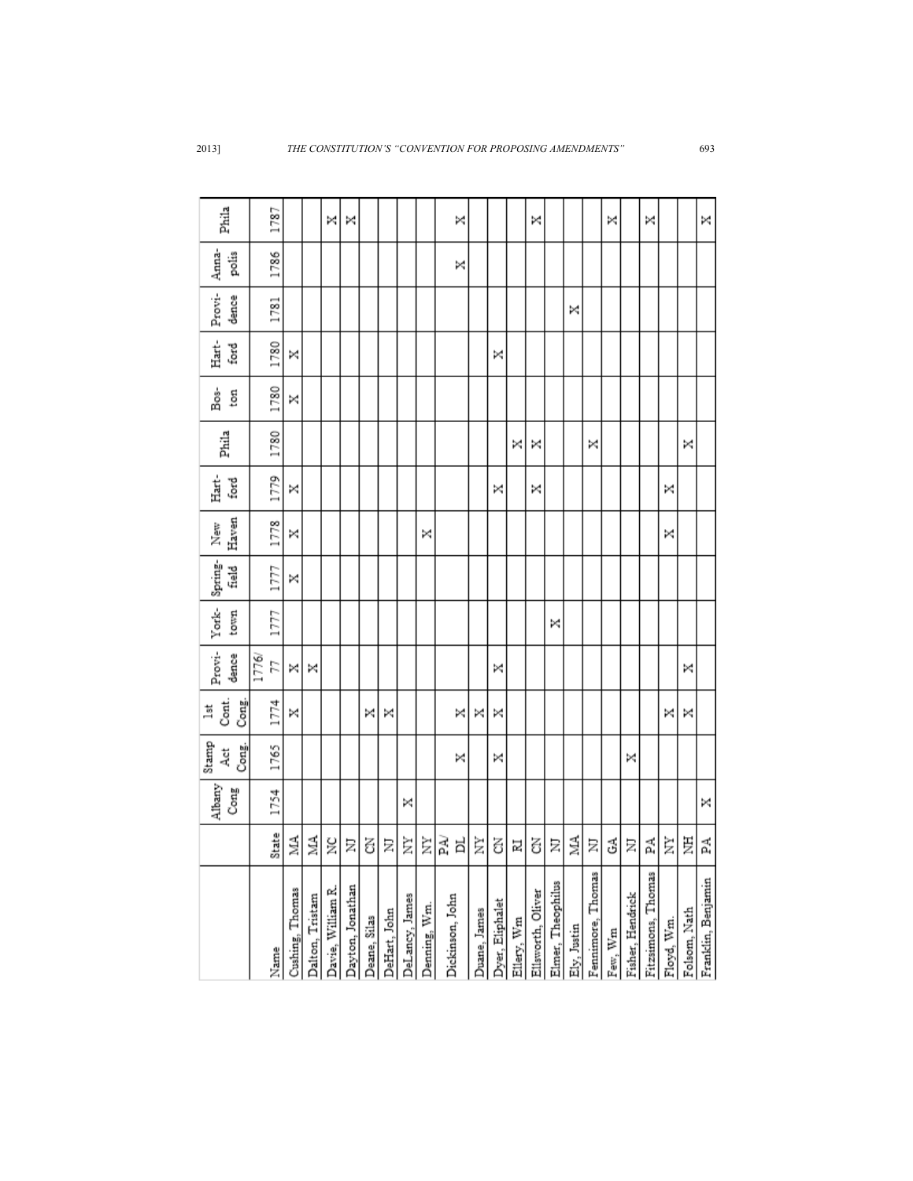| Name | State | Albany Cong | Stamp Act Cong. | 1st Cont. Cong. | Providence | Yorktown | Springfield | New Haven | Hartford | Phila | Boston | Hartford | Providence | Annapolis | Phila |
|---|---|---|---|---|---|---|---|---|---|---|---|---|---|---|---|
| | | 1754 | 1765 | 1774 | 1776/77 | 1777 | 1777 | 1778 | 1779 | 1780 | 1780 | 1780 | 1781 | 1786 | 1787 |
| Cushing, Thomas | MA | | | X | X | | X | X | X | | X | X | | | |
| Dalton, Tristam | MA | | | | X | | | | | | | | | | |
| Davie, William R. | NC | | | | | | | | | | | | | | X |
| Dayton, Jonathan | NJ | | | | | | | | | | | | | | X |
| Deane, Silas | CN | | | X | | | | | | | | | | | |
| DeHart, John | NJ | | | X | | | | | | | | | | | |
| DeLancy, James | NY | X | | | | | | | | | | | | | |
| Denning, Wm. | NY | | | | | | | X | | | | | | | |
| Dickinson, John | PA/DL | | X | X | | | | | | | | | | X | X |
| Duane, James | NY | | | X | | | | | | | | | | | |
| Dyer, Eliphalet | CN | | X | X | X | | | | X | | | X | | | |
| Ellery, Wm | RI | | | | | | | | | X | | | | | |
| Ellsworth, Oliver | CN | | | | | | | | X | X | | | | | X |
| Elmer, Theophilus | NJ | | | | | X | | | | | | | | | |
| Ely, Justin | MA | | | | | | | | | | | | X | | |
| Fennimore, Thomas | NJ | | | | | | | | | X | | | | | |
| Few, Wm | GA | | | | | | | | | | | | | | X |
| Fisher, Hendrick | NJ | | X | | | | | | | | | | | | |
| Fitzsimons, Thomas | PA | | | | | | | | | | | | | | X |
| Floyd, Wm. | NY | | | X | | | | X | X | | | | | | |
| Folsom, Nath | NH | | | X | X | | | | | X | | | | | |
| Franklin, Benjamin | PA | X | | | | | | | | | | | | | X |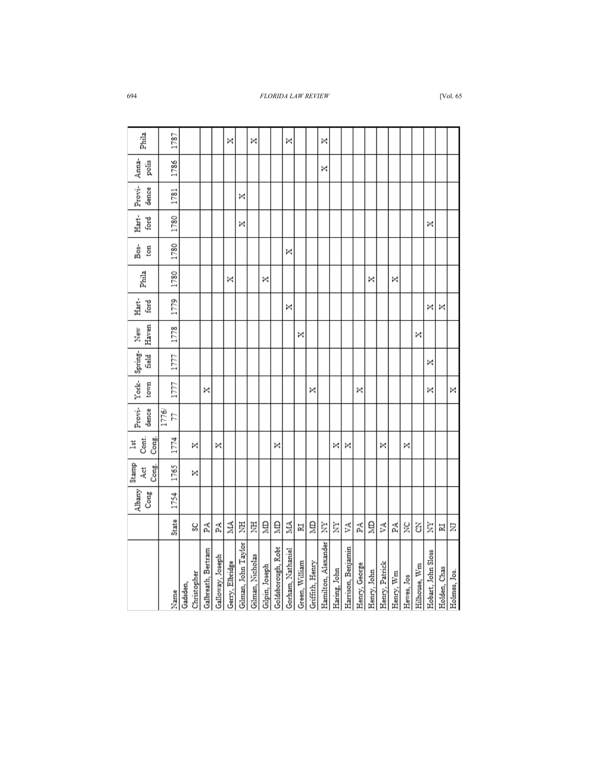| Name | State | Albany Cong | Stamp Act Cong. | 1st Cont. Cong. | Provi-dence | York-town | Spring-field | New Haven | Hart-ford | Phila | Bos-ton | Hart-ford | Provi-dence | Anna-polis | Phila |
|---|---|---|---|---|---|---|---|---|---|---|---|---|---|---|---|
| Name | State | 1754 | 1765 | 1774 | 1776/77 | 1777 | 1777 | 1778 | 1779 | 1780 | 1780 | 1780 | 1781 | 1786 | 1787 |
| Gadsden, Christopher | SC | | X | X | | | | | | | | | | | |
| Galbreath, Bertram | PA | | | | | X | | | | | | | | | |
| Galloway, Joseph | PA | | | X | | | | | | | | | | | |
| Gerry, Elbridge | MA | | | | | | | | | X | | | | | X |
| Gilman, John Taylor | NH | | | | | | | | | | | X | X | | |
| Gilman, Nicholas | NH | | | | | | | | | | | | | | X |
| Gilpin, Joseph | MD | | | | | | | | | X | | | | | |
| Goldsborough, Robt | MD | | | X | | | | | | | | | | | |
| Gorham, Nathaniel | MA | | | | | | | | X | | X | | | | X |
| Green, William | RI | | | | | | | X | | | | | | | |
| Griffith, Henry | MD | | | | | X | | | | | | | | | |
| Hamilton, Alexander | NY | | | | | | | | | | | | | X | X |
| Haring, John | NY | | | X | | | | | | | | | | | |
| Harrison, Benjamin | VA | | | X | | | | | | | | | | | |
| Henry, George | PA | | | | | X | | | | | | | | | |
| Henry, John | MD | | | | | | | | | X | | | | | |
| Henry, Patrick | VA | | | X | | | | | | | | | | | |
| Henry, Wm | PA | | | | | | | | | X | | | | | |
| Hewes, Jos | NC | | | X | | | | | | | | | | | |
| Hilhouse, Wm | CN | | | | | | | X | | | | | | | |
| Hobart, John Sloss | NY | | | | | X | X | | X | | | X | | | |
| Holden, Chas | RI | | | | | | | | X | | | | | | |
| Holmes, Jos. | NJ | | | | | X | | | | | | | | | |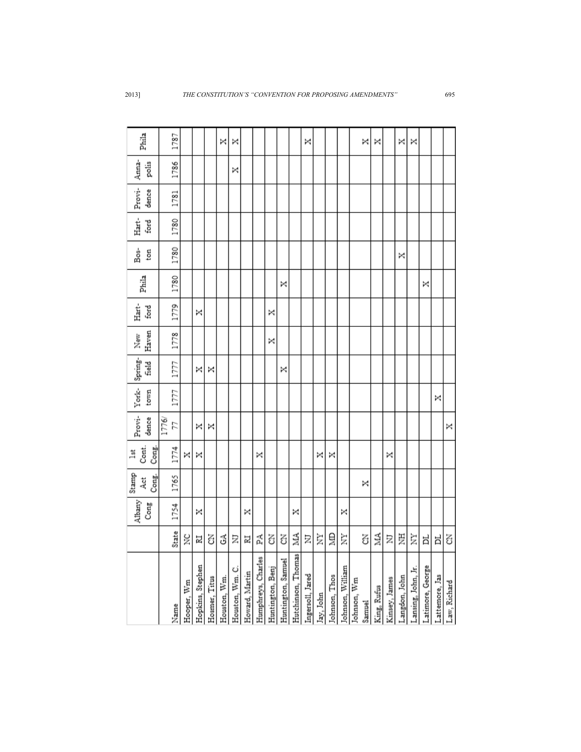| Name | State | Albany Cong | Stamp Act Cong. | 1st Cont. Cong. | Provi-dence | York-town | Spring-field | New Haven | Hart-ford | Phila | Bos-ton | Hart-ford | Provi-dence | Anna-polis | Phila |
|---|---|---|---|---|---|---|---|---|---|---|---|---|---|---|---|
| | | 1754 | 1765 | 1774 | 1776/77 | 1777 | 1777 | 1778 | 1779 | 1780 | 1780 | 1780 | 1781 | 1786 | 1787 |
| Hooper, Wm | NC | | | X | | | | | | | | | | | |
| Hopkins, Stephen | RI | X | | X | X | | X | | X | | | | | | |
| Hosmer, Titus | CN | | | | X | | X | | | | | | | | |
| Houston, Wm. | GA | | | | | | | | | | | | | | X |
| Houston, Wm. C. | NJ | | | | | | | | | | | | | X | X |
| Howard, Martin | RI | X | | | | | | | | | | | | | |
| Humphreys, Charles | PA | | | X | | | | | | | | | | | |
| Huntington, Benj | CN | | | | | | | X | X | | | | | | |
| Huntington, Samuel | CN | | | | | | X | | | X | | | | | |
| Hutchinson, Thomas | MA | X | | | | | | | | | | | | | |
| Ingersoll, Jared | NJ | | | | | | | | | | | | | | X |
| Jay, John | NY | | | X | | | | | | | | | | | |
| Johnson, Thos | MD | | | X | | | | | | | | | | | |
| Johnson, William | NY | X | | | | | | | | | | | | | |
| Johnson, Wm Samuel | CN | | X | | | | | | | | | | | | X |
| King, Rufus | MA | | | | | | | | | | | | | | X |
| Kinsey, James | NJ | | | X | | | | | | | | | | | |
| Langdon, John | NH | | | | | | | | | | X | | | | X |
| Lansing, John, Jr. | NY | | | | | | | | | | | | | | X |
| Latimore, George | DL | | | | | | | | | X | | | | | |
| Lattemore, Jas | DL | | | | | X | | | | | | | | | |
| Law, Richard | CN | | | | X | | | | | | | | | | |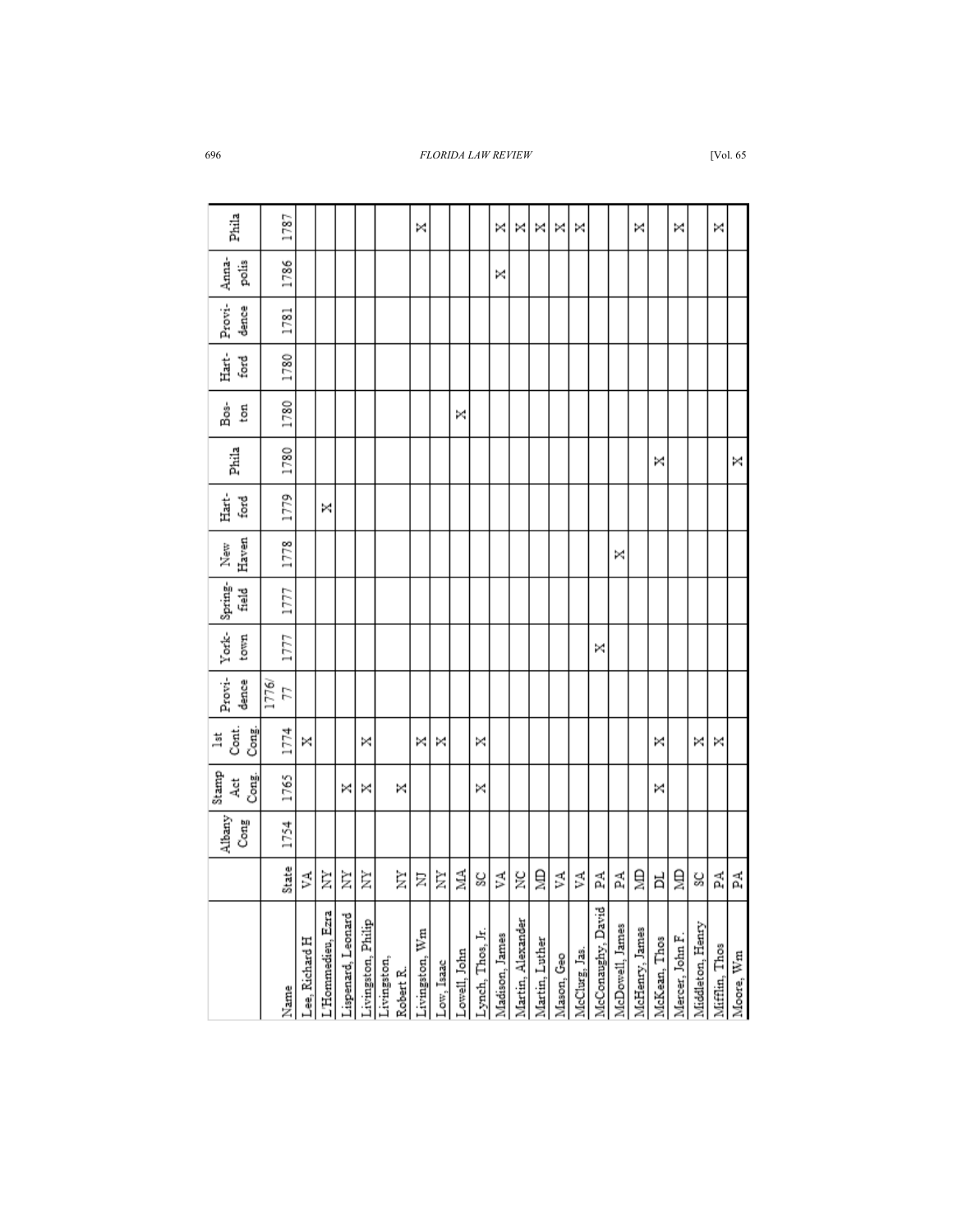| Name | State | Albany Cong | Stamp Act Cong. | 1st Cont. Cong. | Provi-dence | York-town | Spring-field | New Haven | Hart-ford | Phila | Bos-ton | Hart-ford | Provi-dence | Anna-polis | Phila |
|---|---|---|---|---|---|---|---|---|---|---|---|---|---|---|---|
| | | 1754 | 1765 | 1774 | 1776/77 | 1777 | 1777 | 1778 | 1779 | 1780 | 1780 | 1780 | 1781 | 1786 | 1787 |
| Lee, Richard H | VA | | | X | | | | | | | | | | | |
| L'Hommedieu, Ezra | NY | | | | | | | | X | | | | | | |
| Lispenard, Leonard | NY | | X | | | | | | | | | | | | |
| Livingston, Philip | NY | | X | X | | | | | | | | | | | |
| Livingston, Robert R. | NY | | X | | | | | | | | | | | | |
| Livingston, Wm | NJ | | | X | | | | | | | | | | | X |
| Low, Isaac | NY | | | X | | | | | | | | | | | |
| Lowell, John | MA | | | | | | | | | | X | | | | |
| Lynch, Thos, Jr. | SC | | X | X | | | | | | | | | | | |
| Madison, James | VA | | | | | | | | | | | | | X | X |
| Martin, Alexander | NC | | | | | | | | | | | | | | X |
| Martin, Luther | MD | | | | | | | | | | | | | | X |
| Mason, Geo | VA | | | | | | | | | | | | | | X |
| McClurg, Jas. | VA | | | | | | | | | | | | | | X |
| McConaughy, David | PA | | | | | X | | | | | | | | | |
| McDowell, James | PA | | | | | | | X | | | | | | | |
| McHenry, James | MD | | | | | | | | | | | | | | X |
| McKean, Thos | DL | | X | X | | | | | | X | | | | | |
| Mercer, John F. | MD | | | | | | | | | | | | | | X |
| Middleton, Henry | SC | | | X | | | | | | | | | | | |
| Mifflin, Thos | PA | | | X | | | | | | | | | | | X |
| Moore, Wm | PA | | | | | | | | | X | | | | | |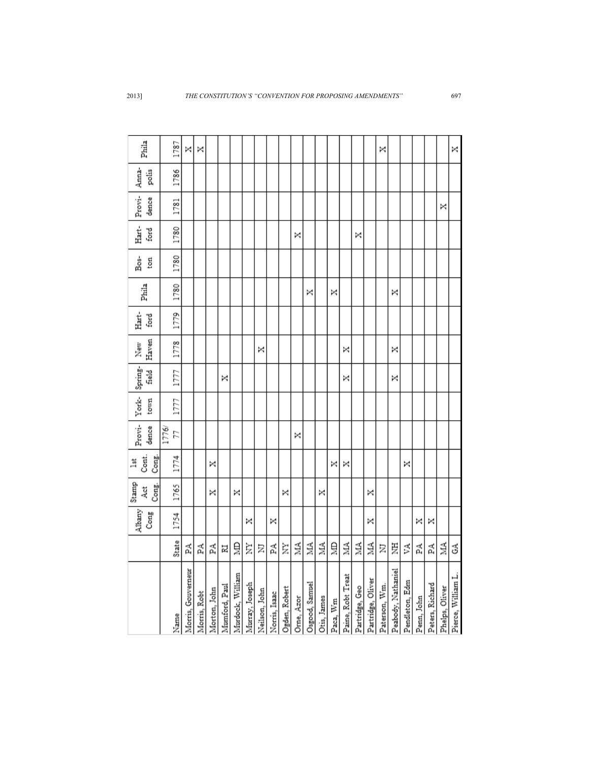| Name | State | Albany Cong | Stamp Act Cong. | 1st Cont. Cong. | Provi-dence | York-town | Spring-field | New Haven | Hart-ford | Phila | Bos-ton | Hart-ford | Provi-dence | Anna-polis | Phila |
|---|---|---|---|---|---|---|---|---|---|---|---|---|---|---|---|
| | | 1754 | 1765 | 1774 | 1776/77 | 1777 | 1777 | 1778 | 1779 | 1780 | 1780 | 1780 | 1781 | 1786 | 1787 |
| Morris, Gouverneur | PA | | | | | | | | | | | | | | X |
| Morris, Robt | PA | | | | | | | | | | | | | | X |
| Morton, John | PA | | X | X | | | | | | | | | | | |
| Mumford, Paul | RI | | | | | | X | | | | | | | | |
| Murdock, William | MD | | X | | | | | | | | | | | | |
| Murray, Joseph | NY | X | | | | | | | | | | | | | |
| Neilson, John | NJ | | | | | | | X | | | | | | | |
| Norris, Isaac | PA | X | | | | | | | | | | | | | |
| Ogden, Robert | NY | | X | | | | | | | | | | | | |
| Orne, Azor | MA | | | | X | | | | | | | X | | | |
| Osgood, Samuel | MA | | | | | | | | | X | | | | | |
| Otis, James | MA | | X | | | | | | | | | | | | |
| Paca, Wm | MD | | | X | | | | | | X | | | | | |
| Paine, Robt Treat | MA | | | X | | | X | X | | | | | | | |
| Partridge, Geo | MA | | | | | | | | | | | X | | | |
| Partridge, Oliver | MA | X | X | | | | | | | | | | | | |
| Paterson, Wm. | NJ | | | | | | | | | | | | | | X |
| Peabody, Nathaniel | NH | | | | | | X | X | | X | | | | | |
| Pendleton, Edm | VA | | | X | | | | | | | | | | | |
| Penn, John | PA | X | | | | | | | | | | | | | |
| Peters, Richard | PA | X | | | | | | | | | | | | | |
| Phelps, Oliver | MA | | | | | | | | | | | | X | | |
| Pierce, William L. | GA | | | | | | | | | | | | | | X |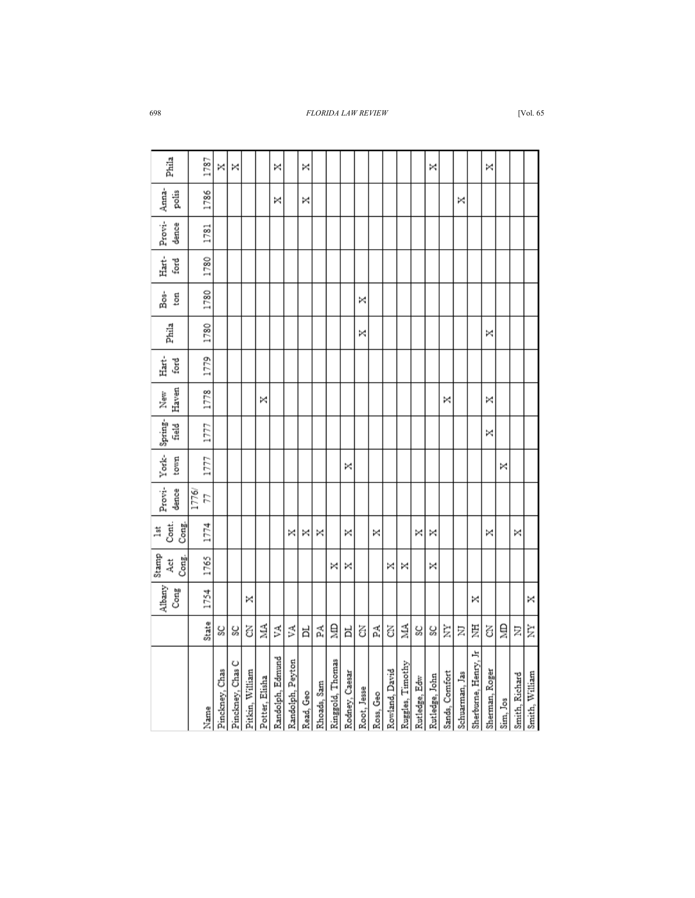| Name | State | Albany Cong | Stamp Act Cong. | 1st Cont. Cong. | Providence | York-town | Spring-field | New Haven | Hart-ford | Phila | Bos-ton | Hart-ford | Provi-dence | Anna-polis | Phila |
|---|---|---|---|---|---|---|---|---|---|---|---|---|---|---|---|
| | | 1754 | 1765 | 1774 | 1776/77 | 1777 | 1777 | 1778 | 1779 | 1780 | 1780 | 1780 | 1781 | 1786 | 1787 |
| Pinckney, Chas | SC | | | | | | | | | | | | | | X |
| Pinckney, Chas C | SC | | | | | | | | | | | | | | X |
| Pitkin, William | CN | X | | | | | | | | | | | | | |
| Potter, Elisha | MA | | | | | | | X | | | | | | | |
| Randolph, Edmund | VA | | | | | | | | | | | | | X | X |
| Randolph, Peyton | VA | | | X | | | | | | | | | | | |
| Read, Geo | DL | | | X | | | | | | | | | | X | X |
| Rhoads, Sam | PA | | | X | | | | | | | | | | | |
| Ringgold, Thomas | MD | | X | | | | | | | | | | | | |
| Rodney, Caesar | DL | | X | X | | X | | | | | | | | | |
| Root, Jesse | CN | | | | | | | | | X | X | | | | |
| Ross, Geo | PA | | | X | | | | | | | | | | | |
| Rowland, David | CN | | X | | | | | | | | | | | | |
| Ruggles, Timothy | MA | | X | | | | | | | | | | | | |
| Rutledge, Edw | SC | | | X | | | | | | | | | | | |
| Rutledge, John | SC | | X | X | | | | | | | | | | | X |
| Sands, Comfort | NY | | | | | | | X | | | | | | | |
| Schuarman, Jas | NJ | | | | | | | | | | | | | X | |
| Sherburne, Henry, Jr | NH | X | | | | | | | | | | | | | |
| Sherman, Roger | CN | | | X | | | X | X | | X | | | | | X |
| Sim, Jos | MD | | | | | X | | | | | | | | | |
| Smith, Richard | NJ | | | X | | | | | | | | | | | |
| Smith, William | NY | X | | | | | | | | | | | | | |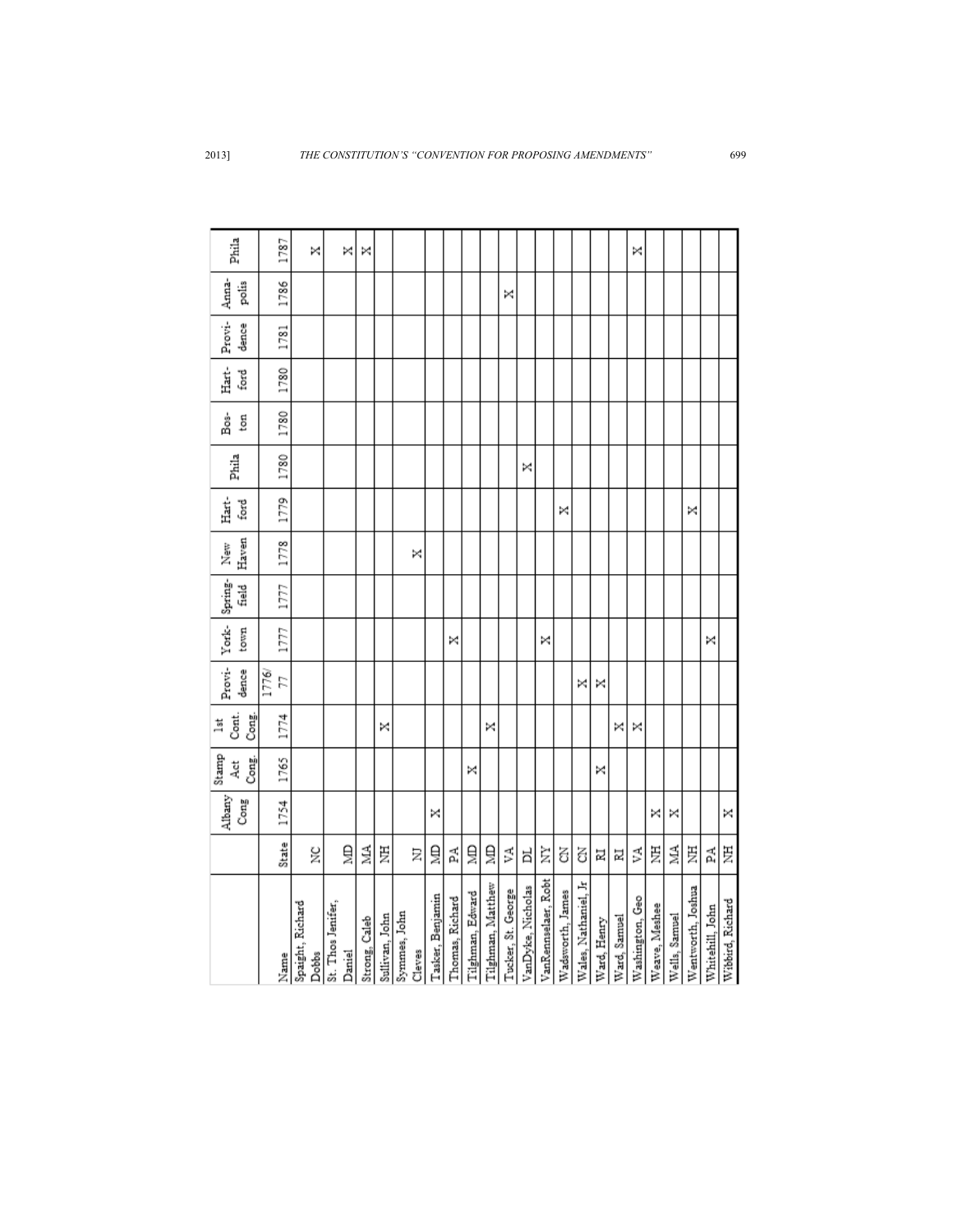| Name | State | Albany Cong | Stamp Act Cong. | 1st Cont. Cong. | Provi-dence | York-town | Spring-field | New Haven | Hart-ford | Phila | Bos-ton | Hart-ford | Provi-dence | Anna-polis | Phila |
|---|---|---|---|---|---|---|---|---|---|---|---|---|---|---|---|
| | | 1754 | 1765 | 1774 | 1776/77 | 1777 | 1777 | 1778 | 1779 | 1780 | 1780 | 1780 | 1781 | 1786 | 1787 |
| Spaight, Richard Dobbs | NC | | | | | | | | | | | | | | X |
| St. Thos Jenifer, Daniel | MD | | | | | | | | | | | | | | X |
| Strong, Caleb | MA | | | | | | | | | | | | | | X |
| Sullivan, John | NH | | | X | | | | | | | | | | | |
| Symmes, John Cleves | NJ | | | | | | | X | | | | | | | |
| Tasker, Benjamin | MD | X | | | | | | | | | | | | | |
| Thomas, Richard | PA | | | | | X | | | | | | | | | |
| Tilghman, Edward | MD | | X | | | | | | | | | | | | |
| Tilghman, Matthew | MD | | | X | | | | | | | | | | | |
| Tucker, St. George | VA | | | | | | | | | | | | | X | |
| VanDyke, Nicholas | DL | | | | | | | | | X | | | | | |
| VanRennselaer, Robt | NY | | | | | X | | | | | | | | | |
| Wadsworth, James | CN | | | | | | | | X | | | | | | |
| Wales, Nathaniel, Jr | CN | | | | X | | | | | | | | | | |
| Ward, Henry | RI | | X | | X | | | | | | | | | | |
| Ward, Samuel | RI | | | X | | | | | | | | | | | |
| Washington, Geo | VA | | | X | | | | | | | | | | | X |
| Weave, Meshee | NH | X | | | | | | | | | | | | | |
| Wells, Samuel | MA | X | | | | | | | | | | | | | |
| Wentworth, Joshua | NH | | | | | | | | X | | | | | | |
| Whitehill, John | PA | | | | | X | | | | | | | | | |
| Wibbird, Richard | NH | X | | | | | | | | | | | | | |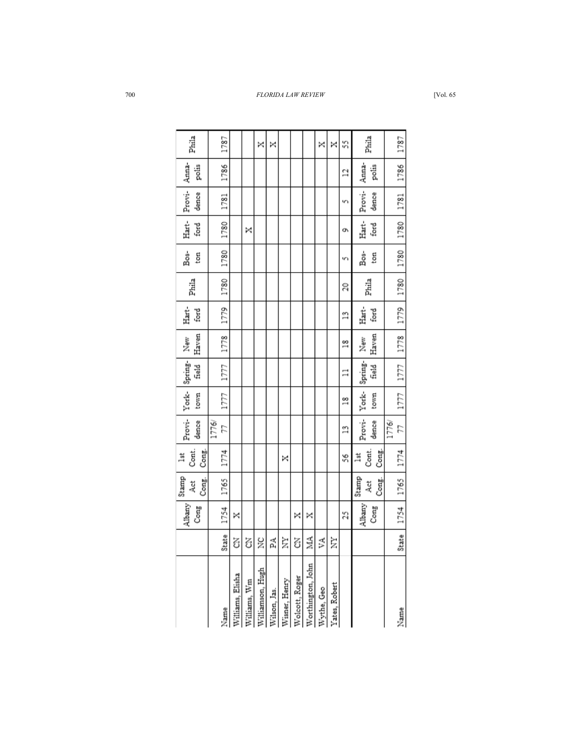| | | Albany Cong | Stamp Act Cong. | 1st Cont. Cong. | Providence | York-town | Spring-field | New Haven | Hart-ford | Phila | Bos-ton | Hart-ford | Provi-dence | Anna-polis | Phila |
|---|---|---|---|---|---|---|---|---|---|---|---|---|---|---|---|
| Name | State | 1754 | 1765 | 1774 | 1776/77 | 1777 | 1777 | 1778 | 1779 | 1780 | 1780 | 1780 | 1781 | 1786 | 1787 |
| Williams, Elisha | CN | X | | | | | | | | | | | | | |
| Williams, Wm | CN | | | | | | | | | | | X | | | |
| Williamson, Hugh | NC | | | | | | | | | | | | | | X |
| Wilson, Jas. | PA | | | | | | | | | | | | | | X |
| Wisner, Henry | NY | | | X | | | | | | | | | | | |
| Wolcott, Roger | CN | X | | | | | | | | | | | | | |
| Worthington, John | MA | X | | | | | | | | | | | | | |
| Wythe, Geo | VA | | | | | | | | | | | | | | X |
| Yates, Robert | NY | | | | | | | | | | | | | | X |
| | | 25 | | 56 | 13 | 18 | 11 | 18 | 13 | 20 | 5 | 9 | 5 | 12 | 55 |
| | | Albany Cong | Stamp Act Cong. | 1st Cont. Cong. | Provi-dence | York-town | Spring-field | New Haven | Hart-ford | Phila | Bos-ton | Hart-ford | Provi-dence | Anna-polis | Phila |
| Name | State | 1754 | 1765 | 1774 | 1776/77 | 1777 | 1777 | 1778 | 1779 | 1780 | 1780 | 1780 | 1781 | 1786 | 1787 |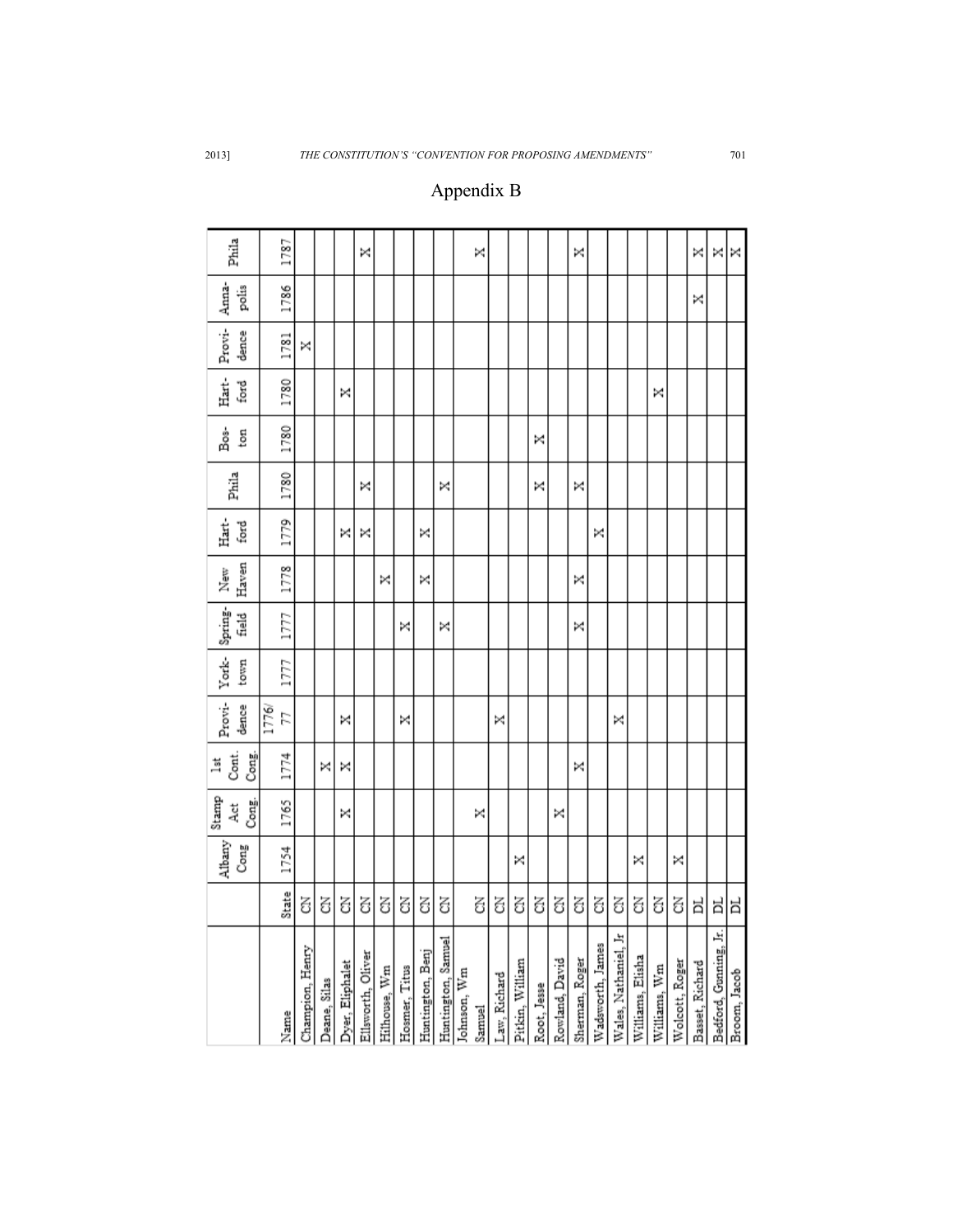## Appendix B

| Name | State | Albany Cong 1754 | Stamp Act Cong. 1765 | 1st Cont. Cong. 1774 | Providence 1776/77 | York-town 1777 | Spring-field 1777 | New Haven 1778 | Hart-ford 1779 | Phila 1780 | Bos-ton 1780 | Hart-ford 1780 | Provi-dence 1781 | Anna-polis 1786 | Phila 1787 |
|---|---|---|---|---|---|---|---|---|---|---|---|---|---|---|---|
| Champion, Henry | CN | | | | | | | | | | | | X | | |
| Deane, Silas | CN | | | X | | | | | | | | | | | |
| Dyer, Eliphalet | CN | | X | X | X | | | | X | | | X | | | |
| Ellsworth, Oliver | CN | | | | | | | | X | X | | | | | X |
| Hilhouse, Wm | CN | | | | | | | X | | | | | | | |
| Hosmer, Titus | CN | | | | X | | X | | | | | | | | |
| Huntington, Benj | CN | | | | | | | X | X | | | | | | |
| Huntington, Samuel | CN | | | | | | X | | | X | | | | | |
| Johnson, Wm Samuel | CN | | X | | | | | | | | | | | | X |
| Law, Richard | CN | | | | X | | | | | | | | | | |
| Pitkin, William | CN | X | | | | | | | | | | | | | |
| Root, Jesse | CN | | | | | | | | | X | X | | | | |
| Rowland, David | CN | | X | | | | | | | | | | | | |
| Sherman, Roger | CN | | | X | | | X | X | | X | | | | | X |
| Wadsworth, James | CN | | | | | | | | X | | | | | | |
| Wales, Nathaniel, Jr | CN | | | | X | | | | | | | | | | |
| Williams, Elisha | CN | X | | | | | | | | | | | | | |
| Williams, Wm | CN | | | | | | | | | | | X | | | |
| Wolcott, Roger | CN | X | | | | | | | | | | | | | |
| Basset, Richard | DL | | | | | | | | | | | | | X | X |
| Bedford, Gunning, Jr. | DL | | | | | | | | | | | | | | X |
| Broom, Jacob | DL | | | | | | | | | | | | | | X |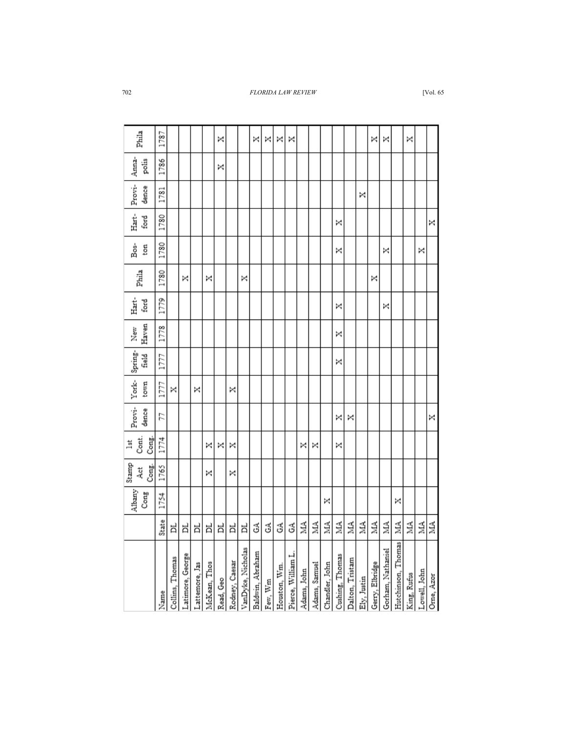| Name | State | Albany Cong | Stamp Act Cong. | 1st Cont. Cong. | Provi-dence | York-town | Spring-field | New Haven | Hart-ford | Phila | Bos-ton | Hart-ford | Provi-dence | Anna-polis | Phila |
|---|---|---|---|---|---|---|---|---|---|---|---|---|---|---|---|
| | | 1754 | 1765 | 1774 | 77 | 1777 | 1777 | 1778 | 1779 | 1780 | 1780 | 1780 | 1781 | 1786 | 1787 |
| Collins, Thomas | DL | | | | | X | | | | | | | | | |
| Latimore, George | DL | | | | | | | | | X | | | | | |
| Lattemore, Jas | DL | | | | | X | | | | | | | | | |
| McKean, Thos | DL | | X | X | | | | | | X | | | | | |
| Read, Geo | DL | | | X | | | | | | | | | | X | X |
| Rodney, Caesar | DL | | X | X | | X | | | | | | | | | |
| VanDyke, Nicholas | DL | | | | | | | | | X | | | | | |
| Baldwin, Abraham | GA | | | | | | | | | | | | | | X |
| Few, Wm | GA | | | | | | | | | | | | | | X |
| Houston, Wm. | GA | | | | | | | | | | | | | | X |
| Pierce, William L. | GA | | | | | | | | | | | | | | X |
| Adams, John | MA | | | X | | | | | | | | | | | |
| Adams, Samuel | MA | | | X | | | | | | | | | | | |
| Chandler, John | MA | X | | | | | | | | | | | | | |
| Cushing, Thomas | MA | | | X | X | | X | X | X | | X | X | | | |
| Dalton, Tristam | MA | | | | X | | | | | | | | | | |
| Ely, Justin | MA | | | | | | | | | | | | X | | |
| Gerry, Elbridge | MA | | | | | | | | | X | | | | | X |
| Gorham, Nathaniel | MA | | | | | | | | X | | X | | | | X |
| Hutchinson, Thomas | MA | X | | | | | | | | | | | | | |
| King, Rufus | MA | | | | | | | | | | | | | | X |
| Lowell, John | MA | | | | | | | | | | X | | | | |
| Orne, Azor | MA | | | | X | | | | | | | X | | | |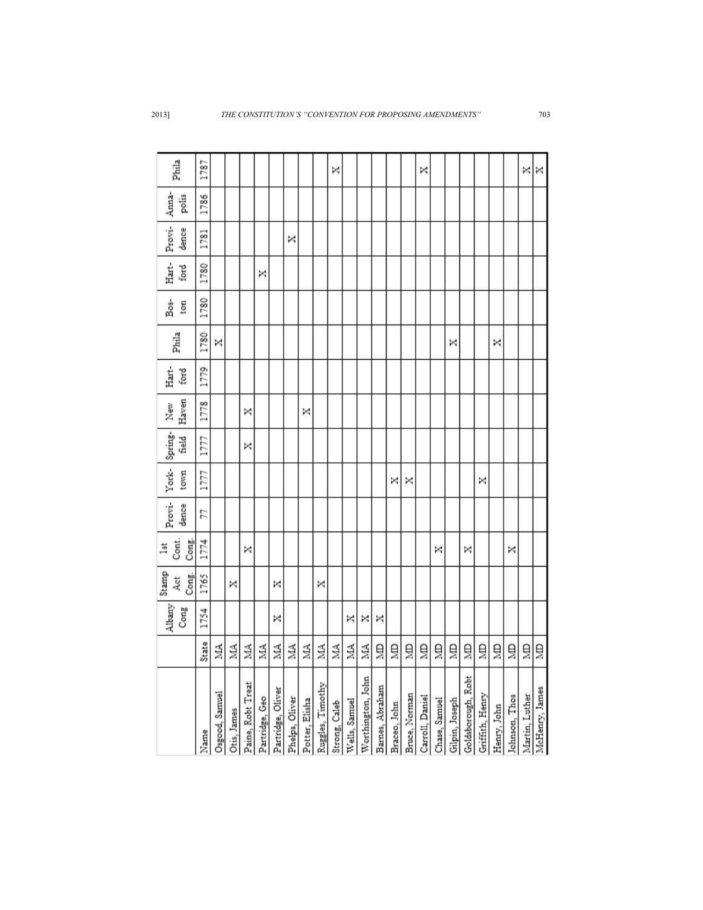| Name | State | Albany Cong | Stamp Act Cong. | 1st Cont. Cong. | Provi-dence | York-town | Spring-field | New Haven | Hart-ford | Phila | Bos-ton | Hart-ford | Provi-dence | Anna-polis | Phila |
|---|---|---|---|---|---|---|---|---|---|---|---|---|---|---|---|
| Name | State | 1754 | 1765 | 1774 | 77 | 1777 | 1777 | 1778 | 1779 | 1780 | 1780 | 1780 | 1781 | 1786 | 1787 |
| Osgood, Samuel | MA | | | | | | | | | X | | | | | |
| Otis, James | MA | | X | | | | | | | | | | | | |
| Paine, Robt Treat | MA | | | X | | | X | X | | | | | | | |
| Partridge, Geo | MA | | | | | | | | | | | X | | | |
| Partridge, Oliver | MA | X | X | | | | | | | | | | | | |
| Phelps, Oliver | MA | | | | | | | | | | | | X | | |
| Potter, Elisha | MA | | | | | | | X | | | | | | | |
| Ruggles, Timothy | MA | | X | | | | | | | | | | | | |
| Strong, Caleb | MA | | | | | | | | | | | | | | X |
| Wells, Samuel | MA | X | | | | | | | | | | | | | |
| Worthington, John | MA | X | | | | | | | | | | | | | |
| Barnes, Abraham | MD | X | | | | | | | | | | | | | |
| Braceo, John | MD | | | | | X | | | | | | | | | |
| Bruce, Norman | MD | | | | | X | | | | | | | | | |
| Carroll, Daniel | MD | | | | | | | | | | | | | | X |
| Chase, Samuel | MD | | | X | | | | | | | | | | | |
| Gilpin, Joseph | MD | | | | | | | | | X | | | | | |
| Goldsborough, Robt | MD | | | X | | | | | | | | | | | |
| Griffith, Henry | MD | | | | | X | | | | | | | | | |
| Henry, John | MD | | | | | | | | | X | | | | | |
| Johnson, Thos | MD | | | X | | | | | | | | | | | |
| Martin, Luther | MD | | | | | | | | | | | | | | X |
| McHenry, James | MD | | | | | | | | | | | | | X | X |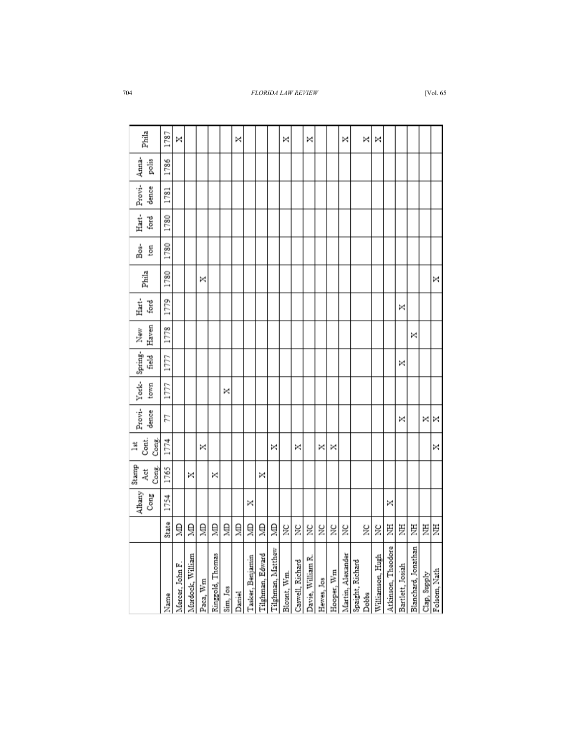| Name | State | Albany Cong | Stamp Act Cong. | 1st Cont. Cong. | Provi-dence | York-town | Spring-field | New Haven | Hart-ford | Phila | Bos-ton | Hart-ford | Provi-dence | Anna-polis | Phila |
|---|---|---|---|---|---|---|---|---|---|---|---|---|---|---|---|
| | | 1754 | 1765 | 1774 | 77 | 1777 | 1777 | 1778 | 1779 | 1780 | 1780 | 1780 | 1781 | 1786 | 1787 |
| Mercer, John F. | MD | | | | | | | | | | | | | | X |
| Murdock, William | MD | | X | | | | | | | | | | | | |
| Paca, Wm | MD | | | X | | | | | | X | | | | | |
| Ringgold, Thomas | MD | | X | | | | | | | | | | | | |
| Sim, Jos | MD | | | | | X | | | | | | | | | |
| Daniel | MD | | | | | | | | | | | | | | X |
| Tasker, Benjamin | MD | X | | | | | | | | | | | | | |
| Tilghman, Edward | MD | | X | | | | | | | | | | | | |
| Tilghman, Matthew | MD | | | X | | | | | | | | | | | |
| Blount, Wm. | NC | | | | | | | | | | | | | | X |
| Caswell, Richard | NC | | | X | | | | | | | | | | | |
| Davie, William R. | NC | | | | | | | | | | | | | | X |
| Hewes, Jos | NC | | | X | | | | | | | | | | | |
| Hooper, Wm | NC | | | X | | | | | | | | | | | |
| Martin, Alexander | NC | | | | | | | | | | | | | | X |
| Spaight, Richard Dobbs | NC | | | | | | | | | | | | | | X |
| Williamson, Hugh | NC | | | | | | | | | | | | | | X |
| Atkinson, Theodore | NH | X | | | | | | | | | | | | | |
| Bartlett, Josiah | NH | | | | X | | X | | X | | | | | | |
| Blanchard, Jonathan | NH | | | | | | | X | | | | | | | |
| Clap, Supply | NH | | | | X | | | | | | | | | | |
| Folsom, Nath | NH | | | X | X | | | | | X | | | | | |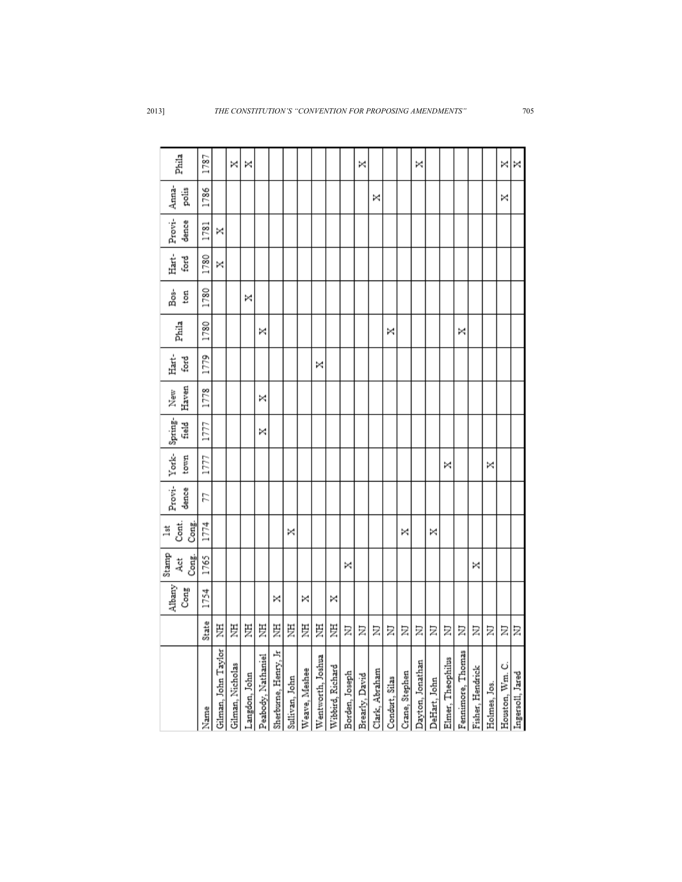| | | Albany Cong | Stamp Act Cong. | 1st Cont. Cong. | Provi-dence | York-town | Spring-field | New Haven | Hart-ford | Phila | Bos-ton | Hart-ford | Provi-dence | Anna-polis | Phila |
|---|---|---|---|---|---|---|---|---|---|---|---|---|---|---|---|
| Name | State | 1754 | 1765 | 1774 | 77 | 1777 | 1777 | 1778 | 1779 | 1780 | 1780 | 1780 | 1781 | 1786 | 1787 |
| Gilman, John Taylor | NH | | | | | | | | | | | X | X | | |
| Gilman, Nicholas | NH | | | | | | | | | | | | | | X |
| Langdon, John | NH | | | | | | | | | | X | | | | X |
| Peabody, Nathaniel | NH | | | | | | X | X | | X | | | | | |
| Sherburne, Henry, Jr | NH | X | | | | | | | | | | | | | |
| Sullivan, John | NH | | | X | | | | | | | | | | | |
| Weave, Meshee | NH | X | | | | | | | | | | | | | |
| Wentworth, Joshua | NH | | | | | | | | X | | | | | | |
| Wibbird, Richard | NH | X | | | | | | | | | | | | | |
| Borden, Joseph | NJ | | X | | | | | | | | | | | | |
| Brearly, David | NJ | | | | | | | | | | | | | | X |
| Clark, Abraham | NJ | | | | | | | | | | | | | X | |
| Condurt, Silas | NJ | | | | | | | | | X | | | | | |
| Crane, Stephen | NJ | | | X | | | | | | | | | | | |
| Dayton, Jonathan | NJ | | | | | | | | | | | | | | X |
| DeHart, John | NJ | | | X | | | | | | | | | | | |
| Elmer, Theophilus | NJ | | | | | X | | | | | | | | | |
| Fennimore, Thomas | NJ | | | | | | | | | X | | | | | |
| Fisher, Hendrick | NJ | | X | | | | | | | | | | | | |
| Holmes, Jos. | NJ | | | | | X | | | | | | | | | |
| Houston, Wm. C. | NJ | | | | | | | | | | | | | X | X |
| Ingersoll, Jared | NJ | | | | | | | | | | | | | | X |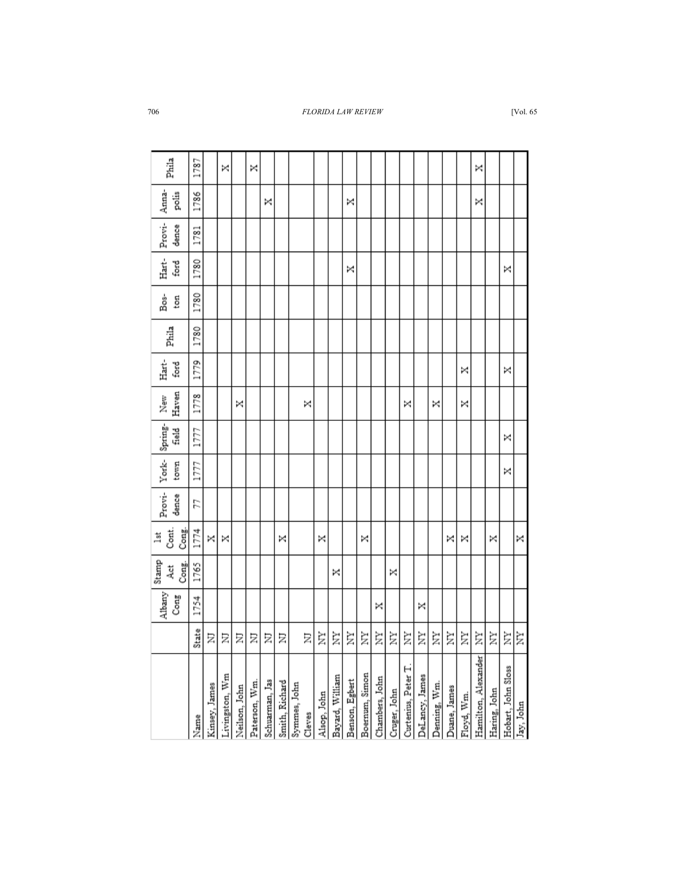| Name | State | Albany Cong 1754 | Stamp Act Cong. 1765 | 1st Cont. Cong. 1774 | Provi-dence 77 | York-town 1777 | Spring-field 1777 | New Haven 1778 | Hart-ford 1779 | Phila 1780 | Bos-ton 1780 | Hart-ford 1780 | Provi-dence 1781 | Anna-polis 1786 | Phila 1787 |
|---|---|---|---|---|---|---|---|---|---|---|---|---|---|---|---|
| Kinsey, James | NJ | | | X | | | | | | | | | | | |
| Livingston, Wm | NJ | | | X | | | | | | | | | | | X |
| Neilson, John | NJ | | | | | | | X | | | | | | | |
| Paterson, Wm. | NJ | | | | | | | | | | | | | | X |
| Schuarman, Jas | NJ | | | | | | | | | | | | | X | |
| Smith, Richard | NJ | | | X | | | | | | | | | | | |
| Symmes, John Cleves | NJ | | | | | | | X | | | | | | | |
| Alsop, John | NY | | | X | | | | | | | | | | | |
| Bayard, William | NY | | X | | | | | | | | | | | | |
| Benson, Egbert | NY | | | | | | | | | | | X | | X | |
| Boerum, Simon | NY | | | X | | | | | | | | | | | |
| Chambers, John | NY | X | | | | | | | | | | | | | |
| Cruger, John | NY | | X | | | | | | | | | | | | |
| Curtenius, Peter T. | NY | | | | | | | X | | | | | | | |
| DeLancy, James | NY | X | | | | | | | | | | | | | |
| Denning, Wm. | NY | | | | | | | X | | | | | | | |
| Duane, James | NY | | | X | | | | | | | | | | | |
| Floyd, Wm. | NY | | | X | | | | X | X | | | | | | |
| Hamilton, Alexander | NY | | | | | | | | | | | | | X | X |
| Haring, John | NY | | | X | | | | | | | | | | | |
| Hobart, John Sloss | NY | | | | | X | X | | X | | | X | | | |
| Jay, John | NY | | | X | | | | | | | | | | | |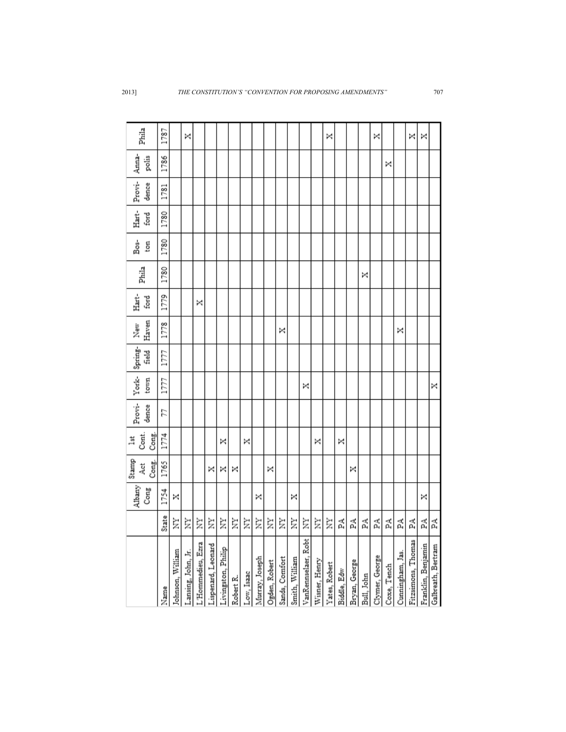| | | Albany Cong | Stamp Act Cong. | 1st Cont. Cong. | Provi-dence | York-town | Spring-field | New Haven | Hart-ford | Phila | Bos-ton | Hart-ford | Provi-dence | Anna-polis | Phila |
|---|---|---|---|---|---|---|---|---|---|---|---|---|---|---|---|
| Name | State | 1754 | 1765 | 1774 | 77 | 1777 | 1777 | 1778 | 1779 | 1780 | 1780 | 1780 | 1781 | 1786 | 1787 |
| Johnson, William | NY | X | | | | | | | | | | | | | |
| Lansing, John, Jr. | NY | | | | | | | | | | | | | | X |
| L'Hommedieu, Ezra | NY | | | | | | | | X | | | | | | |
| Lispenard, Leonard | NY | | X | | | | | | | | | | | | |
| Livingston, Philip | NY | | X | X | | | | | | | | | | | |
| Robert R. | NY | | X | | | | | | | | | | | | |
| Low, Isaac | NY | | | X | | | | | | | | | | | |
| Murray, Joseph | NY | X | | | | | | | | | | | | | |
| Ogden, Robert | NY | | X | | | | | | | | | | | | |
| Sands, Comfort | NY | | | | | | | X | | | | | | | |
| Smith, William | NY | X | | | | | | | | | | | | | |
| VanRensselaer, Robt | NY | | | | | X | | | | | | | | | |
| Wisner, Henry | NY | | | X | | | | | | | | | | | |
| Yates, Robert | NY | | | | | | | | | | | | | | X |
| Biddle, Edw | PA | | | X | | | | | | | | | | | |
| Bryan, George | PA | | X | | | | | | | | | | | | |
| Bull, John | PA | | | | | | | | | X | | | | | |
| Clymer, George | PA | | | | | | | | | | | | | | X |
| Coxe, Tench | PA | | | | | | | | | | | | | X | |
| Cunningham, Jas. | PA | | | | | | | X | | | | | | | |
| Fitzsimons, Thomas | PA | | | | | | | | | | | | | | X |
| Franklin, Benjamin | PA | X | | | | | | | | | | | | | X |
| Galbreath, Bertram | PA | | | | | X | | | | | | | | | |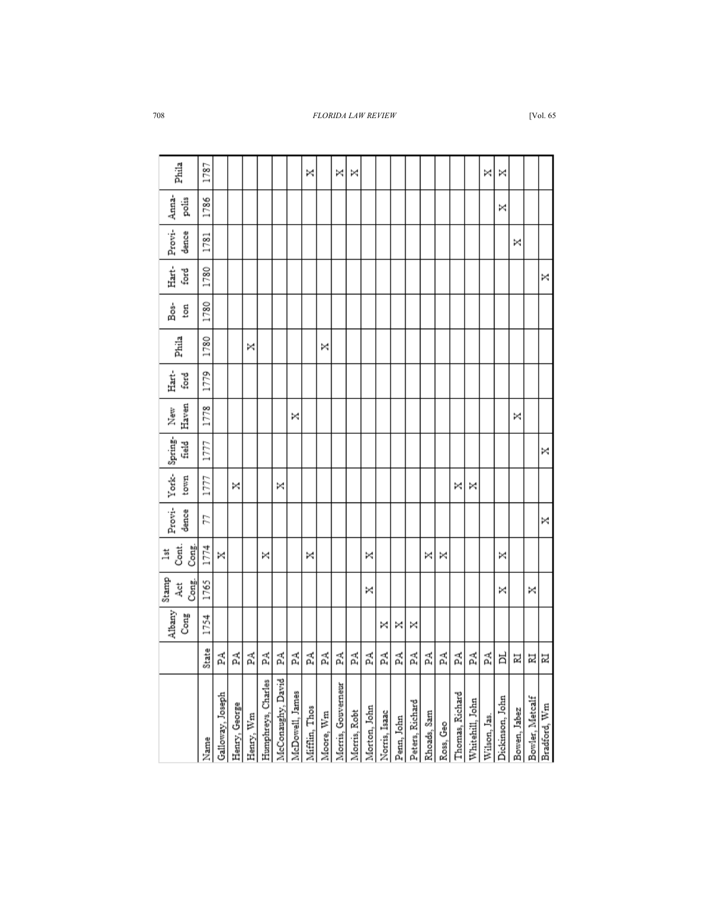| Name | | Albany Cong | Stamp Act Cong. | 1st Cont. Cong. | Provi-dence | York-town | Spring-field | New Haven | Hart-ford | Phila | Bos-ton | Hart-ford | Provi-dence | Anna-polis | Phila |
|---|---|---|---|---|---|---|---|---|---|---|---|---|---|---|---|
| Name | State | 1754 | 1765 | 1774 | 77 | 1777 | 1777 | 1778 | 1779 | 1780 | 1780 | 1780 | 1781 | 1786 | 1787 |
| Galloway, Joseph | PA | | | X | | | | | | | | | | | |
| Henry, George | PA | | | | | X | | | | | | | | | |
| Henry, Wm | PA | | | | | | | | | X | | | | | |
| Humphreys, Charles | PA | | | X | | | | | | | | | | | |
| McConaughy, David | PA | | | | | X | | | | | | | | | |
| McDowell, James | PA | | | | | | | X | | | | | | | |
| Mifflin, Thos | PA | | | X | | | | | | | | | | | X |
| Moore, Wm | PA | | | | | | | | | X | | | | | |
| Morris, Gouverneur | PA | | | | | | | | | | | | | | X |
| Morris, Robt | PA | | | | | | | | | | | | | | X |
| Morton, John | PA | | X | X | | | | | | | | | | | |
| Norris, Isaac | PA | X | | | | | | | | | | | | | |
| Penn, John | PA | X | | | | | | | | | | | | | |
| Peters, Richard | PA | X | | | | | | | | | | | | | |
| Rhoads, Sam | PA | | | X | | | | | | | | | | | |
| Ross, Geo | PA | | | X | | | | | | | | | | | |
| Thomas, Richard | PA | | | | | X | | | | | | | | | |
| Whitehill, John | PA | | | | | X | | | | | | | | | |
| Wilson, Jas. | PA | | | | | | | | | | | | | | X |
| Dickinson, John | DL | | X | X | | | | | | | | | | X | X |
| Bowen, Jabez | RI | | | | | | | X | | | | | X | | |
| Bowler, Metcalf | RI | | X | | | | | | | | | | | | |
| Bradford, Wm | RI | | | | X | | X | | | | | X | | | |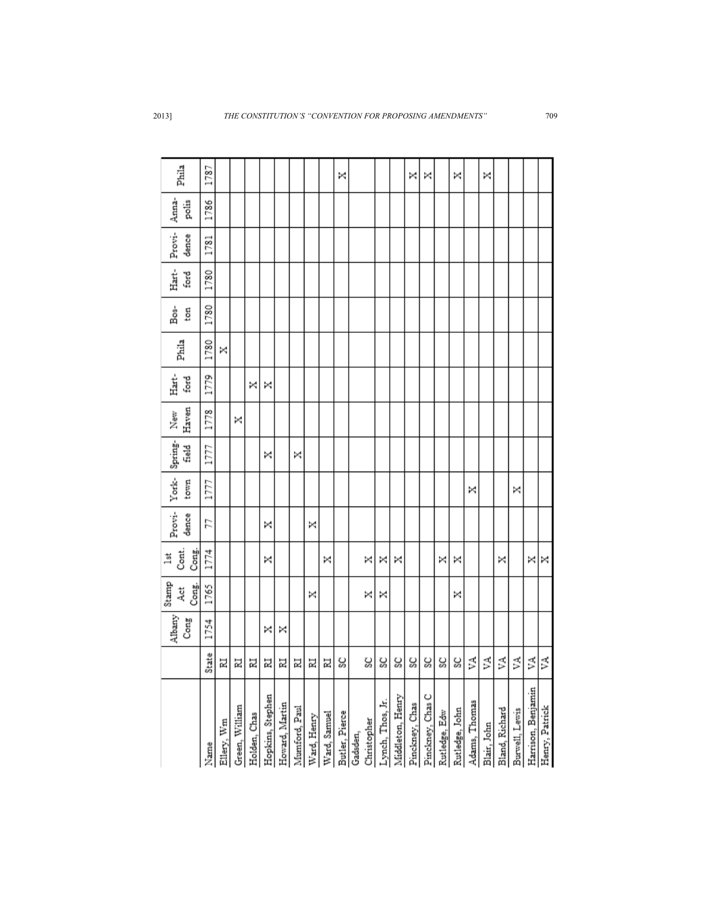| | | Albany Cong | Stamp Act Cong. | 1st Cont. Cong. | Provi-dence | York-town | Spring-field | New Haven | Hart-ford | Phila | Bos-ton | Hart-ford | Provi-dence | Anna-polis | Phila |
|---|---|---|---|---|---|---|---|---|---|---|---|---|---|---|---|
| Name | State | 1754 | 1765 | 1774 | 77 | 1777 | 1777 | 1778 | 1779 | 1780 | 1780 | 1780 | 1781 | 1786 | 1787 |
| Ellery, Wm | RI | | | | | | | | | X | | | | | |
| Green, William | RI | | | | | | | X | | | | | | | |
| Holden, Chas | RI | | | | | | | | X | | | | | | |
| Hopkins, Stephen | RI | X | | X | X | | X | | X | | | | | | |
| Howard, Martin | RI | X | | | | | | | | | | | | | |
| Mumford, Paul | RI | | | | | | X | | | | | | | | |
| Ward, Henry | RI | | X | | X | | | | | | | | | | |
| Ward, Samuel | RI | | | X | | | | | | | | | | | |
| Butler, Pierce | SC | | | | | | | | | | | | | | X |
| Gadsden, Christopher | SC | | X | X | | | | | | | | | | | |
| Lynch, Thos, Jr. | SC | | X | X | | | | | | | | | | | |
| Middleton, Henry | SC | | | X | | | | | | | | | | | |
| Pinckney, Chas | SC | | | | | | | | | | | | | | X |
| Pinckney, Chas C | SC | | | | | | | | | | | | | | X |
| Rutledge, Edw | SC | | | X | | | | | | | | | | | |
| Rutledge, John | SC | | X | X | | | | | | | | | | | X |
| Adams, Thomas | VA | | | | | X | | | | | | | | | |
| Blair, John | VA | | | | | | | | | | | | | | X |
| Bland, Richard | VA | | | X | | | | | | | | | | | |
| Burwell, Lewis | VA | | | | | X | | | | | | | | | |
| Harrison, Benjamin | VA | | | X | | | | | | | | | | | |
| Henry, Patrick | VA | | | X | | | | | | | | | | | |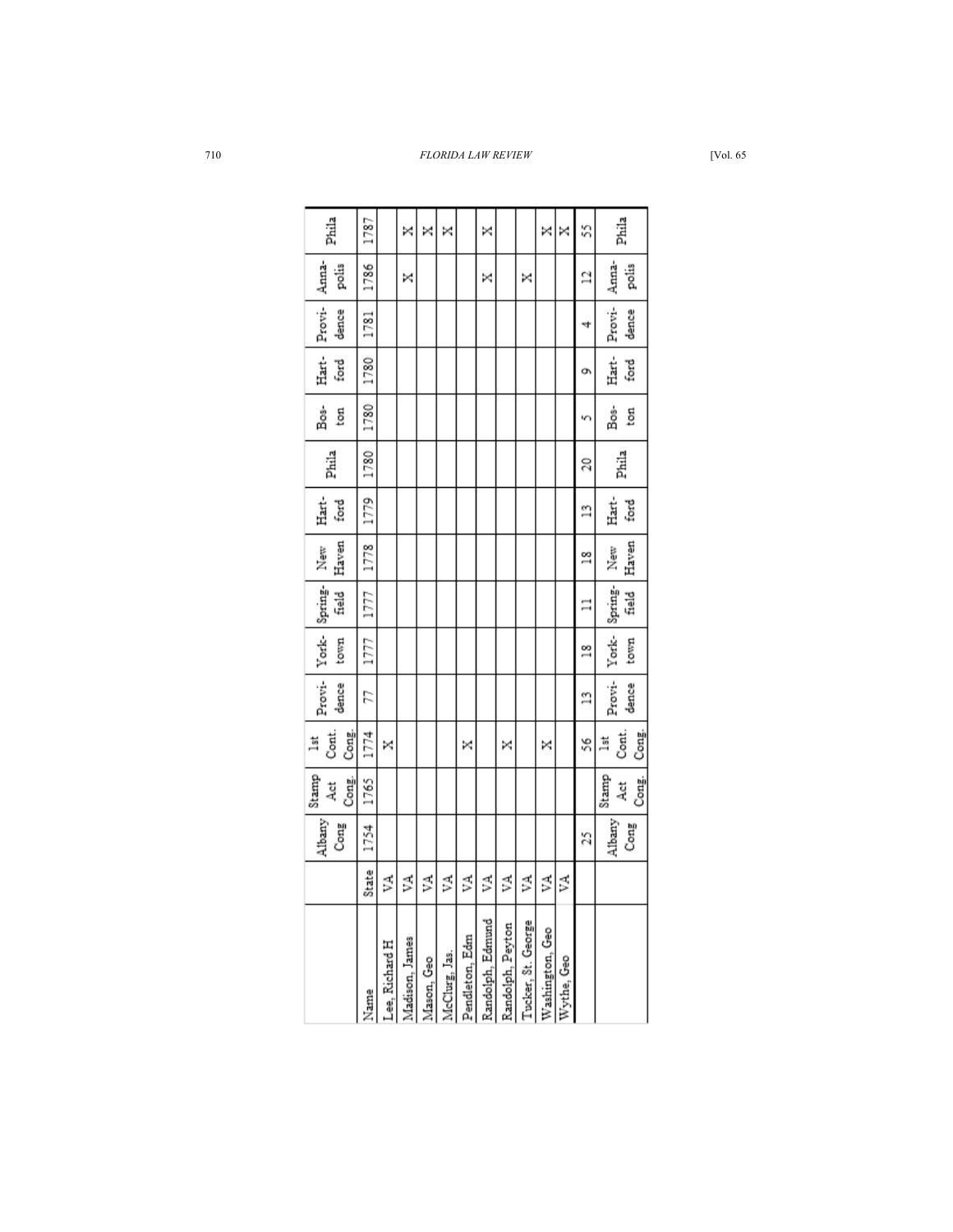| | | Albany Cong | Stamp Act Cong. | 1st Cont. Cong. | Providence | Yorktown | Springfield | New Haven | Hartford | Phila | Boston | Hartford | Providence | Annapolis | Phila |
|---|---|---|---|---|---|---|---|---|---|---|---|---|---|---|---|
| Name | State | 1754 | 1765 | 1774 | 77 | 1777 | 1777 | 1778 | 1779 | 1780 | 1780 | 1780 | 1781 | 1786 | 1787 |
| Lee, Richard H | VA | | | X | | | | | | | | | | | |
| Madison, James | VA | | | | | | | | | | | | | X | X |
| Mason, Geo | VA | | | | | | | | | | | | | | X |
| McClurg, Jas. | VA | | | | | | | | | | | | | | X |
| Pendleton, Edm | VA | | | X | | | | | | | | | | | |
| Randolph, Edmund | VA | | | | | | | | | | | | | X | X |
| Randolph, Peyton | VA | | | X | | | | | | | | | | | |
| Tucker, St. George | VA | | | | | | | | | | | | | X | |
| Washington, Geo | VA | | | X | | | | | | | | | | | X |
| Wythe, Geo | VA | | | | | | | | | | | | | | X |
| | | 25 | | 56 | 13 | 18 | 11 | 18 | 13 | 20 | 5 | 9 | 4 | 12 | 55 |
| | | Albany Cong | Stamp Act Cong. | 1st Cont. Cong. | Providence | Yorktown | Springfield | New Haven | Hartford | Phila | Boston | Hartford | Providence | Annapolis | Phila |